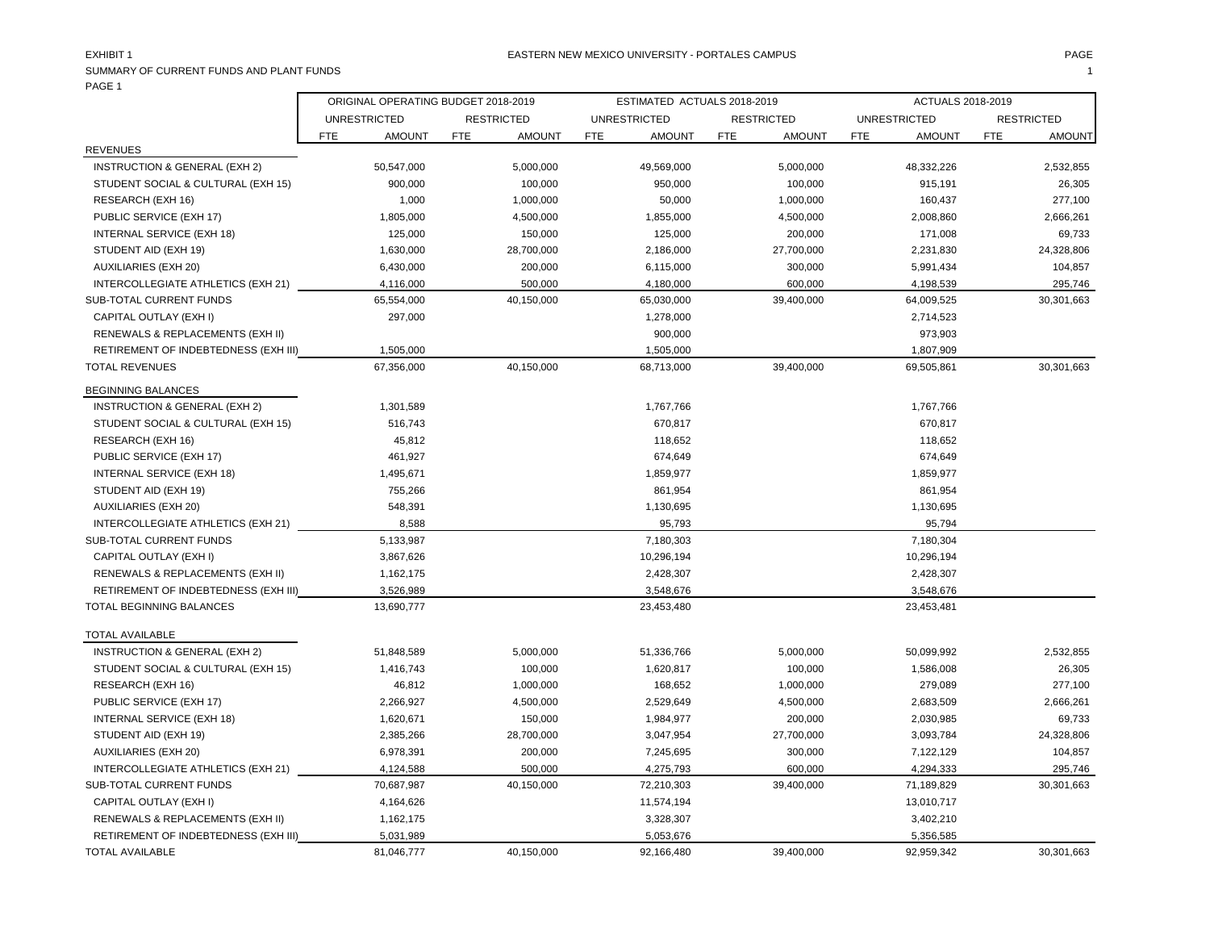EXHIBIT 1

EASTERN NEW MEXICO UNIVERSITY - PORTALES CAMPUS

SUMMARY OF CURRENT FUNDS AND PLANT FUNDS

PAGE 1

| | ORIGINAL OPERATING BUDGET 2018-2019 | | | | ESTIMATED ACTUALS 2018-2019 | | | | ACTUALS 2018-2019 | | | |
|---|---|---|---|---|---|---|---|---|---|---|---|---|
| | UNRESTRICTED | | RESTRICTED | | UNRESTRICTED | | RESTRICTED | | UNRESTRICTED | | RESTRICTED | |
| | FTE | AMOUNT | FTE | AMOUNT | FTE | AMOUNT | FTE | AMOUNT | FTE | AMOUNT | FTE | AMOUNT |
| REVENUES | | | | | | | | | | | | |
| INSTRUCTION & GENERAL (EXH 2) | | 50,547,000 | | 5,000,000 | | 49,569,000 | | 5,000,000 | | 48,332,226 | | 2,532,855 |
| STUDENT SOCIAL & CULTURAL (EXH 15) | | 900,000 | | 100,000 | | 950,000 | | 100,000 | | 915,191 | | 26,305 |
| RESEARCH (EXH 16) | | 1,000 | | 1,000,000 | | 50,000 | | 1,000,000 | | 160,437 | | 277,100 |
| PUBLIC SERVICE (EXH 17) | | 1,805,000 | | 4,500,000 | | 1,855,000 | | 4,500,000 | | 2,008,860 | | 2,666,261 |
| INTERNAL SERVICE (EXH 18) | | 125,000 | | 150,000 | | 125,000 | | 200,000 | | 171,008 | | 69,733 |
| STUDENT AID (EXH 19) | | 1,630,000 | | 28,700,000 | | 2,186,000 | | 27,700,000 | | 2,231,830 | | 24,328,806 |
| AUXILIARIES (EXH 20) | | 6,430,000 | | 200,000 | | 6,115,000 | | 300,000 | | 5,991,434 | | 104,857 |
| INTERCOLLEGIATE ATHLETICS (EXH 21) | | 4,116,000 | | 500,000 | | 4,180,000 | | 600,000 | | 4,198,539 | | 295,746 |
| SUB-TOTAL CURRENT FUNDS | | 65,554,000 | | 40,150,000 | | 65,030,000 | | 39,400,000 | | 64,009,525 | | 30,301,663 |
| CAPITAL OUTLAY (EXH I) | | 297,000 | | | | 1,278,000 | | | | 2,714,523 | | |
| RENEWALS & REPLACEMENTS (EXH II) | | | | | | 900,000 | | | | 973,903 | | |
| RETIREMENT OF INDEBTEDNESS (EXH III) | | 1,505,000 | | | | 1,505,000 | | | | 1,807,909 | | |
| TOTAL REVENUES | | 67,356,000 | | 40,150,000 | | 68,713,000 | | 39,400,000 | | 69,505,861 | | 30,301,663 |
| BEGINNING BALANCES | | | | | | | | | | | | |
| INSTRUCTION & GENERAL (EXH 2) | | 1,301,589 | | | | 1,767,766 | | | | 1,767,766 | | |
| STUDENT SOCIAL & CULTURAL (EXH 15) | | 516,743 | | | | 670,817 | | | | 670,817 | | |
| RESEARCH (EXH 16) | | 45,812 | | | | 118,652 | | | | 118,652 | | |
| PUBLIC SERVICE (EXH 17) | | 461,927 | | | | 674,649 | | | | 674,649 | | |
| INTERNAL SERVICE (EXH 18) | | 1,495,671 | | | | 1,859,977 | | | | 1,859,977 | | |
| STUDENT AID (EXH 19) | | 755,266 | | | | 861,954 | | | | 861,954 | | |
| AUXILIARIES (EXH 20) | | 548,391 | | | | 1,130,695 | | | | 1,130,695 | | |
| INTERCOLLEGIATE ATHLETICS (EXH 21) | | 8,588 | | | | 95,793 | | | | 95,794 | | |
| SUB-TOTAL CURRENT FUNDS | | 5,133,987 | | | | 7,180,303 | | | | 7,180,304 | | |
| CAPITAL OUTLAY (EXH I) | | 3,867,626 | | | | 10,296,194 | | | | 10,296,194 | | |
| RENEWALS & REPLACEMENTS (EXH II) | | 1,162,175 | | | | 2,428,307 | | | | 2,428,307 | | |
| RETIREMENT OF INDEBTEDNESS (EXH III) | | 3,526,989 | | | | 3,548,676 | | | | 3,548,676 | | |
| TOTAL BEGINNING BALANCES | | 13,690,777 | | | | 23,453,480 | | | | 23,453,481 | | |
| TOTAL AVAILABLE | | | | | | | | | | | | |
| INSTRUCTION & GENERAL (EXH 2) | | 51,848,589 | | 5,000,000 | | 51,336,766 | | 5,000,000 | | 50,099,992 | | 2,532,855 |
| STUDENT SOCIAL & CULTURAL (EXH 15) | | 1,416,743 | | 100,000 | | 1,620,817 | | 100,000 | | 1,586,008 | | 26,305 |
| RESEARCH (EXH 16) | | 46,812 | | 1,000,000 | | 168,652 | | 1,000,000 | | 279,089 | | 277,100 |
| PUBLIC SERVICE (EXH 17) | | 2,266,927 | | 4,500,000 | | 2,529,649 | | 4,500,000 | | 2,683,509 | | 2,666,261 |
| INTERNAL SERVICE (EXH 18) | | 1,620,671 | | 150,000 | | 1,984,977 | | 200,000 | | 2,030,985 | | 69,733 |
| STUDENT AID (EXH 19) | | 2,385,266 | | 28,700,000 | | 3,047,954 | | 27,700,000 | | 3,093,784 | | 24,328,806 |
| AUXILIARIES (EXH 20) | | 6,978,391 | | 200,000 | | 7,245,695 | | 300,000 | | 7,122,129 | | 104,857 |
| INTERCOLLEGIATE ATHLETICS (EXH 21) | | 4,124,588 | | 500,000 | | 4,275,793 | | 600,000 | | 4,294,333 | | 295,746 |
| SUB-TOTAL CURRENT FUNDS | | 70,687,987 | | 40,150,000 | | 72,210,303 | | 39,400,000 | | 71,189,829 | | 30,301,663 |
| CAPITAL OUTLAY (EXH I) | | 4,164,626 | | | | 11,574,194 | | | | 13,010,717 | | |
| RENEWALS & REPLACEMENTS (EXH II) | | 1,162,175 | | | | 3,328,307 | | | | 3,402,210 | | |
| RETIREMENT OF INDEBTEDNESS (EXH III) | | 5,031,989 | | | | 5,053,676 | | | | 5,356,585 | | |
| TOTAL AVAILABLE | | 81,046,777 | | 40,150,000 | | 92,166,480 | | 39,400,000 | | 92,959,342 | | 30,301,663 |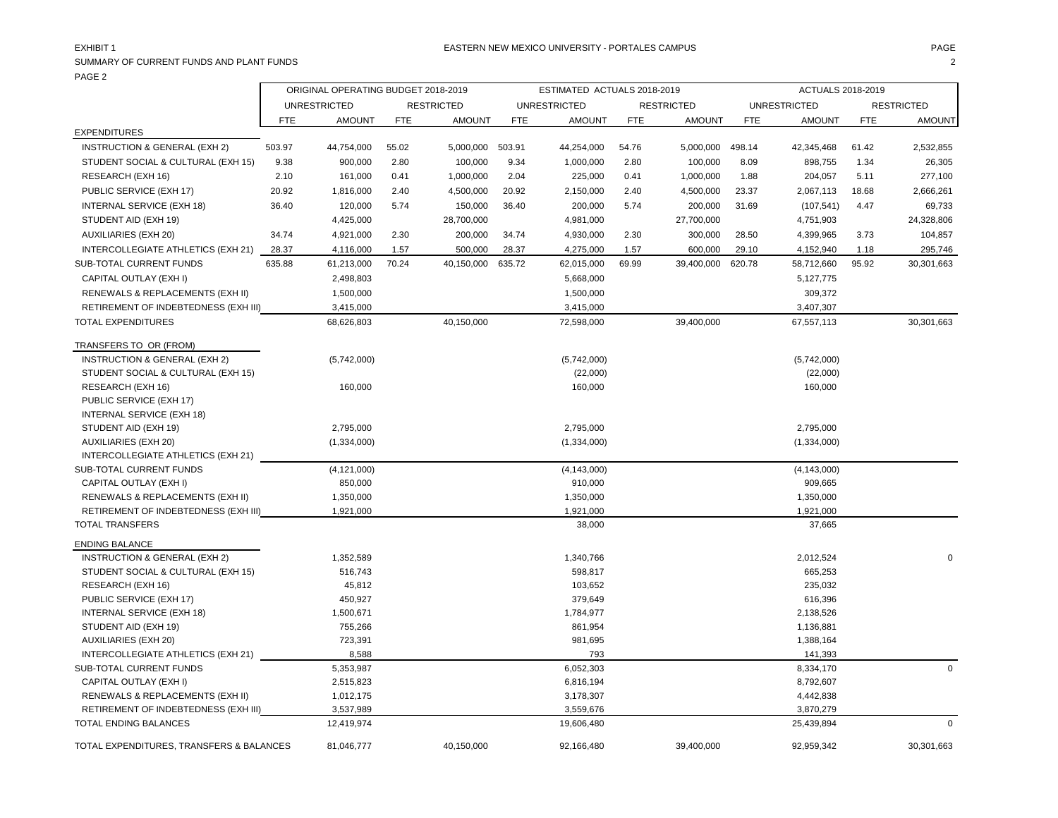EXHIBIT 1

EASTERN NEW MEXICO UNIVERSITY - PORTALES CAMPUS

SUMMARY OF CURRENT FUNDS AND PLANT FUNDS

PAGE 2

| | ORIGINAL OPERATING BUDGET 2018-2019 | | | | ESTIMATED ACTUALS 2018-2019 | | | | ACTUALS 2018-2019 | | | |
|---|---|---|---|---|---|---|---|---|---|---|---|---|
| | UNRESTRICTED | | RESTRICTED | | UNRESTRICTED | | RESTRICTED | | UNRESTRICTED | | RESTRICTED | |
| | FTE | AMOUNT | FTE | AMOUNT | FTE | AMOUNT | FTE | AMOUNT | FTE | AMOUNT | FTE | AMOUNT |
| EXPENDITURES | | | | | | | | | | | | |
| INSTRUCTION & GENERAL (EXH 2) | 503.97 | 44,754,000 | 55.02 | 5,000,000 | 503.91 | 44,254,000 | 54.76 | 5,000,000 | 498.14 | 42,345,468 | 61.42 | 2,532,855 |
| STUDENT SOCIAL & CULTURAL (EXH 15) | 9.38 | 900,000 | 2.80 | 100,000 | 9.34 | 1,000,000 | 2.80 | 100,000 | 8.09 | 898,755 | 1.34 | 26,305 |
| RESEARCH (EXH 16) | 2.10 | 161,000 | 0.41 | 1,000,000 | 2.04 | 225,000 | 0.41 | 1,000,000 | 1.88 | 204,057 | 5.11 | 277,100 |
| PUBLIC SERVICE (EXH 17) | 20.92 | 1,816,000 | 2.40 | 4,500,000 | 20.92 | 2,150,000 | 2.40 | 4,500,000 | 23.37 | 2,067,113 | 18.68 | 2,666,261 |
| INTERNAL SERVICE (EXH 18) | 36.40 | 120,000 | 5.74 | 150,000 | 36.40 | 200,000 | 5.74 | 200,000 | 31.69 | (107,541) | 4.47 | 69,733 |
| STUDENT AID (EXH 19) | | 4,425,000 | | 28,700,000 | | 4,981,000 | | 27,700,000 | | 4,751,903 | | 24,328,806 |
| AUXILIARIES (EXH 20) | 34.74 | 4,921,000 | 2.30 | 200,000 | 34.74 | 4,930,000 | 2.30 | 300,000 | 28.50 | 4,399,965 | 3.73 | 104,857 |
| INTERCOLLEGIATE ATHLETICS (EXH 21) | 28.37 | 4,116,000 | 1.57 | 500,000 | 28.37 | 4,275,000 | 1.57 | 600,000 | 29.10 | 4,152,940 | 1.18 | 295,746 |
| SUB-TOTAL CURRENT FUNDS | 635.88 | 61,213,000 | 70.24 | 40,150,000 | 635.72 | 62,015,000 | 69.99 | 39,400,000 | 620.78 | 58,712,660 | 95.92 | 30,301,663 |
| CAPITAL OUTLAY (EXH I) | | 2,498,803 | | | | 5,668,000 | | | | 5,127,775 | | |
| RENEWALS & REPLACEMENTS (EXH II) | | 1,500,000 | | | | 1,500,000 | | | | 309,372 | | |
| RETIREMENT OF INDEBTEDNESS (EXH III) | | 3,415,000 | | | | 3,415,000 | | | | 3,407,307 | | |
| TOTAL EXPENDITURES | | 68,626,803 | | 40,150,000 | | 72,598,000 | | 39,400,000 | | 67,557,113 | | 30,301,663 |
| TRANSFERS TO OR (FROM) | | | | | | | | | | | | |
| INSTRUCTION & GENERAL (EXH 2) | | (5,742,000) | | | | (5,742,000) | | | | (5,742,000) | | |
| STUDENT SOCIAL & CULTURAL (EXH 15) | | | | | | (22,000) | | | | (22,000) | | |
| RESEARCH (EXH 16) | | 160,000 | | | | 160,000 | | | | 160,000 | | |
| PUBLIC SERVICE (EXH 17) | | | | | | | | | | | | |
| INTERNAL SERVICE (EXH 18) | | | | | | | | | | | | |
| STUDENT AID (EXH 19) | | 2,795,000 | | | | 2,795,000 | | | | 2,795,000 | | |
| AUXILIARIES (EXH 20) | | (1,334,000) | | | | (1,334,000) | | | | (1,334,000) | | |
| INTERCOLLEGIATE ATHLETICS (EXH 21) | | | | | | | | | | | | |
| SUB-TOTAL CURRENT FUNDS | | (4,121,000) | | | | (4,143,000) | | | | (4,143,000) | | |
| CAPITAL OUTLAY (EXH I) | | 850,000 | | | | 910,000 | | | | 909,665 | | |
| RENEWALS & REPLACEMENTS (EXH II) | | 1,350,000 | | | | 1,350,000 | | | | 1,350,000 | | |
| RETIREMENT OF INDEBTEDNESS (EXH III) | | 1,921,000 | | | | 1,921,000 | | | | 1,921,000 | | |
| TOTAL TRANSFERS | | | | | | 38,000 | | | | 37,665 | | |
| ENDING BALANCE | | | | | | | | | | | | |
| INSTRUCTION & GENERAL (EXH 2) | | 1,352,589 | | | | 1,340,766 | | | | 2,012,524 | | 0 |
| STUDENT SOCIAL & CULTURAL (EXH 15) | | 516,743 | | | | 598,817 | | | | 665,253 | | |
| RESEARCH (EXH 16) | | 45,812 | | | | 103,652 | | | | 235,032 | | |
| PUBLIC SERVICE (EXH 17) | | 450,927 | | | | 379,649 | | | | 616,396 | | |
| INTERNAL SERVICE (EXH 18) | | 1,500,671 | | | | 1,784,977 | | | | 2,138,526 | | |
| STUDENT AID (EXH 19) | | 755,266 | | | | 861,954 | | | | 1,136,881 | | |
| AUXILIARIES (EXH 20) | | 723,391 | | | | 981,695 | | | | 1,388,164 | | |
| INTERCOLLEGIATE ATHLETICS (EXH 21) | | 8,588 | | | | 793 | | | | 141,393 | | |
| SUB-TOTAL CURRENT FUNDS | | 5,353,987 | | | | 6,052,303 | | | | 8,334,170 | | 0 |
| CAPITAL OUTLAY (EXH I) | | 2,515,823 | | | | 6,816,194 | | | | 8,792,607 | | |
| RENEWALS & REPLACEMENTS (EXH II) | | 1,012,175 | | | | 3,178,307 | | | | 4,442,838 | | |
| RETIREMENT OF INDEBTEDNESS (EXH III) | | 3,537,989 | | | | 3,559,676 | | | | 3,870,279 | | |
| TOTAL ENDING BALANCES | | 12,419,974 | | | | 19,606,480 | | | | 25,439,894 | | 0 |
| TOTAL EXPENDITURES, TRANSFERS & BALANCES | | 81,046,777 | | 40,150,000 | | 92,166,480 | | 39,400,000 | | 92,959,342 | | 30,301,663 |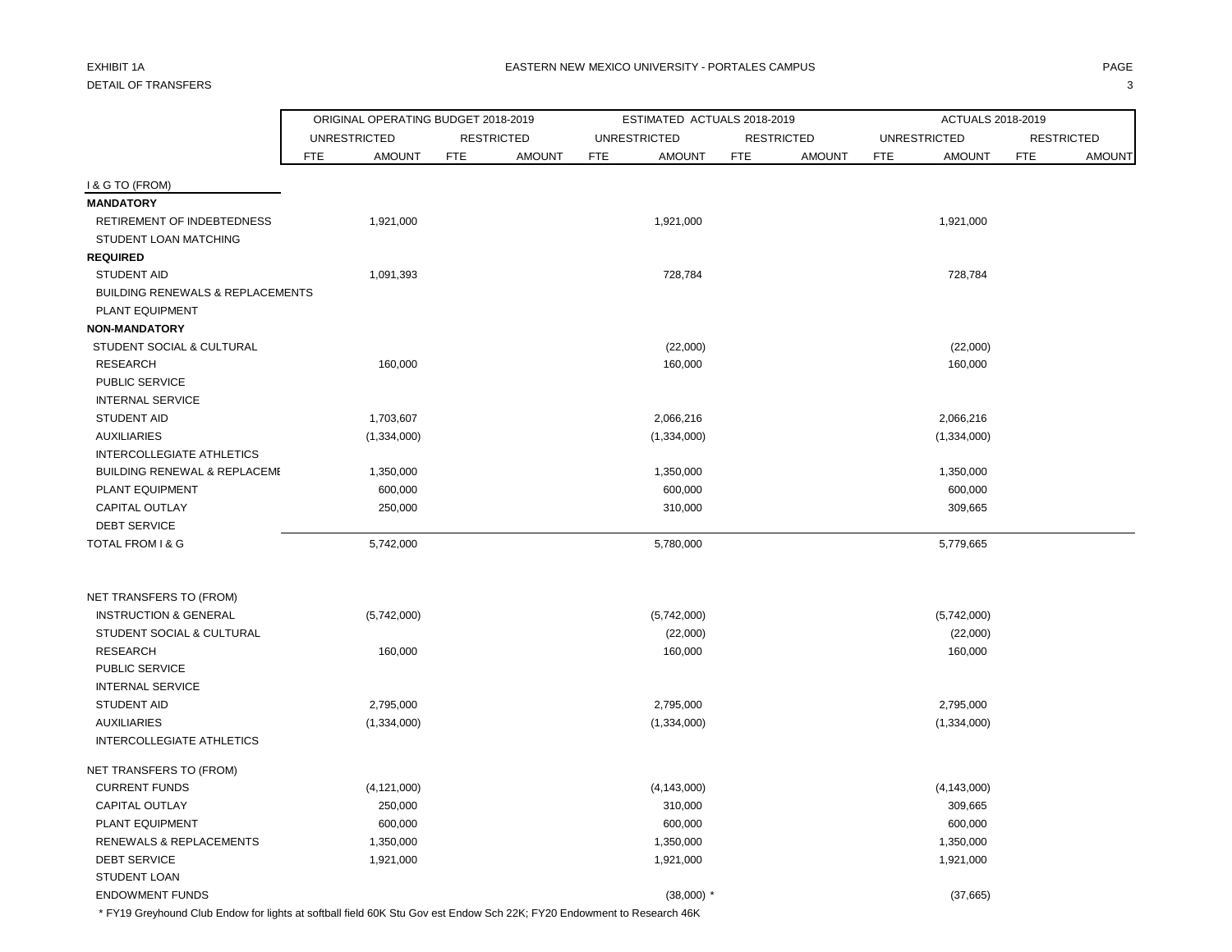EXHIBIT 1A

DETAIL OF TRANSFERS

EASTERN NEW MEXICO UNIVERSITY - PORTALES CAMPUS

| | ORIGINAL OPERATING BUDGET 2018-2019 | | | | ESTIMATED ACTUALS 2018-2019 | | | | ACTUALS 2018-2019 | | | |
|---|---|---|---|---|---|---|---|---|---|---|---|---|
| | UNRESTRICTED | | RESTRICTED | | UNRESTRICTED | | RESTRICTED | | UNRESTRICTED | | RESTRICTED | |
| | FTE | AMOUNT | FTE | AMOUNT | FTE | AMOUNT | FTE | AMOUNT | FTE | AMOUNT | FTE | AMOUNT |
| I & G TO (FROM) | | | | | | | | | | | | |
| **MANDATORY** | | | | | | | | | | | | |
| RETIREMENT OF INDEBTEDNESS | | 1,921,000 | | | | 1,921,000 | | | | 1,921,000 | | |
| STUDENT LOAN MATCHING | | | | | | | | | | | | |
| **REQUIRED** | | | | | | | | | | | | |
| STUDENT AID | | 1,091,393 | | | | 728,784 | | | | 728,784 | | |
| BUILDING RENEWALS & REPLACEMENTS | | | | | | | | | | | | |
| PLANT EQUIPMENT | | | | | | | | | | | | |
| **NON-MANDATORY** | | | | | | | | | | | | |
| STUDENT SOCIAL & CULTURAL | | | | | | (22,000) | | | | (22,000) | | |
| RESEARCH | | 160,000 | | | | 160,000 | | | | 160,000 | | |
| PUBLIC SERVICE | | | | | | | | | | | | |
| INTERNAL SERVICE | | | | | | | | | | | | |
| STUDENT AID | | 1,703,607 | | | | 2,066,216 | | | | 2,066,216 | | |
| AUXILIARIES | | (1,334,000) | | | | (1,334,000) | | | | (1,334,000) | | |
| INTERCOLLEGIATE ATHLETICS | | | | | | | | | | | | |
| BUILDING RENEWAL & REPLACEME | | 1,350,000 | | | | 1,350,000 | | | | 1,350,000 | | |
| PLANT EQUIPMENT | | 600,000 | | | | 600,000 | | | | 600,000 | | |
| CAPITAL OUTLAY | | 250,000 | | | | 310,000 | | | | 309,665 | | |
| DEBT SERVICE | | | | | | | | | | | | |
| TOTAL FROM I & G | | 5,742,000 | | | | 5,780,000 | | | | 5,779,665 | | |
| | | | | | | | | | | | | |
| NET TRANSFERS TO (FROM) | | | | | | | | | | | | |
| INSTRUCTION & GENERAL | | (5,742,000) | | | | (5,742,000) | | | | (5,742,000) | | |
| STUDENT SOCIAL & CULTURAL | | | | | | (22,000) | | | | (22,000) | | |
| RESEARCH | | 160,000 | | | | 160,000 | | | | 160,000 | | |
| PUBLIC SERVICE | | | | | | | | | | | | |
| INTERNAL SERVICE | | | | | | | | | | | | |
| STUDENT AID | | 2,795,000 | | | | 2,795,000 | | | | 2,795,000 | | |
| AUXILIARIES | | (1,334,000) | | | | (1,334,000) | | | | (1,334,000) | | |
| INTERCOLLEGIATE ATHLETICS | | | | | | | | | | | | |
| | | | | | | | | | | | | |
| NET TRANSFERS TO (FROM) | | | | | | | | | | | | |
| CURRENT FUNDS | | (4,121,000) | | | | (4,143,000) | | | | (4,143,000) | | |
| CAPITAL OUTLAY | | 250,000 | | | | 310,000 | | | | 309,665 | | |
| PLANT EQUIPMENT | | 600,000 | | | | 600,000 | | | | 600,000 | | |
| RENEWALS & REPLACEMENTS | | 1,350,000 | | | | 1,350,000 | | | | 1,350,000 | | |
| DEBT SERVICE | | 1,921,000 | | | | 1,921,000 | | | | 1,921,000 | | |
| STUDENT LOAN | | | | | | | | | | | | |
| ENDOWMENT FUNDS | | | | | | (38,000) * | | | | (37,665) | | |

* FY19 Greyhound Club Endow for lights at softball field 60K Stu Gov est Endow Sch 22K; FY20 Endowment to Research 46K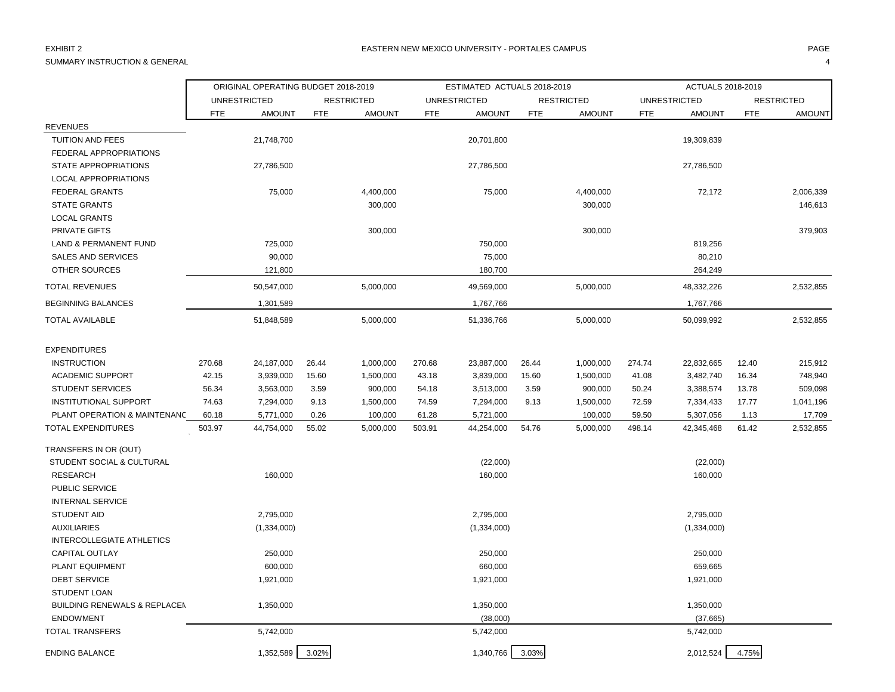EXHIBIT 2

EASTERN NEW MEXICO UNIVERSITY - PORTALES CAMPUS

SUMMARY INSTRUCTION & GENERAL

| | ORIGINAL OPERATING BUDGET 2018-2019 | | | | ESTIMATED ACTUALS 2018-2019 | | | | ACTUALS 2018-2019 | | | |
|---|---|---|---|---|---|---|---|---|---|---|---|---|
| | UNRESTRICTED | | RESTRICTED | | UNRESTRICTED | | RESTRICTED | | UNRESTRICTED | | RESTRICTED | |
| | FTE | AMOUNT | FTE | AMOUNT | FTE | AMOUNT | FTE | AMOUNT | FTE | AMOUNT | FTE | AMOUNT |
| REVENUES | | | | | | | | | | | | |
| TUITION AND FEES | | 21,748,700 | | | | 20,701,800 | | | | 19,309,839 | | |
| FEDERAL APPROPRIATIONS | | | | | | | | | | | | |
| STATE APPROPRIATIONS | | 27,786,500 | | | | 27,786,500 | | | | 27,786,500 | | |
| LOCAL APPROPRIATIONS | | | | | | | | | | | | |
| FEDERAL GRANTS | | 75,000 | | 4,400,000 | | 75,000 | | 4,400,000 | | 72,172 | | 2,006,339 |
| STATE GRANTS | | | | 300,000 | | | | 300,000 | | | | 146,613 |
| LOCAL GRANTS | | | | | | | | | | | | |
| PRIVATE GIFTS | | | | 300,000 | | | | 300,000 | | | | 379,903 |
| LAND & PERMANENT FUND | | 725,000 | | | | 750,000 | | | | 819,256 | | |
| SALES AND SERVICES | | 90,000 | | | | 75,000 | | | | 80,210 | | |
| OTHER SOURCES | | 121,800 | | | | 180,700 | | | | 264,249 | | |
| TOTAL REVENUES | | 50,547,000 | | 5,000,000 | | 49,569,000 | | 5,000,000 | | 48,332,226 | | 2,532,855 |
| BEGINNING BALANCES | | 1,301,589 | | | | 1,767,766 | | | | 1,767,766 | | |
| TOTAL AVAILABLE | | 51,848,589 | | 5,000,000 | | 51,336,766 | | 5,000,000 | | 50,099,992 | | 2,532,855 |
| EXPENDITURES | | | | | | | | | | | | |
| INSTRUCTION | 270.68 | 24,187,000 | 26.44 | 1,000,000 | 270.68 | 23,887,000 | 26.44 | 1,000,000 | 274.74 | 22,832,665 | 12.40 | 215,912 |
| ACADEMIC SUPPORT | 42.15 | 3,939,000 | 15.60 | 1,500,000 | 43.18 | 3,839,000 | 15.60 | 1,500,000 | 41.08 | 3,482,740 | 16.34 | 748,940 |
| STUDENT SERVICES | 56.34 | 3,563,000 | 3.59 | 900,000 | 54.18 | 3,513,000 | 3.59 | 900,000 | 50.24 | 3,388,574 | 13.78 | 509,098 |
| INSTITUTIONAL SUPPORT | 74.63 | 7,294,000 | 9.13 | 1,500,000 | 74.59 | 7,294,000 | 9.13 | 1,500,000 | 72.59 | 7,334,433 | 17.77 | 1,041,196 |
| PLANT OPERATION & MAINTENANC | 60.18 | 5,771,000 | 0.26 | 100,000 | 61.28 | 5,721,000 | | 100,000 | 59.50 | 5,307,056 | 1.13 | 17,709 |
| TOTAL EXPENDITURES | 503.97 | 44,754,000 | 55.02 | 5,000,000 | 503.91 | 44,254,000 | 54.76 | 5,000,000 | 498.14 | 42,345,468 | 61.42 | 2,532,855 |
| TRANSFERS IN OR (OUT) | | | | | | | | | | | | |
| STUDENT SOCIAL & CULTURAL | | | | | | (22,000) | | | | (22,000) | | |
| RESEARCH | | 160,000 | | | | 160,000 | | | | 160,000 | | |
| PUBLIC SERVICE | | | | | | | | | | | | |
| INTERNAL SERVICE | | | | | | | | | | | | |
| STUDENT AID | | 2,795,000 | | | | 2,795,000 | | | | 2,795,000 | | |
| AUXILIARIES | | (1,334,000) | | | | (1,334,000) | | | | (1,334,000) | | |
| INTERCOLLEGIATE ATHLETICS | | | | | | | | | | | | |
| CAPITAL OUTLAY | | 250,000 | | | | 250,000 | | | | 250,000 | | |
| PLANT EQUIPMENT | | 600,000 | | | | 660,000 | | | | 659,665 | | |
| DEBT SERVICE | | 1,921,000 | | | | 1,921,000 | | | | 1,921,000 | | |
| STUDENT LOAN | | | | | | | | | | | | |
| BUILDING RENEWALS & REPLACEN | | 1,350,000 | | | | 1,350,000 | | | | 1,350,000 | | |
| ENDOWMENT | | | | | | (38,000) | | | | (37,665) | | |
| TOTAL TRANSFERS | | 5,742,000 | | | | 5,742,000 | | | | 5,742,000 | | |
| ENDING BALANCE | | 1,352,589 | 3.02% | | | 1,340,766 | 3.03% | | | 2,012,524 | 4.75% | |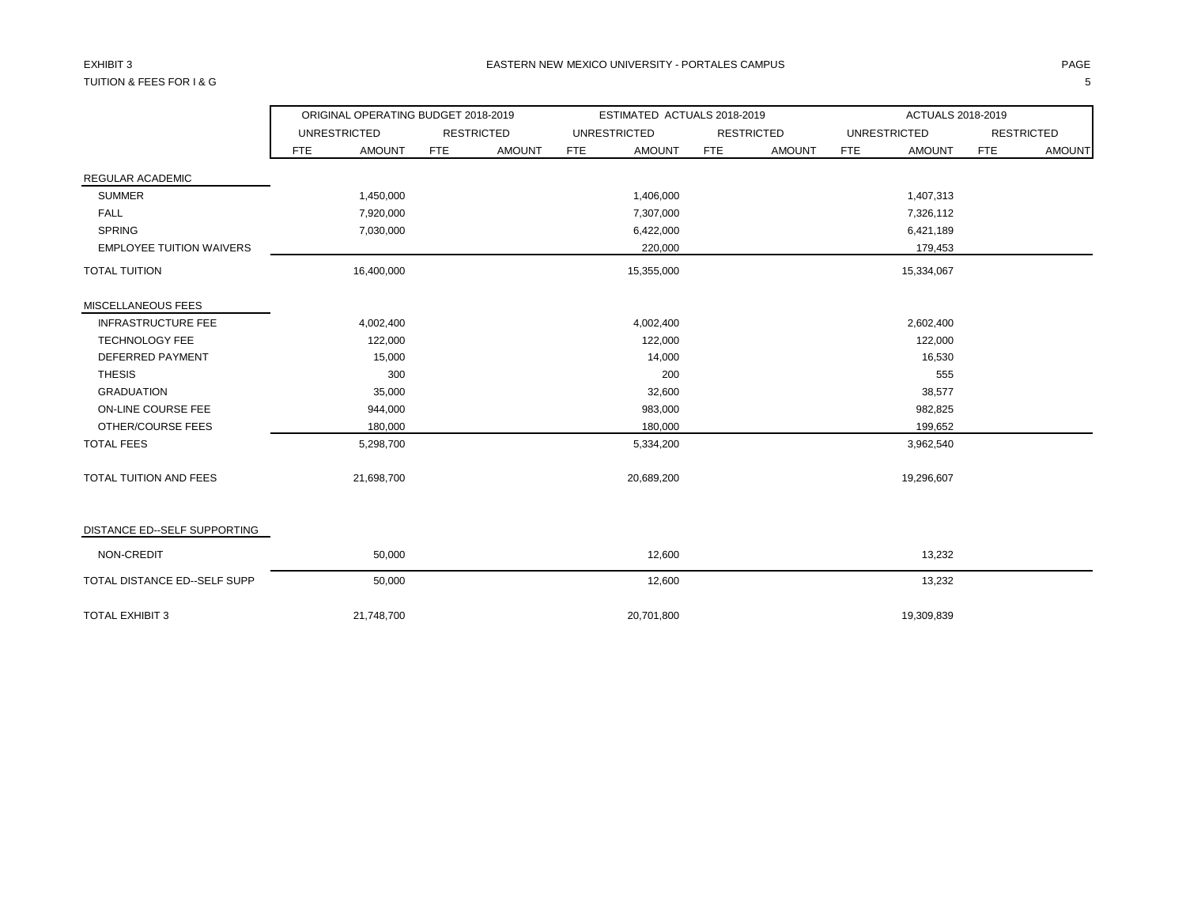EXHIBIT 3

TUITION & FEES FOR I & G

## EASTERN NEW MEXICO UNIVERSITY - PORTALES CAMPUS

| | ORIGINAL OPERATING BUDGET 2018-2019 | | | | ESTIMATED ACTUALS 2018-2019 | | | | ACTUALS 2018-2019 | | | |
|---|---|---|---|---|---|---|---|---|---|---|---|---|
| | UNRESTRICTED | | RESTRICTED | | UNRESTRICTED | | RESTRICTED | | UNRESTRICTED | | RESTRICTED | |
| | FTE | AMOUNT | FTE | AMOUNT | FTE | AMOUNT | FTE | AMOUNT | FTE | AMOUNT | FTE | AMOUNT |
| REGULAR ACADEMIC | | | | | | | | | | | | |
| SUMMER | | 1,450,000 | | | | 1,406,000 | | | | 1,407,313 | | |
| FALL | | 7,920,000 | | | | 7,307,000 | | | | 7,326,112 | | |
| SPRING | | 7,030,000 | | | | 6,422,000 | | | | 6,421,189 | | |
| EMPLOYEE TUITION WAIVERS | | | | | | 220,000 | | | | 179,453 | | |
| TOTAL TUITION | | 16,400,000 | | | | 15,355,000 | | | | 15,334,067 | | |
| MISCELLANEOUS FEES | | | | | | | | | | | | |
| INFRASTRUCTURE FEE | | 4,002,400 | | | | 4,002,400 | | | | 2,602,400 | | |
| TECHNOLOGY FEE | | 122,000 | | | | 122,000 | | | | 122,000 | | |
| DEFERRED PAYMENT | | 15,000 | | | | 14,000 | | | | 16,530 | | |
| THESIS | | 300 | | | | 200 | | | | 555 | | |
| GRADUATION | | 35,000 | | | | 32,600 | | | | 38,577 | | |
| ON-LINE COURSE FEE | | 944,000 | | | | 983,000 | | | | 982,825 | | |
| OTHER/COURSE FEES | | 180,000 | | | | 180,000 | | | | 199,652 | | |
| TOTAL FEES | | 5,298,700 | | | | 5,334,200 | | | | 3,962,540 | | |
| TOTAL TUITION AND FEES | | 21,698,700 | | | | 20,689,200 | | | | 19,296,607 | | |
| DISTANCE ED--SELF SUPPORTING | | | | | | | | | | | | |
| NON-CREDIT | | 50,000 | | | | 12,600 | | | | 13,232 | | |
| TOTAL DISTANCE ED--SELF SUPP | | 50,000 | | | | 12,600 | | | | 13,232 | | |
| TOTAL EXHIBIT 3 | | 21,748,700 | | | | 20,701,800 | | | | 19,309,839 | | |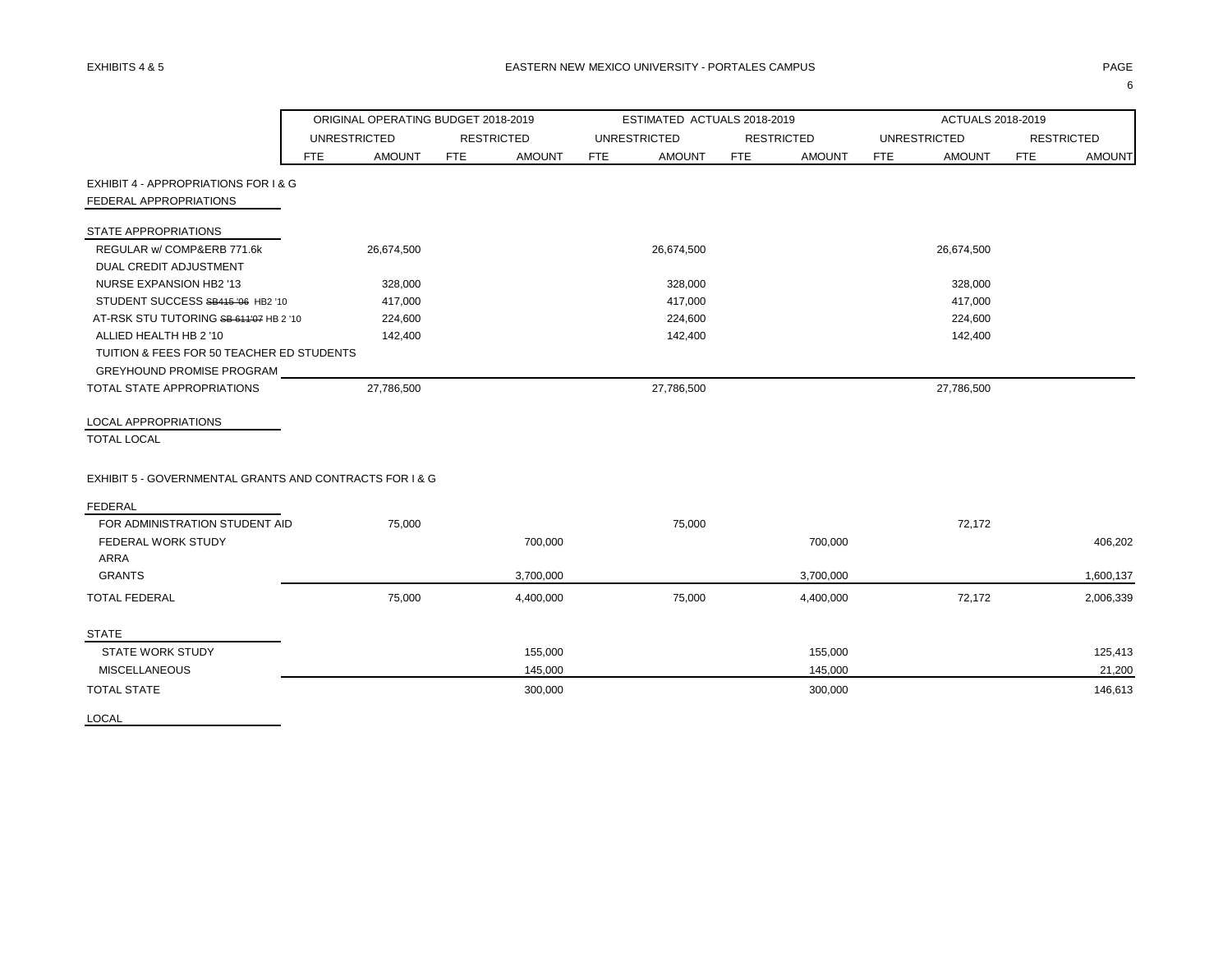EXHIBITS 4 & 5

EASTERN NEW MEXICO UNIVERSITY - PORTALES CAMPUS

| | ORIGINAL OPERATING BUDGET 2018-2019 | | | | ESTIMATED ACTUALS 2018-2019 | | | | ACTUALS 2018-2019 | | | |
|---|---|---|---|---|---|---|---|---|---|---|---|---|
| | UNRESTRICTED | | RESTRICTED | | UNRESTRICTED | | RESTRICTED | | UNRESTRICTED | | RESTRICTED | |
| | FTE | AMOUNT | FTE | AMOUNT | FTE | AMOUNT | FTE | AMOUNT | FTE | AMOUNT | FTE | AMOUNT |
| EXHIBIT 4 - APPROPRIATIONS FOR I & G | | | | | | | | | | | | |
| FEDERAL APPROPRIATIONS | | | | | | | | | | | | |
| STATE APPROPRIATIONS | | | | | | | | | | | | |
| REGULAR w/ COMP&ERB 771.6k | | 26,674,500 | | | | 26,674,500 | | | | 26,674,500 | | |
| DUAL CREDIT ADJUSTMENT | | | | | | | | | | | | |
| NURSE EXPANSION HB2 '13 | | 328,000 | | | | 328,000 | | | | 328,000 | | |
| STUDENT SUCCESS ~~SB415 '06~~ HB2 '10 | | 417,000 | | | | 417,000 | | | | 417,000 | | |
| AT-RSK STU TUTORING ~~SB 611'07~~ HB 2 '10 | | 224,600 | | | | 224,600 | | | | 224,600 | | |
| ALLIED HEALTH HB 2 '10 | | 142,400 | | | | 142,400 | | | | 142,400 | | |
| TUITION & FEES FOR 50 TEACHER ED STUDENTS | | | | | | | | | | | | |
| GREYHOUND PROMISE PROGRAM | | | | | | | | | | | | |
| TOTAL STATE APPROPRIATIONS | | 27,786,500 | | | | 27,786,500 | | | | 27,786,500 | | |
| LOCAL APPROPRIATIONS | | | | | | | | | | | | |
| TOTAL LOCAL | | | | | | | | | | | | |
| EXHIBIT 5 - GOVERNMENTAL GRANTS AND CONTRACTS FOR I & G | | | | | | | | | | | | |
| FEDERAL | | | | | | | | | | | | |
| FOR ADMINISTRATION STUDENT AID | | 75,000 | | | | 75,000 | | | | 72,172 | | |
| FEDERAL WORK STUDY | | | | 700,000 | | | | 700,000 | | | | 406,202 |
| ARRA | | | | | | | | | | | | |
| GRANTS | | | | 3,700,000 | | | | 3,700,000 | | | | 1,600,137 |
| TOTAL FEDERAL | | 75,000 | | 4,400,000 | | 75,000 | | 4,400,000 | | 72,172 | | 2,006,339 |
| STATE | | | | | | | | | | | | |
| STATE WORK STUDY | | | | 155,000 | | | | 155,000 | | | | 125,413 |
| MISCELLANEOUS | | | | 145,000 | | | | 145,000 | | | | 21,200 |
| TOTAL STATE | | | | 300,000 | | | | 300,000 | | | | 146,613 |
| LOCAL | | | | | | | | | | | | |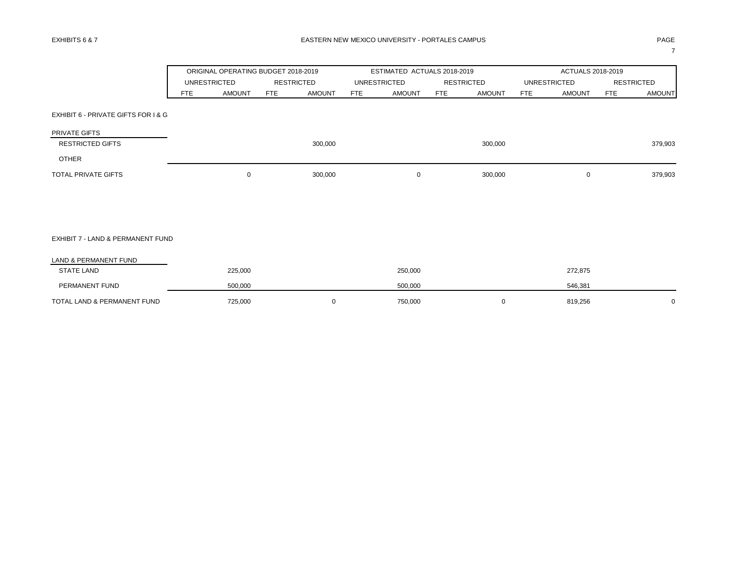# EXHIBITS 6 & 7

## EASTERN NEW MEXICO UNIVERSITY - PORTALES CAMPUS

| | ORIGINAL OPERATING BUDGET 2018-2019 | | | | ESTIMATED ACTUALS 2018-2019 | | | | ACTUALS 2018-2019 | | | |
|---|---|---|---|---|---|---|---|---|---|---|---|---|
| | UNRESTRICTED | | RESTRICTED | | UNRESTRICTED | | RESTRICTED | | UNRESTRICTED | | RESTRICTED | |
| | FTE | AMOUNT | FTE | AMOUNT | FTE | AMOUNT | FTE | AMOUNT | FTE | AMOUNT | FTE | AMOUNT |
| **EXHIBIT 6 - PRIVATE GIFTS FOR I & G** | | | | | | | | | | | | |
| PRIVATE GIFTS | | | | | | | | | | | | |
| RESTRICTED GIFTS | | | | 300,000 | | | | 300,000 | | | | 379,903 |
| OTHER | | | | | | | | | | | | |
| TOTAL PRIVATE GIFTS | | 0 | | 300,000 | | 0 | | 300,000 | | 0 | | 379,903 |
| **EXHIBIT 7 - LAND & PERMANENT FUND** | | | | | | | | | | | | |
| LAND & PERMANENT FUND | | | | | | | | | | | | |
| STATE LAND | | 225,000 | | | | 250,000 | | | | 272,875 | | |
| PERMANENT FUND | | 500,000 | | | | 500,000 | | | | 546,381 | | |
| TOTAL LAND & PERMANENT FUND | | 725,000 | | 0 | | 750,000 | | 0 | | 819,256 | | 0 |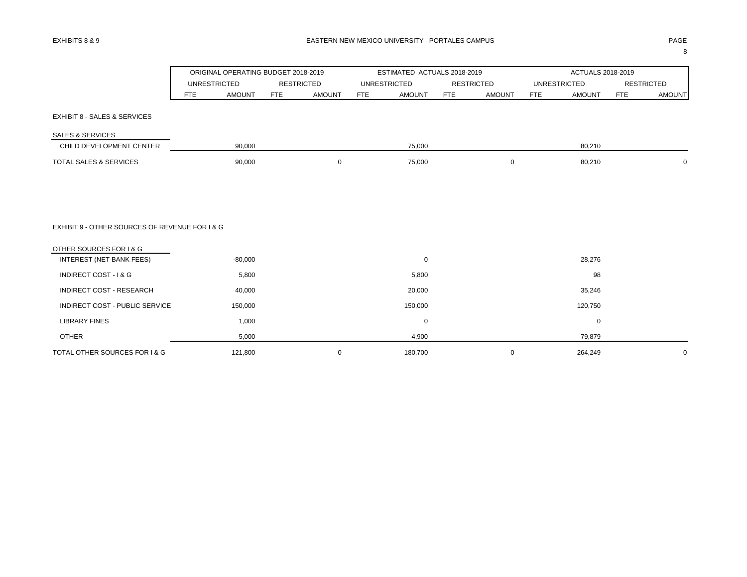## EASTERN NEW MEXICO UNIVERSITY - PORTALES CAMPUS

EXHIBITS 8 & 9

| | ORIGINAL OPERATING BUDGET 2018-2019 | | | | ESTIMATED ACTUALS 2018-2019 | | | | ACTUALS 2018-2019 | | | |
|---|---|---|---|---|---|---|---|---|---|---|---|---|
| | UNRESTRICTED | | RESTRICTED | | UNRESTRICTED | | RESTRICTED | | UNRESTRICTED | | RESTRICTED | |
| | FTE | AMOUNT | FTE | AMOUNT | FTE | AMOUNT | FTE | AMOUNT | FTE | AMOUNT | FTE | AMOUNT |
| **EXHIBIT 8 - SALES & SERVICES** | | | | | | | | | | | | |
| SALES & SERVICES | | | | | | | | | | | | |
| CHILD DEVELOPMENT CENTER | | 90,000 | | | | 75,000 | | | | 80,210 | | |
| TOTAL SALES & SERVICES | | 90,000 | | 0 | | 75,000 | | 0 | | 80,210 | | 0 |
| **EXHIBIT 9 - OTHER SOURCES OF REVENUE FOR I & G** | | | | | | | | | | | | |
| OTHER SOURCES FOR I & G | | | | | | | | | | | | |
| INTEREST (NET BANK FEES) | | -80,000 | | | | 0 | | | | 28,276 | | |
| INDIRECT COST - I & G | | 5,800 | | | | 5,800 | | | | 98 | | |
| INDIRECT COST - RESEARCH | | 40,000 | | | | 20,000 | | | | 35,246 | | |
| INDIRECT COST - PUBLIC SERVICE | | 150,000 | | | | 150,000 | | | | 120,750 | | |
| LIBRARY FINES | | 1,000 | | | | 0 | | | | 0 | | |
| OTHER | | 5,000 | | | | 4,900 | | | | 79,879 | | |
| TOTAL OTHER SOURCES FOR I & G | | 121,800 | | 0 | | 180,700 | | 0 | | 264,249 | | 0 |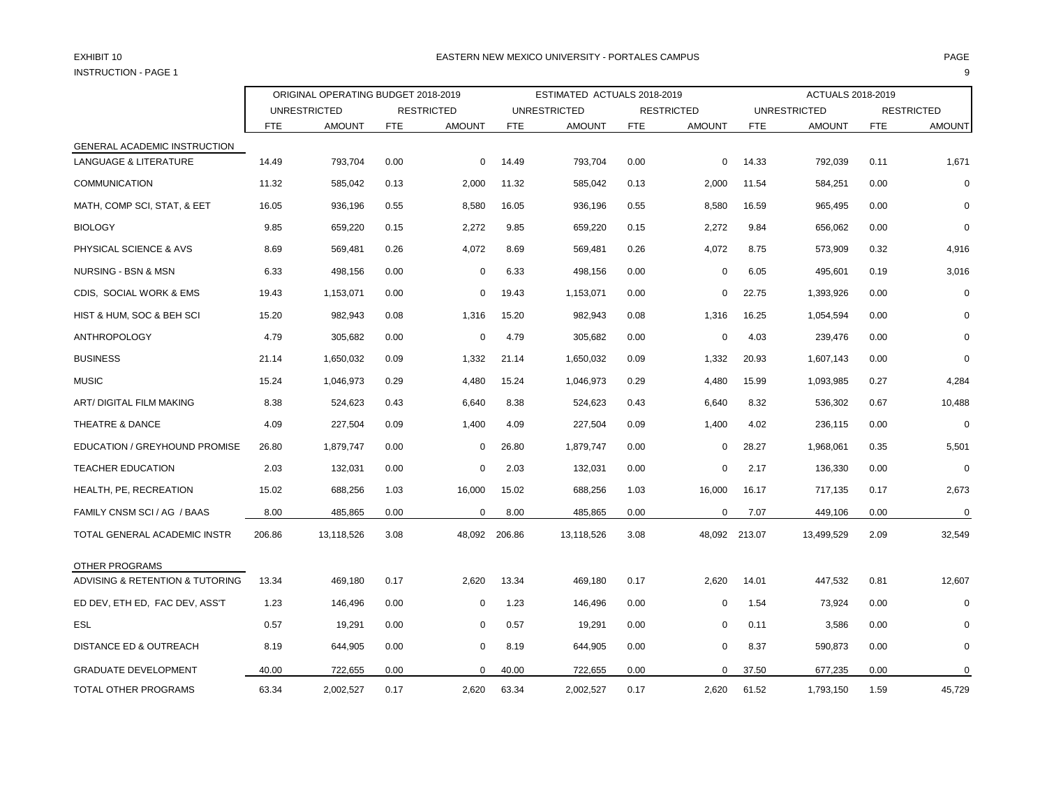EXHIBIT 10

INSTRUCTION - PAGE 1

EASTERN NEW MEXICO UNIVERSITY - PORTALES CAMPUS

| | ORIGINAL OPERATING BUDGET 2018-2019 | | | | ESTIMATED ACTUALS 2018-2019 | | | | ACTUALS 2018-2019 | | | |
|---|---|---|---|---|---|---|---|---|---|---|---|---|
| | UNRESTRICTED | | RESTRICTED | | UNRESTRICTED | | RESTRICTED | | UNRESTRICTED | | RESTRICTED | |
| | FTE | AMOUNT | FTE | AMOUNT | FTE | AMOUNT | FTE | AMOUNT | FTE | AMOUNT | FTE | AMOUNT |
| GENERAL ACADEMIC INSTRUCTION | | | | | | | | | | | | |
| LANGUAGE & LITERATURE | 14.49 | 793,704 | 0.00 | 0 | 14.49 | 793,704 | 0.00 | 0 | 14.33 | 792,039 | 0.11 | 1,671 |
| COMMUNICATION | 11.32 | 585,042 | 0.13 | 2,000 | 11.32 | 585,042 | 0.13 | 2,000 | 11.54 | 584,251 | 0.00 | 0 |
| MATH, COMP SCI, STAT, & EET | 16.05 | 936,196 | 0.55 | 8,580 | 16.05 | 936,196 | 0.55 | 8,580 | 16.59 | 965,495 | 0.00 | 0 |
| BIOLOGY | 9.85 | 659,220 | 0.15 | 2,272 | 9.85 | 659,220 | 0.15 | 2,272 | 9.84 | 656,062 | 0.00 | 0 |
| PHYSICAL SCIENCE & AVS | 8.69 | 569,481 | 0.26 | 4,072 | 8.69 | 569,481 | 0.26 | 4,072 | 8.75 | 573,909 | 0.32 | 4,916 |
| NURSING - BSN & MSN | 6.33 | 498,156 | 0.00 | 0 | 6.33 | 498,156 | 0.00 | 0 | 6.05 | 495,601 | 0.19 | 3,016 |
| CDIS, SOCIAL WORK & EMS | 19.43 | 1,153,071 | 0.00 | 0 | 19.43 | 1,153,071 | 0.00 | 0 | 22.75 | 1,393,926 | 0.00 | 0 |
| HIST & HUM, SOC & BEH SCI | 15.20 | 982,943 | 0.08 | 1,316 | 15.20 | 982,943 | 0.08 | 1,316 | 16.25 | 1,054,594 | 0.00 | 0 |
| ANTHROPOLOGY | 4.79 | 305,682 | 0.00 | 0 | 4.79 | 305,682 | 0.00 | 0 | 4.03 | 239,476 | 0.00 | 0 |
| BUSINESS | 21.14 | 1,650,032 | 0.09 | 1,332 | 21.14 | 1,650,032 | 0.09 | 1,332 | 20.93 | 1,607,143 | 0.00 | 0 |
| MUSIC | 15.24 | 1,046,973 | 0.29 | 4,480 | 15.24 | 1,046,973 | 0.29 | 4,480 | 15.99 | 1,093,985 | 0.27 | 4,284 |
| ART/ DIGITAL FILM MAKING | 8.38 | 524,623 | 0.43 | 6,640 | 8.38 | 524,623 | 0.43 | 6,640 | 8.32 | 536,302 | 0.67 | 10,488 |
| THEATRE & DANCE | 4.09 | 227,504 | 0.09 | 1,400 | 4.09 | 227,504 | 0.09 | 1,400 | 4.02 | 236,115 | 0.00 | 0 |
| EDUCATION / GREYHOUND PROMISE | 26.80 | 1,879,747 | 0.00 | 0 | 26.80 | 1,879,747 | 0.00 | 0 | 28.27 | 1,968,061 | 0.35 | 5,501 |
| TEACHER EDUCATION | 2.03 | 132,031 | 0.00 | 0 | 2.03 | 132,031 | 0.00 | 0 | 2.17 | 136,330 | 0.00 | 0 |
| HEALTH, PE, RECREATION | 15.02 | 688,256 | 1.03 | 16,000 | 15.02 | 688,256 | 1.03 | 16,000 | 16.17 | 717,135 | 0.17 | 2,673 |
| FAMILY CNSM SCI / AG / BAAS | 8.00 | 485,865 | 0.00 | 0 | 8.00 | 485,865 | 0.00 | 0 | 7.07 | 449,106 | 0.00 | 0 |
| TOTAL GENERAL ACADEMIC INSTR | 206.86 | 13,118,526 | 3.08 | 48,092 | 206.86 | 13,118,526 | 3.08 | 48,092 | 213.07 | 13,499,529 | 2.09 | 32,549 |
| OTHER PROGRAMS | | | | | | | | | | | | |
| ADVISING & RETENTION & TUTORING | 13.34 | 469,180 | 0.17 | 2,620 | 13.34 | 469,180 | 0.17 | 2,620 | 14.01 | 447,532 | 0.81 | 12,607 |
| ED DEV, ETH ED, FAC DEV, ASS'T | 1.23 | 146,496 | 0.00 | 0 | 1.23 | 146,496 | 0.00 | 0 | 1.54 | 73,924 | 0.00 | 0 |
| ESL | 0.57 | 19,291 | 0.00 | 0 | 0.57 | 19,291 | 0.00 | 0 | 0.11 | 3,586 | 0.00 | 0 |
| DISTANCE ED & OUTREACH | 8.19 | 644,905 | 0.00 | 0 | 8.19 | 644,905 | 0.00 | 0 | 8.37 | 590,873 | 0.00 | 0 |
| GRADUATE DEVELOPMENT | 40.00 | 722,655 | 0.00 | 0 | 40.00 | 722,655 | 0.00 | 0 | 37.50 | 677,235 | 0.00 | 0 |
| TOTAL OTHER PROGRAMS | 63.34 | 2,002,527 | 0.17 | 2,620 | 63.34 | 2,002,527 | 0.17 | 2,620 | 61.52 | 1,793,150 | 1.59 | 45,729 |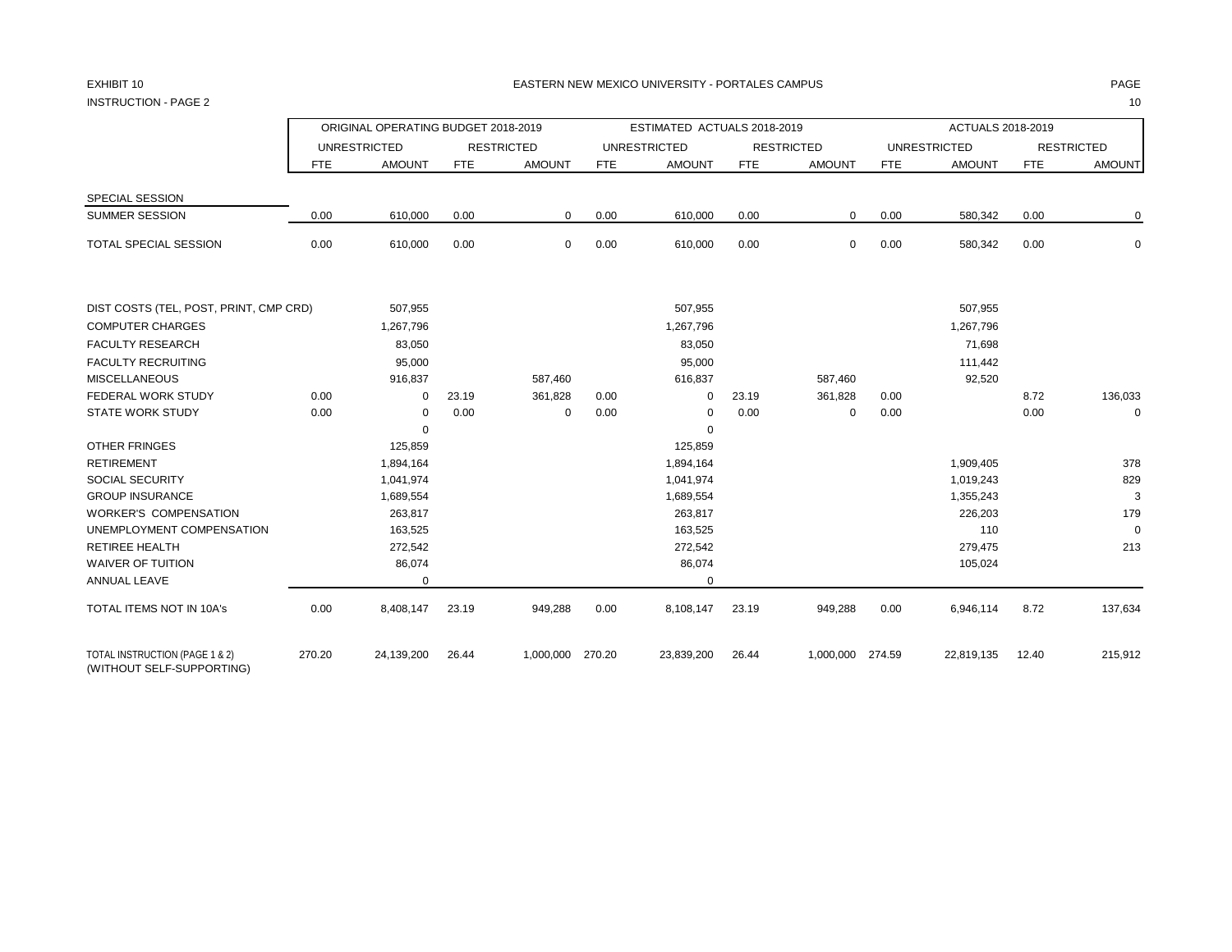EXHIBIT 10

INSTRUCTION - PAGE 2

EASTERN NEW MEXICO UNIVERSITY - PORTALES CAMPUS

| | ORIGINAL OPERATING BUDGET 2018-2019 | | | | ESTIMATED ACTUALS 2018-2019 | | | | ACTUALS 2018-2019 | | | |
|---|---|---|---|---|---|---|---|---|---|---|---|---|
| | UNRESTRICTED | | RESTRICTED | | UNRESTRICTED | | RESTRICTED | | UNRESTRICTED | | RESTRICTED | |
| | FTE | AMOUNT | FTE | AMOUNT | FTE | AMOUNT | FTE | AMOUNT | FTE | AMOUNT | FTE | AMOUNT |
| SPECIAL SESSION | | | | | | | | | | | | |
| SUMMER SESSION | 0.00 | 610,000 | 0.00 | 0 | 0.00 | 610,000 | 0.00 | 0 | 0.00 | 580,342 | 0.00 | 0 |
| TOTAL SPECIAL SESSION | 0.00 | 610,000 | 0.00 | 0 | 0.00 | 610,000 | 0.00 | 0 | 0.00 | 580,342 | 0.00 | 0 |
| DIST COSTS (TEL, POST, PRINT, CMP CRD) | | 507,955 | | | | 507,955 | | | | 507,955 | | |
| COMPUTER CHARGES | | 1,267,796 | | | | 1,267,796 | | | | 1,267,796 | | |
| FACULTY RESEARCH | | 83,050 | | | | 83,050 | | | | 71,698 | | |
| FACULTY RECRUITING | | 95,000 | | | | 95,000 | | | | 111,442 | | |
| MISCELLANEOUS | | 916,837 | | 587,460 | | 616,837 | | 587,460 | | 92,520 | | |
| FEDERAL WORK STUDY | 0.00 | 0 | 23.19 | 361,828 | 0.00 | 0 | 23.19 | 361,828 | 0.00 | | 8.72 | 136,033 |
| STATE WORK STUDY | 0.00 | 0 | 0.00 | 0 | 0.00 | 0 | 0.00 | 0 | 0.00 | | 0.00 | 0 |
| | | 0 | | | | 0 | | | | | | |
| OTHER FRINGES | | 125,859 | | | | 125,859 | | | | | | |
| RETIREMENT | | 1,894,164 | | | | 1,894,164 | | | | 1,909,405 | | 378 |
| SOCIAL SECURITY | | 1,041,974 | | | | 1,041,974 | | | | 1,019,243 | | 829 |
| GROUP INSURANCE | | 1,689,554 | | | | 1,689,554 | | | | 1,355,243 | | 3 |
| WORKER'S COMPENSATION | | 263,817 | | | | 263,817 | | | | 226,203 | | 179 |
| UNEMPLOYMENT COMPENSATION | | 163,525 | | | | 163,525 | | | | 110 | | 0 |
| RETIREE HEALTH | | 272,542 | | | | 272,542 | | | | 279,475 | | 213 |
| WAIVER OF TUITION | | 86,074 | | | | 86,074 | | | | 105,024 | | |
| ANNUAL LEAVE | | 0 | | | | 0 | | | | | | |
| TOTAL ITEMS NOT IN 10A's | 0.00 | 8,408,147 | 23.19 | 949,288 | 0.00 | 8,108,147 | 23.19 | 949,288 | 0.00 | 6,946,114 | 8.72 | 137,634 |
| TOTAL INSTRUCTION (PAGE 1 & 2) (WITHOUT SELF-SUPPORTING) | 270.20 | 24,139,200 | 26.44 | 1,000,000 | 270.20 | 23,839,200 | 26.44 | 1,000,000 | 274.59 | 22,819,135 | 12.40 | 215,912 |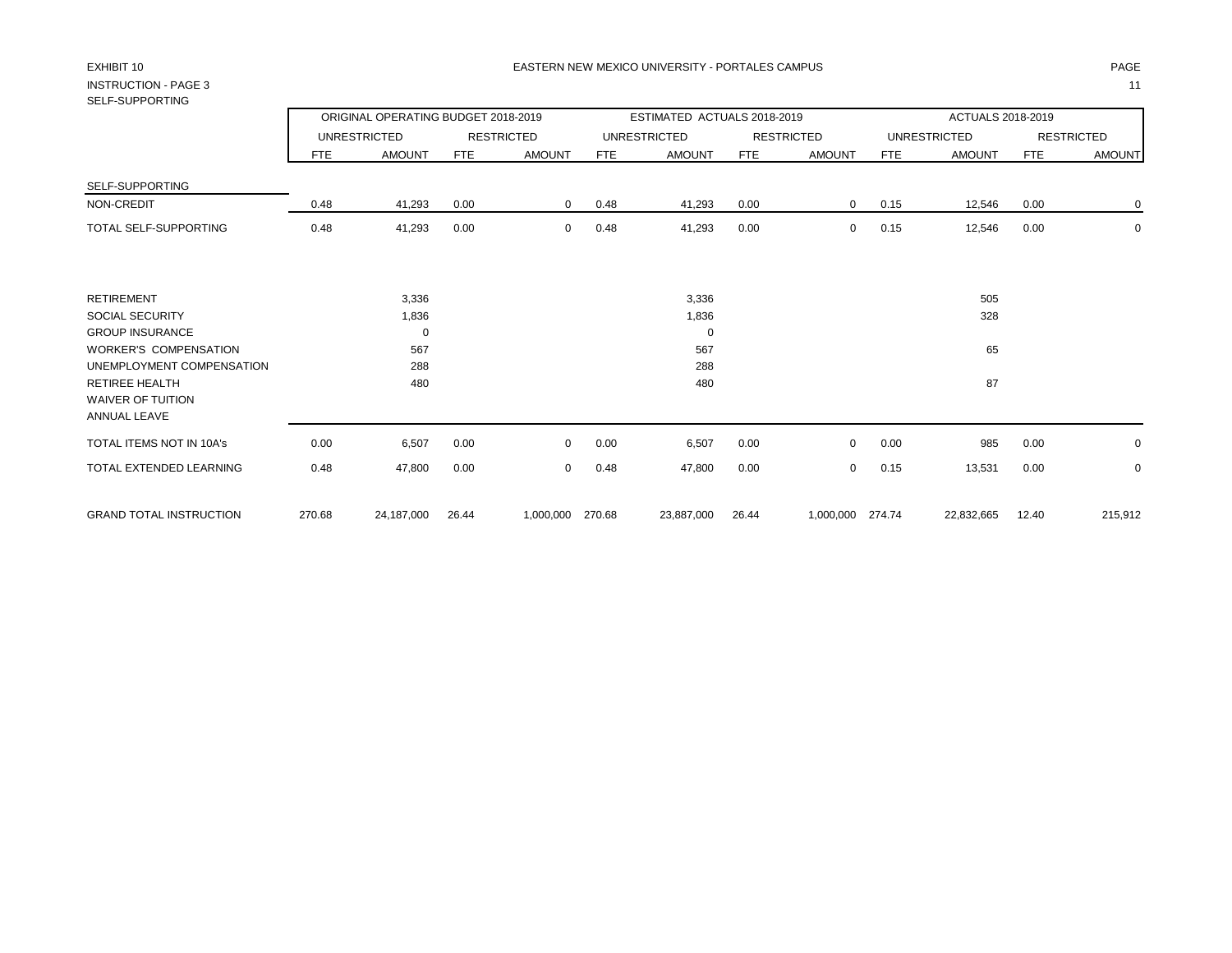EXHIBIT 10

EASTERN NEW MEXICO UNIVERSITY - PORTALES CAMPUS

INSTRUCTION - PAGE 3

SELF-SUPPORTING

| | ORIGINAL OPERATING BUDGET 2018-2019 | | | | ESTIMATED ACTUALS 2018-2019 | | | | ACTUALS 2018-2019 | | | |
|---|---|---|---|---|---|---|---|---|---|---|---|---|
| | UNRESTRICTED | | RESTRICTED | | UNRESTRICTED | | RESTRICTED | | UNRESTRICTED | | RESTRICTED | |
| | FTE | AMOUNT | FTE | AMOUNT | FTE | AMOUNT | FTE | AMOUNT | FTE | AMOUNT | FTE | AMOUNT |
| SELF-SUPPORTING | | | | | | | | | | | | |
| NON-CREDIT | 0.48 | 41,293 | 0.00 | 0 | 0.48 | 41,293 | 0.00 | 0 | 0.15 | 12,546 | 0.00 | 0 |
| TOTAL SELF-SUPPORTING | 0.48 | 41,293 | 0.00 | 0 | 0.48 | 41,293 | 0.00 | 0 | 0.15 | 12,546 | 0.00 | 0 |
| RETIREMENT | | 3,336 | | | | 3,336 | | | | 505 | | |
| SOCIAL SECURITY | | 1,836 | | | | 1,836 | | | | 328 | | |
| GROUP INSURANCE | | 0 | | | | 0 | | | | | | |
| WORKER'S COMPENSATION | | 567 | | | | 567 | | | | 65 | | |
| UNEMPLOYMENT COMPENSATION | | 288 | | | | 288 | | | | | | |
| RETIREE HEALTH | | 480 | | | | 480 | | | | 87 | | |
| WAIVER OF TUITION | | | | | | | | | | | | |
| ANNUAL LEAVE | | | | | | | | | | | | |
| TOTAL ITEMS NOT IN 10A's | 0.00 | 6,507 | 0.00 | 0 | 0.00 | 6,507 | 0.00 | 0 | 0.00 | 985 | 0.00 | 0 |
| TOTAL EXTENDED LEARNING | 0.48 | 47,800 | 0.00 | 0 | 0.48 | 47,800 | 0.00 | 0 | 0.15 | 13,531 | 0.00 | 0 |
| GRAND TOTAL INSTRUCTION | 270.68 | 24,187,000 | 26.44 | 1,000,000 | 270.68 | 23,887,000 | 26.44 | 1,000,000 | 274.74 | 22,832,665 | 12.40 | 215,912 |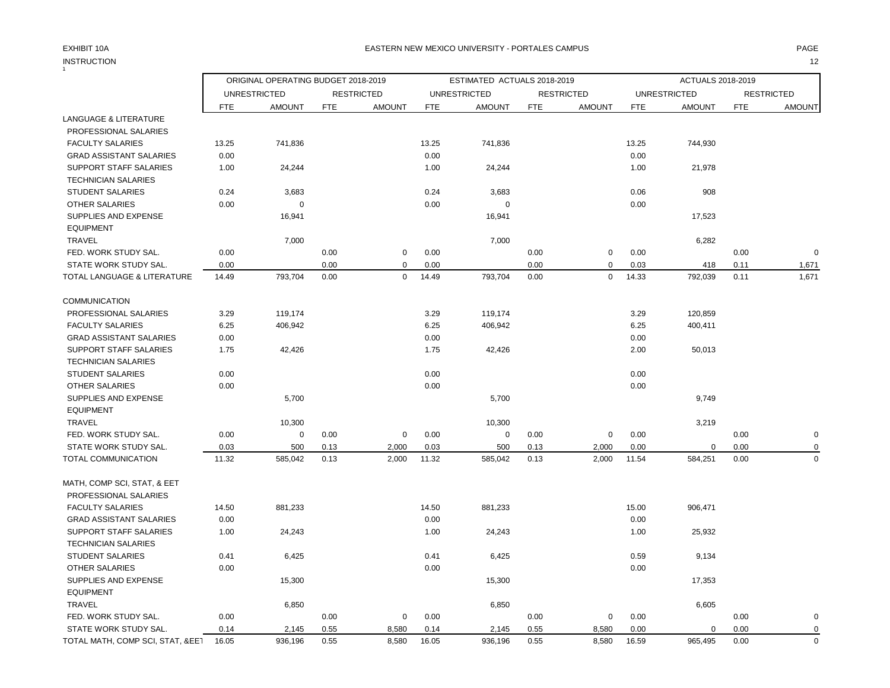EXHIBIT 10A

INSTRUCTION

EASTERN NEW MEXICO UNIVERSITY - PORTALES CAMPUS

| | ORIGINAL OPERATING BUDGET 2018-2019 | | | | ESTIMATED ACTUALS 2018-2019 | | | | ACTUALS 2018-2019 | | | |
|---|---|---|---|---|---|---|---|---|---|---|---|---|
| | UNRESTRICTED | | RESTRICTED | | UNRESTRICTED | | RESTRICTED | | UNRESTRICTED | | RESTRICTED | |
| | FTE | AMOUNT | FTE | AMOUNT | FTE | AMOUNT | FTE | AMOUNT | FTE | AMOUNT | FTE | AMOUNT |
| LANGUAGE & LITERATURE | | | | | | | | | | | | |
| PROFESSIONAL SALARIES | | | | | | | | | | | | |
| FACULTY SALARIES | 13.25 | 741,836 | | | 13.25 | 741,836 | | | 13.25 | 744,930 | | |
| GRAD ASSISTANT SALARIES | 0.00 | | | | 0.00 | | | | 0.00 | | | |
| SUPPORT STAFF SALARIES | 1.00 | 24,244 | | | 1.00 | 24,244 | | | 1.00 | 21,978 | | |
| TECHNICIAN SALARIES | | | | | | | | | | | | |
| STUDENT SALARIES | 0.24 | 3,683 | | | 0.24 | 3,683 | | | 0.06 | 908 | | |
| OTHER SALARIES | 0.00 | 0 | | | 0.00 | 0 | | | 0.00 | | | |
| SUPPLIES AND EXPENSE | | 16,941 | | | | 16,941 | | | | 17,523 | | |
| EQUIPMENT | | | | | | | | | | | | |
| TRAVEL | | 7,000 | | | | 7,000 | | | | 6,282 | | |
| FED. WORK STUDY SAL. | 0.00 | | 0.00 | 0 | 0.00 | | 0.00 | 0 | 0.00 | | 0.00 | 0 |
| STATE WORK STUDY SAL. | 0.00 | | 0.00 | 0 | 0.00 | | 0.00 | 0 | 0.03 | 418 | 0.11 | 1,671 |
| TOTAL LANGUAGE & LITERATURE | 14.49 | 793,704 | 0.00 | 0 | 14.49 | 793,704 | 0.00 | 0 | 14.33 | 792,039 | 0.11 | 1,671 |
| COMMUNICATION | | | | | | | | | | | | |
| PROFESSIONAL SALARIES | 3.29 | 119,174 | | | 3.29 | 119,174 | | | 3.29 | 120,859 | | |
| FACULTY SALARIES | 6.25 | 406,942 | | | 6.25 | 406,942 | | | 6.25 | 400,411 | | |
| GRAD ASSISTANT SALARIES | 0.00 | | | | 0.00 | | | | 0.00 | | | |
| SUPPORT STAFF SALARIES | 1.75 | 42,426 | | | 1.75 | 42,426 | | | 2.00 | 50,013 | | |
| TECHNICIAN SALARIES | | | | | | | | | | | | |
| STUDENT SALARIES | 0.00 | | | | 0.00 | | | | 0.00 | | | |
| OTHER SALARIES | 0.00 | | | | 0.00 | | | | 0.00 | | | |
| SUPPLIES AND EXPENSE | | 5,700 | | | | 5,700 | | | | 9,749 | | |
| EQUIPMENT | | | | | | | | | | | | |
| TRAVEL | | 10,300 | | | | 10,300 | | | | 3,219 | | |
| FED. WORK STUDY SAL. | 0.00 | 0 | 0.00 | 0 | 0.00 | 0 | 0.00 | 0 | 0.00 | | 0.00 | 0 |
| STATE WORK STUDY SAL. | 0.03 | 500 | 0.13 | 2,000 | 0.03 | 500 | 0.13 | 2,000 | 0.00 | 0 | 0.00 | 0 |
| TOTAL COMMUNICATION | 11.32 | 585,042 | 0.13 | 2,000 | 11.32 | 585,042 | 0.13 | 2,000 | 11.54 | 584,251 | 0.00 | 0 |
| MATH, COMP SCI, STAT, & EET | | | | | | | | | | | | |
| PROFESSIONAL SALARIES | | | | | | | | | | | | |
| FACULTY SALARIES | 14.50 | 881,233 | | | 14.50 | 881,233 | | | 15.00 | 906,471 | | |
| GRAD ASSISTANT SALARIES | 0.00 | | | | 0.00 | | | | 0.00 | | | |
| SUPPORT STAFF SALARIES | 1.00 | 24,243 | | | 1.00 | 24,243 | | | 1.00 | 25,932 | | |
| TECHNICIAN SALARIES | | | | | | | | | | | | |
| STUDENT SALARIES | 0.41 | 6,425 | | | 0.41 | 6,425 | | | 0.59 | 9,134 | | |
| OTHER SALARIES | 0.00 | | | | 0.00 | | | | 0.00 | | | |
| SUPPLIES AND EXPENSE | | 15,300 | | | | 15,300 | | | | 17,353 | | |
| EQUIPMENT | | | | | | | | | | | | |
| TRAVEL | | 6,850 | | | | 6,850 | | | | 6,605 | | |
| FED. WORK STUDY SAL. | 0.00 | | 0.00 | 0 | 0.00 | | 0.00 | 0 | 0.00 | | 0.00 | 0 |
| STATE WORK STUDY SAL. | 0.14 | 2,145 | 0.55 | 8,580 | 0.14 | 2,145 | 0.55 | 8,580 | 0.00 | 0 | 0.00 | 0 |
| TOTAL MATH, COMP SCI, STAT, &EET | 16.05 | 936,196 | 0.55 | 8,580 | 16.05 | 936,196 | 0.55 | 8,580 | 16.59 | 965,495 | 0.00 | 0 |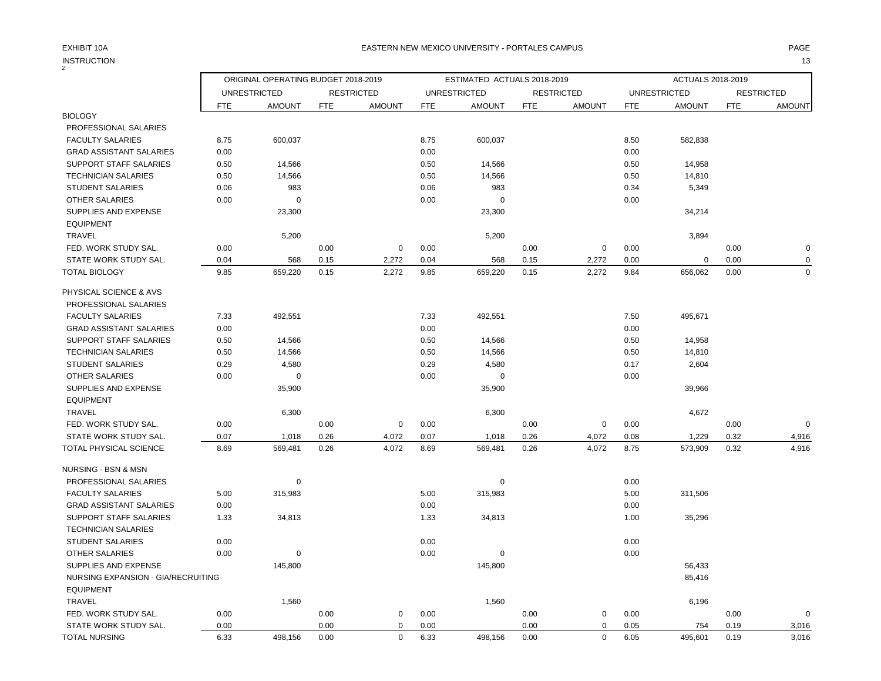EXHIBIT 10A

INSTRUCTION

EASTERN NEW MEXICO UNIVERSITY - PORTALES CAMPUS

| | ORIGINAL OPERATING BUDGET 2018-2019 | | | | ESTIMATED ACTUALS 2018-2019 | | | | ACTUALS 2018-2019 | | | |
|---|---|---|---|---|---|---|---|---|---|---|---|---|
| | UNRESTRICTED | | RESTRICTED | | UNRESTRICTED | | RESTRICTED | | UNRESTRICTED | | RESTRICTED | |
| | FTE | AMOUNT | FTE | AMOUNT | FTE | AMOUNT | FTE | AMOUNT | FTE | AMOUNT | FTE | AMOUNT |
| BIOLOGY | | | | | | | | | | | | |
| PROFESSIONAL SALARIES | | | | | | | | | | | | |
| FACULTY SALARIES | 8.75 | 600,037 | | | 8.75 | 600,037 | | | 8.50 | 582,838 | | |
| GRAD ASSISTANT SALARIES | 0.00 | | | | 0.00 | | | | 0.00 | | | |
| SUPPORT STAFF SALARIES | 0.50 | 14,566 | | | 0.50 | 14,566 | | | 0.50 | 14,958 | | |
| TECHNICIAN SALARIES | 0.50 | 14,566 | | | 0.50 | 14,566 | | | 0.50 | 14,810 | | |
| STUDENT SALARIES | 0.06 | 983 | | | 0.06 | 983 | | | 0.34 | 5,349 | | |
| OTHER SALARIES | 0.00 | 0 | | | 0.00 | 0 | | | 0.00 | | | |
| SUPPLIES AND EXPENSE | | 23,300 | | | | 23,300 | | | | 34,214 | | |
| EQUIPMENT | | | | | | | | | | | | |
| TRAVEL | | 5,200 | | | | 5,200 | | | | 3,894 | | |
| FED. WORK STUDY SAL. | 0.00 | | 0.00 | 0 | 0.00 | | 0.00 | 0 | 0.00 | | 0.00 | 0 |
| STATE WORK STUDY SAL. | 0.04 | 568 | 0.15 | 2,272 | 0.04 | 568 | 0.15 | 2,272 | 0.00 | 0 | 0.00 | 0 |
| TOTAL BIOLOGY | 9.85 | 659,220 | 0.15 | 2,272 | 9.85 | 659,220 | 0.15 | 2,272 | 9.84 | 656,062 | 0.00 | 0 |
| PHYSICAL SCIENCE & AVS | | | | | | | | | | | | |
| PROFESSIONAL SALARIES | | | | | | | | | | | | |
| FACULTY SALARIES | 7.33 | 492,551 | | | 7.33 | 492,551 | | | 7.50 | 495,671 | | |
| GRAD ASSISTANT SALARIES | 0.00 | | | | 0.00 | | | | 0.00 | | | |
| SUPPORT STAFF SALARIES | 0.50 | 14,566 | | | 0.50 | 14,566 | | | 0.50 | 14,958 | | |
| TECHNICIAN SALARIES | 0.50 | 14,566 | | | 0.50 | 14,566 | | | 0.50 | 14,810 | | |
| STUDENT SALARIES | 0.29 | 4,580 | | | 0.29 | 4,580 | | | 0.17 | 2,604 | | |
| OTHER SALARIES | 0.00 | 0 | | | 0.00 | 0 | | | 0.00 | | | |
| SUPPLIES AND EXPENSE | | 35,900 | | | | 35,900 | | | | 39,966 | | |
| EQUIPMENT | | | | | | | | | | | | |
| TRAVEL | | 6,300 | | | | 6,300 | | | | 4,672 | | |
| FED. WORK STUDY SAL. | 0.00 | | 0.00 | 0 | 0.00 | | 0.00 | 0 | 0.00 | | 0.00 | 0 |
| STATE WORK STUDY SAL. | 0.07 | 1,018 | 0.26 | 4,072 | 0.07 | 1,018 | 0.26 | 4,072 | 0.08 | 1,229 | 0.32 | 4,916 |
| TOTAL PHYSICAL SCIENCE | 8.69 | 569,481 | 0.26 | 4,072 | 8.69 | 569,481 | 0.26 | 4,072 | 8.75 | 573,909 | 0.32 | 4,916 |
| NURSING - BSN & MSN | | | | | | | | | | | | |
| PROFESSIONAL SALARIES | | 0 | | | | 0 | | | 0.00 | | | |
| FACULTY SALARIES | 5.00 | 315,983 | | | 5.00 | 315,983 | | | 5.00 | 311,506 | | |
| GRAD ASSISTANT SALARIES | 0.00 | | | | 0.00 | | | | 0.00 | | | |
| SUPPORT STAFF SALARIES | 1.33 | 34,813 | | | 1.33 | 34,813 | | | 1.00 | 35,296 | | |
| TECHNICIAN SALARIES | | | | | | | | | | | | |
| STUDENT SALARIES | 0.00 | | | | 0.00 | | | | 0.00 | | | |
| OTHER SALARIES | 0.00 | 0 | | | 0.00 | 0 | | | 0.00 | | | |
| SUPPLIES AND EXPENSE | | 145,800 | | | | 145,800 | | | | 56,433 | | |
| NURSING EXPANSION - GIA/RECRUITING | | | | | | | | | | 85,416 | | |
| EQUIPMENT | | | | | | | | | | | | |
| TRAVEL | | 1,560 | | | | 1,560 | | | | 6,196 | | |
| FED. WORK STUDY SAL. | 0.00 | | 0.00 | 0 | 0.00 | | 0.00 | 0 | 0.00 | | 0.00 | 0 |
| STATE WORK STUDY SAL. | 0.00 | | 0.00 | 0 | 0.00 | | 0.00 | 0 | 0.05 | 754 | 0.19 | 3,016 |
| TOTAL NURSING | 6.33 | 498,156 | 0.00 | 0 | 6.33 | 498,156 | 0.00 | 0 | 6.05 | 495,601 | 0.19 | 3,016 |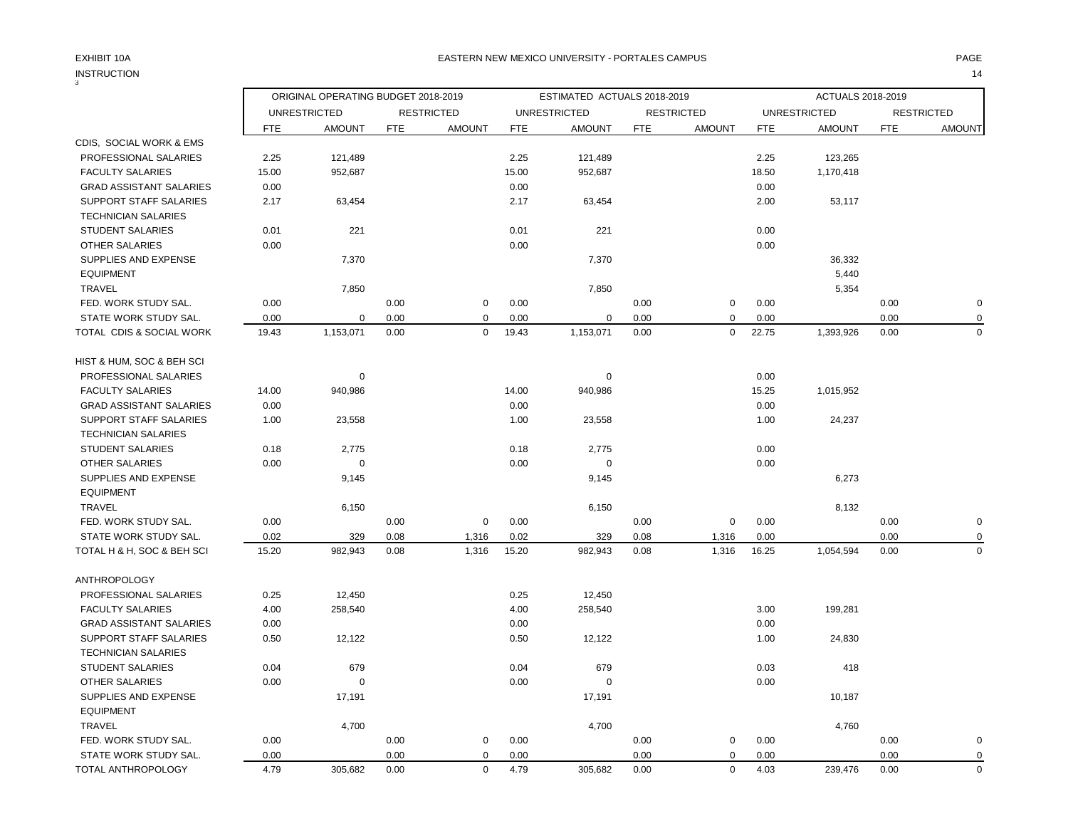EXHIBIT 10A

EASTERN NEW MEXICO UNIVERSITY - PORTALES CAMPUS

INSTRUCTION

| | ORIGINAL OPERATING BUDGET 2018-2019 | | | | ESTIMATED ACTUALS 2018-2019 | | | | ACTUALS 2018-2019 | | | |
|---|---|---|---|---|---|---|---|---|---|---|---|---|
| | UNRESTRICTED | | RESTRICTED | | UNRESTRICTED | | RESTRICTED | | UNRESTRICTED | | RESTRICTED | |
| | FTE | AMOUNT | FTE | AMOUNT | FTE | AMOUNT | FTE | AMOUNT | FTE | AMOUNT | FTE | AMOUNT |
| CDIS, SOCIAL WORK & EMS | | | | | | | | | | | | |
| PROFESSIONAL SALARIES | 2.25 | 121,489 | | | 2.25 | 121,489 | | | 2.25 | 123,265 | | |
| FACULTY SALARIES | 15.00 | 952,687 | | | 15.00 | 952,687 | | | 18.50 | 1,170,418 | | |
| GRAD ASSISTANT SALARIES | 0.00 | | | | 0.00 | | | | 0.00 | | | |
| SUPPORT STAFF SALARIES | 2.17 | 63,454 | | | 2.17 | 63,454 | | | 2.00 | 53,117 | | |
| TECHNICIAN SALARIES | | | | | | | | | | | | |
| STUDENT SALARIES | 0.01 | 221 | | | 0.01 | 221 | | | 0.00 | | | |
| OTHER SALARIES | 0.00 | | | | 0.00 | | | | 0.00 | | | |
| SUPPLIES AND EXPENSE | | 7,370 | | | | 7,370 | | | | 36,332 | | |
| EQUIPMENT | | | | | | | | | | 5,440 | | |
| TRAVEL | | 7,850 | | | | 7,850 | | | | 5,354 | | |
| FED. WORK STUDY SAL. | 0.00 | | 0.00 | 0 | 0.00 | | 0.00 | 0 | 0.00 | | 0.00 | 0 |
| STATE WORK STUDY SAL. | 0.00 | 0 | 0.00 | 0 | 0.00 | 0 | 0.00 | 0 | 0.00 | | 0.00 | 0 |
| TOTAL CDIS & SOCIAL WORK | 19.43 | 1,153,071 | 0.00 | 0 | 19.43 | 1,153,071 | 0.00 | 0 | 22.75 | 1,393,926 | 0.00 | 0 |
| HIST & HUM, SOC & BEH SCI | | | | | | | | | | | | |
| PROFESSIONAL SALARIES | | 0 | | | | 0 | | | 0.00 | | | |
| FACULTY SALARIES | 14.00 | 940,986 | | | 14.00 | 940,986 | | | 15.25 | 1,015,952 | | |
| GRAD ASSISTANT SALARIES | 0.00 | | | | 0.00 | | | | 0.00 | | | |
| SUPPORT STAFF SALARIES | 1.00 | 23,558 | | | 1.00 | 23,558 | | | 1.00 | 24,237 | | |
| TECHNICIAN SALARIES | | | | | | | | | | | | |
| STUDENT SALARIES | 0.18 | 2,775 | | | 0.18 | 2,775 | | | 0.00 | | | |
| OTHER SALARIES | 0.00 | 0 | | | 0.00 | 0 | | | 0.00 | | | |
| SUPPLIES AND EXPENSE | | 9,145 | | | | 9,145 | | | | 6,273 | | |
| EQUIPMENT | | | | | | | | | | | | |
| TRAVEL | | 6,150 | | | | 6,150 | | | | 8,132 | | |
| FED. WORK STUDY SAL. | 0.00 | | 0.00 | 0 | 0.00 | | 0.00 | 0 | 0.00 | | 0.00 | 0 |
| STATE WORK STUDY SAL. | 0.02 | 329 | 0.08 | 1,316 | 0.02 | 329 | 0.08 | 1,316 | 0.00 | | 0.00 | 0 |
| TOTAL H & H, SOC & BEH SCI | 15.20 | 982,943 | 0.08 | 1,316 | 15.20 | 982,943 | 0.08 | 1,316 | 16.25 | 1,054,594 | 0.00 | 0 |
| ANTHROPOLOGY | | | | | | | | | | | | |
| PROFESSIONAL SALARIES | 0.25 | 12,450 | | | 0.25 | 12,450 | | | | | | |
| FACULTY SALARIES | 4.00 | 258,540 | | | 4.00 | 258,540 | | | 3.00 | 199,281 | | |
| GRAD ASSISTANT SALARIES | 0.00 | | | | 0.00 | | | | 0.00 | | | |
| SUPPORT STAFF SALARIES | 0.50 | 12,122 | | | 0.50 | 12,122 | | | 1.00 | 24,830 | | |
| TECHNICIAN SALARIES | | | | | | | | | | | | |
| STUDENT SALARIES | 0.04 | 679 | | | 0.04 | 679 | | | 0.03 | 418 | | |
| OTHER SALARIES | 0.00 | 0 | | | 0.00 | 0 | | | 0.00 | | | |
| SUPPLIES AND EXPENSE | | 17,191 | | | | 17,191 | | | | 10,187 | | |
| EQUIPMENT | | | | | | | | | | | | |
| TRAVEL | | 4,700 | | | | 4,700 | | | | 4,760 | | |
| FED. WORK STUDY SAL. | 0.00 | | 0.00 | 0 | 0.00 | | 0.00 | 0 | 0.00 | | 0.00 | 0 |
| STATE WORK STUDY SAL. | 0.00 | | 0.00 | 0 | 0.00 | | 0.00 | 0 | 0.00 | | 0.00 | 0 |
| TOTAL ANTHROPOLOGY | 4.79 | 305,682 | 0.00 | 0 | 4.79 | 305,682 | 0.00 | 0 | 4.03 | 239,476 | 0.00 | 0 |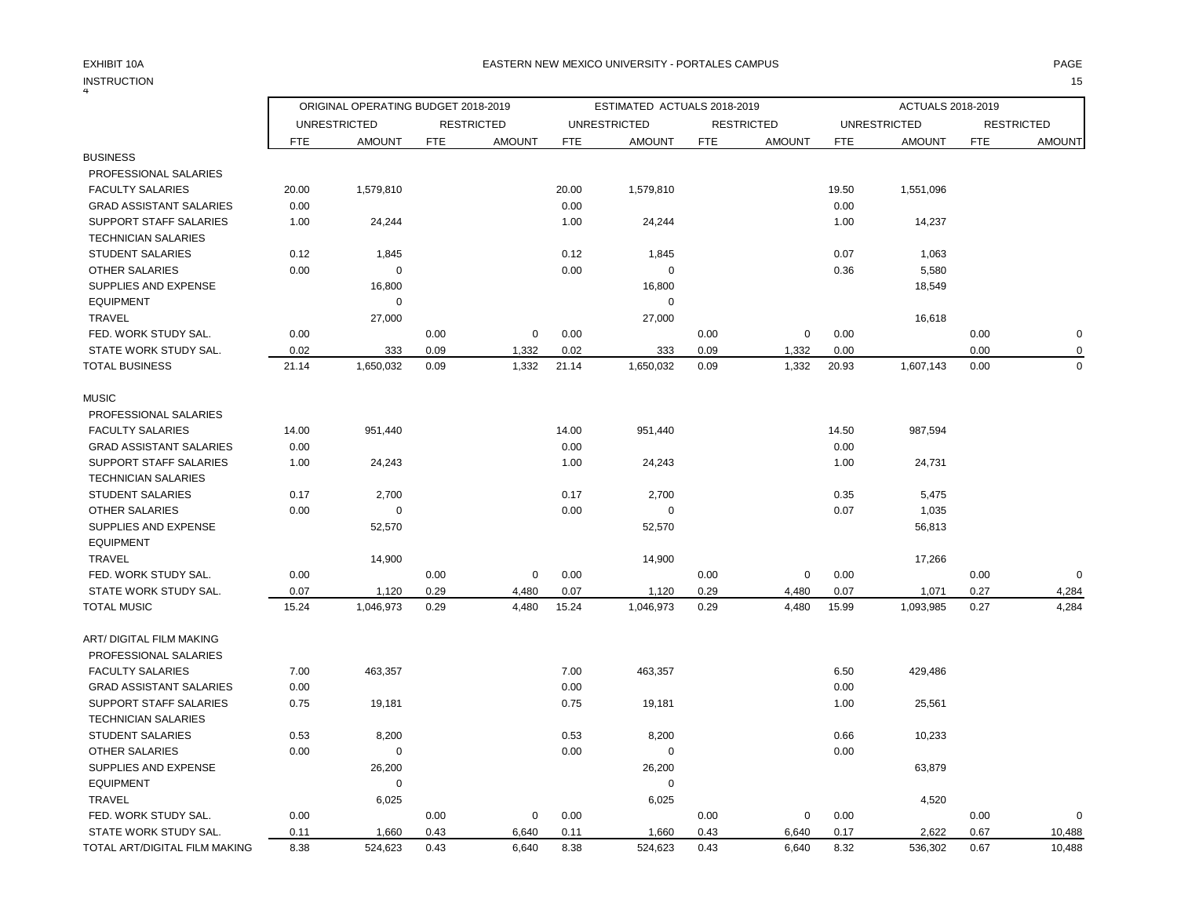EXHIBIT 10A

INSTRUCTION

EASTERN NEW MEXICO UNIVERSITY - PORTALES CAMPUS

| | ORIGINAL OPERATING BUDGET 2018-2019 | | | | ESTIMATED ACTUALS 2018-2019 | | | | ACTUALS 2018-2019 | | | |
|---|---|---|---|---|---|---|---|---|---|---|---|---|
| | UNRESTRICTED | | RESTRICTED | | UNRESTRICTED | | RESTRICTED | | UNRESTRICTED | | RESTRICTED | |
| | FTE | AMOUNT | FTE | AMOUNT | FTE | AMOUNT | FTE | AMOUNT | FTE | AMOUNT | FTE | AMOUNT |
| BUSINESS | | | | | | | | | | | | |
| PROFESSIONAL SALARIES | | | | | | | | | | | | |
| FACULTY SALARIES | 20.00 | 1,579,810 | | | 20.00 | 1,579,810 | | | 19.50 | 1,551,096 | | |
| GRAD ASSISTANT SALARIES | 0.00 | | | | 0.00 | | | | 0.00 | | | |
| SUPPORT STAFF SALARIES | 1.00 | 24,244 | | | 1.00 | 24,244 | | | 1.00 | 14,237 | | |
| TECHNICIAN SALARIES | | | | | | | | | | | | |
| STUDENT SALARIES | 0.12 | 1,845 | | | 0.12 | 1,845 | | | 0.07 | 1,063 | | |
| OTHER SALARIES | 0.00 | 0 | | | 0.00 | 0 | | | 0.36 | 5,580 | | |
| SUPPLIES AND EXPENSE | | 16,800 | | | | 16,800 | | | | 18,549 | | |
| EQUIPMENT | | 0 | | | | 0 | | | | | | |
| TRAVEL | | 27,000 | | | | 27,000 | | | | 16,618 | | |
| FED. WORK STUDY SAL. | 0.00 | | 0.00 | 0 | 0.00 | | 0.00 | 0 | 0.00 | | 0.00 | 0 |
| STATE WORK STUDY SAL. | 0.02 | 333 | 0.09 | 1,332 | 0.02 | 333 | 0.09 | 1,332 | 0.00 | | 0.00 | 0 |
| TOTAL BUSINESS | 21.14 | 1,650,032 | 0.09 | 1,332 | 21.14 | 1,650,032 | 0.09 | 1,332 | 20.93 | 1,607,143 | 0.00 | 0 |
| MUSIC | | | | | | | | | | | | |
| PROFESSIONAL SALARIES | | | | | | | | | | | | |
| FACULTY SALARIES | 14.00 | 951,440 | | | 14.00 | 951,440 | | | 14.50 | 987,594 | | |
| GRAD ASSISTANT SALARIES | 0.00 | | | | 0.00 | | | | 0.00 | | | |
| SUPPORT STAFF SALARIES | 1.00 | 24,243 | | | 1.00 | 24,243 | | | 1.00 | 24,731 | | |
| TECHNICIAN SALARIES | | | | | | | | | | | | |
| STUDENT SALARIES | 0.17 | 2,700 | | | 0.17 | 2,700 | | | 0.35 | 5,475 | | |
| OTHER SALARIES | 0.00 | 0 | | | 0.00 | 0 | | | 0.07 | 1,035 | | |
| SUPPLIES AND EXPENSE | | 52,570 | | | | 52,570 | | | | 56,813 | | |
| EQUIPMENT | | | | | | | | | | | | |
| TRAVEL | | 14,900 | | | | 14,900 | | | | 17,266 | | |
| FED. WORK STUDY SAL. | 0.00 | | 0.00 | 0 | 0.00 | | 0.00 | 0 | 0.00 | | 0.00 | 0 |
| STATE WORK STUDY SAL. | 0.07 | 1,120 | 0.29 | 4,480 | 0.07 | 1,120 | 0.29 | 4,480 | 0.07 | 1,071 | 0.27 | 4,284 |
| TOTAL MUSIC | 15.24 | 1,046,973 | 0.29 | 4,480 | 15.24 | 1,046,973 | 0.29 | 4,480 | 15.99 | 1,093,985 | 0.27 | 4,284 |
| ART/ DIGITAL FILM MAKING | | | | | | | | | | | | |
| PROFESSIONAL SALARIES | | | | | | | | | | | | |
| FACULTY SALARIES | 7.00 | 463,357 | | | 7.00 | 463,357 | | | 6.50 | 429,486 | | |
| GRAD ASSISTANT SALARIES | 0.00 | | | | 0.00 | | | | 0.00 | | | |
| SUPPORT STAFF SALARIES | 0.75 | 19,181 | | | 0.75 | 19,181 | | | 1.00 | 25,561 | | |
| TECHNICIAN SALARIES | | | | | | | | | | | | |
| STUDENT SALARIES | 0.53 | 8,200 | | | 0.53 | 8,200 | | | 0.66 | 10,233 | | |
| OTHER SALARIES | 0.00 | 0 | | | 0.00 | 0 | | | 0.00 | | | |
| SUPPLIES AND EXPENSE | | 26,200 | | | | 26,200 | | | | 63,879 | | |
| EQUIPMENT | | 0 | | | | 0 | | | | | | |
| TRAVEL | | 6,025 | | | | 6,025 | | | | 4,520 | | |
| FED. WORK STUDY SAL. | 0.00 | | 0.00 | 0 | 0.00 | | 0.00 | 0 | 0.00 | | 0.00 | 0 |
| STATE WORK STUDY SAL. | 0.11 | 1,660 | 0.43 | 6,640 | 0.11 | 1,660 | 0.43 | 6,640 | 0.17 | 2,622 | 0.67 | 10,488 |
| TOTAL ART/DIGITAL FILM MAKING | 8.38 | 524,623 | 0.43 | 6,640 | 8.38 | 524,623 | 0.43 | 6,640 | 8.32 | 536,302 | 0.67 | 10,488 |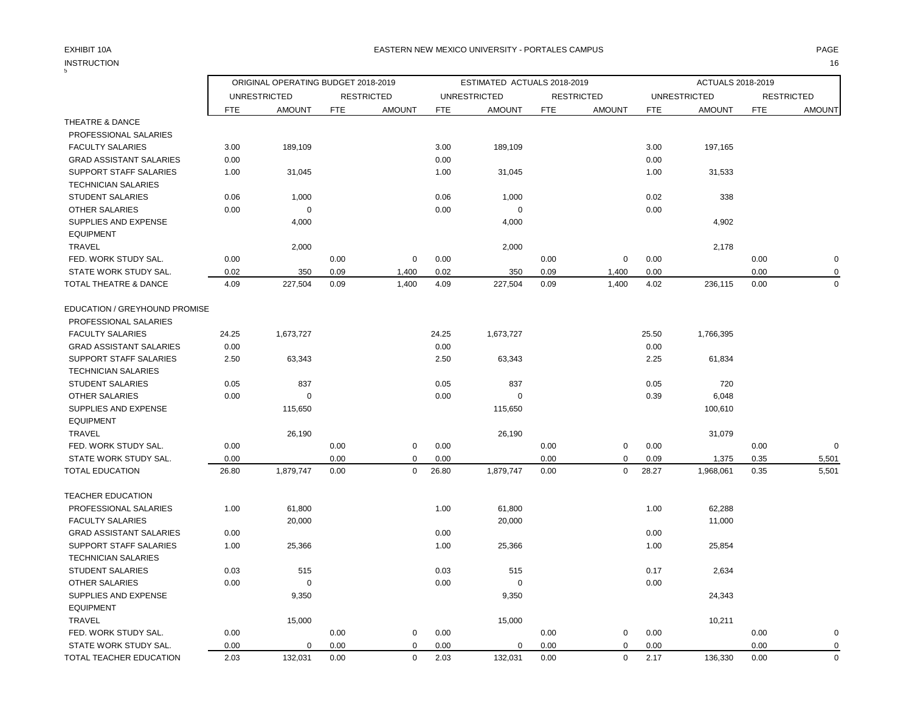EXHIBIT 10A

INSTRUCTION

EASTERN NEW MEXICO UNIVERSITY - PORTALES CAMPUS

| | ORIGINAL OPERATING BUDGET 2018-2019 | | | | ESTIMATED ACTUALS 2018-2019 | | | | ACTUALS 2018-2019 | | | |
|---|---|---|---|---|---|---|---|---|---|---|---|---|
| | UNRESTRICTED | | RESTRICTED | | UNRESTRICTED | | RESTRICTED | | UNRESTRICTED | | RESTRICTED | |
| | FTE | AMOUNT | FTE | AMOUNT | FTE | AMOUNT | FTE | AMOUNT | FTE | AMOUNT | FTE | AMOUNT |
| THEATRE & DANCE | | | | | | | | | | | | |
| PROFESSIONAL SALARIES | | | | | | | | | | | | |
| FACULTY SALARIES | 3.00 | 189,109 | | | 3.00 | 189,109 | | | 3.00 | 197,165 | | |
| GRAD ASSISTANT SALARIES | 0.00 | | | | 0.00 | | | | 0.00 | | | |
| SUPPORT STAFF SALARIES | 1.00 | 31,045 | | | 1.00 | 31,045 | | | 1.00 | 31,533 | | |
| TECHNICIAN SALARIES | | | | | | | | | | | | |
| STUDENT SALARIES | 0.06 | 1,000 | | | 0.06 | 1,000 | | | 0.02 | 338 | | |
| OTHER SALARIES | 0.00 | 0 | | | 0.00 | 0 | | | 0.00 | | | |
| SUPPLIES AND EXPENSE | | 4,000 | | | | 4,000 | | | | 4,902 | | |
| EQUIPMENT | | | | | | | | | | | | |
| TRAVEL | | 2,000 | | | | 2,000 | | | | 2,178 | | |
| FED. WORK STUDY SAL. | 0.00 | | 0.00 | 0 | 0.00 | | 0.00 | 0 | 0.00 | | 0.00 | 0 |
| STATE WORK STUDY SAL. | 0.02 | 350 | 0.09 | 1,400 | 0.02 | 350 | 0.09 | 1,400 | 0.00 | | 0.00 | 0 |
| TOTAL THEATRE & DANCE | 4.09 | 227,504 | 0.09 | 1,400 | 4.09 | 227,504 | 0.09 | 1,400 | 4.02 | 236,115 | 0.00 | 0 |
| | | | | | | | | | | | | |
| EDUCATION / GREYHOUND PROMISE | | | | | | | | | | | | |
| PROFESSIONAL SALARIES | | | | | | | | | | | | |
| FACULTY SALARIES | 24.25 | 1,673,727 | | | 24.25 | 1,673,727 | | | 25.50 | 1,766,395 | | |
| GRAD ASSISTANT SALARIES | 0.00 | | | | 0.00 | | | | 0.00 | | | |
| SUPPORT STAFF SALARIES | 2.50 | 63,343 | | | 2.50 | 63,343 | | | 2.25 | 61,834 | | |
| TECHNICIAN SALARIES | | | | | | | | | | | | |
| STUDENT SALARIES | 0.05 | 837 | | | 0.05 | 837 | | | 0.05 | 720 | | |
| OTHER SALARIES | 0.00 | 0 | | | 0.00 | 0 | | | 0.39 | 6,048 | | |
| SUPPLIES AND EXPENSE | | 115,650 | | | | 115,650 | | | | 100,610 | | |
| EQUIPMENT | | | | | | | | | | | | |
| TRAVEL | | 26,190 | | | | 26,190 | | | | 31,079 | | |
| FED. WORK STUDY SAL. | 0.00 | | 0.00 | 0 | 0.00 | | 0.00 | 0 | 0.00 | | 0.00 | 0 |
| STATE WORK STUDY SAL. | 0.00 | | 0.00 | 0 | 0.00 | | 0.00 | 0 | 0.09 | 1,375 | 0.35 | 5,501 |
| TOTAL EDUCATION | 26.80 | 1,879,747 | 0.00 | 0 | 26.80 | 1,879,747 | 0.00 | 0 | 28.27 | 1,968,061 | 0.35 | 5,501 |
| | | | | | | | | | | | | |
| TEACHER EDUCATION | | | | | | | | | | | | |
| PROFESSIONAL SALARIES | 1.00 | 61,800 | | | 1.00 | 61,800 | | | 1.00 | 62,288 | | |
| FACULTY SALARIES | | 20,000 | | | | 20,000 | | | | 11,000 | | |
| GRAD ASSISTANT SALARIES | 0.00 | | | | 0.00 | | | | 0.00 | | | |
| SUPPORT STAFF SALARIES | 1.00 | 25,366 | | | 1.00 | 25,366 | | | 1.00 | 25,854 | | |
| TECHNICIAN SALARIES | | | | | | | | | | | | |
| STUDENT SALARIES | 0.03 | 515 | | | 0.03 | 515 | | | 0.17 | 2,634 | | |
| OTHER SALARIES | 0.00 | 0 | | | 0.00 | 0 | | | 0.00 | | | |
| SUPPLIES AND EXPENSE | | 9,350 | | | | 9,350 | | | | 24,343 | | |
| EQUIPMENT | | | | | | | | | | | | |
| TRAVEL | | 15,000 | | | | 15,000 | | | | 10,211 | | |
| FED. WORK STUDY SAL. | 0.00 | | 0.00 | 0 | 0.00 | | 0.00 | 0 | 0.00 | | 0.00 | 0 |
| STATE WORK STUDY SAL. | 0.00 | 0 | 0.00 | 0 | 0.00 | 0 | 0.00 | 0 | 0.00 | | 0.00 | 0 |
| TOTAL TEACHER EDUCATION | 2.03 | 132,031 | 0.00 | 0 | 2.03 | 132,031 | 0.00 | 0 | 2.17 | 136,330 | 0.00 | 0 |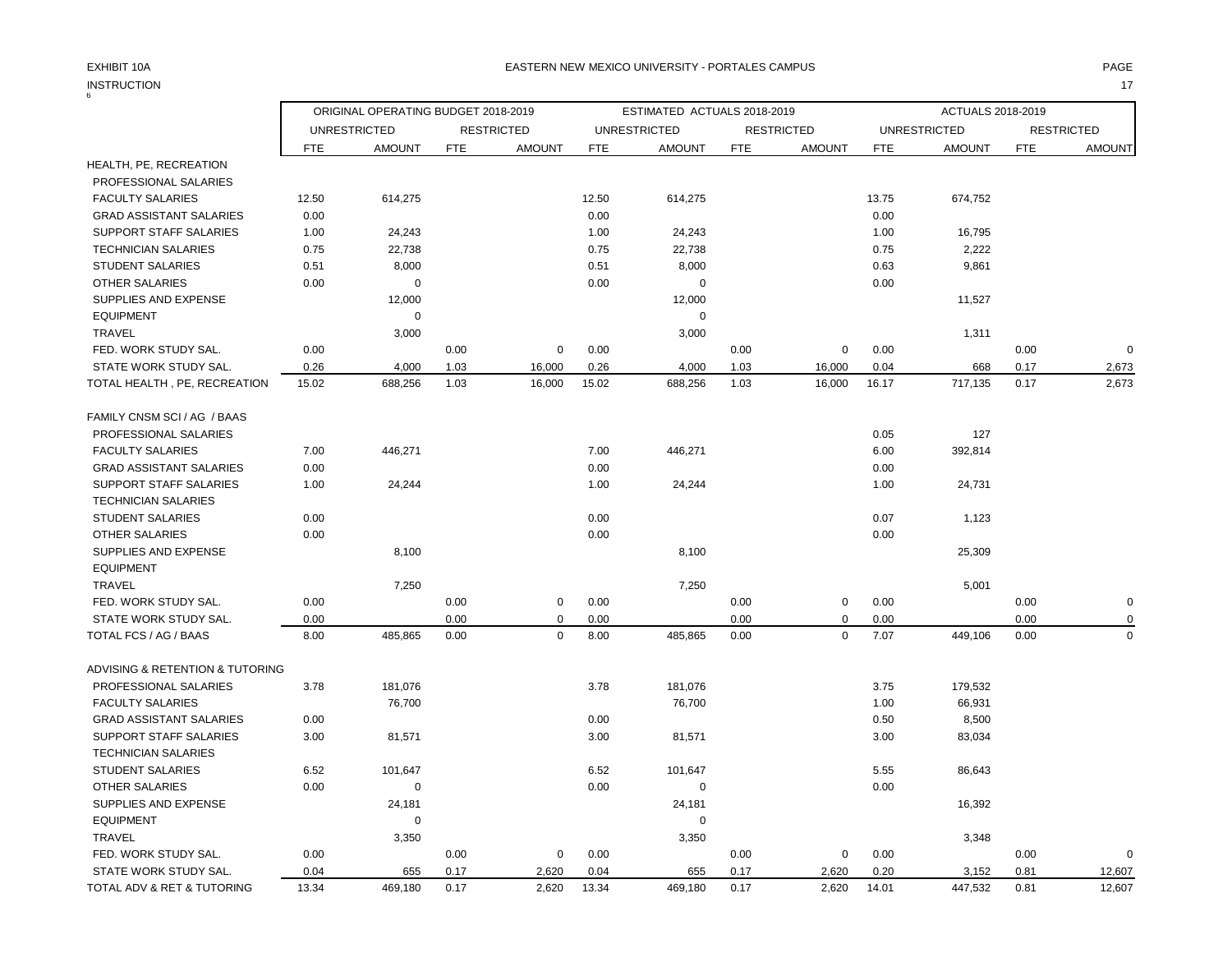EXHIBIT 10A

INSTRUCTION

# EASTERN NEW MEXICO UNIVERSITY - PORTALES CAMPUS

| | ORIGINAL OPERATING BUDGET 2018-2019 | | | | ESTIMATED ACTUALS 2018-2019 | | | | ACTUALS 2018-2019 | | | |
|---|---|---|---|---|---|---|---|---|---|---|---|---|
| | UNRESTRICTED | | RESTRICTED | | UNRESTRICTED | | RESTRICTED | | UNRESTRICTED | | RESTRICTED | |
| | FTE | AMOUNT | FTE | AMOUNT | FTE | AMOUNT | FTE | AMOUNT | FTE | AMOUNT | FTE | AMOUNT |
| HEALTH, PE, RECREATION | | | | | | | | | | | | |
| PROFESSIONAL SALARIES | | | | | | | | | | | | |
| FACULTY SALARIES | 12.50 | 614,275 | | | 12.50 | 614,275 | | | 13.75 | 674,752 | | |
| GRAD ASSISTANT SALARIES | 0.00 | | | | 0.00 | | | | 0.00 | | | |
| SUPPORT STAFF SALARIES | 1.00 | 24,243 | | | 1.00 | 24,243 | | | 1.00 | 16,795 | | |
| TECHNICIAN SALARIES | 0.75 | 22,738 | | | 0.75 | 22,738 | | | 0.75 | 2,222 | | |
| STUDENT SALARIES | 0.51 | 8,000 | | | 0.51 | 8,000 | | | 0.63 | 9,861 | | |
| OTHER SALARIES | 0.00 | 0 | | | 0.00 | 0 | | | 0.00 | | | |
| SUPPLIES AND EXPENSE | | 12,000 | | | | 12,000 | | | | 11,527 | | |
| EQUIPMENT | | 0 | | | | 0 | | | | | | |
| TRAVEL | | 3,000 | | | | 3,000 | | | | 1,311 | | |
| FED. WORK STUDY SAL. | 0.00 | | 0.00 | 0 | 0.00 | | 0.00 | 0 | 0.00 | | 0.00 | 0 |
| STATE WORK STUDY SAL. | 0.26 | 4,000 | 1.03 | 16,000 | 0.26 | 4,000 | 1.03 | 16,000 | 0.04 | 668 | 0.17 | 2,673 |
| TOTAL HEALTH , PE, RECREATION | 15.02 | 688,256 | 1.03 | 16,000 | 15.02 | 688,256 | 1.03 | 16,000 | 16.17 | 717,135 | 0.17 | 2,673 |
| | | | | | | | | | | | | |
| FAMILY CNSM SCI / AG / BAAS | | | | | | | | | | | | |
| PROFESSIONAL SALARIES | | | | | | | | | 0.05 | 127 | | |
| FACULTY SALARIES | 7.00 | 446,271 | | | 7.00 | 446,271 | | | 6.00 | 392,814 | | |
| GRAD ASSISTANT SALARIES | 0.00 | | | | 0.00 | | | | 0.00 | | | |
| SUPPORT STAFF SALARIES | 1.00 | 24,244 | | | 1.00 | 24,244 | | | 1.00 | 24,731 | | |
| TECHNICIAN SALARIES | | | | | | | | | | | | |
| STUDENT SALARIES | 0.00 | | | | 0.00 | | | | 0.07 | 1,123 | | |
| OTHER SALARIES | 0.00 | | | | 0.00 | | | | 0.00 | | | |
| SUPPLIES AND EXPENSE | | 8,100 | | | | 8,100 | | | | 25,309 | | |
| EQUIPMENT | | | | | | | | | | | | |
| TRAVEL | | 7,250 | | | | 7,250 | | | | 5,001 | | |
| FED. WORK STUDY SAL. | 0.00 | | 0.00 | 0 | 0.00 | | 0.00 | 0 | 0.00 | | 0.00 | 0 |
| STATE WORK STUDY SAL. | 0.00 | | 0.00 | 0 | 0.00 | | 0.00 | 0 | 0.00 | | 0.00 | 0 |
| TOTAL FCS / AG / BAAS | 8.00 | 485,865 | 0.00 | 0 | 8.00 | 485,865 | 0.00 | 0 | 7.07 | 449,106 | 0.00 | 0 |
| | | | | | | | | | | | | |
| ADVISING & RETENTION & TUTORING | | | | | | | | | | | | |
| PROFESSIONAL SALARIES | 3.78 | 181,076 | | | 3.78 | 181,076 | | | 3.75 | 179,532 | | |
| FACULTY SALARIES | | 76,700 | | | | 76,700 | | | 1.00 | 66,931 | | |
| GRAD ASSISTANT SALARIES | 0.00 | | | | 0.00 | | | | 0.50 | 8,500 | | |
| SUPPORT STAFF SALARIES | 3.00 | 81,571 | | | 3.00 | 81,571 | | | 3.00 | 83,034 | | |
| TECHNICIAN SALARIES | | | | | | | | | | | | |
| STUDENT SALARIES | 6.52 | 101,647 | | | 6.52 | 101,647 | | | 5.55 | 86,643 | | |
| OTHER SALARIES | 0.00 | 0 | | | 0.00 | 0 | | | 0.00 | | | |
| SUPPLIES AND EXPENSE | | 24,181 | | | | 24,181 | | | | 16,392 | | |
| EQUIPMENT | | 0 | | | | 0 | | | | | | |
| TRAVEL | | 3,350 | | | | 3,350 | | | | 3,348 | | |
| FED. WORK STUDY SAL. | 0.00 | | 0.00 | 0 | 0.00 | | 0.00 | 0 | 0.00 | | 0.00 | 0 |
| STATE WORK STUDY SAL. | 0.04 | 655 | 0.17 | 2,620 | 0.04 | 655 | 0.17 | 2,620 | 0.20 | 3,152 | 0.81 | 12,607 |
| TOTAL ADV & RET & TUTORING | 13.34 | 469,180 | 0.17 | 2,620 | 13.34 | 469,180 | 0.17 | 2,620 | 14.01 | 447,532 | 0.81 | 12,607 |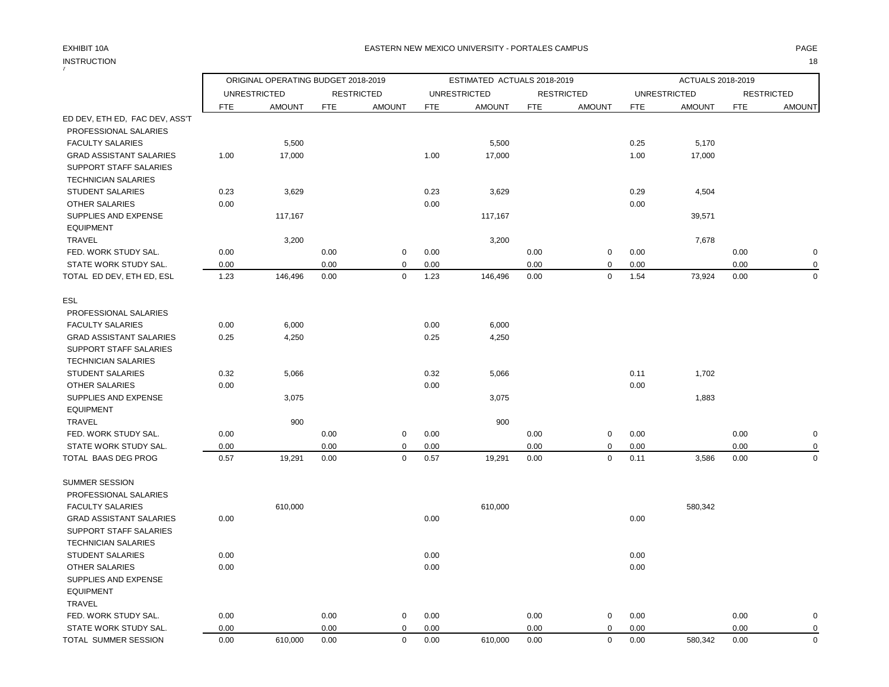EXHIBIT 10A

INSTRUCTION

# EASTERN NEW MEXICO UNIVERSITY - PORTALES CAMPUS

| | ORIGINAL OPERATING BUDGET 2018-2019 | | | | ESTIMATED ACTUALS 2018-2019 | | | | ACTUALS 2018-2019 | | | |
|---|---|---|---|---|---|---|---|---|---|---|---|---|
| | UNRESTRICTED | | RESTRICTED | | UNRESTRICTED | | RESTRICTED | | UNRESTRICTED | | RESTRICTED | |
| | FTE | AMOUNT | FTE | AMOUNT | FTE | AMOUNT | FTE | AMOUNT | FTE | AMOUNT | FTE | AMOUNT |
| ED DEV, ETH ED, FAC DEV, ASS'T | | | | | | | | | | | | |
| PROFESSIONAL SALARIES | | | | | | | | | | | | |
| FACULTY SALARIES | | 5,500 | | | | 5,500 | | | 0.25 | 5,170 | | |
| GRAD ASSISTANT SALARIES | 1.00 | 17,000 | | | 1.00 | 17,000 | | | 1.00 | 17,000 | | |
| SUPPORT STAFF SALARIES | | | | | | | | | | | | |
| TECHNICIAN SALARIES | | | | | | | | | | | | |
| STUDENT SALARIES | 0.23 | 3,629 | | | 0.23 | 3,629 | | | 0.29 | 4,504 | | |
| OTHER SALARIES | 0.00 | | | | 0.00 | | | | 0.00 | | | |
| SUPPLIES AND EXPENSE | | 117,167 | | | | 117,167 | | | | 39,571 | | |
| EQUIPMENT | | | | | | | | | | | | |
| TRAVEL | | 3,200 | | | | 3,200 | | | | 7,678 | | |
| FED. WORK STUDY SAL. | 0.00 | | 0.00 | 0 | 0.00 | | 0.00 | 0 | 0.00 | | 0.00 | 0 |
| STATE WORK STUDY SAL. | 0.00 | | 0.00 | 0 | 0.00 | | 0.00 | 0 | 0.00 | | 0.00 | 0 |
| TOTAL ED DEV, ETH ED, ESL | 1.23 | 146,496 | 0.00 | 0 | 1.23 | 146,496 | 0.00 | 0 | 1.54 | 73,924 | 0.00 | 0 |
| | | | | | | | | | | | | |
| ESL | | | | | | | | | | | | |
| PROFESSIONAL SALARIES | | | | | | | | | | | | |
| FACULTY SALARIES | 0.00 | 6,000 | | | 0.00 | 6,000 | | | | | | |
| GRAD ASSISTANT SALARIES | 0.25 | 4,250 | | | 0.25 | 4,250 | | | | | | |
| SUPPORT STAFF SALARIES | | | | | | | | | | | | |
| TECHNICIAN SALARIES | | | | | | | | | | | | |
| STUDENT SALARIES | 0.32 | 5,066 | | | 0.32 | 5,066 | | | 0.11 | 1,702 | | |
| OTHER SALARIES | 0.00 | | | | 0.00 | | | | 0.00 | | | |
| SUPPLIES AND EXPENSE | | 3,075 | | | | 3,075 | | | | 1,883 | | |
| EQUIPMENT | | | | | | | | | | | | |
| TRAVEL | | 900 | | | | 900 | | | | | | |
| FED. WORK STUDY SAL. | 0.00 | | 0.00 | 0 | 0.00 | | 0.00 | 0 | 0.00 | | 0.00 | 0 |
| STATE WORK STUDY SAL. | 0.00 | | 0.00 | 0 | 0.00 | | 0.00 | 0 | 0.00 | | 0.00 | 0 |
| TOTAL BAAS DEG PROG | 0.57 | 19,291 | 0.00 | 0 | 0.57 | 19,291 | 0.00 | 0 | 0.11 | 3,586 | 0.00 | 0 |
| | | | | | | | | | | | | |
| SUMMER SESSION | | | | | | | | | | | | |
| PROFESSIONAL SALARIES | | | | | | | | | | | | |
| FACULTY SALARIES | | 610,000 | | | | 610,000 | | | | 580,342 | | |
| GRAD ASSISTANT SALARIES | 0.00 | | | | 0.00 | | | | 0.00 | | | |
| SUPPORT STAFF SALARIES | | | | | | | | | | | | |
| TECHNICIAN SALARIES | | | | | | | | | | | | |
| STUDENT SALARIES | 0.00 | | | | 0.00 | | | | 0.00 | | | |
| OTHER SALARIES | 0.00 | | | | 0.00 | | | | 0.00 | | | |
| SUPPLIES AND EXPENSE | | | | | | | | | | | | |
| EQUIPMENT | | | | | | | | | | | | |
| TRAVEL | | | | | | | | | | | | |
| FED. WORK STUDY SAL. | 0.00 | | 0.00 | 0 | 0.00 | | 0.00 | 0 | 0.00 | | 0.00 | 0 |
| STATE WORK STUDY SAL. | 0.00 | | 0.00 | 0 | 0.00 | | 0.00 | 0 | 0.00 | | 0.00 | 0 |
| TOTAL SUMMER SESSION | 0.00 | 610,000 | 0.00 | 0 | 0.00 | 610,000 | 0.00 | 0 | 0.00 | 580,342 | 0.00 | 0 |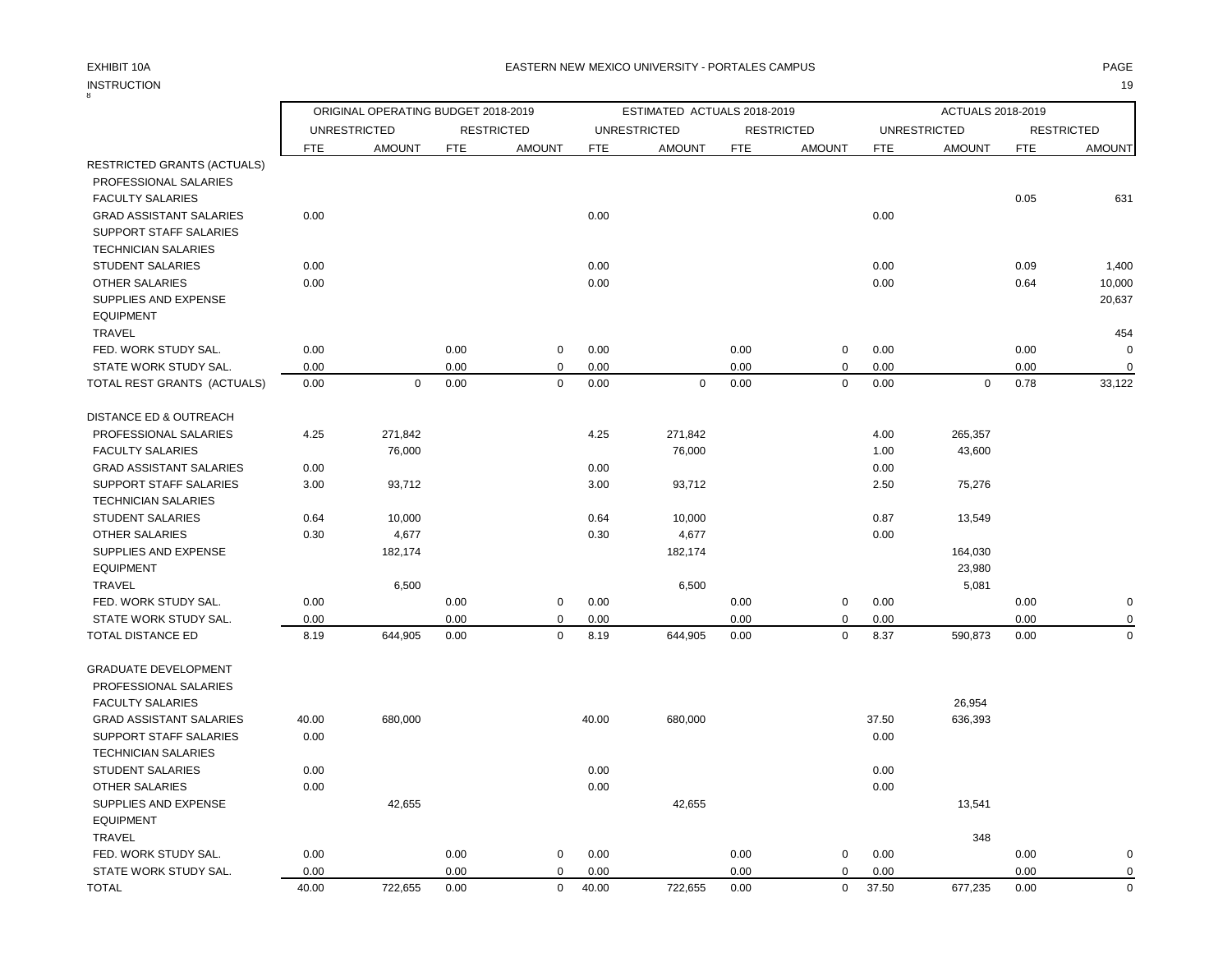EXHIBIT 10A

EASTERN NEW MEXICO UNIVERSITY - PORTALES CAMPUS

INSTRUCTION

| | ORIGINAL OPERATING BUDGET 2018-2019 | | | | ESTIMATED ACTUALS 2018-2019 | | | | ACTUALS 2018-2019 | | | |
|---|---|---|---|---|---|---|---|---|---|---|---|---|
| | UNRESTRICTED | | RESTRICTED | | UNRESTRICTED | | RESTRICTED | | UNRESTRICTED | | RESTRICTED | |
| | FTE | AMOUNT | FTE | AMOUNT | FTE | AMOUNT | FTE | AMOUNT | FTE | AMOUNT | FTE | AMOUNT |
| RESTRICTED GRANTS (ACTUALS) | | | | | | | | | | | | |
| PROFESSIONAL SALARIES | | | | | | | | | | | | |
| FACULTY SALARIES | | | | | | | | | | | 0.05 | 631 |
| GRAD ASSISTANT SALARIES | 0.00 | | | | 0.00 | | | | 0.00 | | | |
| SUPPORT STAFF SALARIES | | | | | | | | | | | | |
| TECHNICIAN SALARIES | | | | | | | | | | | | |
| STUDENT SALARIES | 0.00 | | | | 0.00 | | | | 0.00 | | 0.09 | 1,400 |
| OTHER SALARIES | 0.00 | | | | 0.00 | | | | 0.00 | | 0.64 | 10,000 |
| SUPPLIES AND EXPENSE | | | | | | | | | | | | 20,637 |
| EQUIPMENT | | | | | | | | | | | | |
| TRAVEL | | | | | | | | | | | | 454 |
| FED. WORK STUDY SAL. | 0.00 | | 0.00 | 0 | 0.00 | | 0.00 | 0 | 0.00 | | 0.00 | 0 |
| STATE WORK STUDY SAL. | 0.00 | | 0.00 | 0 | 0.00 | | 0.00 | 0 | 0.00 | | 0.00 | 0 |
| TOTAL REST GRANTS (ACTUALS) | 0.00 | 0 | 0.00 | 0 | 0.00 | 0 | 0.00 | 0 | 0.00 | 0 | 0.78 | 33,122 |
| | | | | | | | | | | | | |
| DISTANCE ED & OUTREACH | | | | | | | | | | | | |
| PROFESSIONAL SALARIES | 4.25 | 271,842 | | | 4.25 | 271,842 | | | 4.00 | 265,357 | | |
| FACULTY SALARIES | | 76,000 | | | | 76,000 | | | 1.00 | 43,600 | | |
| GRAD ASSISTANT SALARIES | 0.00 | | | | 0.00 | | | | 0.00 | | | |
| SUPPORT STAFF SALARIES | 3.00 | 93,712 | | | 3.00 | 93,712 | | | 2.50 | 75,276 | | |
| TECHNICIAN SALARIES | | | | | | | | | | | | |
| STUDENT SALARIES | 0.64 | 10,000 | | | 0.64 | 10,000 | | | 0.87 | 13,549 | | |
| OTHER SALARIES | 0.30 | 4,677 | | | 0.30 | 4,677 | | | 0.00 | | | |
| SUPPLIES AND EXPENSE | | 182,174 | | | | 182,174 | | | | 164,030 | | |
| EQUIPMENT | | | | | | | | | | 23,980 | | |
| TRAVEL | | 6,500 | | | | 6,500 | | | | 5,081 | | |
| FED. WORK STUDY SAL. | 0.00 | | 0.00 | 0 | 0.00 | | 0.00 | 0 | 0.00 | | 0.00 | 0 |
| STATE WORK STUDY SAL. | 0.00 | | 0.00 | 0 | 0.00 | | 0.00 | 0 | 0.00 | | 0.00 | 0 |
| TOTAL DISTANCE ED | 8.19 | 644,905 | 0.00 | 0 | 8.19 | 644,905 | 0.00 | 0 | 8.37 | 590,873 | 0.00 | 0 |
| | | | | | | | | | | | | |
| GRADUATE DEVELOPMENT | | | | | | | | | | | | |
| PROFESSIONAL SALARIES | | | | | | | | | | | | |
| FACULTY SALARIES | | | | | | | | | | 26,954 | | |
| GRAD ASSISTANT SALARIES | 40.00 | 680,000 | | | 40.00 | 680,000 | | | 37.50 | 636,393 | | |
| SUPPORT STAFF SALARIES | 0.00 | | | | | | | | 0.00 | | | |
| TECHNICIAN SALARIES | | | | | | | | | | | | |
| STUDENT SALARIES | 0.00 | | | | 0.00 | | | | 0.00 | | | |
| OTHER SALARIES | 0.00 | | | | 0.00 | | | | 0.00 | | | |
| SUPPLIES AND EXPENSE | | 42,655 | | | | 42,655 | | | | 13,541 | | |
| EQUIPMENT | | | | | | | | | | | | |
| TRAVEL | | | | | | | | | | 348 | | |
| FED. WORK STUDY SAL. | 0.00 | | 0.00 | 0 | 0.00 | | 0.00 | 0 | 0.00 | | 0.00 | 0 |
| STATE WORK STUDY SAL. | 0.00 | | 0.00 | 0 | 0.00 | | 0.00 | 0 | 0.00 | | 0.00 | 0 |
| TOTAL | 40.00 | 722,655 | 0.00 | 0 | 40.00 | 722,655 | 0.00 | 0 | 37.50 | 677,235 | 0.00 | 0 |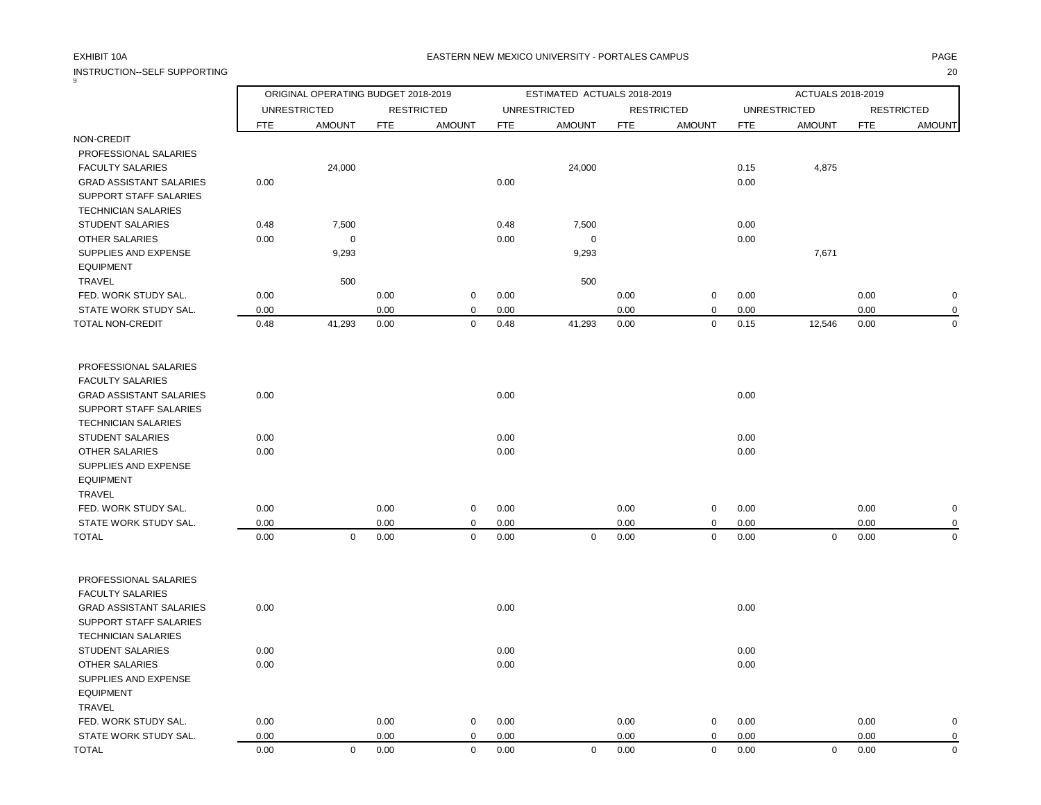EXHIBIT 10A

EASTERN NEW MEXICO UNIVERSITY - PORTALES CAMPUS

INSTRUCTION--SELF SUPPORTING

| | ORIGINAL OPERATING BUDGET 2018-2019 | | | | ESTIMATED ACTUALS 2018-2019 | | | | ACTUALS 2018-2019 | | | |
|---|---|---|---|---|---|---|---|---|---|---|---|---|
| | UNRESTRICTED | | RESTRICTED | | UNRESTRICTED | | RESTRICTED | | UNRESTRICTED | | RESTRICTED | |
| | FTE | AMOUNT | FTE | AMOUNT | FTE | AMOUNT | FTE | AMOUNT | FTE | AMOUNT | FTE | AMOUNT |
| NON-CREDIT | | | | | | | | | | | | |
| PROFESSIONAL SALARIES | | | | | | | | | | | | |
| FACULTY SALARIES | | 24,000 | | | | 24,000 | | | 0.15 | 4,875 | | |
| GRAD ASSISTANT SALARIES | 0.00 | | | | 0.00 | | | | 0.00 | | | |
| SUPPORT STAFF SALARIES | | | | | | | | | | | | |
| TECHNICIAN SALARIES | | | | | | | | | | | | |
| STUDENT SALARIES | 0.48 | 7,500 | | | 0.48 | 7,500 | | | 0.00 | | | |
| OTHER SALARIES | 0.00 | 0 | | | 0.00 | 0 | | | 0.00 | | | |
| SUPPLIES AND EXPENSE | | 9,293 | | | | 9,293 | | | | 7,671 | | |
| EQUIPMENT | | | | | | | | | | | | |
| TRAVEL | | 500 | | | | 500 | | | | | | |
| FED. WORK STUDY SAL. | 0.00 | | 0.00 | 0 | 0.00 | | 0.00 | 0 | 0.00 | | 0.00 | 0 |
| STATE WORK STUDY SAL. | 0.00 | | 0.00 | 0 | 0.00 | | 0.00 | 0 | 0.00 | | 0.00 | 0 |
| TOTAL NON-CREDIT | 0.48 | 41,293 | 0.00 | 0 | 0.48 | 41,293 | 0.00 | 0 | 0.15 | 12,546 | 0.00 | 0 |
| | | | | | | | | | | | | |
| PROFESSIONAL SALARIES | | | | | | | | | | | | |
| FACULTY SALARIES | | | | | | | | | | | | |
| GRAD ASSISTANT SALARIES | 0.00 | | | | 0.00 | | | | 0.00 | | | |
| SUPPORT STAFF SALARIES | | | | | | | | | | | | |
| TECHNICIAN SALARIES | | | | | | | | | | | | |
| STUDENT SALARIES | 0.00 | | | | 0.00 | | | | 0.00 | | | |
| OTHER SALARIES | 0.00 | | | | 0.00 | | | | 0.00 | | | |
| SUPPLIES AND EXPENSE | | | | | | | | | | | | |
| EQUIPMENT | | | | | | | | | | | | |
| TRAVEL | | | | | | | | | | | | |
| FED. WORK STUDY SAL. | 0.00 | | 0.00 | 0 | 0.00 | | 0.00 | 0 | 0.00 | | 0.00 | 0 |
| STATE WORK STUDY SAL. | 0.00 | | 0.00 | 0 | 0.00 | | 0.00 | 0 | 0.00 | | 0.00 | 0 |
| TOTAL | 0.00 | 0 | 0.00 | 0 | 0.00 | 0 | 0.00 | 0 | 0.00 | 0 | 0.00 | 0 |
| | | | | | | | | | | | | |
| PROFESSIONAL SALARIES | | | | | | | | | | | | |
| FACULTY SALARIES | | | | | | | | | | | | |
| GRAD ASSISTANT SALARIES | 0.00 | | | | 0.00 | | | | 0.00 | | | |
| SUPPORT STAFF SALARIES | | | | | | | | | | | | |
| TECHNICIAN SALARIES | | | | | | | | | | | | |
| STUDENT SALARIES | 0.00 | | | | 0.00 | | | | 0.00 | | | |
| OTHER SALARIES | 0.00 | | | | 0.00 | | | | 0.00 | | | |
| SUPPLIES AND EXPENSE | | | | | | | | | | | | |
| EQUIPMENT | | | | | | | | | | | | |
| TRAVEL | | | | | | | | | | | | |
| FED. WORK STUDY SAL. | 0.00 | | 0.00 | 0 | 0.00 | | 0.00 | 0 | 0.00 | | 0.00 | 0 |
| STATE WORK STUDY SAL. | 0.00 | | 0.00 | 0 | 0.00 | | 0.00 | 0 | 0.00 | | 0.00 | 0 |
| TOTAL | 0.00 | 0 | 0.00 | 0 | 0.00 | 0 | 0.00 | 0 | 0.00 | 0 | 0.00 | 0 |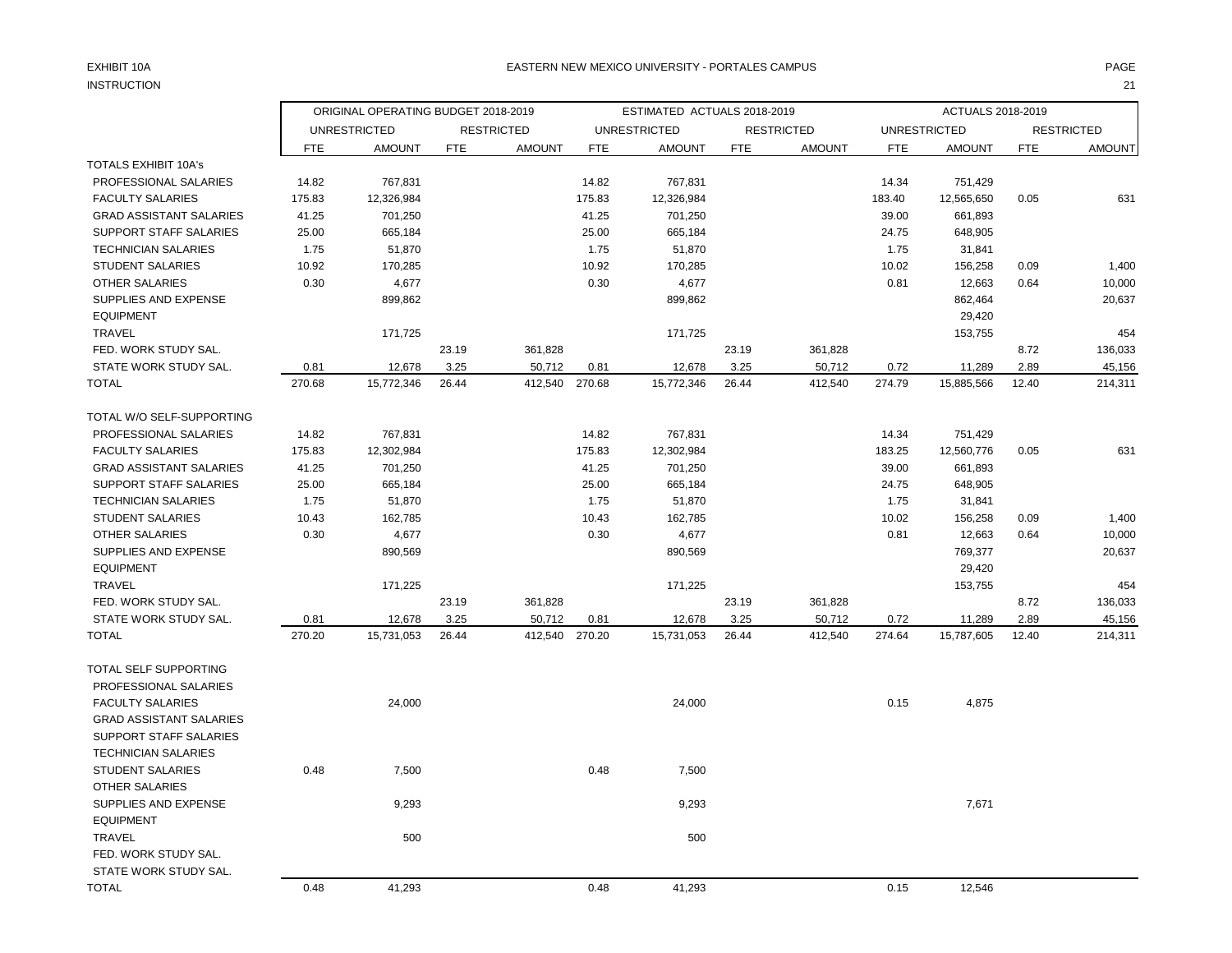EXHIBIT 10A

INSTRUCTION

EASTERN NEW MEXICO UNIVERSITY - PORTALES CAMPUS

| | ORIGINAL OPERATING BUDGET 2018-2019 | | | | ESTIMATED ACTUALS 2018-2019 | | | | ACTUALS 2018-2019 | | | |
|---|---|---|---|---|---|---|---|---|---|---|---|---|
| | UNRESTRICTED | | RESTRICTED | | UNRESTRICTED | | RESTRICTED | | UNRESTRICTED | | RESTRICTED | |
| | FTE | AMOUNT | FTE | AMOUNT | FTE | AMOUNT | FTE | AMOUNT | FTE | AMOUNT | FTE | AMOUNT |
| TOTALS EXHIBIT 10A's | | | | | | | | | | | | |
| PROFESSIONAL SALARIES | 14.82 | 767,831 | | | 14.82 | 767,831 | | | 14.34 | 751,429 | | |
| FACULTY SALARIES | 175.83 | 12,326,984 | | | 175.83 | 12,326,984 | | | 183.40 | 12,565,650 | 0.05 | 631 |
| GRAD ASSISTANT SALARIES | 41.25 | 701,250 | | | 41.25 | 701,250 | | | 39.00 | 661,893 | | |
| SUPPORT STAFF SALARIES | 25.00 | 665,184 | | | 25.00 | 665,184 | | | 24.75 | 648,905 | | |
| TECHNICIAN SALARIES | 1.75 | 51,870 | | | 1.75 | 51,870 | | | 1.75 | 31,841 | | |
| STUDENT SALARIES | 10.92 | 170,285 | | | 10.92 | 170,285 | | | 10.02 | 156,258 | 0.09 | 1,400 |
| OTHER SALARIES | 0.30 | 4,677 | | | 0.30 | 4,677 | | | 0.81 | 12,663 | 0.64 | 10,000 |
| SUPPLIES AND EXPENSE | | 899,862 | | | | 899,862 | | | | 862,464 | | 20,637 |
| EQUIPMENT | | | | | | | | | | 29,420 | | |
| TRAVEL | | 171,725 | | | | 171,725 | | | | 153,755 | | 454 |
| FED. WORK STUDY SAL. | | | 23.19 | 361,828 | | | 23.19 | 361,828 | | | 8.72 | 136,033 |
| STATE WORK STUDY SAL. | 0.81 | 12,678 | 3.25 | 50,712 | 0.81 | 12,678 | 3.25 | 50,712 | 0.72 | 11,289 | 2.89 | 45,156 |
| TOTAL | 270.68 | 15,772,346 | 26.44 | 412,540 | 270.68 | 15,772,346 | 26.44 | 412,540 | 274.79 | 15,885,566 | 12.40 | 214,311 |
| | | | | | | | | | | | | |
| TOTAL W/O SELF-SUPPORTING | | | | | | | | | | | | |
| PROFESSIONAL SALARIES | 14.82 | 767,831 | | | 14.82 | 767,831 | | | 14.34 | 751,429 | | |
| FACULTY SALARIES | 175.83 | 12,302,984 | | | 175.83 | 12,302,984 | | | 183.25 | 12,560,776 | 0.05 | 631 |
| GRAD ASSISTANT SALARIES | 41.25 | 701,250 | | | 41.25 | 701,250 | | | 39.00 | 661,893 | | |
| SUPPORT STAFF SALARIES | 25.00 | 665,184 | | | 25.00 | 665,184 | | | 24.75 | 648,905 | | |
| TECHNICIAN SALARIES | 1.75 | 51,870 | | | 1.75 | 51,870 | | | 1.75 | 31,841 | | |
| STUDENT SALARIES | 10.43 | 162,785 | | | 10.43 | 162,785 | | | 10.02 | 156,258 | 0.09 | 1,400 |
| OTHER SALARIES | 0.30 | 4,677 | | | 0.30 | 4,677 | | | 0.81 | 12,663 | 0.64 | 10,000 |
| SUPPLIES AND EXPENSE | | 890,569 | | | | 890,569 | | | | 769,377 | | 20,637 |
| EQUIPMENT | | | | | | | | | | 29,420 | | |
| TRAVEL | | 171,225 | | | | 171,225 | | | | 153,755 | | 454 |
| FED. WORK STUDY SAL. | | | 23.19 | 361,828 | | | 23.19 | 361,828 | | | 8.72 | 136,033 |
| STATE WORK STUDY SAL. | 0.81 | 12,678 | 3.25 | 50,712 | 0.81 | 12,678 | 3.25 | 50,712 | 0.72 | 11,289 | 2.89 | 45,156 |
| TOTAL | 270.20 | 15,731,053 | 26.44 | 412,540 | 270.20 | 15,731,053 | 26.44 | 412,540 | 274.64 | 15,787,605 | 12.40 | 214,311 |
| | | | | | | | | | | | | |
| TOTAL SELF SUPPORTING | | | | | | | | | | | | |
| PROFESSIONAL SALARIES | | | | | | | | | | | | |
| FACULTY SALARIES | | 24,000 | | | | 24,000 | | | 0.15 | 4,875 | | |
| GRAD ASSISTANT SALARIES | | | | | | | | | | | | |
| SUPPORT STAFF SALARIES | | | | | | | | | | | | |
| TECHNICIAN SALARIES | | | | | | | | | | | | |
| STUDENT SALARIES | 0.48 | 7,500 | | | 0.48 | 7,500 | | | | | | |
| OTHER SALARIES | | | | | | | | | | | | |
| SUPPLIES AND EXPENSE | | 9,293 | | | | 9,293 | | | | 7,671 | | |
| EQUIPMENT | | | | | | | | | | | | |
| TRAVEL | | 500 | | | | 500 | | | | | | |
| FED. WORK STUDY SAL. | | | | | | | | | | | | |
| STATE WORK STUDY SAL. | | | | | | | | | | | | |
| TOTAL | 0.48 | 41,293 | | | 0.48 | 41,293 | | | 0.15 | 12,546 | | |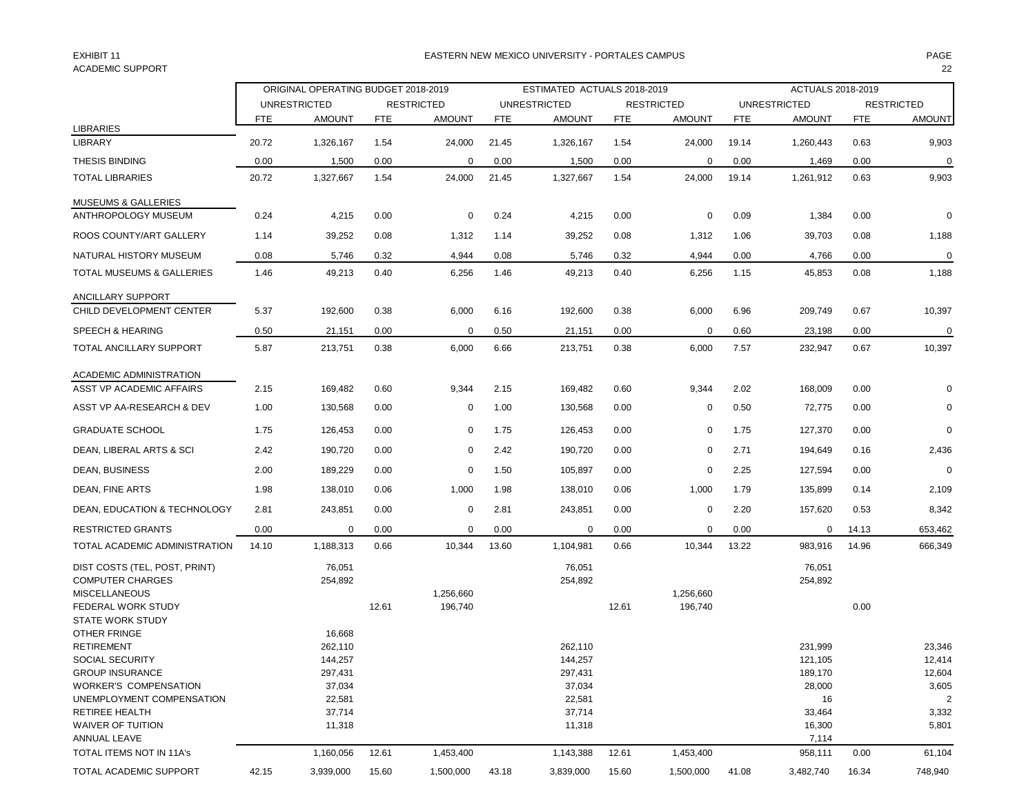EXHIBIT 11
ACADEMIC SUPPORT

EASTERN NEW MEXICO UNIVERSITY - PORTALES CAMPUS

| | ORIGINAL OPERATING BUDGET 2018-2019 | | | | ESTIMATED ACTUALS 2018-2019 | | | | ACTUALS 2018-2019 | | | |
|---|---|---|---|---|---|---|---|---|---|---|---|---|
| | UNRESTRICTED | | RESTRICTED | | UNRESTRICTED | | RESTRICTED | | UNRESTRICTED | | RESTRICTED | |
| | FTE | AMOUNT | FTE | AMOUNT | FTE | AMOUNT | FTE | AMOUNT | FTE | AMOUNT | FTE | AMOUNT |
| **LIBRARIES** | | | | | | | | | | | | |
| LIBRARY | 20.72 | 1,326,167 | 1.54 | 24,000 | 21.45 | 1,326,167 | 1.54 | 24,000 | 19.14 | 1,260,443 | 0.63 | 9,903 |
| THESIS BINDING | 0.00 | 1,500 | 0.00 | 0 | 0.00 | 1,500 | 0.00 | 0 | 0.00 | 1,469 | 0.00 | 0 |
| TOTAL LIBRARIES | 20.72 | 1,327,667 | 1.54 | 24,000 | 21.45 | 1,327,667 | 1.54 | 24,000 | 19.14 | 1,261,912 | 0.63 | 9,903 |
| **MUSEUMS & GALLERIES** | | | | | | | | | | | | |
| ANTHROPOLOGY MUSEUM | 0.24 | 4,215 | 0.00 | 0 | 0.24 | 4,215 | 0.00 | 0 | 0.09 | 1,384 | 0.00 | 0 |
| ROOS COUNTY/ART GALLERY | 1.14 | 39,252 | 0.08 | 1,312 | 1.14 | 39,252 | 0.08 | 1,312 | 1.06 | 39,703 | 0.08 | 1,188 |
| NATURAL HISTORY MUSEUM | 0.08 | 5,746 | 0.32 | 4,944 | 0.08 | 5,746 | 0.32 | 4,944 | 0.00 | 4,766 | 0.00 | 0 |
| TOTAL MUSEUMS & GALLERIES | 1.46 | 49,213 | 0.40 | 6,256 | 1.46 | 49,213 | 0.40 | 6,256 | 1.15 | 45,853 | 0.08 | 1,188 |
| **ANCILLARY SUPPORT** | | | | | | | | | | | | |
| CHILD DEVELOPMENT CENTER | 5.37 | 192,600 | 0.38 | 6,000 | 6.16 | 192,600 | 0.38 | 6,000 | 6.96 | 209,749 | 0.67 | 10,397 |
| SPEECH & HEARING | 0.50 | 21,151 | 0.00 | 0 | 0.50 | 21,151 | 0.00 | 0 | 0.60 | 23,198 | 0.00 | 0 |
| TOTAL ANCILLARY SUPPORT | 5.87 | 213,751 | 0.38 | 6,000 | 6.66 | 213,751 | 0.38 | 6,000 | 7.57 | 232,947 | 0.67 | 10,397 |
| **ACADEMIC ADMINISTRATION** | | | | | | | | | | | | |
| ASST VP ACADEMIC AFFAIRS | 2.15 | 169,482 | 0.60 | 9,344 | 2.15 | 169,482 | 0.60 | 9,344 | 2.02 | 168,009 | 0.00 | 0 |
| ASST VP AA-RESEARCH & DEV | 1.00 | 130,568 | 0.00 | 0 | 1.00 | 130,568 | 0.00 | 0 | 0.50 | 72,775 | 0.00 | 0 |
| GRADUATE SCHOOL | 1.75 | 126,453 | 0.00 | 0 | 1.75 | 126,453 | 0.00 | 0 | 1.75 | 127,370 | 0.00 | 0 |
| DEAN, LIBERAL ARTS & SCI | 2.42 | 190,720 | 0.00 | 0 | 2.42 | 190,720 | 0.00 | 0 | 2.71 | 194,649 | 0.16 | 2,436 |
| DEAN, BUSINESS | 2.00 | 189,229 | 0.00 | 0 | 1.50 | 105,897 | 0.00 | 0 | 2.25 | 127,594 | 0.00 | 0 |
| DEAN, FINE ARTS | 1.98 | 138,010 | 0.06 | 1,000 | 1.98 | 138,010 | 0.06 | 1,000 | 1.79 | 135,899 | 0.14 | 2,109 |
| DEAN, EDUCATION & TECHNOLOGY | 2.81 | 243,851 | 0.00 | 0 | 2.81 | 243,851 | 0.00 | 0 | 2.20 | 157,620 | 0.53 | 8,342 |
| RESTRICTED GRANTS | 0.00 | 0 | 0.00 | 0 | 0.00 | 0 | 0.00 | 0 | 0.00 | 0 | 14.13 | 653,462 |
| TOTAL ACADEMIC ADMINISTRATION | 14.10 | 1,188,313 | 0.66 | 10,344 | 13.60 | 1,104,981 | 0.66 | 10,344 | 13.22 | 983,916 | 14.96 | 666,349 |
| DIST COSTS (TEL, POST, PRINT) | | 76,051 | | | | 76,051 | | | | 76,051 | | |
| COMPUTER CHARGES | | 254,892 | | | | 254,892 | | | | 254,892 | | |
| MISCELLANEOUS | | | | 1,256,660 | | | | 1,256,660 | | | | |
| FEDERAL WORK STUDY | | | 12.61 | 196,740 | | | 12.61 | 196,740 | | | 0.00 | |
| STATE WORK STUDY | | | | | | | | | | | | |
| OTHER FRINGE | | 16,668 | | | | | | | | | | |
| RETIREMENT | | 262,110 | | | | 262,110 | | | | 231,999 | | 23,346 |
| SOCIAL SECURITY | | 144,257 | | | | 144,257 | | | | 121,105 | | 12,414 |
| GROUP INSURANCE | | 297,431 | | | | 297,431 | | | | 189,170 | | 12,604 |
| WORKER'S COMPENSATION | | 37,034 | | | | 37,034 | | | | 28,000 | | 3,605 |
| UNEMPLOYMENT COMPENSATION | | 22,581 | | | | 22,581 | | | | 16 | | 2 |
| RETIREE HEALTH | | 37,714 | | | | 37,714 | | | | 33,464 | | 3,332 |
| WAIVER OF TUITION | | 11,318 | | | | 11,318 | | | | 16,300 | | 5,801 |
| ANNUAL LEAVE | | | | | | | | | | 7,114 | | |
| TOTAL ITEMS NOT IN 11A's | | 1,160,056 | 12.61 | 1,453,400 | | 1,143,388 | 12.61 | 1,453,400 | | 958,111 | 0.00 | 61,104 |
| TOTAL ACADEMIC SUPPORT | 42.15 | 3,939,000 | 15.60 | 1,500,000 | 43.18 | 3,839,000 | 15.60 | 1,500,000 | 41.08 | 3,482,740 | 16.34 | 748,940 |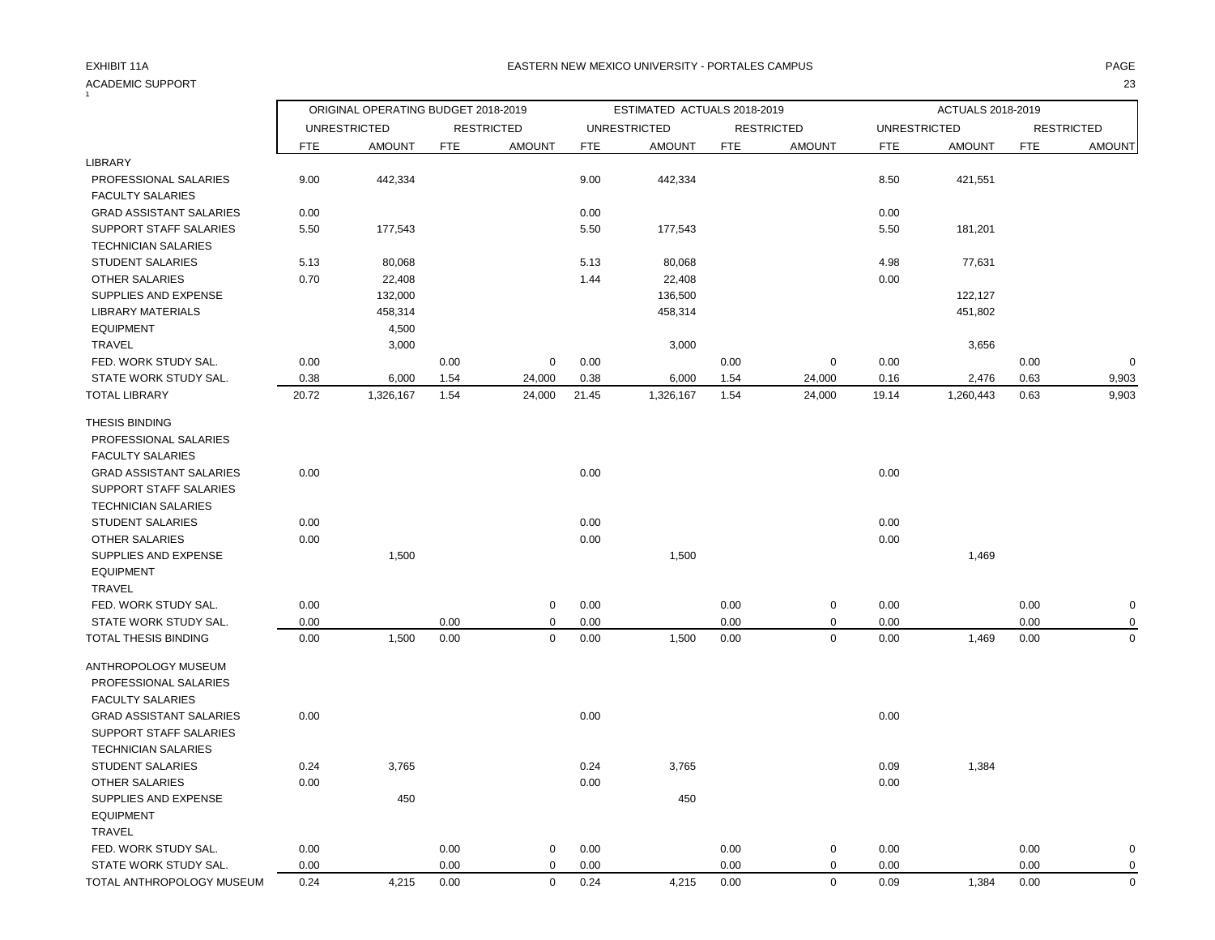EXHIBIT 11A

ACADEMIC SUPPORT

EASTERN NEW MEXICO UNIVERSITY - PORTALES CAMPUS

| | ORIGINAL OPERATING BUDGET 2018-2019 | | | | ESTIMATED ACTUALS 2018-2019 | | | | ACTUALS 2018-2019 | | | |
|---|---|---|---|---|---|---|---|---|---|---|---|---|
| | UNRESTRICTED | | RESTRICTED | | UNRESTRICTED | | RESTRICTED | | UNRESTRICTED | | RESTRICTED | |
| | FTE | AMOUNT | FTE | AMOUNT | FTE | AMOUNT | FTE | AMOUNT | FTE | AMOUNT | FTE | AMOUNT |
| LIBRARY | | | | | | | | | | | | |
| PROFESSIONAL SALARIES | 9.00 | 442,334 | | | 9.00 | 442,334 | | | 8.50 | 421,551 | | |
| FACULTY SALARIES | | | | | | | | | | | | |
| GRAD ASSISTANT SALARIES | 0.00 | | | | 0.00 | | | | 0.00 | | | |
| SUPPORT STAFF SALARIES | 5.50 | 177,543 | | | 5.50 | 177,543 | | | 5.50 | 181,201 | | |
| TECHNICIAN SALARIES | | | | | | | | | | | | |
| STUDENT SALARIES | 5.13 | 80,068 | | | 5.13 | 80,068 | | | 4.98 | 77,631 | | |
| OTHER SALARIES | 0.70 | 22,408 | | | 1.44 | 22,408 | | | 0.00 | | | |
| SUPPLIES AND EXPENSE | | 132,000 | | | | 136,500 | | | | 122,127 | | |
| LIBRARY MATERIALS | | 458,314 | | | | 458,314 | | | | 451,802 | | |
| EQUIPMENT | | 4,500 | | | | | | | | | | |
| TRAVEL | | 3,000 | | | | 3,000 | | | | 3,656 | | |
| FED. WORK STUDY SAL. | 0.00 | | 0.00 | 0 | 0.00 | | 0.00 | 0 | 0.00 | | 0.00 | 0 |
| STATE WORK STUDY SAL. | 0.38 | 6,000 | 1.54 | 24,000 | 0.38 | 6,000 | 1.54 | 24,000 | 0.16 | 2,476 | 0.63 | 9,903 |
| TOTAL LIBRARY | 20.72 | 1,326,167 | 1.54 | 24,000 | 21.45 | 1,326,167 | 1.54 | 24,000 | 19.14 | 1,260,443 | 0.63 | 9,903 |
| THESIS BINDING | | | | | | | | | | | | |
| PROFESSIONAL SALARIES | | | | | | | | | | | | |
| FACULTY SALARIES | | | | | | | | | | | | |
| GRAD ASSISTANT SALARIES | 0.00 | | | | 0.00 | | | | 0.00 | | | |
| SUPPORT STAFF SALARIES | | | | | | | | | | | | |
| TECHNICIAN SALARIES | | | | | | | | | | | | |
| STUDENT SALARIES | 0.00 | | | | 0.00 | | | | 0.00 | | | |
| OTHER SALARIES | 0.00 | | | | 0.00 | | | | 0.00 | | | |
| SUPPLIES AND EXPENSE | | 1,500 | | | | 1,500 | | | | 1,469 | | |
| EQUIPMENT | | | | | | | | | | | | |
| TRAVEL | | | | | | | | | | | | |
| FED. WORK STUDY SAL. | 0.00 | | | 0 | 0.00 | | 0.00 | 0 | 0.00 | | 0.00 | 0 |
| STATE WORK STUDY SAL. | 0.00 | | 0.00 | 0 | 0.00 | | 0.00 | 0 | 0.00 | | 0.00 | 0 |
| TOTAL THESIS BINDING | 0.00 | 1,500 | 0.00 | 0 | 0.00 | 1,500 | 0.00 | 0 | 0.00 | 1,469 | 0.00 | 0 |
| ANTHROPOLOGY MUSEUM | | | | | | | | | | | | |
| PROFESSIONAL SALARIES | | | | | | | | | | | | |
| FACULTY SALARIES | | | | | | | | | | | | |
| GRAD ASSISTANT SALARIES | 0.00 | | | | 0.00 | | | | 0.00 | | | |
| SUPPORT STAFF SALARIES | | | | | | | | | | | | |
| TECHNICIAN SALARIES | | | | | | | | | | | | |
| STUDENT SALARIES | 0.24 | 3,765 | | | 0.24 | 3,765 | | | 0.09 | 1,384 | | |
| OTHER SALARIES | 0.00 | | | | 0.00 | | | | 0.00 | | | |
| SUPPLIES AND EXPENSE | | 450 | | | | 450 | | | | | | |
| EQUIPMENT | | | | | | | | | | | | |
| TRAVEL | | | | | | | | | | | | |
| FED. WORK STUDY SAL. | 0.00 | | 0.00 | 0 | 0.00 | | 0.00 | 0 | 0.00 | | 0.00 | 0 |
| STATE WORK STUDY SAL. | 0.00 | | 0.00 | 0 | 0.00 | | 0.00 | 0 | 0.00 | | 0.00 | 0 |
| TOTAL ANTHROPOLOGY MUSEUM | 0.24 | 4,215 | 0.00 | 0 | 0.24 | 4,215 | 0.00 | 0 | 0.09 | 1,384 | 0.00 | 0 |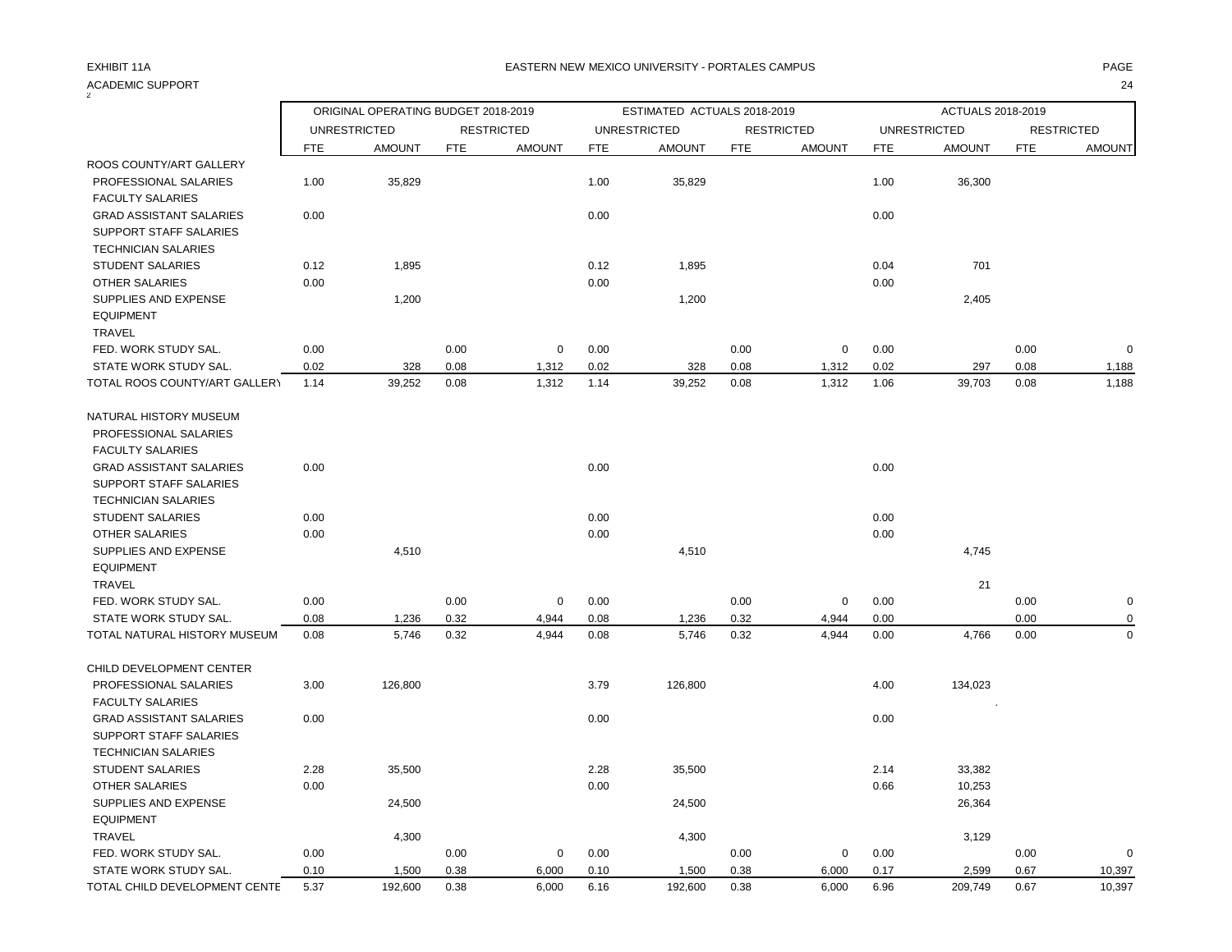EXHIBIT 11A

EASTERN NEW MEXICO UNIVERSITY - PORTALES CAMPUS

ACADEMIC SUPPORT

| | ORIGINAL OPERATING BUDGET 2018-2019 | | | | ESTIMATED ACTUALS 2018-2019 | | | | ACTUALS 2018-2019 | | | |
|---|---|---|---|---|---|---|---|---|---|---|---|---|
| | UNRESTRICTED | | RESTRICTED | | UNRESTRICTED | | RESTRICTED | | UNRESTRICTED | | RESTRICTED | |
| | FTE | AMOUNT | FTE | AMOUNT | FTE | AMOUNT | FTE | AMOUNT | FTE | AMOUNT | FTE | AMOUNT |
| ROOS COUNTY/ART GALLERY | | | | | | | | | | | | |
| PROFESSIONAL SALARIES | 1.00 | 35,829 | | | 1.00 | 35,829 | | | 1.00 | 36,300 | | |
| FACULTY SALARIES | | | | | | | | | | | | |
| GRAD ASSISTANT SALARIES | 0.00 | | | | 0.00 | | | | 0.00 | | | |
| SUPPORT STAFF SALARIES | | | | | | | | | | | | |
| TECHNICIAN SALARIES | | | | | | | | | | | | |
| STUDENT SALARIES | 0.12 | 1,895 | | | 0.12 | 1,895 | | | 0.04 | 701 | | |
| OTHER SALARIES | 0.00 | | | | 0.00 | | | | 0.00 | | | |
| SUPPLIES AND EXPENSE | | 1,200 | | | | 1,200 | | | | 2,405 | | |
| EQUIPMENT | | | | | | | | | | | | |
| TRAVEL | | | | | | | | | | | | |
| FED. WORK STUDY SAL. | 0.00 | | 0.00 | 0 | 0.00 | | 0.00 | 0 | 0.00 | | 0.00 | 0 |
| STATE WORK STUDY SAL. | 0.02 | 328 | 0.08 | 1,312 | 0.02 | 328 | 0.08 | 1,312 | 0.02 | 297 | 0.08 | 1,188 |
| TOTAL ROOS COUNTY/ART GALLERY | 1.14 | 39,252 | 0.08 | 1,312 | 1.14 | 39,252 | 0.08 | 1,312 | 1.06 | 39,703 | 0.08 | 1,188 |
| | | | | | | | | | | | | |
| NATURAL HISTORY MUSEUM | | | | | | | | | | | | |
| PROFESSIONAL SALARIES | | | | | | | | | | | | |
| FACULTY SALARIES | | | | | | | | | | | | |
| GRAD ASSISTANT SALARIES | 0.00 | | | | 0.00 | | | | 0.00 | | | |
| SUPPORT STAFF SALARIES | | | | | | | | | | | | |
| TECHNICIAN SALARIES | | | | | | | | | | | | |
| STUDENT SALARIES | 0.00 | | | | 0.00 | | | | 0.00 | | | |
| OTHER SALARIES | 0.00 | | | | 0.00 | | | | 0.00 | | | |
| SUPPLIES AND EXPENSE | | 4,510 | | | | 4,510 | | | | 4,745 | | |
| EQUIPMENT | | | | | | | | | | | | |
| TRAVEL | | | | | | | | | | 21 | | |
| FED. WORK STUDY SAL. | 0.00 | | 0.00 | 0 | 0.00 | | 0.00 | 0 | 0.00 | | 0.00 | 0 |
| STATE WORK STUDY SAL. | 0.08 | 1,236 | 0.32 | 4,944 | 0.08 | 1,236 | 0.32 | 4,944 | 0.00 | | 0.00 | 0 |
| TOTAL NATURAL HISTORY MUSEUM | 0.08 | 5,746 | 0.32 | 4,944 | 0.08 | 5,746 | 0.32 | 4,944 | 0.00 | 4,766 | 0.00 | 0 |
| | | | | | | | | | | | | |
| CHILD DEVELOPMENT CENTER | | | | | | | | | | | | |
| PROFESSIONAL SALARIES | 3.00 | 126,800 | | | 3.79 | 126,800 | | | 4.00 | 134,023 | | |
| FACULTY SALARIES | | | | | | | | | | | | |
| GRAD ASSISTANT SALARIES | 0.00 | | | | 0.00 | | | | 0.00 | | | |
| SUPPORT STAFF SALARIES | | | | | | | | | | | | |
| TECHNICIAN SALARIES | | | | | | | | | | | | |
| STUDENT SALARIES | 2.28 | 35,500 | | | 2.28 | 35,500 | | | 2.14 | 33,382 | | |
| OTHER SALARIES | 0.00 | | | | 0.00 | | | | 0.66 | 10,253 | | |
| SUPPLIES AND EXPENSE | | 24,500 | | | | 24,500 | | | | 26,364 | | |
| EQUIPMENT | | | | | | | | | | | | |
| TRAVEL | | 4,300 | | | | 4,300 | | | | 3,129 | | |
| FED. WORK STUDY SAL. | 0.00 | | 0.00 | 0 | 0.00 | | 0.00 | 0 | 0.00 | | 0.00 | 0 |
| STATE WORK STUDY SAL. | 0.10 | 1,500 | 0.38 | 6,000 | 0.10 | 1,500 | 0.38 | 6,000 | 0.17 | 2,599 | 0.67 | 10,397 |
| TOTAL CHILD DEVELOPMENT CENTE | 5.37 | 192,600 | 0.38 | 6,000 | 6.16 | 192,600 | 0.38 | 6,000 | 6.96 | 209,749 | 0.67 | 10,397 |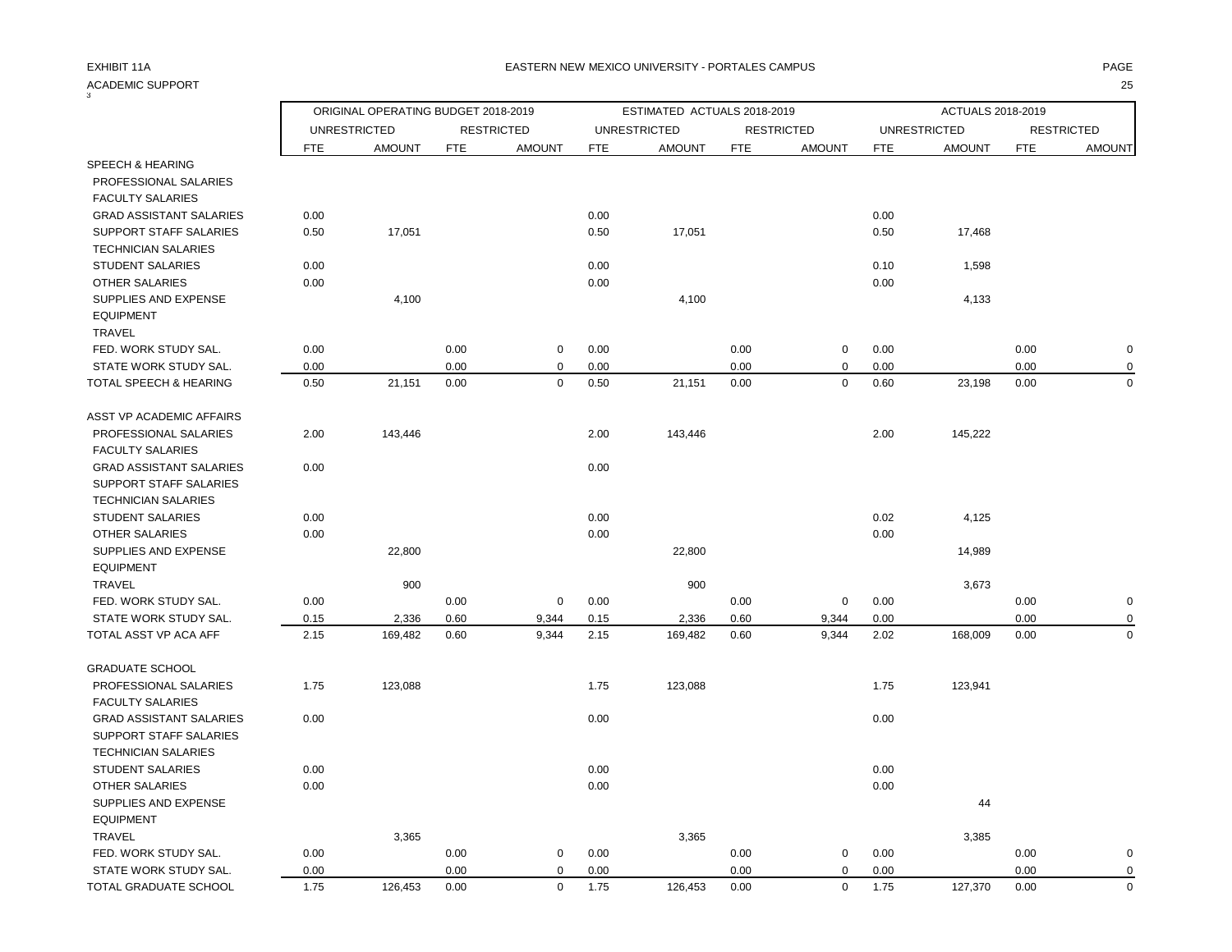EXHIBIT 11A

ACADEMIC SUPPORT

# EASTERN NEW MEXICO UNIVERSITY - PORTALES CAMPUS

| | ORIGINAL OPERATING BUDGET 2018-2019 | | | | ESTIMATED ACTUALS 2018-2019 | | | | ACTUALS 2018-2019 | | | |
|---|---|---|---|---|---|---|---|---|---|---|---|---|
| | UNRESTRICTED | | RESTRICTED | | UNRESTRICTED | | RESTRICTED | | UNRESTRICTED | | RESTRICTED | |
| | FTE | AMOUNT | FTE | AMOUNT | FTE | AMOUNT | FTE | AMOUNT | FTE | AMOUNT | FTE | AMOUNT |
| SPEECH & HEARING | | | | | | | | | | | | |
| PROFESSIONAL SALARIES | | | | | | | | | | | | |
| FACULTY SALARIES | | | | | | | | | | | | |
| GRAD ASSISTANT SALARIES | 0.00 | | | | 0.00 | | | | 0.00 | | | |
| SUPPORT STAFF SALARIES | 0.50 | 17,051 | | | 0.50 | 17,051 | | | 0.50 | 17,468 | | |
| TECHNICIAN SALARIES | | | | | | | | | | | | |
| STUDENT SALARIES | 0.00 | | | | 0.00 | | | | 0.10 | 1,598 | | |
| OTHER SALARIES | 0.00 | | | | 0.00 | | | | 0.00 | | | |
| SUPPLIES AND EXPENSE | | 4,100 | | | | 4,100 | | | | 4,133 | | |
| EQUIPMENT | | | | | | | | | | | | |
| TRAVEL | | | | | | | | | | | | |
| FED. WORK STUDY SAL. | 0.00 | | 0.00 | 0 | 0.00 | | 0.00 | 0 | 0.00 | | 0.00 | 0 |
| STATE WORK STUDY SAL. | 0.00 | | 0.00 | 0 | 0.00 | | 0.00 | 0 | 0.00 | | 0.00 | 0 |
| TOTAL SPEECH & HEARING | 0.50 | 21,151 | 0.00 | 0 | 0.50 | 21,151 | 0.00 | 0 | 0.60 | 23,198 | 0.00 | 0 |
| ASST VP ACADEMIC AFFAIRS | | | | | | | | | | | | |
| PROFESSIONAL SALARIES | 2.00 | 143,446 | | | 2.00 | 143,446 | | | 2.00 | 145,222 | | |
| FACULTY SALARIES | | | | | | | | | | | | |
| GRAD ASSISTANT SALARIES | 0.00 | | | | 0.00 | | | | | | | |
| SUPPORT STAFF SALARIES | | | | | | | | | | | | |
| TECHNICIAN SALARIES | | | | | | | | | | | | |
| STUDENT SALARIES | 0.00 | | | | 0.00 | | | | 0.02 | 4,125 | | |
| OTHER SALARIES | 0.00 | | | | 0.00 | | | | 0.00 | | | |
| SUPPLIES AND EXPENSE | | 22,800 | | | | 22,800 | | | | 14,989 | | |
| EQUIPMENT | | | | | | | | | | | | |
| TRAVEL | | 900 | | | | 900 | | | | 3,673 | | |
| FED. WORK STUDY SAL. | 0.00 | | 0.00 | 0 | 0.00 | | 0.00 | 0 | 0.00 | | 0.00 | 0 |
| STATE WORK STUDY SAL. | 0.15 | 2,336 | 0.60 | 9,344 | 0.15 | 2,336 | 0.60 | 9,344 | 0.00 | | 0.00 | 0 |
| TOTAL ASST VP ACA AFF | 2.15 | 169,482 | 0.60 | 9,344 | 2.15 | 169,482 | 0.60 | 9,344 | 2.02 | 168,009 | 0.00 | 0 |
| GRADUATE SCHOOL | | | | | | | | | | | | |
| PROFESSIONAL SALARIES | 1.75 | 123,088 | | | 1.75 | 123,088 | | | 1.75 | 123,941 | | |
| FACULTY SALARIES | | | | | | | | | | | | |
| GRAD ASSISTANT SALARIES | 0.00 | | | | 0.00 | | | | 0.00 | | | |
| SUPPORT STAFF SALARIES | | | | | | | | | | | | |
| TECHNICIAN SALARIES | | | | | | | | | | | | |
| STUDENT SALARIES | 0.00 | | | | 0.00 | | | | 0.00 | | | |
| OTHER SALARIES | 0.00 | | | | 0.00 | | | | 0.00 | | | |
| SUPPLIES AND EXPENSE | | | | | | | | | | 44 | | |
| EQUIPMENT | | | | | | | | | | | | |
| TRAVEL | | 3,365 | | | | 3,365 | | | | 3,385 | | |
| FED. WORK STUDY SAL. | 0.00 | | 0.00 | 0 | 0.00 | | 0.00 | 0 | 0.00 | | 0.00 | 0 |
| STATE WORK STUDY SAL. | 0.00 | | 0.00 | 0 | 0.00 | | 0.00 | 0 | 0.00 | | 0.00 | 0 |
| TOTAL GRADUATE SCHOOL | 1.75 | 126,453 | 0.00 | 0 | 1.75 | 126,453 | 0.00 | 0 | 1.75 | 127,370 | 0.00 | 0 |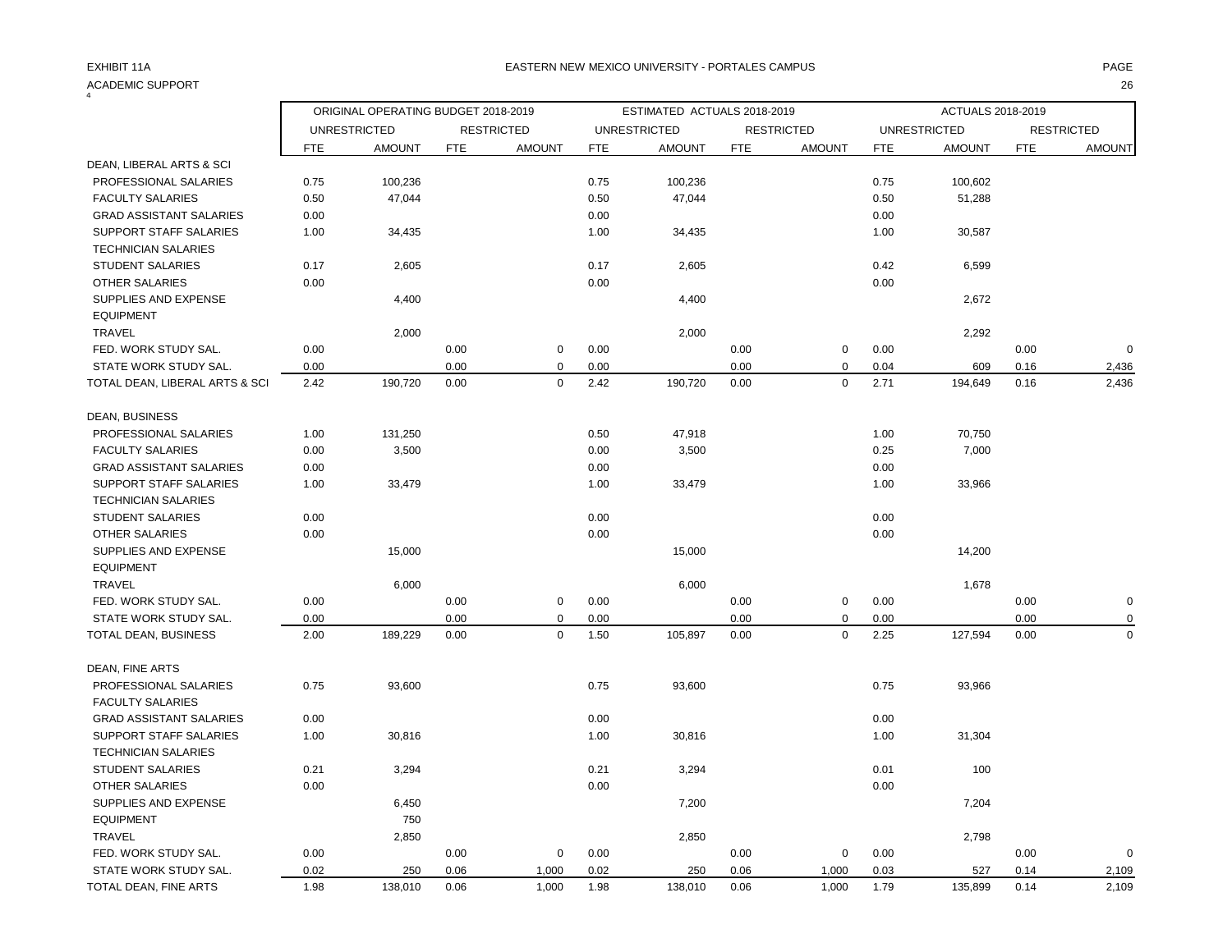EXHIBIT 11A

EASTERN NEW MEXICO UNIVERSITY - PORTALES CAMPUS

ACADEMIC SUPPORT

| | ORIGINAL OPERATING BUDGET 2018-2019 | | | | ESTIMATED ACTUALS 2018-2019 | | | | ACTUALS 2018-2019 | | | |
|---|---|---|---|---|---|---|---|---|---|---|---|---|
| | UNRESTRICTED | | RESTRICTED | | UNRESTRICTED | | RESTRICTED | | UNRESTRICTED | | RESTRICTED | |
| | FTE | AMOUNT | FTE | AMOUNT | FTE | AMOUNT | FTE | AMOUNT | FTE | AMOUNT | FTE | AMOUNT |
| DEAN, LIBERAL ARTS & SCI | | | | | | | | | | | | |
| PROFESSIONAL SALARIES | 0.75 | 100,236 | | | 0.75 | 100,236 | | | 0.75 | 100,602 | | |
| FACULTY SALARIES | 0.50 | 47,044 | | | 0.50 | 47,044 | | | 0.50 | 51,288 | | |
| GRAD ASSISTANT SALARIES | 0.00 | | | | 0.00 | | | | 0.00 | | | |
| SUPPORT STAFF SALARIES | 1.00 | 34,435 | | | 1.00 | 34,435 | | | 1.00 | 30,587 | | |
| TECHNICIAN SALARIES | | | | | | | | | | | | |
| STUDENT SALARIES | 0.17 | 2,605 | | | 0.17 | 2,605 | | | 0.42 | 6,599 | | |
| OTHER SALARIES | 0.00 | | | | 0.00 | | | | 0.00 | | | |
| SUPPLIES AND EXPENSE | | 4,400 | | | | 4,400 | | | | 2,672 | | |
| EQUIPMENT | | | | | | | | | | | | |
| TRAVEL | | 2,000 | | | | 2,000 | | | | 2,292 | | |
| FED. WORK STUDY SAL. | 0.00 | | 0.00 | 0 | 0.00 | | 0.00 | 0 | 0.00 | | 0.00 | 0 |
| STATE WORK STUDY SAL. | 0.00 | | 0.00 | 0 | 0.00 | | 0.00 | 0 | 0.04 | 609 | 0.16 | 2,436 |
| TOTAL DEAN, LIBERAL ARTS & SCI | 2.42 | 190,720 | 0.00 | 0 | 2.42 | 190,720 | 0.00 | 0 | 2.71 | 194,649 | 0.16 | 2,436 |
| | | | | | | | | | | | | |
| DEAN, BUSINESS | | | | | | | | | | | | |
| PROFESSIONAL SALARIES | 1.00 | 131,250 | | | 0.50 | 47,918 | | | 1.00 | 70,750 | | |
| FACULTY SALARIES | 0.00 | 3,500 | | | 0.00 | 3,500 | | | 0.25 | 7,000 | | |
| GRAD ASSISTANT SALARIES | 0.00 | | | | 0.00 | | | | 0.00 | | | |
| SUPPORT STAFF SALARIES | 1.00 | 33,479 | | | 1.00 | 33,479 | | | 1.00 | 33,966 | | |
| TECHNICIAN SALARIES | | | | | | | | | | | | |
| STUDENT SALARIES | 0.00 | | | | 0.00 | | | | 0.00 | | | |
| OTHER SALARIES | 0.00 | | | | 0.00 | | | | 0.00 | | | |
| SUPPLIES AND EXPENSE | | 15,000 | | | | 15,000 | | | | 14,200 | | |
| EQUIPMENT | | | | | | | | | | | | |
| TRAVEL | | 6,000 | | | | 6,000 | | | | 1,678 | | |
| FED. WORK STUDY SAL. | 0.00 | | 0.00 | 0 | 0.00 | | 0.00 | 0 | 0.00 | | 0.00 | 0 |
| STATE WORK STUDY SAL. | 0.00 | | 0.00 | 0 | 0.00 | | 0.00 | 0 | 0.00 | | 0.00 | 0 |
| TOTAL DEAN, BUSINESS | 2.00 | 189,229 | 0.00 | 0 | 1.50 | 105,897 | 0.00 | 0 | 2.25 | 127,594 | 0.00 | 0 |
| | | | | | | | | | | | | |
| DEAN, FINE ARTS | | | | | | | | | | | | |
| PROFESSIONAL SALARIES | 0.75 | 93,600 | | | 0.75 | 93,600 | | | 0.75 | 93,966 | | |
| FACULTY SALARIES | | | | | | | | | | | | |
| GRAD ASSISTANT SALARIES | 0.00 | | | | 0.00 | | | | 0.00 | | | |
| SUPPORT STAFF SALARIES | 1.00 | 30,816 | | | 1.00 | 30,816 | | | 1.00 | 31,304 | | |
| TECHNICIAN SALARIES | | | | | | | | | | | | |
| STUDENT SALARIES | 0.21 | 3,294 | | | 0.21 | 3,294 | | | 0.01 | 100 | | |
| OTHER SALARIES | 0.00 | | | | 0.00 | | | | 0.00 | | | |
| SUPPLIES AND EXPENSE | | 6,450 | | | | 7,200 | | | | 7,204 | | |
| EQUIPMENT | | 750 | | | | | | | | | | |
| TRAVEL | | 2,850 | | | | 2,850 | | | | 2,798 | | |
| FED. WORK STUDY SAL. | 0.00 | | 0.00 | 0 | 0.00 | | 0.00 | 0 | 0.00 | | 0.00 | 0 |
| STATE WORK STUDY SAL. | 0.02 | 250 | 0.06 | 1,000 | 0.02 | 250 | 0.06 | 1,000 | 0.03 | 527 | 0.14 | 2,109 |
| TOTAL DEAN, FINE ARTS | 1.98 | 138,010 | 0.06 | 1,000 | 1.98 | 138,010 | 0.06 | 1,000 | 1.79 | 135,899 | 0.14 | 2,109 |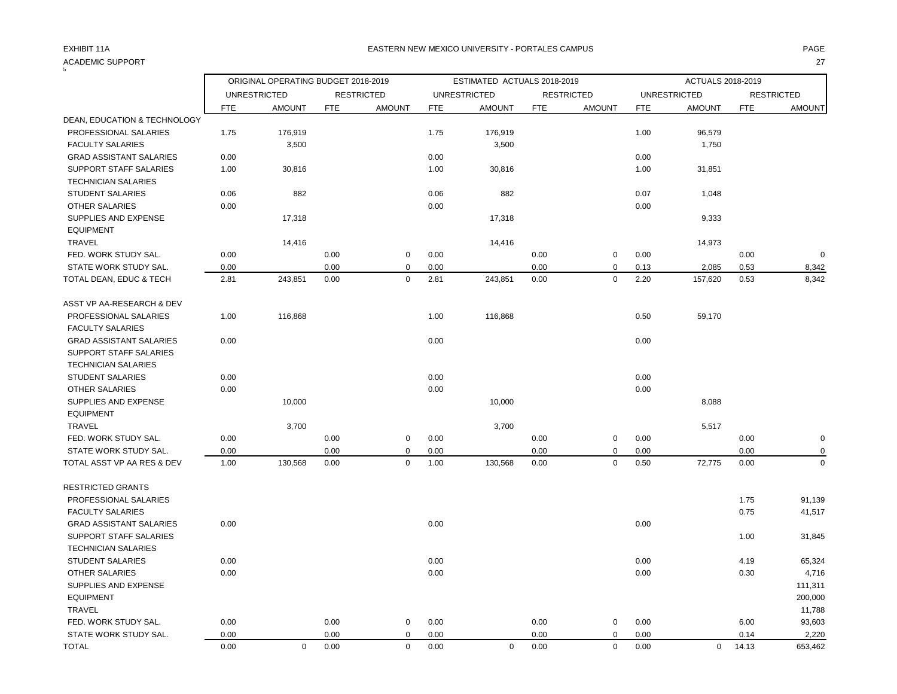EXHIBIT 11A

EASTERN NEW MEXICO UNIVERSITY - PORTALES CAMPUS

ACADEMIC SUPPORT

| | ORIGINAL OPERATING BUDGET 2018-2019 | | | | ESTIMATED ACTUALS 2018-2019 | | | | ACTUALS 2018-2019 | | | |
|---|---|---|---|---|---|---|---|---|---|---|---|---|
| | UNRESTRICTED | | RESTRICTED | | UNRESTRICTED | | RESTRICTED | | UNRESTRICTED | | RESTRICTED | |
| | FTE | AMOUNT | FTE | AMOUNT | FTE | AMOUNT | FTE | AMOUNT | FTE | AMOUNT | FTE | AMOUNT |
| DEAN, EDUCATION & TECHNOLOGY | | | | | | | | | | | | |
| PROFESSIONAL SALARIES | 1.75 | 176,919 | | | 1.75 | 176,919 | | | 1.00 | 96,579 | | |
| FACULTY SALARIES | | 3,500 | | | | 3,500 | | | | 1,750 | | |
| GRAD ASSISTANT SALARIES | 0.00 | | | | 0.00 | | | | 0.00 | | | |
| SUPPORT STAFF SALARIES | 1.00 | 30,816 | | | 1.00 | 30,816 | | | 1.00 | 31,851 | | |
| TECHNICIAN SALARIES | | | | | | | | | | | | |
| STUDENT SALARIES | 0.06 | 882 | | | 0.06 | 882 | | | 0.07 | 1,048 | | |
| OTHER SALARIES | 0.00 | | | | 0.00 | | | | 0.00 | | | |
| SUPPLIES AND EXPENSE | | 17,318 | | | | 17,318 | | | | 9,333 | | |
| EQUIPMENT | | | | | | | | | | | | |
| TRAVEL | | 14,416 | | | | 14,416 | | | | 14,973 | | |
| FED. WORK STUDY SAL. | 0.00 | | 0.00 | 0 | 0.00 | | 0.00 | 0 | 0.00 | | 0.00 | 0 |
| STATE WORK STUDY SAL. | 0.00 | | 0.00 | 0 | 0.00 | | 0.00 | 0 | 0.13 | 2,085 | 0.53 | 8,342 |
| TOTAL DEAN, EDUC & TECH | 2.81 | 243,851 | 0.00 | 0 | 2.81 | 243,851 | 0.00 | 0 | 2.20 | 157,620 | 0.53 | 8,342 |
| ASST VP AA-RESEARCH & DEV | | | | | | | | | | | | |
| PROFESSIONAL SALARIES | 1.00 | 116,868 | | | 1.00 | 116,868 | | | 0.50 | 59,170 | | |
| FACULTY SALARIES | | | | | | | | | | | | |
| GRAD ASSISTANT SALARIES | 0.00 | | | | 0.00 | | | | 0.00 | | | |
| SUPPORT STAFF SALARIES | | | | | | | | | | | | |
| TECHNICIAN SALARIES | | | | | | | | | | | | |
| STUDENT SALARIES | 0.00 | | | | 0.00 | | | | 0.00 | | | |
| OTHER SALARIES | 0.00 | | | | 0.00 | | | | 0.00 | | | |
| SUPPLIES AND EXPENSE | | 10,000 | | | | 10,000 | | | | 8,088 | | |
| EQUIPMENT | | | | | | | | | | | | |
| TRAVEL | | 3,700 | | | | 3,700 | | | | 5,517 | | |
| FED. WORK STUDY SAL. | 0.00 | | 0.00 | 0 | 0.00 | | 0.00 | 0 | 0.00 | | 0.00 | 0 |
| STATE WORK STUDY SAL. | 0.00 | | 0.00 | 0 | 0.00 | | 0.00 | 0 | 0.00 | | 0.00 | 0 |
| TOTAL ASST VP AA RES & DEV | 1.00 | 130,568 | 0.00 | 0 | 1.00 | 130,568 | 0.00 | 0 | 0.50 | 72,775 | 0.00 | 0 |
| RESTRICTED GRANTS | | | | | | | | | | | | |
| PROFESSIONAL SALARIES | | | | | | | | | | | 1.75 | 91,139 |
| FACULTY SALARIES | | | | | | | | | | | 0.75 | 41,517 |
| GRAD ASSISTANT SALARIES | 0.00 | | | | 0.00 | | | | 0.00 | | | |
| SUPPORT STAFF SALARIES | | | | | | | | | | | 1.00 | 31,845 |
| TECHNICIAN SALARIES | | | | | | | | | | | | |
| STUDENT SALARIES | 0.00 | | | | 0.00 | | | | 0.00 | | 4.19 | 65,324 |
| OTHER SALARIES | 0.00 | | | | 0.00 | | | | 0.00 | | 0.30 | 4,716 |
| SUPPLIES AND EXPENSE | | | | | | | | | | | | 111,311 |
| EQUIPMENT | | | | | | | | | | | | 200,000 |
| TRAVEL | | | | | | | | | | | | 11,788 |
| FED. WORK STUDY SAL. | 0.00 | | 0.00 | 0 | 0.00 | | 0.00 | 0 | 0.00 | | 6.00 | 93,603 |
| STATE WORK STUDY SAL. | 0.00 | | 0.00 | 0 | 0.00 | | 0.00 | 0 | 0.00 | | 0.14 | 2,220 |
| TOTAL | 0.00 | 0 | 0.00 | 0 | 0.00 | 0 | 0.00 | 0 | 0.00 | 0 | 14.13 | 653,462 |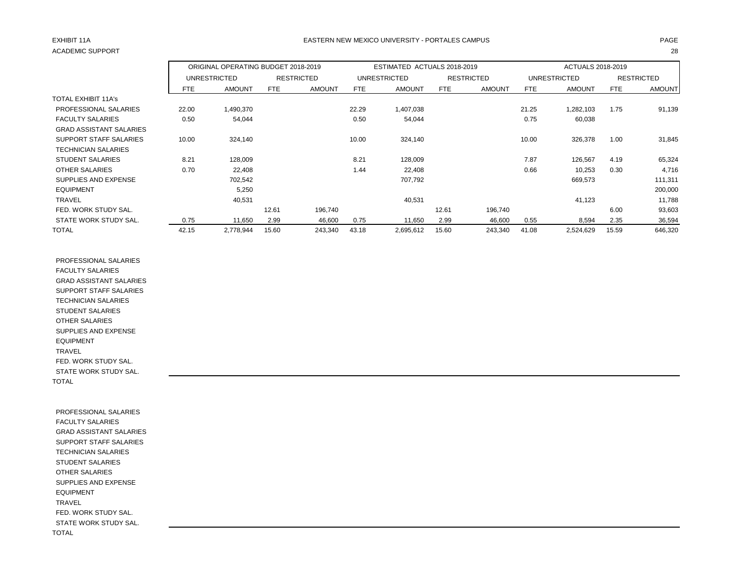EXHIBIT 11A

EASTERN NEW MEXICO UNIVERSITY - PORTALES CAMPUS

ACADEMIC SUPPORT

| | ORIGINAL OPERATING BUDGET 2018-2019 | | | | ESTIMATED ACTUALS 2018-2019 | | | | ACTUALS 2018-2019 | | | |
|---|---|---|---|---|---|---|---|---|---|---|---|---|
| | UNRESTRICTED | | RESTRICTED | | UNRESTRICTED | | RESTRICTED | | UNRESTRICTED | | RESTRICTED | |
| | FTE | AMOUNT | FTE | AMOUNT | FTE | AMOUNT | FTE | AMOUNT | FTE | AMOUNT | FTE | AMOUNT |
| TOTAL EXHIBIT 11A's | | | | | | | | | | | | |
| PROFESSIONAL SALARIES | 22.00 | 1,490,370 | | | 22.29 | 1,407,038 | | | 21.25 | 1,282,103 | 1.75 | 91,139 |
| FACULTY SALARIES | 0.50 | 54,044 | | | 0.50 | 54,044 | | | 0.75 | 60,038 | | |
| GRAD ASSISTANT SALARIES | | | | | | | | | | | | |
| SUPPORT STAFF SALARIES | 10.00 | 324,140 | | | 10.00 | 324,140 | | | 10.00 | 326,378 | 1.00 | 31,845 |
| TECHNICIAN SALARIES | | | | | | | | | | | | |
| STUDENT SALARIES | 8.21 | 128,009 | | | 8.21 | 128,009 | | | 7.87 | 126,567 | 4.19 | 65,324 |
| OTHER SALARIES | 0.70 | 22,408 | | | 1.44 | 22,408 | | | 0.66 | 10,253 | 0.30 | 4,716 |
| SUPPLIES AND EXPENSE | | 702,542 | | | | 707,792 | | | | 669,573 | | 111,311 |
| EQUIPMENT | | 5,250 | | | | | | | | | | 200,000 |
| TRAVEL | | 40,531 | | | | 40,531 | | | | 41,123 | | 11,788 |
| FED. WORK STUDY SAL. | | | 12.61 | 196,740 | | | 12.61 | 196,740 | | | 6.00 | 93,603 |
| STATE WORK STUDY SAL. | 0.75 | 11,650 | 2.99 | 46,600 | 0.75 | 11,650 | 2.99 | 46,600 | 0.55 | 8,594 | 2.35 | 36,594 |
| TOTAL | 42.15 | 2,778,944 | 15.60 | 243,340 | 43.18 | 2,695,612 | 15.60 | 243,340 | 41.08 | 2,524,629 | 15.59 | 646,320 |

| | | | | | | | | | | | | |
|---|---|---|---|---|---|---|---|---|---|---|---|---|
| PROFESSIONAL SALARIES | | | | | | | | | | | | |
| FACULTY SALARIES | | | | | | | | | | | | |
| GRAD ASSISTANT SALARIES | | | | | | | | | | | | |
| SUPPORT STAFF SALARIES | | | | | | | | | | | | |
| TECHNICIAN SALARIES | | | | | | | | | | | | |
| STUDENT SALARIES | | | | | | | | | | | | |
| OTHER SALARIES | | | | | | | | | | | | |
| SUPPLIES AND EXPENSE | | | | | | | | | | | | |
| EQUIPMENT | | | | | | | | | | | | |
| TRAVEL | | | | | | | | | | | | |
| FED. WORK STUDY SAL. | | | | | | | | | | | | |
| STATE WORK STUDY SAL. | | | | | | | | | | | | |
| TOTAL | | | | | | | | | | | | |

| | | | | | | | | | | | | |
|---|---|---|---|---|---|---|---|---|---|---|---|---|
| PROFESSIONAL SALARIES | | | | | | | | | | | | |
| FACULTY SALARIES | | | | | | | | | | | | |
| GRAD ASSISTANT SALARIES | | | | | | | | | | | | |
| SUPPORT STAFF SALARIES | | | | | | | | | | | | |
| TECHNICIAN SALARIES | | | | | | | | | | | | |
| STUDENT SALARIES | | | | | | | | | | | | |
| OTHER SALARIES | | | | | | | | | | | | |
| SUPPLIES AND EXPENSE | | | | | | | | | | | | |
| EQUIPMENT | | | | | | | | | | | | |
| TRAVEL | | | | | | | | | | | | |
| FED. WORK STUDY SAL. | | | | | | | | | | | | |
| STATE WORK STUDY SAL. | | | | | | | | | | | | |
| TOTAL | | | | | | | | | | | | |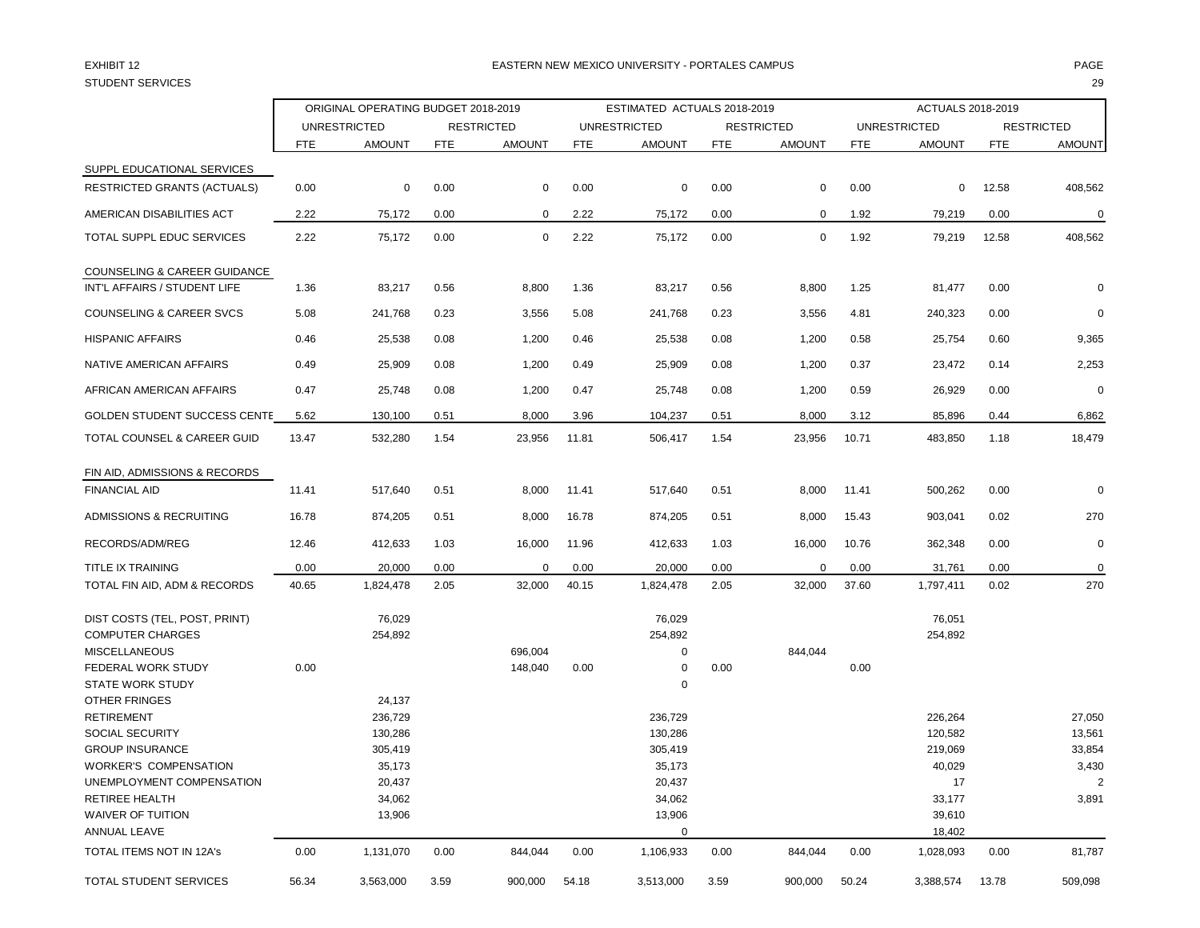EXHIBIT 12

STUDENT SERVICES

EASTERN NEW MEXICO UNIVERSITY - PORTALES CAMPUS

| | ORIGINAL OPERATING BUDGET 2018-2019 | | | | ESTIMATED ACTUALS 2018-2019 | | | | ACTUALS 2018-2019 | | | |
|---|---|---|---|---|---|---|---|---|---|---|---|---|
| | UNRESTRICTED | | RESTRICTED | | UNRESTRICTED | | RESTRICTED | | UNRESTRICTED | | RESTRICTED | |
| | FTE | AMOUNT | FTE | AMOUNT | FTE | AMOUNT | FTE | AMOUNT | FTE | AMOUNT | FTE | AMOUNT |
| SUPPL EDUCATIONAL SERVICES | | | | | | | | | | | | |
| RESTRICTED GRANTS (ACTUALS) | 0.00 | 0 | 0.00 | 0 | 0.00 | 0 | 0.00 | 0 | 0.00 | 0 | 12.58 | 408,562 |
| AMERICAN DISABILITIES ACT | 2.22 | 75,172 | 0.00 | 0 | 2.22 | 75,172 | 0.00 | 0 | 1.92 | 79,219 | 0.00 | 0 |
| TOTAL SUPPL EDUC SERVICES | 2.22 | 75,172 | 0.00 | 0 | 2.22 | 75,172 | 0.00 | 0 | 1.92 | 79,219 | 12.58 | 408,562 |
| COUNSELING & CAREER GUIDANCE | | | | | | | | | | | | |
| INT'L AFFAIRS / STUDENT LIFE | 1.36 | 83,217 | 0.56 | 8,800 | 1.36 | 83,217 | 0.56 | 8,800 | 1.25 | 81,477 | 0.00 | 0 |
| COUNSELING & CAREER SVCS | 5.08 | 241,768 | 0.23 | 3,556 | 5.08 | 241,768 | 0.23 | 3,556 | 4.81 | 240,323 | 0.00 | 0 |
| HISPANIC AFFAIRS | 0.46 | 25,538 | 0.08 | 1,200 | 0.46 | 25,538 | 0.08 | 1,200 | 0.58 | 25,754 | 0.60 | 9,365 |
| NATIVE AMERICAN AFFAIRS | 0.49 | 25,909 | 0.08 | 1,200 | 0.49 | 25,909 | 0.08 | 1,200 | 0.37 | 23,472 | 0.14 | 2,253 |
| AFRICAN AMERICAN AFFAIRS | 0.47 | 25,748 | 0.08 | 1,200 | 0.47 | 25,748 | 0.08 | 1,200 | 0.59 | 26,929 | 0.00 | 0 |
| GOLDEN STUDENT SUCCESS CENTE | 5.62 | 130,100 | 0.51 | 8,000 | 3.96 | 104,237 | 0.51 | 8,000 | 3.12 | 85,896 | 0.44 | 6,862 |
| TOTAL COUNSEL & CAREER GUID | 13.47 | 532,280 | 1.54 | 23,956 | 11.81 | 506,417 | 1.54 | 23,956 | 10.71 | 483,850 | 1.18 | 18,479 |
| FIN AID, ADMISSIONS & RECORDS | | | | | | | | | | | | |
| FINANCIAL AID | 11.41 | 517,640 | 0.51 | 8,000 | 11.41 | 517,640 | 0.51 | 8,000 | 11.41 | 500,262 | 0.00 | 0 |
| ADMISSIONS & RECRUITING | 16.78 | 874,205 | 0.51 | 8,000 | 16.78 | 874,205 | 0.51 | 8,000 | 15.43 | 903,041 | 0.02 | 270 |
| RECORDS/ADM/REG | 12.46 | 412,633 | 1.03 | 16,000 | 11.96 | 412,633 | 1.03 | 16,000 | 10.76 | 362,348 | 0.00 | 0 |
| TITLE IX TRAINING | 0.00 | 20,000 | 0.00 | 0 | 0.00 | 20,000 | 0.00 | 0 | 0.00 | 31,761 | 0.00 | 0 |
| TOTAL FIN AID, ADM & RECORDS | 40.65 | 1,824,478 | 2.05 | 32,000 | 40.15 | 1,824,478 | 2.05 | 32,000 | 37.60 | 1,797,411 | 0.02 | 270 |
| DIST COSTS (TEL, POST, PRINT) | | 76,029 | | | | 76,029 | | | | 76,051 | | |
| COMPUTER CHARGES | | 254,892 | | | | 254,892 | | | | 254,892 | | |
| MISCELLANEOUS | | | | 696,004 | | 0 | | 844,044 | | | | |
| FEDERAL WORK STUDY | 0.00 | | | 148,040 | 0.00 | 0 | 0.00 | | 0.00 | | | |
| STATE WORK STUDY | | | | | | 0 | | | | | | |
| OTHER FRINGES | | 24,137 | | | | | | | | | | |
| RETIREMENT | | 236,729 | | | | 236,729 | | | | 226,264 | | 27,050 |
| SOCIAL SECURITY | | 130,286 | | | | 130,286 | | | | 120,582 | | 13,561 |
| GROUP INSURANCE | | 305,419 | | | | 305,419 | | | | 219,069 | | 33,854 |
| WORKER'S COMPENSATION | | 35,173 | | | | 35,173 | | | | 40,029 | | 3,430 |
| UNEMPLOYMENT COMPENSATION | | 20,437 | | | | 20,437 | | | | 17 | | 2 |
| RETIREE HEALTH | | 34,062 | | | | 34,062 | | | | 33,177 | | 3,891 |
| WAIVER OF TUITION | | 13,906 | | | | 13,906 | | | | 39,610 | | |
| ANNUAL LEAVE | | | | | | 0 | | | | 18,402 | | |
| TOTAL ITEMS NOT IN 12A's | 0.00 | 1,131,070 | 0.00 | 844,044 | 0.00 | 1,106,933 | 0.00 | 844,044 | 0.00 | 1,028,093 | 0.00 | 81,787 |
| TOTAL STUDENT SERVICES | 56.34 | 3,563,000 | 3.59 | 900,000 | 54.18 | 3,513,000 | 3.59 | 900,000 | 50.24 | 3,388,574 | 13.78 | 509,098 |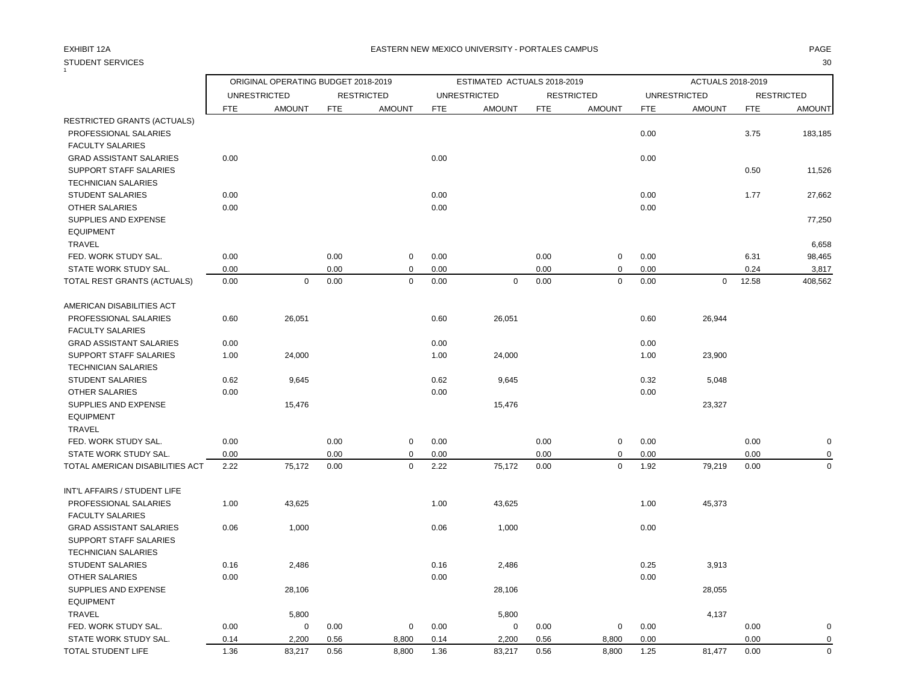EXHIBIT 12A

STUDENT SERVICES

EASTERN NEW MEXICO UNIVERSITY - PORTALES CAMPUS

| | ORIGINAL OPERATING BUDGET 2018-2019 | | | | ESTIMATED ACTUALS 2018-2019 | | | | ACTUALS 2018-2019 | | | |
|---|---|---|---|---|---|---|---|---|---|---|---|---|
| | UNRESTRICTED | | RESTRICTED | | UNRESTRICTED | | RESTRICTED | | UNRESTRICTED | | RESTRICTED | |
| | FTE | AMOUNT | FTE | AMOUNT | FTE | AMOUNT | FTE | AMOUNT | FTE | AMOUNT | FTE | AMOUNT |
| RESTRICTED GRANTS (ACTUALS) | | | | | | | | | | | | |
| PROFESSIONAL SALARIES | | | | | | | | | 0.00 | | 3.75 | 183,185 |
| FACULTY SALARIES | | | | | | | | | | | | |
| GRAD ASSISTANT SALARIES | 0.00 | | | | 0.00 | | | | 0.00 | | | |
| SUPPORT STAFF SALARIES | | | | | | | | | | | 0.50 | 11,526 |
| TECHNICIAN SALARIES | | | | | | | | | | | | |
| STUDENT SALARIES | 0.00 | | | | 0.00 | | | | 0.00 | | 1.77 | 27,662 |
| OTHER SALARIES | 0.00 | | | | 0.00 | | | | 0.00 | | | |
| SUPPLIES AND EXPENSE | | | | | | | | | | | | 77,250 |
| EQUIPMENT | | | | | | | | | | | | |
| TRAVEL | | | | | | | | | | | | 6,658 |
| FED. WORK STUDY SAL. | 0.00 | | 0.00 | 0 | 0.00 | | 0.00 | 0 | 0.00 | | 6.31 | 98,465 |
| STATE WORK STUDY SAL. | 0.00 | | 0.00 | 0 | 0.00 | | 0.00 | 0 | 0.00 | | 0.24 | 3,817 |
| TOTAL REST GRANTS (ACTUALS) | 0.00 | 0 | 0.00 | 0 | 0.00 | 0 | 0.00 | 0 | 0.00 | 0 | 12.58 | 408,562 |
| | | | | | | | | | | | | |
| AMERICAN DISABILITIES ACT | | | | | | | | | | | | |
| PROFESSIONAL SALARIES | 0.60 | 26,051 | | | 0.60 | 26,051 | | | 0.60 | 26,944 | | |
| FACULTY SALARIES | | | | | | | | | | | | |
| GRAD ASSISTANT SALARIES | 0.00 | | | | 0.00 | | | | 0.00 | | | |
| SUPPORT STAFF SALARIES | 1.00 | 24,000 | | | 1.00 | 24,000 | | | 1.00 | 23,900 | | |
| TECHNICIAN SALARIES | | | | | | | | | | | | |
| STUDENT SALARIES | 0.62 | 9,645 | | | 0.62 | 9,645 | | | 0.32 | 5,048 | | |
| OTHER SALARIES | 0.00 | | | | 0.00 | | | | 0.00 | | | |
| SUPPLIES AND EXPENSE | | 15,476 | | | | 15,476 | | | | 23,327 | | |
| EQUIPMENT | | | | | | | | | | | | |
| TRAVEL | | | | | | | | | | | | |
| FED. WORK STUDY SAL. | 0.00 | | 0.00 | 0 | 0.00 | | 0.00 | 0 | 0.00 | | 0.00 | 0 |
| STATE WORK STUDY SAL. | 0.00 | | 0.00 | 0 | 0.00 | | 0.00 | 0 | 0.00 | | 0.00 | 0 |
| TOTAL AMERICAN DISABILITIES ACT | 2.22 | 75,172 | 0.00 | 0 | 2.22 | 75,172 | 0.00 | 0 | 1.92 | 79,219 | 0.00 | 0 |
| | | | | | | | | | | | | |
| INT'L AFFAIRS / STUDENT LIFE | | | | | | | | | | | | |
| PROFESSIONAL SALARIES | 1.00 | 43,625 | | | 1.00 | 43,625 | | | 1.00 | 45,373 | | |
| FACULTY SALARIES | | | | | | | | | | | | |
| GRAD ASSISTANT SALARIES | 0.06 | 1,000 | | | 0.06 | 1,000 | | | 0.00 | | | |
| SUPPORT STAFF SALARIES | | | | | | | | | | | | |
| TECHNICIAN SALARIES | | | | | | | | | | | | |
| STUDENT SALARIES | 0.16 | 2,486 | | | 0.16 | 2,486 | | | 0.25 | 3,913 | | |
| OTHER SALARIES | 0.00 | | | | 0.00 | | | | 0.00 | | | |
| SUPPLIES AND EXPENSE | | 28,106 | | | | 28,106 | | | | 28,055 | | |
| EQUIPMENT | | | | | | | | | | | | |
| TRAVEL | | 5,800 | | | | 5,800 | | | | 4,137 | | |
| FED. WORK STUDY SAL. | 0.00 | 0 | 0.00 | 0 | 0.00 | 0 | 0.00 | 0 | 0.00 | | 0.00 | 0 |
| STATE WORK STUDY SAL. | 0.14 | 2,200 | 0.56 | 8,800 | 0.14 | 2,200 | 0.56 | 8,800 | 0.00 | | 0.00 | 0 |
| TOTAL STUDENT LIFE | 1.36 | 83,217 | 0.56 | 8,800 | 1.36 | 83,217 | 0.56 | 8,800 | 1.25 | 81,477 | 0.00 | 0 |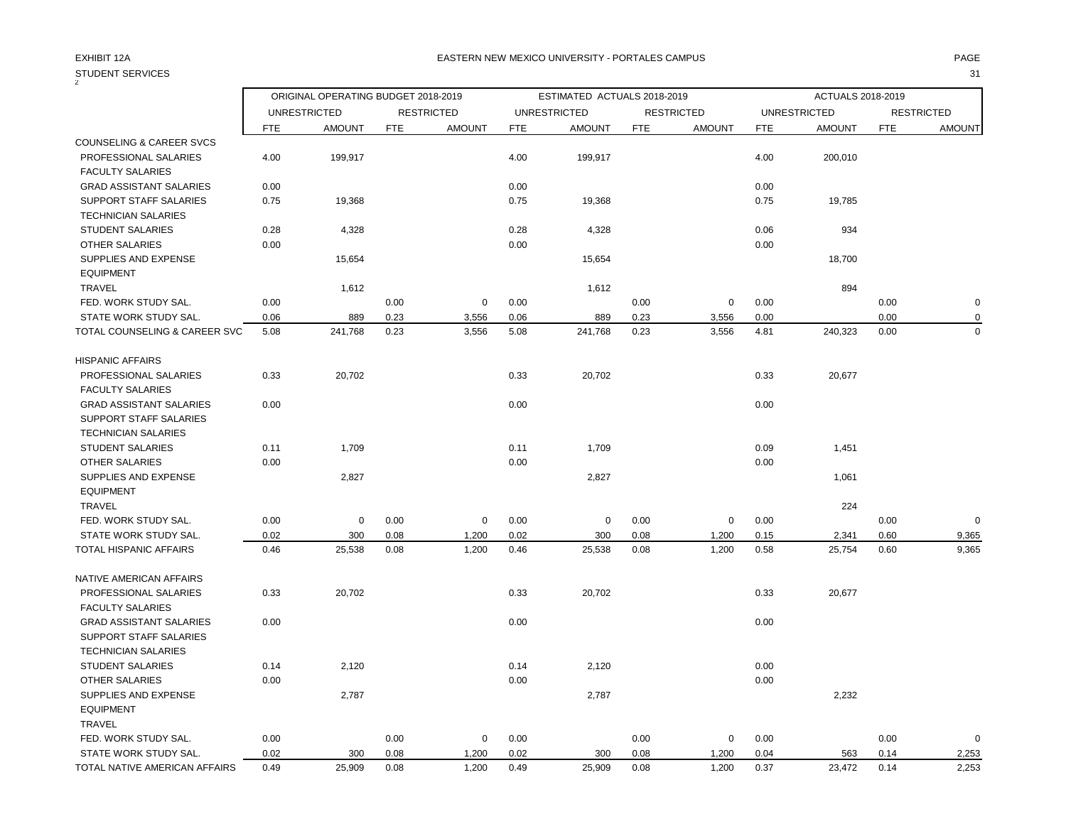EXHIBIT 12A

EASTERN NEW MEXICO UNIVERSITY - PORTALES CAMPUS

STUDENT SERVICES

| | ORIGINAL OPERATING BUDGET 2018-2019 | | | | ESTIMATED ACTUALS 2018-2019 | | | | ACTUALS 2018-2019 | | | |
|---|---|---|---|---|---|---|---|---|---|---|---|---|
| | UNRESTRICTED | | RESTRICTED | | UNRESTRICTED | | RESTRICTED | | UNRESTRICTED | | RESTRICTED | |
| | FTE | AMOUNT | FTE | AMOUNT | FTE | AMOUNT | FTE | AMOUNT | FTE | AMOUNT | FTE | AMOUNT |
| COUNSELING & CAREER SVCS | | | | | | | | | | | | |
| PROFESSIONAL SALARIES | 4.00 | 199,917 | | | 4.00 | 199,917 | | | 4.00 | 200,010 | | |
| FACULTY SALARIES | | | | | | | | | | | | |
| GRAD ASSISTANT SALARIES | 0.00 | | | | 0.00 | | | | 0.00 | | | |
| SUPPORT STAFF SALARIES | 0.75 | 19,368 | | | 0.75 | 19,368 | | | 0.75 | 19,785 | | |
| TECHNICIAN SALARIES | | | | | | | | | | | | |
| STUDENT SALARIES | 0.28 | 4,328 | | | 0.28 | 4,328 | | | 0.06 | 934 | | |
| OTHER SALARIES | 0.00 | | | | 0.00 | | | | 0.00 | | | |
| SUPPLIES AND EXPENSE | | 15,654 | | | | 15,654 | | | | 18,700 | | |
| EQUIPMENT | | | | | | | | | | | | |
| TRAVEL | | 1,612 | | | | 1,612 | | | | 894 | | |
| FED. WORK STUDY SAL. | 0.00 | | 0.00 | 0 | 0.00 | | 0.00 | 0 | 0.00 | | 0.00 | 0 |
| STATE WORK STUDY SAL. | 0.06 | 889 | 0.23 | 3,556 | 0.06 | 889 | 0.23 | 3,556 | 0.00 | | 0.00 | 0 |
| TOTAL COUNSELING & CAREER SVC | 5.08 | 241,768 | 0.23 | 3,556 | 5.08 | 241,768 | 0.23 | 3,556 | 4.81 | 240,323 | 0.00 | 0 |
| | | | | | | | | | | | | |
| HISPANIC AFFAIRS | | | | | | | | | | | | |
| PROFESSIONAL SALARIES | 0.33 | 20,702 | | | 0.33 | 20,702 | | | 0.33 | 20,677 | | |
| FACULTY SALARIES | | | | | | | | | | | | |
| GRAD ASSISTANT SALARIES | 0.00 | | | | 0.00 | | | | 0.00 | | | |
| SUPPORT STAFF SALARIES | | | | | | | | | | | | |
| TECHNICIAN SALARIES | | | | | | | | | | | | |
| STUDENT SALARIES | 0.11 | 1,709 | | | 0.11 | 1,709 | | | 0.09 | 1,451 | | |
| OTHER SALARIES | 0.00 | | | | 0.00 | | | | 0.00 | | | |
| SUPPLIES AND EXPENSE | | 2,827 | | | | 2,827 | | | | 1,061 | | |
| EQUIPMENT | | | | | | | | | | | | |
| TRAVEL | | | | | | | | | | 224 | | |
| FED. WORK STUDY SAL. | 0.00 | 0 | 0.00 | 0 | 0.00 | 0 | 0.00 | 0 | 0.00 | | 0.00 | 0 |
| STATE WORK STUDY SAL. | 0.02 | 300 | 0.08 | 1,200 | 0.02 | 300 | 0.08 | 1,200 | 0.15 | 2,341 | 0.60 | 9,365 |
| TOTAL HISPANIC AFFAIRS | 0.46 | 25,538 | 0.08 | 1,200 | 0.46 | 25,538 | 0.08 | 1,200 | 0.58 | 25,754 | 0.60 | 9,365 |
| | | | | | | | | | | | | |
| NATIVE AMERICAN AFFAIRS | | | | | | | | | | | | |
| PROFESSIONAL SALARIES | 0.33 | 20,702 | | | 0.33 | 20,702 | | | 0.33 | 20,677 | | |
| FACULTY SALARIES | | | | | | | | | | | | |
| GRAD ASSISTANT SALARIES | 0.00 | | | | 0.00 | | | | 0.00 | | | |
| SUPPORT STAFF SALARIES | | | | | | | | | | | | |
| TECHNICIAN SALARIES | | | | | | | | | | | | |
| STUDENT SALARIES | 0.14 | 2,120 | | | 0.14 | 2,120 | | | 0.00 | | | |
| OTHER SALARIES | 0.00 | | | | 0.00 | | | | 0.00 | | | |
| SUPPLIES AND EXPENSE | | 2,787 | | | | 2,787 | | | | 2,232 | | |
| EQUIPMENT | | | | | | | | | | | | |
| TRAVEL | | | | | | | | | | | | |
| FED. WORK STUDY SAL. | 0.00 | | 0.00 | 0 | 0.00 | | 0.00 | 0 | 0.00 | | 0.00 | 0 |
| STATE WORK STUDY SAL. | 0.02 | 300 | 0.08 | 1,200 | 0.02 | 300 | 0.08 | 1,200 | 0.04 | 563 | 0.14 | 2,253 |
| TOTAL NATIVE AMERICAN AFFAIRS | 0.49 | 25,909 | 0.08 | 1,200 | 0.49 | 25,909 | 0.08 | 1,200 | 0.37 | 23,472 | 0.14 | 2,253 |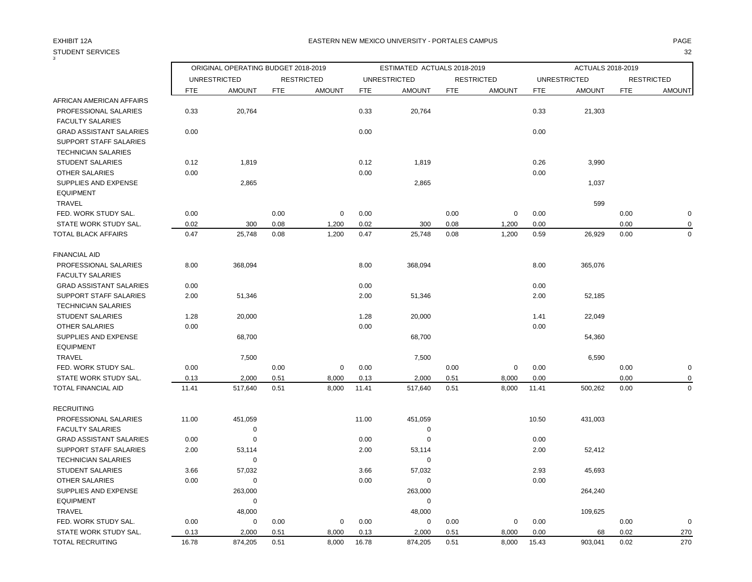EXHIBIT 12A

STUDENT SERVICES

EASTERN NEW MEXICO UNIVERSITY - PORTALES CAMPUS

| | ORIGINAL OPERATING BUDGET 2018-2019 | | | | ESTIMATED ACTUALS 2018-2019 | | | | ACTUALS 2018-2019 | | | |
|---|---|---|---|---|---|---|---|---|---|---|---|---|
| | UNRESTRICTED | | RESTRICTED | | UNRESTRICTED | | RESTRICTED | | UNRESTRICTED | | RESTRICTED | |
| | FTE | AMOUNT | FTE | AMOUNT | FTE | AMOUNT | FTE | AMOUNT | FTE | AMOUNT | FTE | AMOUNT |
| AFRICAN AMERICAN AFFAIRS | | | | | | | | | | | | |
| PROFESSIONAL SALARIES | 0.33 | 20,764 | | | 0.33 | 20,764 | | | 0.33 | 21,303 | | |
| FACULTY SALARIES | | | | | | | | | | | | |
| GRAD ASSISTANT SALARIES | 0.00 | | | | 0.00 | | | | 0.00 | | | |
| SUPPORT STAFF SALARIES | | | | | | | | | | | | |
| TECHNICIAN SALARIES | | | | | | | | | | | | |
| STUDENT SALARIES | 0.12 | 1,819 | | | 0.12 | 1,819 | | | 0.26 | 3,990 | | |
| OTHER SALARIES | 0.00 | | | | 0.00 | | | | 0.00 | | | |
| SUPPLIES AND EXPENSE | | 2,865 | | | | 2,865 | | | | 1,037 | | |
| EQUIPMENT | | | | | | | | | | | | |
| TRAVEL | | | | | | | | | | 599 | | |
| FED. WORK STUDY SAL. | 0.00 | | 0.00 | 0 | 0.00 | | 0.00 | 0 | 0.00 | | 0.00 | 0 |
| STATE WORK STUDY SAL. | 0.02 | 300 | 0.08 | 1,200 | 0.02 | 300 | 0.08 | 1,200 | 0.00 | | 0.00 | 0 |
| TOTAL BLACK AFFAIRS | 0.47 | 25,748 | 0.08 | 1,200 | 0.47 | 25,748 | 0.08 | 1,200 | 0.59 | 26,929 | 0.00 | 0 |
| | | | | | | | | | | | | |
| FINANCIAL AID | | | | | | | | | | | | |
| PROFESSIONAL SALARIES | 8.00 | 368,094 | | | 8.00 | 368,094 | | | 8.00 | 365,076 | | |
| FACULTY SALARIES | | | | | | | | | | | | |
| GRAD ASSISTANT SALARIES | 0.00 | | | | 0.00 | | | | 0.00 | | | |
| SUPPORT STAFF SALARIES | 2.00 | 51,346 | | | 2.00 | 51,346 | | | 2.00 | 52,185 | | |
| TECHNICIAN SALARIES | | | | | | | | | | | | |
| STUDENT SALARIES | 1.28 | 20,000 | | | 1.28 | 20,000 | | | 1.41 | 22,049 | | |
| OTHER SALARIES | 0.00 | | | | 0.00 | | | | 0.00 | | | |
| SUPPLIES AND EXPENSE | | 68,700 | | | | 68,700 | | | | 54,360 | | |
| EQUIPMENT | | | | | | | | | | | | |
| TRAVEL | | 7,500 | | | | 7,500 | | | | 6,590 | | |
| FED. WORK STUDY SAL. | 0.00 | | 0.00 | 0 | 0.00 | | 0.00 | 0 | 0.00 | | 0.00 | 0 |
| STATE WORK STUDY SAL. | 0.13 | 2,000 | 0.51 | 8,000 | 0.13 | 2,000 | 0.51 | 8,000 | 0.00 | | 0.00 | 0 |
| TOTAL FINANCIAL AID | 11.41 | 517,640 | 0.51 | 8,000 | 11.41 | 517,640 | 0.51 | 8,000 | 11.41 | 500,262 | 0.00 | 0 |
| | | | | | | | | | | | | |
| RECRUITING | | | | | | | | | | | | |
| PROFESSIONAL SALARIES | 11.00 | 451,059 | | | 11.00 | 451,059 | | | 10.50 | 431,003 | | |
| FACULTY SALARIES | | 0 | | | | 0 | | | | | | |
| GRAD ASSISTANT SALARIES | 0.00 | 0 | | | 0.00 | 0 | | | 0.00 | | | |
| SUPPORT STAFF SALARIES | 2.00 | 53,114 | | | 2.00 | 53,114 | | | 2.00 | 52,412 | | |
| TECHNICIAN SALARIES | | 0 | | | | 0 | | | | | | |
| STUDENT SALARIES | 3.66 | 57,032 | | | 3.66 | 57,032 | | | 2.93 | 45,693 | | |
| OTHER SALARIES | 0.00 | 0 | | | 0.00 | 0 | | | 0.00 | | | |
| SUPPLIES AND EXPENSE | | 263,000 | | | | 263,000 | | | | 264,240 | | |
| EQUIPMENT | | 0 | | | | 0 | | | | | | |
| TRAVEL | | 48,000 | | | | 48,000 | | | | 109,625 | | |
| FED. WORK STUDY SAL. | 0.00 | 0 | 0.00 | 0 | 0.00 | 0 | 0.00 | 0 | 0.00 | | 0.00 | 0 |
| STATE WORK STUDY SAL. | 0.13 | 2,000 | 0.51 | 8,000 | 0.13 | 2,000 | 0.51 | 8,000 | 0.00 | 68 | 0.02 | 270 |
| TOTAL RECRUITING | 16.78 | 874,205 | 0.51 | 8,000 | 16.78 | 874,205 | 0.51 | 8,000 | 15.43 | 903,041 | 0.02 | 270 |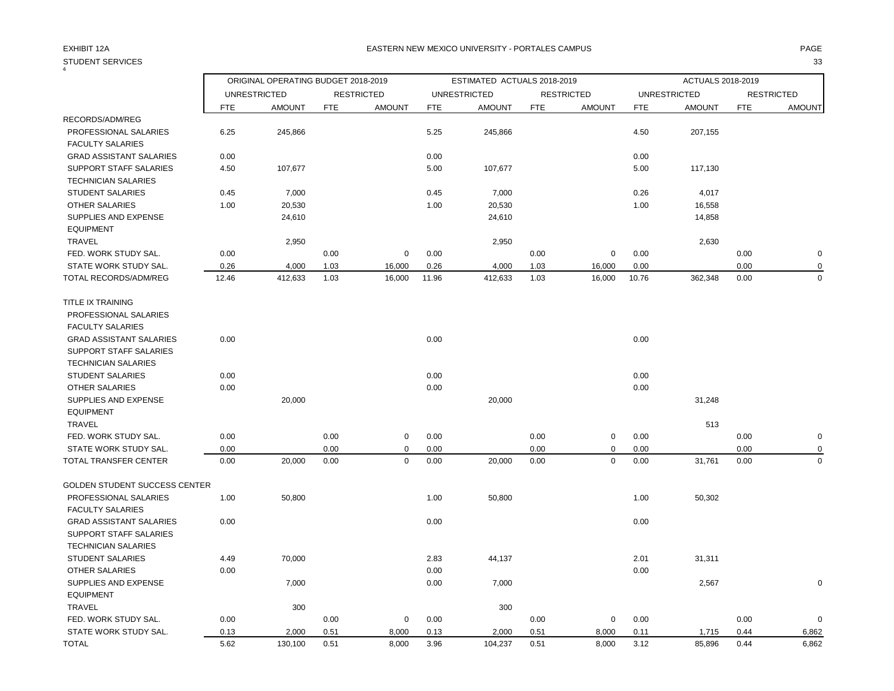EXHIBIT 12A

EASTERN NEW MEXICO UNIVERSITY - PORTALES CAMPUS

STUDENT SERVICES

| | ORIGINAL OPERATING BUDGET 2018-2019 | | | | ESTIMATED ACTUALS 2018-2019 | | | | ACTUALS 2018-2019 | | | |
|---|---|---|---|---|---|---|---|---|---|---|---|---|
| | UNRESTRICTED | | RESTRICTED | | UNRESTRICTED | | RESTRICTED | | UNRESTRICTED | | RESTRICTED | |
| | FTE | AMOUNT | FTE | AMOUNT | FTE | AMOUNT | FTE | AMOUNT | FTE | AMOUNT | FTE | AMOUNT |
| RECORDS/ADM/REG | | | | | | | | | | | | |
| PROFESSIONAL SALARIES | 6.25 | 245,866 | | | 5.25 | 245,866 | | | 4.50 | 207,155 | | |
| FACULTY SALARIES | | | | | | | | | | | | |
| GRAD ASSISTANT SALARIES | 0.00 | | | | 0.00 | | | | 0.00 | | | |
| SUPPORT STAFF SALARIES | 4.50 | 107,677 | | | 5.00 | 107,677 | | | 5.00 | 117,130 | | |
| TECHNICIAN SALARIES | | | | | | | | | | | | |
| STUDENT SALARIES | 0.45 | 7,000 | | | 0.45 | 7,000 | | | 0.26 | 4,017 | | |
| OTHER SALARIES | 1.00 | 20,530 | | | 1.00 | 20,530 | | | 1.00 | 16,558 | | |
| SUPPLIES AND EXPENSE | | 24,610 | | | | 24,610 | | | | 14,858 | | |
| EQUIPMENT | | | | | | | | | | | | |
| TRAVEL | | 2,950 | | | | 2,950 | | | | 2,630 | | |
| FED. WORK STUDY SAL. | 0.00 | | 0.00 | 0 | 0.00 | | 0.00 | 0 | 0.00 | | 0.00 | 0 |
| STATE WORK STUDY SAL. | 0.26 | 4,000 | 1.03 | 16,000 | 0.26 | 4,000 | 1.03 | 16,000 | 0.00 | | 0.00 | 0 |
| TOTAL RECORDS/ADM/REG | 12.46 | 412,633 | 1.03 | 16,000 | 11.96 | 412,633 | 1.03 | 16,000 | 10.76 | 362,348 | 0.00 | 0 |
| TITLE IX TRAINING | | | | | | | | | | | | |
| PROFESSIONAL SALARIES | | | | | | | | | | | | |
| FACULTY SALARIES | | | | | | | | | | | | |
| GRAD ASSISTANT SALARIES | 0.00 | | | | 0.00 | | | | 0.00 | | | |
| SUPPORT STAFF SALARIES | | | | | | | | | | | | |
| TECHNICIAN SALARIES | | | | | | | | | | | | |
| STUDENT SALARIES | 0.00 | | | | 0.00 | | | | 0.00 | | | |
| OTHER SALARIES | 0.00 | | | | 0.00 | | | | 0.00 | | | |
| SUPPLIES AND EXPENSE | | 20,000 | | | | 20,000 | | | | 31,248 | | |
| EQUIPMENT | | | | | | | | | | | | |
| TRAVEL | | | | | | | | | | 513 | | |
| FED. WORK STUDY SAL. | 0.00 | | 0.00 | 0 | 0.00 | | 0.00 | 0 | 0.00 | | 0.00 | 0 |
| STATE WORK STUDY SAL. | 0.00 | | 0.00 | 0 | 0.00 | | 0.00 | 0 | 0.00 | | 0.00 | 0 |
| TOTAL TRANSFER CENTER | 0.00 | 20,000 | 0.00 | 0 | 0.00 | 20,000 | 0.00 | 0 | 0.00 | 31,761 | 0.00 | 0 |
| GOLDEN STUDENT SUCCESS CENTER | | | | | | | | | | | | |
| PROFESSIONAL SALARIES | 1.00 | 50,800 | | | 1.00 | 50,800 | | | 1.00 | 50,302 | | |
| FACULTY SALARIES | | | | | | | | | | | | |
| GRAD ASSISTANT SALARIES | 0.00 | | | | 0.00 | | | | 0.00 | | | |
| SUPPORT STAFF SALARIES | | | | | | | | | | | | |
| TECHNICIAN SALARIES | | | | | | | | | | | | |
| STUDENT SALARIES | 4.49 | 70,000 | | | 2.83 | 44,137 | | | 2.01 | 31,311 | | |
| OTHER SALARIES | 0.00 | | | | 0.00 | | | | 0.00 | | | |
| SUPPLIES AND EXPENSE | | 7,000 | | | 0.00 | 7,000 | | | | 2,567 | | 0 |
| EQUIPMENT | | | | | | | | | | | | |
| TRAVEL | | 300 | | | | 300 | | | | | | |
| FED. WORK STUDY SAL. | 0.00 | | 0.00 | 0 | 0.00 | | 0.00 | 0 | 0.00 | | 0.00 | 0 |
| STATE WORK STUDY SAL. | 0.13 | 2,000 | 0.51 | 8,000 | 0.13 | 2,000 | 0.51 | 8,000 | 0.11 | 1,715 | 0.44 | 6,862 |
| TOTAL | 5.62 | 130,100 | 0.51 | 8,000 | 3.96 | 104,237 | 0.51 | 8,000 | 3.12 | 85,896 | 0.44 | 6,862 |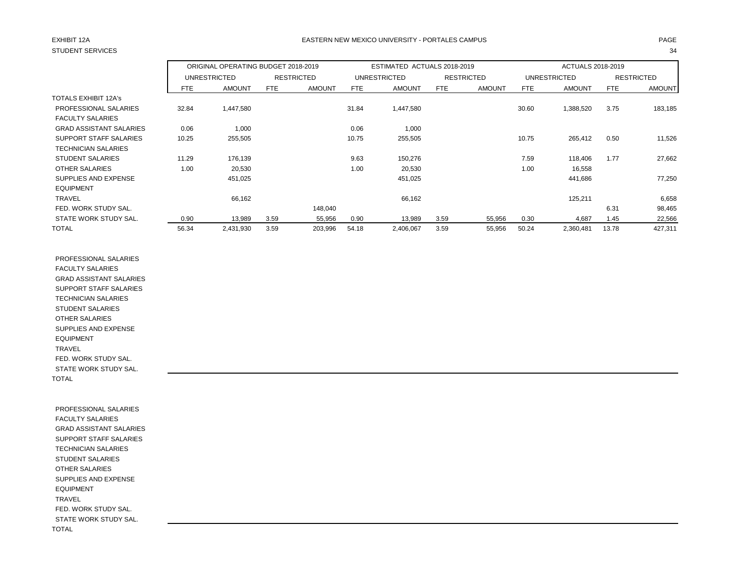EXHIBIT 12A

STUDENT SERVICES

EASTERN NEW MEXICO UNIVERSITY - PORTALES CAMPUS

| | ORIGINAL OPERATING BUDGET 2018-2019 | | | | ESTIMATED ACTUALS 2018-2019 | | | | ACTUALS 2018-2019 | | | |
|---|---|---|---|---|---|---|---|---|---|---|---|---|
| | UNRESTRICTED | | RESTRICTED | | UNRESTRICTED | | RESTRICTED | | UNRESTRICTED | | RESTRICTED | |
| | FTE | AMOUNT | FTE | AMOUNT | FTE | AMOUNT | FTE | AMOUNT | FTE | AMOUNT | FTE | AMOUNT |
| TOTALS EXHIBIT 12A's | | | | | | | | | | | | |
| PROFESSIONAL SALARIES | 32.84 | 1,447,580 | | | 31.84 | 1,447,580 | | | 30.60 | 1,388,520 | 3.75 | 183,185 |
| FACULTY SALARIES | | | | | | | | | | | | |
| GRAD ASSISTANT SALARIES | 0.06 | 1,000 | | | 0.06 | 1,000 | | | | | | |
| SUPPORT STAFF SALARIES | 10.25 | 255,505 | | | 10.75 | 255,505 | | | 10.75 | 265,412 | 0.50 | 11,526 |
| TECHNICIAN SALARIES | | | | | | | | | | | | |
| STUDENT SALARIES | 11.29 | 176,139 | | | 9.63 | 150,276 | | | 7.59 | 118,406 | 1.77 | 27,662 |
| OTHER SALARIES | 1.00 | 20,530 | | | 1.00 | 20,530 | | | 1.00 | 16,558 | | |
| SUPPLIES AND EXPENSE | | 451,025 | | | | 451,025 | | | | 441,686 | | 77,250 |
| EQUIPMENT | | | | | | | | | | | | |
| TRAVEL | | 66,162 | | | | 66,162 | | | | 125,211 | | 6,658 |
| FED. WORK STUDY SAL. | | | | 148,040 | | | | | | | 6.31 | 98,465 |
| STATE WORK STUDY SAL. | 0.90 | 13,989 | 3.59 | 55,956 | 0.90 | 13,989 | 3.59 | 55,956 | 0.30 | 4,687 | 1.45 | 22,566 |
| TOTAL | 56.34 | 2,431,930 | 3.59 | 203,996 | 54.18 | 2,406,067 | 3.59 | 55,956 | 50.24 | 2,360,481 | 13.78 | 427,311 |

| | | | | | | | | | | | | |
|---|---|---|---|---|---|---|---|---|---|---|---|---|
| PROFESSIONAL SALARIES | | | | | | | | | | | | |
| FACULTY SALARIES | | | | | | | | | | | | |
| GRAD ASSISTANT SALARIES | | | | | | | | | | | | |
| SUPPORT STAFF SALARIES | | | | | | | | | | | | |
| TECHNICIAN SALARIES | | | | | | | | | | | | |
| STUDENT SALARIES | | | | | | | | | | | | |
| OTHER SALARIES | | | | | | | | | | | | |
| SUPPLIES AND EXPENSE | | | | | | | | | | | | |
| EQUIPMENT | | | | | | | | | | | | |
| TRAVEL | | | | | | | | | | | | |
| FED. WORK STUDY SAL. | | | | | | | | | | | | |
| STATE WORK STUDY SAL. | | | | | | | | | | | | |
| TOTAL | | | | | | | | | | | | |

| | | | | | | | | | | | | |
|---|---|---|---|---|---|---|---|---|---|---|---|---|
| PROFESSIONAL SALARIES | | | | | | | | | | | | |
| FACULTY SALARIES | | | | | | | | | | | | |
| GRAD ASSISTANT SALARIES | | | | | | | | | | | | |
| SUPPORT STAFF SALARIES | | | | | | | | | | | | |
| TECHNICIAN SALARIES | | | | | | | | | | | | |
| STUDENT SALARIES | | | | | | | | | | | | |
| OTHER SALARIES | | | | | | | | | | | | |
| SUPPLIES AND EXPENSE | | | | | | | | | | | | |
| EQUIPMENT | | | | | | | | | | | | |
| TRAVEL | | | | | | | | | | | | |
| FED. WORK STUDY SAL. | | | | | | | | | | | | |
| STATE WORK STUDY SAL. | | | | | | | | | | | | |
| TOTAL | | | | | | | | | | | | |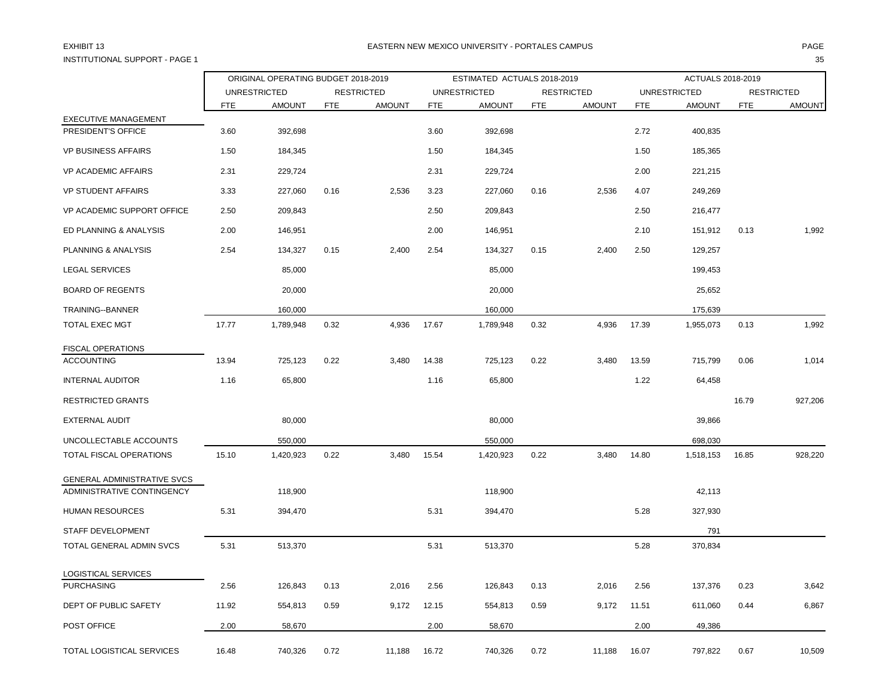EXHIBIT 13

INSTITUTIONAL SUPPORT - PAGE 1

EASTERN NEW MEXICO UNIVERSITY - PORTALES CAMPUS

| | ORIGINAL OPERATING BUDGET 2018-2019 | | | | ESTIMATED ACTUALS 2018-2019 | | | | ACTUALS 2018-2019 | | | |
|---|---|---|---|---|---|---|---|---|---|---|---|---|
| | UNRESTRICTED | | RESTRICTED | | UNRESTRICTED | | RESTRICTED | | UNRESTRICTED | | RESTRICTED | |
| | FTE | AMOUNT | FTE | AMOUNT | FTE | AMOUNT | FTE | AMOUNT | FTE | AMOUNT | FTE | AMOUNT |
| EXECUTIVE MANAGEMENT | | | | | | | | | | | | |
| PRESIDENT'S OFFICE | 3.60 | 392,698 | | | 3.60 | 392,698 | | | 2.72 | 400,835 | | |
| VP BUSINESS AFFAIRS | 1.50 | 184,345 | | | 1.50 | 184,345 | | | 1.50 | 185,365 | | |
| VP ACADEMIC AFFAIRS | 2.31 | 229,724 | | | 2.31 | 229,724 | | | 2.00 | 221,215 | | |
| VP STUDENT AFFAIRS | 3.33 | 227,060 | 0.16 | 2,536 | 3.23 | 227,060 | 0.16 | 2,536 | 4.07 | 249,269 | | |
| VP ACADEMIC SUPPORT OFFICE | 2.50 | 209,843 | | | 2.50 | 209,843 | | | 2.50 | 216,477 | | |
| ED PLANNING & ANALYSIS | 2.00 | 146,951 | | | 2.00 | 146,951 | | | 2.10 | 151,912 | 0.13 | 1,992 |
| PLANNING & ANALYSIS | 2.54 | 134,327 | 0.15 | 2,400 | 2.54 | 134,327 | 0.15 | 2,400 | 2.50 | 129,257 | | |
| LEGAL SERVICES | | 85,000 | | | | 85,000 | | | | 199,453 | | |
| BOARD OF REGENTS | | 20,000 | | | | 20,000 | | | | 25,652 | | |
| TRAINING--BANNER | | 160,000 | | | | 160,000 | | | | 175,639 | | |
| TOTAL EXEC MGT | 17.77 | 1,789,948 | 0.32 | 4,936 | 17.67 | 1,789,948 | 0.32 | 4,936 | 17.39 | 1,955,073 | 0.13 | 1,992 |
| FISCAL OPERATIONS | | | | | | | | | | | | |
| ACCOUNTING | 13.94 | 725,123 | 0.22 | 3,480 | 14.38 | 725,123 | 0.22 | 3,480 | 13.59 | 715,799 | 0.06 | 1,014 |
| INTERNAL AUDITOR | 1.16 | 65,800 | | | 1.16 | 65,800 | | | 1.22 | 64,458 | | |
| RESTRICTED GRANTS | | | | | | | | | | | 16.79 | 927,206 |
| EXTERNAL AUDIT | | 80,000 | | | | 80,000 | | | | 39,866 | | |
| UNCOLLECTABLE ACCOUNTS | | 550,000 | | | | 550,000 | | | | 698,030 | | |
| TOTAL FISCAL OPERATIONS | 15.10 | 1,420,923 | 0.22 | 3,480 | 15.54 | 1,420,923 | 0.22 | 3,480 | 14.80 | 1,518,153 | 16.85 | 928,220 |
| GENERAL ADMINISTRATIVE SVCS | | | | | | | | | | | | |
| ADMINISTRATIVE CONTINGENCY | | 118,900 | | | | 118,900 | | | | 42,113 | | |
| HUMAN RESOURCES | 5.31 | 394,470 | | | 5.31 | 394,470 | | | 5.28 | 327,930 | | |
| STAFF DEVELOPMENT | | | | | | | | | | 791 | | |
| TOTAL GENERAL ADMIN SVCS | 5.31 | 513,370 | | | 5.31 | 513,370 | | | 5.28 | 370,834 | | |
| LOGISTICAL SERVICES | | | | | | | | | | | | |
| PURCHASING | 2.56 | 126,843 | 0.13 | 2,016 | 2.56 | 126,843 | 0.13 | 2,016 | 2.56 | 137,376 | 0.23 | 3,642 |
| DEPT OF PUBLIC SAFETY | 11.92 | 554,813 | 0.59 | 9,172 | 12.15 | 554,813 | 0.59 | 9,172 | 11.51 | 611,060 | 0.44 | 6,867 |
| POST OFFICE | 2.00 | 58,670 | | | 2.00 | 58,670 | | | 2.00 | 49,386 | | |
| TOTAL LOGISTICAL SERVICES | 16.48 | 740,326 | 0.72 | 11,188 | 16.72 | 740,326 | 0.72 | 11,188 | 16.07 | 797,822 | 0.67 | 10,509 |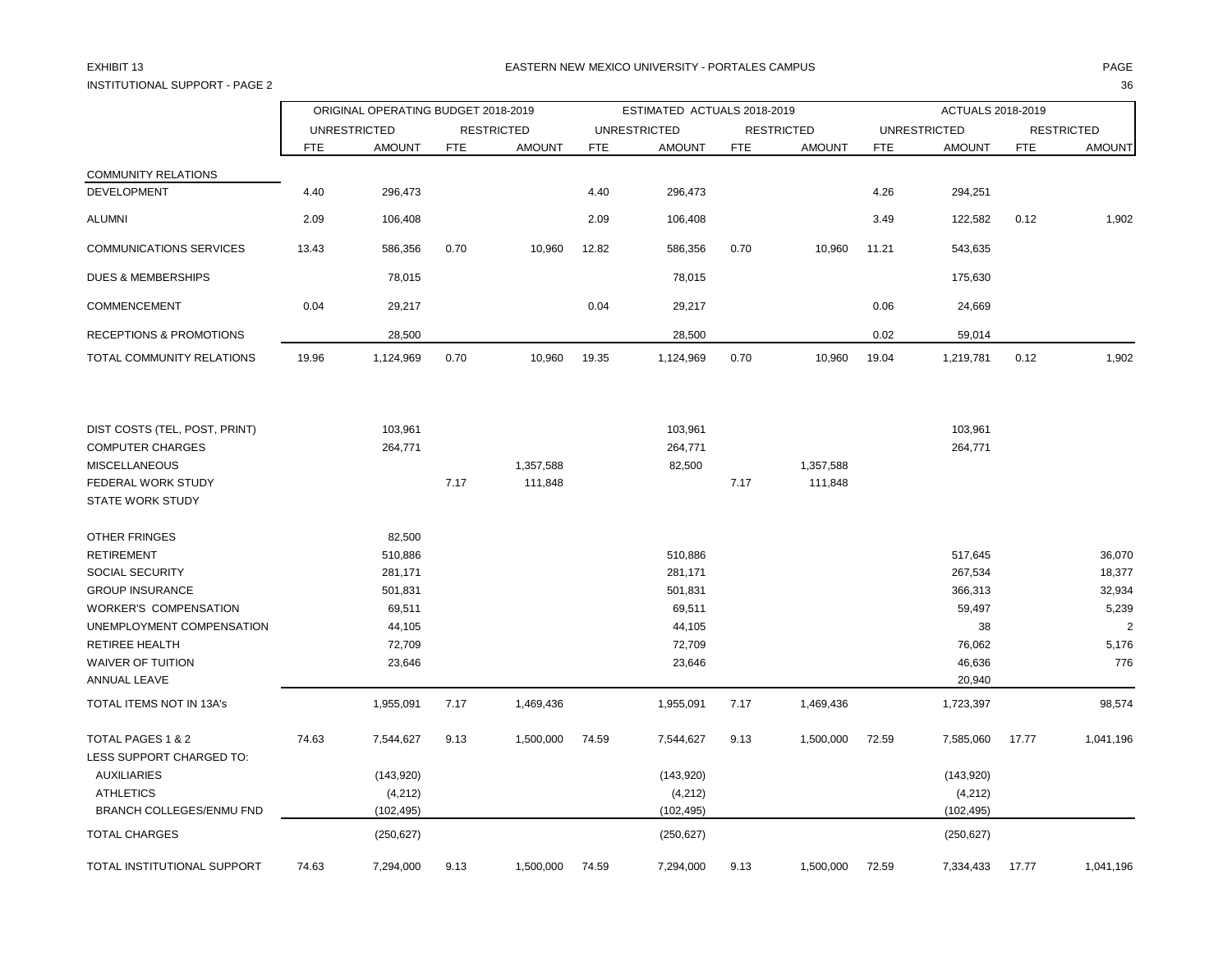EXHIBIT 13

INSTITUTIONAL SUPPORT - PAGE 2

EASTERN NEW MEXICO UNIVERSITY - PORTALES CAMPUS

| | ORIGINAL OPERATING BUDGET 2018-2019 | | | | ESTIMATED ACTUALS 2018-2019 | | | | ACTUALS 2018-2019 | | | |
|---|---|---|---|---|---|---|---|---|---|---|---|---|
| | UNRESTRICTED | | RESTRICTED | | UNRESTRICTED | | RESTRICTED | | UNRESTRICTED | | RESTRICTED | |
| | FTE | AMOUNT | FTE | AMOUNT | FTE | AMOUNT | FTE | AMOUNT | FTE | AMOUNT | FTE | AMOUNT |
| COMMUNITY RELATIONS | | | | | | | | | | | | |
| DEVELOPMENT | 4.40 | 296,473 | | | 4.40 | 296,473 | | | 4.26 | 294,251 | | |
| ALUMNI | 2.09 | 106,408 | | | 2.09 | 106,408 | | | 3.49 | 122,582 | 0.12 | 1,902 |
| COMMUNICATIONS SERVICES | 13.43 | 586,356 | 0.70 | 10,960 | 12.82 | 586,356 | 0.70 | 10,960 | 11.21 | 543,635 | | |
| DUES & MEMBERSHIPS | | 78,015 | | | | 78,015 | | | | 175,630 | | |
| COMMENCEMENT | 0.04 | 29,217 | | | 0.04 | 29,217 | | | 0.06 | 24,669 | | |
| RECEPTIONS & PROMOTIONS | | 28,500 | | | | 28,500 | | | 0.02 | 59,014 | | |
| TOTAL COMMUNITY RELATIONS | 19.96 | 1,124,969 | 0.70 | 10,960 | 19.35 | 1,124,969 | 0.70 | 10,960 | 19.04 | 1,219,781 | 0.12 | 1,902 |
| | | | | | | | | | | | | |
| DIST COSTS (TEL, POST, PRINT) | | 103,961 | | | | 103,961 | | | | 103,961 | | |
| COMPUTER CHARGES | | 264,771 | | | | 264,771 | | | | 264,771 | | |
| MISCELLANEOUS | | | | 1,357,588 | | 82,500 | | 1,357,588 | | | | |
| FEDERAL WORK STUDY | | | 7.17 | 111,848 | | | 7.17 | 111,848 | | | | |
| STATE WORK STUDY | | | | | | | | | | | | |
| | | | | | | | | | | | | |
| OTHER FRINGES | | 82,500 | | | | | | | | | | |
| RETIREMENT | | 510,886 | | | | 510,886 | | | | 517,645 | | 36,070 |
| SOCIAL SECURITY | | 281,171 | | | | 281,171 | | | | 267,534 | | 18,377 |
| GROUP INSURANCE | | 501,831 | | | | 501,831 | | | | 366,313 | | 32,934 |
| WORKER'S COMPENSATION | | 69,511 | | | | 69,511 | | | | 59,497 | | 5,239 |
| UNEMPLOYMENT COMPENSATION | | 44,105 | | | | 44,105 | | | | 38 | | 2 |
| RETIREE HEALTH | | 72,709 | | | | 72,709 | | | | 76,062 | | 5,176 |
| WAIVER OF TUITION | | 23,646 | | | | 23,646 | | | | 46,636 | | 776 |
| ANNUAL LEAVE | | | | | | | | | | 20,940 | | |
| TOTAL ITEMS NOT IN 13A's | | 1,955,091 | 7.17 | 1,469,436 | | 1,955,091 | 7.17 | 1,469,436 | | 1,723,397 | | 98,574 |
| | | | | | | | | | | | | |
| TOTAL PAGES 1 & 2 | 74.63 | 7,544,627 | 9.13 | 1,500,000 | 74.59 | 7,544,627 | 9.13 | 1,500,000 | 72.59 | 7,585,060 | 17.77 | 1,041,196 |
| LESS SUPPORT CHARGED TO: | | | | | | | | | | | | |
| AUXILIARIES | | (143,920) | | | | (143,920) | | | | (143,920) | | |
| ATHLETICS | | (4,212) | | | | (4,212) | | | | (4,212) | | |
| BRANCH COLLEGES/ENMU FND | | (102,495) | | | | (102,495) | | | | (102,495) | | |
| TOTAL CHARGES | | (250,627) | | | | (250,627) | | | | (250,627) | | |
| | | | | | | | | | | | | |
| TOTAL INSTITUTIONAL SUPPORT | 74.63 | 7,294,000 | 9.13 | 1,500,000 | 74.59 | 7,294,000 | 9.13 | 1,500,000 | 72.59 | 7,334,433 | 17.77 | 1,041,196 |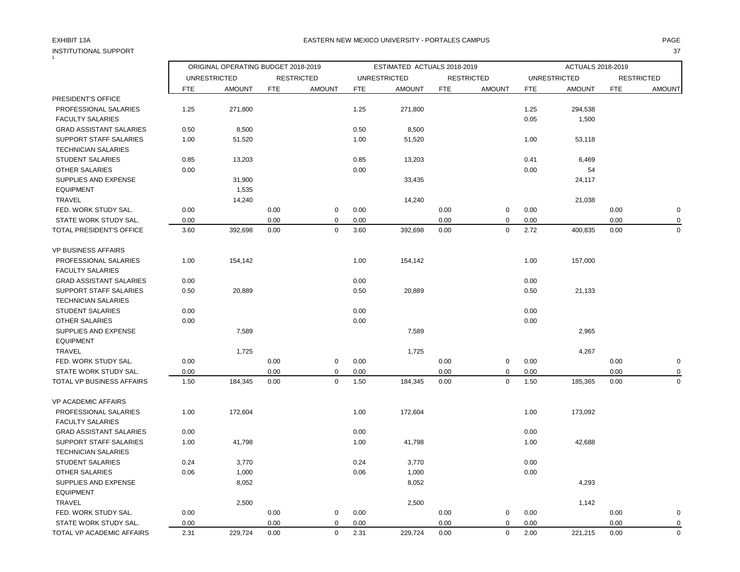EXHIBIT 13A

EASTERN NEW MEXICO UNIVERSITY - PORTALES CAMPUS

INSTITUTIONAL SUPPORT

| | ORIGINAL OPERATING BUDGET 2018-2019 | | | | ESTIMATED ACTUALS 2018-2019 | | | | ACTUALS 2018-2019 | | | |
|---|---|---|---|---|---|---|---|---|---|---|---|---|
| | UNRESTRICTED | | RESTRICTED | | UNRESTRICTED | | RESTRICTED | | UNRESTRICTED | | RESTRICTED | |
| | FTE | AMOUNT | FTE | AMOUNT | FTE | AMOUNT | FTE | AMOUNT | FTE | AMOUNT | FTE | AMOUNT |
| PRESIDENT'S OFFICE | | | | | | | | | | | | |
| PROFESSIONAL SALARIES | 1.25 | 271,800 | | | 1.25 | 271,800 | | | 1.25 | 294,538 | | |
| FACULTY SALARIES | | | | | | | | | 0.05 | 1,500 | | |
| GRAD ASSISTANT SALARIES | 0.50 | 8,500 | | | 0.50 | 8,500 | | | | | | |
| SUPPORT STAFF SALARIES | 1.00 | 51,520 | | | 1.00 | 51,520 | | | 1.00 | 53,118 | | |
| TECHNICIAN SALARIES | | | | | | | | | | | | |
| STUDENT SALARIES | 0.85 | 13,203 | | | 0.85 | 13,203 | | | 0.41 | 6,469 | | |
| OTHER SALARIES | 0.00 | | | | 0.00 | | | | 0.00 | 54 | | |
| SUPPLIES AND EXPENSE | | 31,900 | | | | 33,435 | | | | 24,117 | | |
| EQUIPMENT | | 1,535 | | | | | | | | | | |
| TRAVEL | | 14,240 | | | | 14,240 | | | | 21,038 | | |
| FED. WORK STUDY SAL. | 0.00 | | 0.00 | 0 | 0.00 | | 0.00 | 0 | 0.00 | | 0.00 | 0 |
| STATE WORK STUDY SAL. | 0.00 | | 0.00 | 0 | 0.00 | | 0.00 | 0 | 0.00 | | 0.00 | 0 |
| TOTAL PRESIDENT'S OFFICE | 3.60 | 392,698 | 0.00 | 0 | 3.60 | 392,698 | 0.00 | 0 | 2.72 | 400,835 | 0.00 | 0 |
| VP BUSINESS AFFAIRS | | | | | | | | | | | | |
| PROFESSIONAL SALARIES | 1.00 | 154,142 | | | 1.00 | 154,142 | | | 1.00 | 157,000 | | |
| FACULTY SALARIES | | | | | | | | | | | | |
| GRAD ASSISTANT SALARIES | 0.00 | | | | 0.00 | | | | 0.00 | | | |
| SUPPORT STAFF SALARIES | 0.50 | 20,889 | | | 0.50 | 20,889 | | | 0.50 | 21,133 | | |
| TECHNICIAN SALARIES | | | | | | | | | | | | |
| STUDENT SALARIES | 0.00 | | | | 0.00 | | | | 0.00 | | | |
| OTHER SALARIES | 0.00 | | | | 0.00 | | | | 0.00 | | | |
| SUPPLIES AND EXPENSE | | 7,589 | | | | 7,589 | | | | 2,965 | | |
| EQUIPMENT | | | | | | | | | | | | |
| TRAVEL | | 1,725 | | | | 1,725 | | | | 4,267 | | |
| FED. WORK STUDY SAL. | 0.00 | | 0.00 | 0 | 0.00 | | 0.00 | 0 | 0.00 | | 0.00 | 0 |
| STATE WORK STUDY SAL. | 0.00 | | 0.00 | 0 | 0.00 | | 0.00 | 0 | 0.00 | | 0.00 | 0 |
| TOTAL VP BUSINESS AFFAIRS | 1.50 | 184,345 | 0.00 | 0 | 1.50 | 184,345 | 0.00 | 0 | 1.50 | 185,365 | 0.00 | 0 |
| VP ACADEMIC AFFAIRS | | | | | | | | | | | | |
| PROFESSIONAL SALARIES | 1.00 | 172,604 | | | 1.00 | 172,604 | | | 1.00 | 173,092 | | |
| FACULTY SALARIES | | | | | | | | | | | | |
| GRAD ASSISTANT SALARIES | 0.00 | | | | 0.00 | | | | 0.00 | | | |
| SUPPORT STAFF SALARIES | 1.00 | 41,798 | | | 1.00 | 41,798 | | | 1.00 | 42,688 | | |
| TECHNICIAN SALARIES | | | | | | | | | | | | |
| STUDENT SALARIES | 0.24 | 3,770 | | | 0.24 | 3,770 | | | 0.00 | | | |
| OTHER SALARIES | 0.06 | 1,000 | | | 0.06 | 1,000 | | | 0.00 | | | |
| SUPPLIES AND EXPENSE | | 8,052 | | | | 8,052 | | | | 4,293 | | |
| EQUIPMENT | | | | | | | | | | | | |
| TRAVEL | | 2,500 | | | | 2,500 | | | | 1,142 | | |
| FED. WORK STUDY SAL. | 0.00 | | 0.00 | 0 | 0.00 | | 0.00 | 0 | 0.00 | | 0.00 | 0 |
| STATE WORK STUDY SAL. | 0.00 | | 0.00 | 0 | 0.00 | | 0.00 | 0 | 0.00 | | 0.00 | 0 |
| TOTAL VP ACADEMIC AFFAIRS | 2.31 | 229,724 | 0.00 | 0 | 2.31 | 229,724 | 0.00 | 0 | 2.00 | 221,215 | 0.00 | 0 |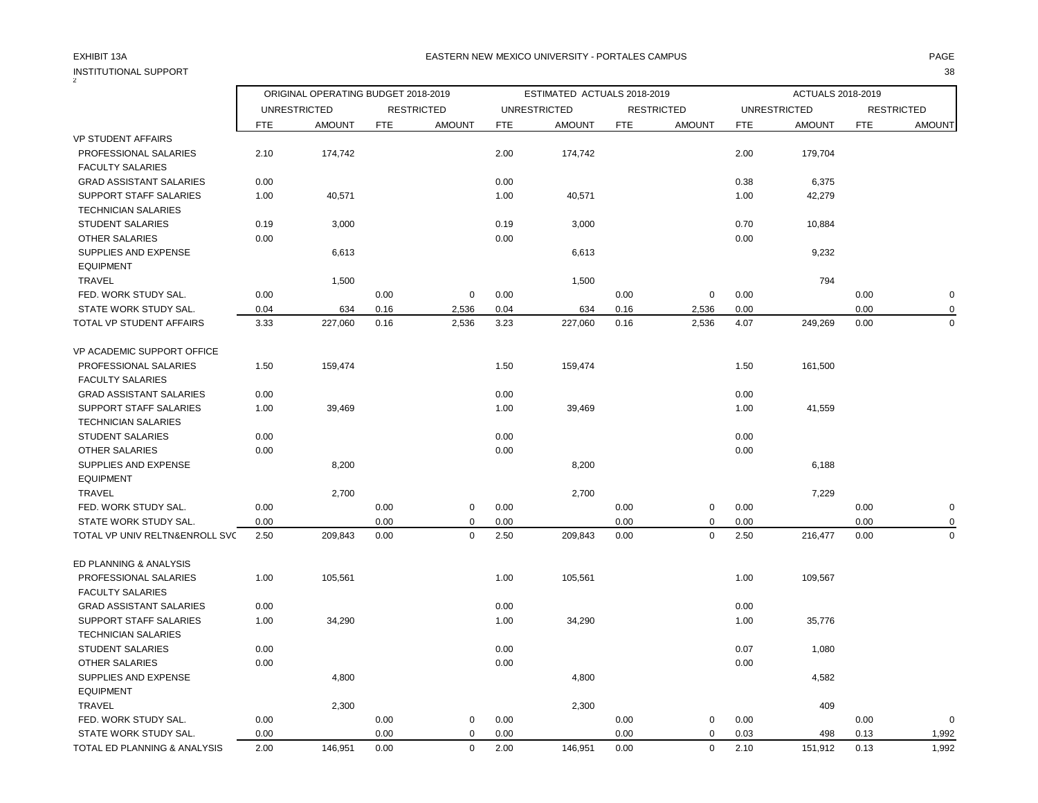EXHIBIT 13A

EASTERN NEW MEXICO UNIVERSITY - PORTALES CAMPUS

INSTITUTIONAL SUPPORT

| | ORIGINAL OPERATING BUDGET 2018-2019 | | | | ESTIMATED ACTUALS 2018-2019 | | | | ACTUALS 2018-2019 | | | |
|---|---|---|---|---|---|---|---|---|---|---|---|---|
| | UNRESTRICTED | | RESTRICTED | | UNRESTRICTED | | RESTRICTED | | UNRESTRICTED | | RESTRICTED | |
| | FTE | AMOUNT | FTE | AMOUNT | FTE | AMOUNT | FTE | AMOUNT | FTE | AMOUNT | FTE | AMOUNT |
| VP STUDENT AFFAIRS | | | | | | | | | | | | |
| PROFESSIONAL SALARIES | 2.10 | 174,742 | | | 2.00 | 174,742 | | | 2.00 | 179,704 | | |
| FACULTY SALARIES | | | | | | | | | | | | |
| GRAD ASSISTANT SALARIES | 0.00 | | | | 0.00 | | | | 0.38 | 6,375 | | |
| SUPPORT STAFF SALARIES | 1.00 | 40,571 | | | 1.00 | 40,571 | | | 1.00 | 42,279 | | |
| TECHNICIAN SALARIES | | | | | | | | | | | | |
| STUDENT SALARIES | 0.19 | 3,000 | | | 0.19 | 3,000 | | | 0.70 | 10,884 | | |
| OTHER SALARIES | 0.00 | | | | 0.00 | | | | 0.00 | | | |
| SUPPLIES AND EXPENSE | | 6,613 | | | | 6,613 | | | | 9,232 | | |
| EQUIPMENT | | | | | | | | | | | | |
| TRAVEL | | 1,500 | | | | 1,500 | | | | 794 | | |
| FED. WORK STUDY SAL. | 0.00 | | 0.00 | 0 | 0.00 | | 0.00 | 0 | 0.00 | | 0.00 | 0 |
| STATE WORK STUDY SAL. | 0.04 | 634 | 0.16 | 2,536 | 0.04 | 634 | 0.16 | 2,536 | 0.00 | | 0.00 | 0 |
| TOTAL VP STUDENT AFFAIRS | 3.33 | 227,060 | 0.16 | 2,536 | 3.23 | 227,060 | 0.16 | 2,536 | 4.07 | 249,269 | 0.00 | 0 |
| | | | | | | | | | | | | |
| VP ACADEMIC SUPPORT OFFICE | | | | | | | | | | | | |
| PROFESSIONAL SALARIES | 1.50 | 159,474 | | | 1.50 | 159,474 | | | 1.50 | 161,500 | | |
| FACULTY SALARIES | | | | | | | | | | | | |
| GRAD ASSISTANT SALARIES | 0.00 | | | | 0.00 | | | | 0.00 | | | |
| SUPPORT STAFF SALARIES | 1.00 | 39,469 | | | 1.00 | 39,469 | | | 1.00 | 41,559 | | |
| TECHNICIAN SALARIES | | | | | | | | | | | | |
| STUDENT SALARIES | 0.00 | | | | 0.00 | | | | 0.00 | | | |
| OTHER SALARIES | 0.00 | | | | 0.00 | | | | 0.00 | | | |
| SUPPLIES AND EXPENSE | | 8,200 | | | | 8,200 | | | | 6,188 | | |
| EQUIPMENT | | | | | | | | | | | | |
| TRAVEL | | 2,700 | | | | 2,700 | | | | 7,229 | | |
| FED. WORK STUDY SAL. | 0.00 | | 0.00 | 0 | 0.00 | | 0.00 | 0 | 0.00 | | 0.00 | 0 |
| STATE WORK STUDY SAL. | 0.00 | | 0.00 | 0 | 0.00 | | 0.00 | 0 | 0.00 | | 0.00 | 0 |
| TOTAL VP UNIV RELTN&ENROLL SVC | 2.50 | 209,843 | 0.00 | 0 | 2.50 | 209,843 | 0.00 | 0 | 2.50 | 216,477 | 0.00 | 0 |
| | | | | | | | | | | | | |
| ED PLANNING & ANALYSIS | | | | | | | | | | | | |
| PROFESSIONAL SALARIES | 1.00 | 105,561 | | | 1.00 | 105,561 | | | 1.00 | 109,567 | | |
| FACULTY SALARIES | | | | | | | | | | | | |
| GRAD ASSISTANT SALARIES | 0.00 | | | | 0.00 | | | | 0.00 | | | |
| SUPPORT STAFF SALARIES | 1.00 | 34,290 | | | 1.00 | 34,290 | | | 1.00 | 35,776 | | |
| TECHNICIAN SALARIES | | | | | | | | | | | | |
| STUDENT SALARIES | 0.00 | | | | 0.00 | | | | 0.07 | 1,080 | | |
| OTHER SALARIES | 0.00 | | | | 0.00 | | | | 0.00 | | | |
| SUPPLIES AND EXPENSE | | 4,800 | | | | 4,800 | | | | 4,582 | | |
| EQUIPMENT | | | | | | | | | | | | |
| TRAVEL | | 2,300 | | | | 2,300 | | | | 409 | | |
| FED. WORK STUDY SAL. | 0.00 | | 0.00 | 0 | 0.00 | | 0.00 | 0 | 0.00 | | 0.00 | 0 |
| STATE WORK STUDY SAL. | 0.00 | | 0.00 | 0 | 0.00 | | 0.00 | 0 | 0.03 | 498 | 0.13 | 1,992 |
| TOTAL ED PLANNING & ANALYSIS | 2.00 | 146,951 | 0.00 | 0 | 2.00 | 146,951 | 0.00 | 0 | 2.10 | 151,912 | 0.13 | 1,992 |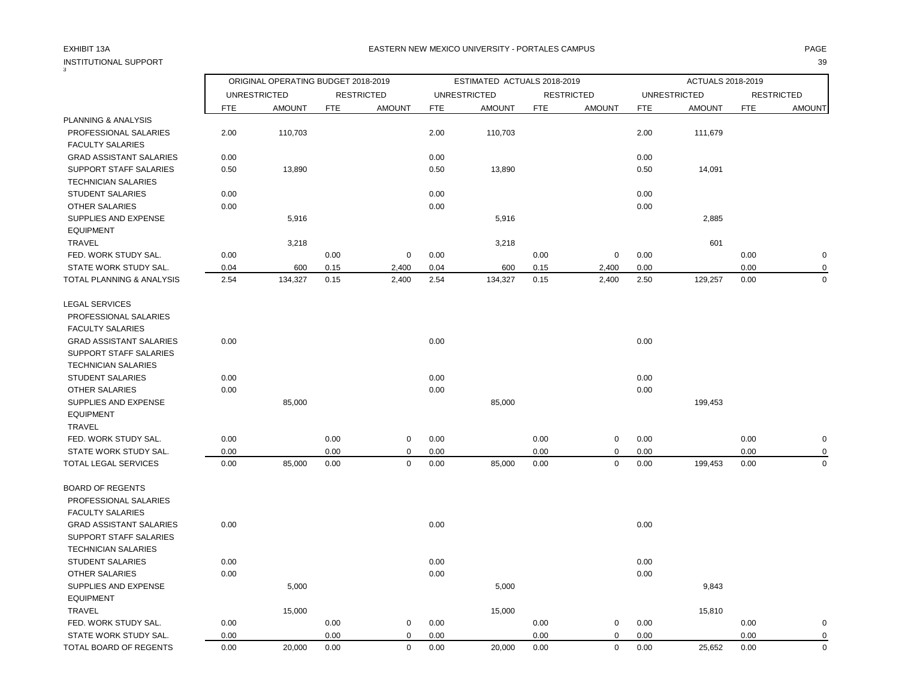EXHIBIT 13A

EASTERN NEW MEXICO UNIVERSITY - PORTALES CAMPUS

INSTITUTIONAL SUPPORT

| | ORIGINAL OPERATING BUDGET 2018-2019 | | | | ESTIMATED ACTUALS 2018-2019 | | | | ACTUALS 2018-2019 | | | |
|---|---|---|---|---|---|---|---|---|---|---|---|---|
| | UNRESTRICTED | | RESTRICTED | | UNRESTRICTED | | RESTRICTED | | UNRESTRICTED | | RESTRICTED | |
| | FTE | AMOUNT | FTE | AMOUNT | FTE | AMOUNT | FTE | AMOUNT | FTE | AMOUNT | FTE | AMOUNT |
| PLANNING & ANALYSIS | | | | | | | | | | | | |
| PROFESSIONAL SALARIES | 2.00 | 110,703 | | | 2.00 | 110,703 | | | 2.00 | 111,679 | | |
| FACULTY SALARIES | | | | | | | | | | | | |
| GRAD ASSISTANT SALARIES | 0.00 | | | | 0.00 | | | | 0.00 | | | |
| SUPPORT STAFF SALARIES | 0.50 | 13,890 | | | 0.50 | 13,890 | | | 0.50 | 14,091 | | |
| TECHNICIAN SALARIES | | | | | | | | | | | | |
| STUDENT SALARIES | 0.00 | | | | 0.00 | | | | 0.00 | | | |
| OTHER SALARIES | 0.00 | | | | 0.00 | | | | 0.00 | | | |
| SUPPLIES AND EXPENSE | | 5,916 | | | | 5,916 | | | | 2,885 | | |
| EQUIPMENT | | | | | | | | | | | | |
| TRAVEL | | 3,218 | | | | 3,218 | | | | 601 | | |
| FED. WORK STUDY SAL. | 0.00 | | 0.00 | 0 | 0.00 | | 0.00 | 0 | 0.00 | | 0.00 | 0 |
| STATE WORK STUDY SAL. | 0.04 | 600 | 0.15 | 2,400 | 0.04 | 600 | 0.15 | 2,400 | 0.00 | | 0.00 | 0 |
| TOTAL PLANNING & ANALYSIS | 2.54 | 134,327 | 0.15 | 2,400 | 2.54 | 134,327 | 0.15 | 2,400 | 2.50 | 129,257 | 0.00 | 0 |
| LEGAL SERVICES | | | | | | | | | | | | |
| PROFESSIONAL SALARIES | | | | | | | | | | | | |
| FACULTY SALARIES | | | | | | | | | | | | |
| GRAD ASSISTANT SALARIES | 0.00 | | | | 0.00 | | | | 0.00 | | | |
| SUPPORT STAFF SALARIES | | | | | | | | | | | | |
| TECHNICIAN SALARIES | | | | | | | | | | | | |
| STUDENT SALARIES | 0.00 | | | | 0.00 | | | | 0.00 | | | |
| OTHER SALARIES | 0.00 | | | | 0.00 | | | | 0.00 | | | |
| SUPPLIES AND EXPENSE | | 85,000 | | | | 85,000 | | | | 199,453 | | |
| EQUIPMENT | | | | | | | | | | | | |
| TRAVEL | | | | | | | | | | | | |
| FED. WORK STUDY SAL. | 0.00 | | 0.00 | 0 | 0.00 | | 0.00 | 0 | 0.00 | | 0.00 | 0 |
| STATE WORK STUDY SAL. | 0.00 | | 0.00 | 0 | 0.00 | | 0.00 | 0 | 0.00 | | 0.00 | 0 |
| TOTAL LEGAL SERVICES | 0.00 | 85,000 | 0.00 | 0 | 0.00 | 85,000 | 0.00 | 0 | 0.00 | 199,453 | 0.00 | 0 |
| BOARD OF REGENTS | | | | | | | | | | | | |
| PROFESSIONAL SALARIES | | | | | | | | | | | | |
| FACULTY SALARIES | | | | | | | | | | | | |
| GRAD ASSISTANT SALARIES | 0.00 | | | | 0.00 | | | | 0.00 | | | |
| SUPPORT STAFF SALARIES | | | | | | | | | | | | |
| TECHNICIAN SALARIES | | | | | | | | | | | | |
| STUDENT SALARIES | 0.00 | | | | 0.00 | | | | 0.00 | | | |
| OTHER SALARIES | 0.00 | | | | 0.00 | | | | 0.00 | | | |
| SUPPLIES AND EXPENSE | | 5,000 | | | | 5,000 | | | | 9,843 | | |
| EQUIPMENT | | | | | | | | | | | | |
| TRAVEL | | 15,000 | | | | 15,000 | | | | 15,810 | | |
| FED. WORK STUDY SAL. | 0.00 | | 0.00 | 0 | 0.00 | | 0.00 | 0 | 0.00 | | 0.00 | 0 |
| STATE WORK STUDY SAL. | 0.00 | | 0.00 | 0 | 0.00 | | 0.00 | 0 | 0.00 | | 0.00 | 0 |
| TOTAL BOARD OF REGENTS | 0.00 | 20,000 | 0.00 | 0 | 0.00 | 20,000 | 0.00 | 0 | 0.00 | 25,652 | 0.00 | 0 |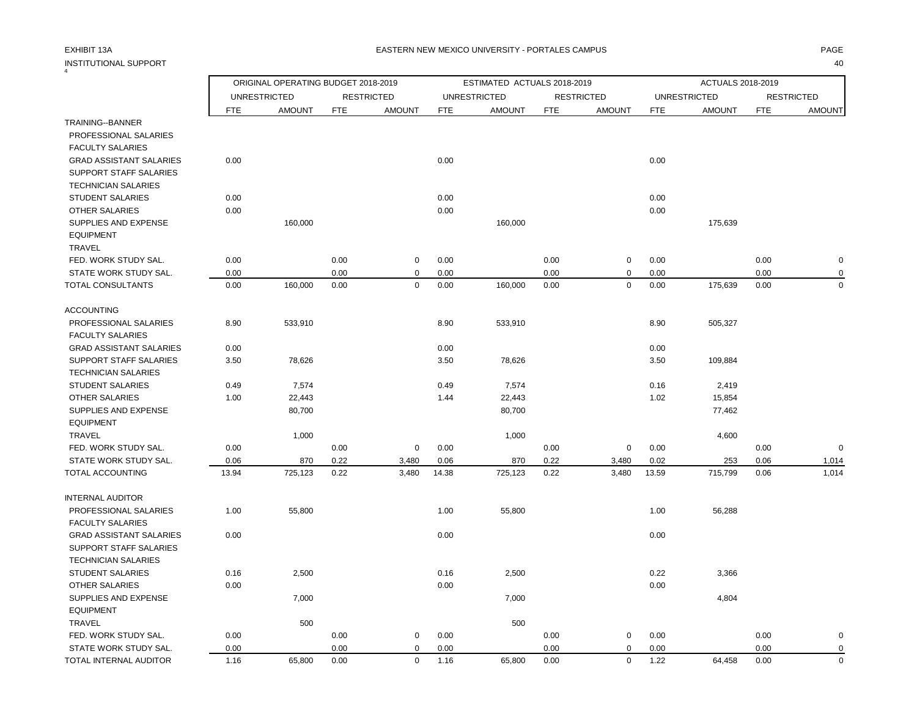EXHIBIT 13A

INSTITUTIONAL SUPPORT

EASTERN NEW MEXICO UNIVERSITY - PORTALES CAMPUS

| | ORIGINAL OPERATING BUDGET 2018-2019 | | | | ESTIMATED ACTUALS 2018-2019 | | | | ACTUALS 2018-2019 | | | |
|---|---|---|---|---|---|---|---|---|---|---|---|---|
| | UNRESTRICTED | | RESTRICTED | | UNRESTRICTED | | RESTRICTED | | UNRESTRICTED | | RESTRICTED | |
| | FTE | AMOUNT | FTE | AMOUNT | FTE | AMOUNT | FTE | AMOUNT | FTE | AMOUNT | FTE | AMOUNT |
| TRAINING--BANNER | | | | | | | | | | | | |
| PROFESSIONAL SALARIES | | | | | | | | | | | | |
| FACULTY SALARIES | | | | | | | | | | | | |
| GRAD ASSISTANT SALARIES | 0.00 | | | | 0.00 | | | | 0.00 | | | |
| SUPPORT STAFF SALARIES | | | | | | | | | | | | |
| TECHNICIAN SALARIES | | | | | | | | | | | | |
| STUDENT SALARIES | 0.00 | | | | 0.00 | | | | 0.00 | | | |
| OTHER SALARIES | 0.00 | | | | 0.00 | | | | 0.00 | | | |
| SUPPLIES AND EXPENSE | | 160,000 | | | | 160,000 | | | | 175,639 | | |
| EQUIPMENT | | | | | | | | | | | | |
| TRAVEL | | | | | | | | | | | | |
| FED. WORK STUDY SAL. | 0.00 | | 0.00 | 0 | 0.00 | | 0.00 | 0 | 0.00 | | 0.00 | 0 |
| STATE WORK STUDY SAL. | 0.00 | | 0.00 | 0 | 0.00 | | 0.00 | 0 | 0.00 | | 0.00 | 0 |
| TOTAL CONSULTANTS | 0.00 | 160,000 | 0.00 | 0 | 0.00 | 160,000 | 0.00 | 0 | 0.00 | 175,639 | 0.00 | 0 |
| ACCOUNTING | | | | | | | | | | | | |
| PROFESSIONAL SALARIES | 8.90 | 533,910 | | | 8.90 | 533,910 | | | 8.90 | 505,327 | | |
| FACULTY SALARIES | | | | | | | | | | | | |
| GRAD ASSISTANT SALARIES | 0.00 | | | | 0.00 | | | | 0.00 | | | |
| SUPPORT STAFF SALARIES | 3.50 | 78,626 | | | 3.50 | 78,626 | | | 3.50 | 109,884 | | |
| TECHNICIAN SALARIES | | | | | | | | | | | | |
| STUDENT SALARIES | 0.49 | 7,574 | | | 0.49 | 7,574 | | | 0.16 | 2,419 | | |
| OTHER SALARIES | 1.00 | 22,443 | | | 1.44 | 22,443 | | | 1.02 | 15,854 | | |
| SUPPLIES AND EXPENSE | | 80,700 | | | | 80,700 | | | | 77,462 | | |
| EQUIPMENT | | | | | | | | | | | | |
| TRAVEL | | 1,000 | | | | 1,000 | | | | 4,600 | | |
| FED. WORK STUDY SAL. | 0.00 | | 0.00 | 0 | 0.00 | | 0.00 | 0 | 0.00 | | 0.00 | 0 |
| STATE WORK STUDY SAL. | 0.06 | 870 | 0.22 | 3,480 | 0.06 | 870 | 0.22 | 3,480 | 0.02 | 253 | 0.06 | 1,014 |
| TOTAL ACCOUNTING | 13.94 | 725,123 | 0.22 | 3,480 | 14.38 | 725,123 | 0.22 | 3,480 | 13.59 | 715,799 | 0.06 | 1,014 |
| INTERNAL AUDITOR | | | | | | | | | | | | |
| PROFESSIONAL SALARIES | 1.00 | 55,800 | | | 1.00 | 55,800 | | | 1.00 | 56,288 | | |
| FACULTY SALARIES | | | | | | | | | | | | |
| GRAD ASSISTANT SALARIES | 0.00 | | | | 0.00 | | | | 0.00 | | | |
| SUPPORT STAFF SALARIES | | | | | | | | | | | | |
| TECHNICIAN SALARIES | | | | | | | | | | | | |
| STUDENT SALARIES | 0.16 | 2,500 | | | 0.16 | 2,500 | | | 0.22 | 3,366 | | |
| OTHER SALARIES | 0.00 | | | | 0.00 | | | | 0.00 | | | |
| SUPPLIES AND EXPENSE | | 7,000 | | | | 7,000 | | | | 4,804 | | |
| EQUIPMENT | | | | | | | | | | | | |
| TRAVEL | | 500 | | | | 500 | | | | | | |
| FED. WORK STUDY SAL. | 0.00 | | 0.00 | 0 | 0.00 | | 0.00 | 0 | 0.00 | | 0.00 | 0 |
| STATE WORK STUDY SAL. | 0.00 | | 0.00 | 0 | 0.00 | | 0.00 | 0 | 0.00 | | 0.00 | 0 |
| TOTAL INTERNAL AUDITOR | 1.16 | 65,800 | 0.00 | 0 | 1.16 | 65,800 | 0.00 | 0 | 1.22 | 64,458 | 0.00 | 0 |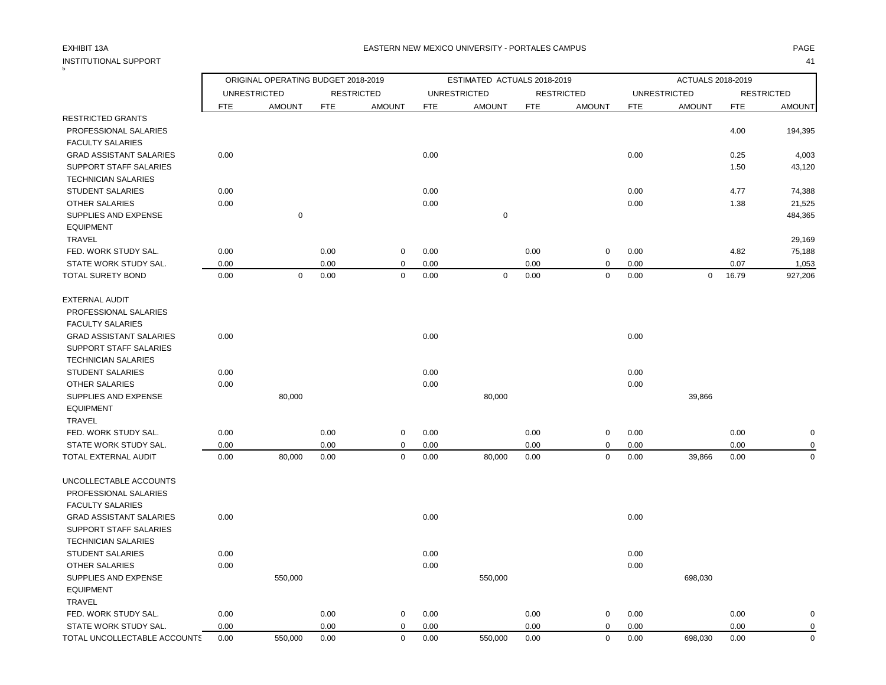EXHIBIT 13A

EASTERN NEW MEXICO UNIVERSITY - PORTALES CAMPUS

INSTITUTIONAL SUPPORT

| | ORIGINAL OPERATING BUDGET 2018-2019 | | | | ESTIMATED ACTUALS 2018-2019 | | | | ACTUALS 2018-2019 | | | |
|---|---|---|---|---|---|---|---|---|---|---|---|---|
| | UNRESTRICTED | | RESTRICTED | | UNRESTRICTED | | RESTRICTED | | UNRESTRICTED | | RESTRICTED | |
| | FTE | AMOUNT | FTE | AMOUNT | FTE | AMOUNT | FTE | AMOUNT | FTE | AMOUNT | FTE | AMOUNT |
| RESTRICTED GRANTS | | | | | | | | | | | | |
| PROFESSIONAL SALARIES | | | | | | | | | | | 4.00 | 194,395 |
| FACULTY SALARIES | | | | | | | | | | | | |
| GRAD ASSISTANT SALARIES | 0.00 | | | | 0.00 | | | | 0.00 | | 0.25 | 4,003 |
| SUPPORT STAFF SALARIES | | | | | | | | | | | 1.50 | 43,120 |
| TECHNICIAN SALARIES | | | | | | | | | | | | |
| STUDENT SALARIES | 0.00 | | | | 0.00 | | | | 0.00 | | 4.77 | 74,388 |
| OTHER SALARIES | 0.00 | | | | 0.00 | | | | 0.00 | | 1.38 | 21,525 |
| SUPPLIES AND EXPENSE | | 0 | | | | 0 | | | | | | 484,365 |
| EQUIPMENT | | | | | | | | | | | | |
| TRAVEL | | | | | | | | | | | | 29,169 |
| FED. WORK STUDY SAL. | 0.00 | | 0.00 | 0 | 0.00 | | 0.00 | 0 | 0.00 | | 4.82 | 75,188 |
| STATE WORK STUDY SAL. | 0.00 | | 0.00 | 0 | 0.00 | | 0.00 | 0 | 0.00 | | 0.07 | 1,053 |
| TOTAL SURETY BOND | 0.00 | 0 | 0.00 | 0 | 0.00 | 0 | 0.00 | 0 | 0.00 | 0 | 16.79 | 927,206 |
| | | | | | | | | | | | | |
| EXTERNAL AUDIT | | | | | | | | | | | | |
| PROFESSIONAL SALARIES | | | | | | | | | | | | |
| FACULTY SALARIES | | | | | | | | | | | | |
| GRAD ASSISTANT SALARIES | 0.00 | | | | 0.00 | | | | 0.00 | | | |
| SUPPORT STAFF SALARIES | | | | | | | | | | | | |
| TECHNICIAN SALARIES | | | | | | | | | | | | |
| STUDENT SALARIES | 0.00 | | | | 0.00 | | | | 0.00 | | | |
| OTHER SALARIES | 0.00 | | | | 0.00 | | | | 0.00 | | | |
| SUPPLIES AND EXPENSE | | 80,000 | | | | 80,000 | | | | 39,866 | | |
| EQUIPMENT | | | | | | | | | | | | |
| TRAVEL | | | | | | | | | | | | |
| FED. WORK STUDY SAL. | 0.00 | | 0.00 | 0 | 0.00 | | 0.00 | 0 | 0.00 | | 0.00 | 0 |
| STATE WORK STUDY SAL. | 0.00 | | 0.00 | 0 | 0.00 | | 0.00 | 0 | 0.00 | | 0.00 | 0 |
| TOTAL EXTERNAL AUDIT | 0.00 | 80,000 | 0.00 | 0 | 0.00 | 80,000 | 0.00 | 0 | 0.00 | 39,866 | 0.00 | 0 |
| | | | | | | | | | | | | |
| UNCOLLECTABLE ACCOUNTS | | | | | | | | | | | | |
| PROFESSIONAL SALARIES | | | | | | | | | | | | |
| FACULTY SALARIES | | | | | | | | | | | | |
| GRAD ASSISTANT SALARIES | 0.00 | | | | 0.00 | | | | 0.00 | | | |
| SUPPORT STAFF SALARIES | | | | | | | | | | | | |
| TECHNICIAN SALARIES | | | | | | | | | | | | |
| STUDENT SALARIES | 0.00 | | | | 0.00 | | | | 0.00 | | | |
| OTHER SALARIES | 0.00 | | | | 0.00 | | | | 0.00 | | | |
| SUPPLIES AND EXPENSE | | 550,000 | | | | 550,000 | | | | 698,030 | | |
| EQUIPMENT | | | | | | | | | | | | |
| TRAVEL | | | | | | | | | | | | |
| FED. WORK STUDY SAL. | 0.00 | | 0.00 | 0 | 0.00 | | 0.00 | 0 | 0.00 | | 0.00 | 0 |
| STATE WORK STUDY SAL. | 0.00 | | 0.00 | 0 | 0.00 | | 0.00 | 0 | 0.00 | | 0.00 | 0 |
| TOTAL UNCOLLECTABLE ACCOUNTS | 0.00 | 550,000 | 0.00 | 0 | 0.00 | 550,000 | 0.00 | 0 | 0.00 | 698,030 | 0.00 | 0 |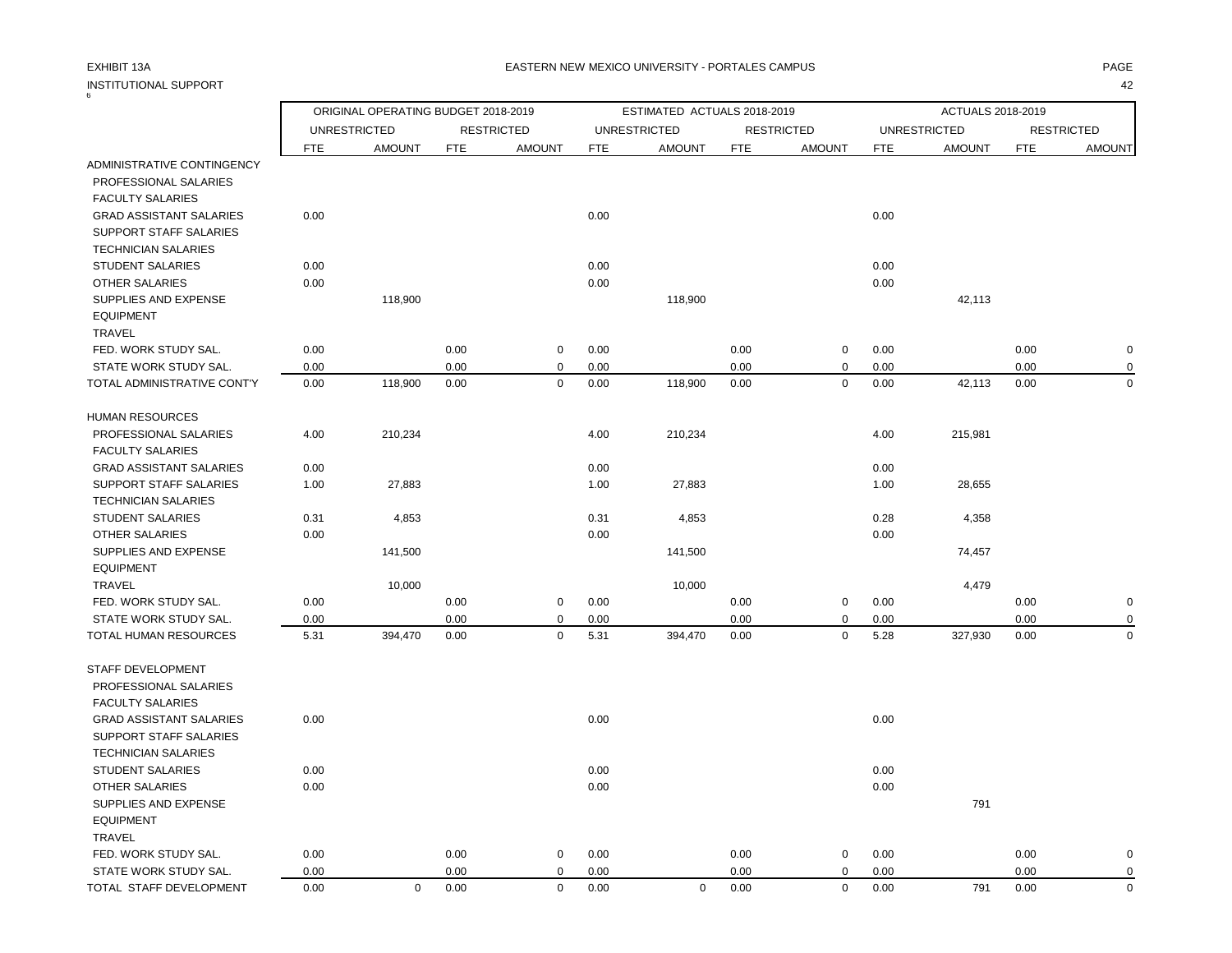EXHIBIT 13A

EASTERN NEW MEXICO UNIVERSITY - PORTALES CAMPUS

INSTITUTIONAL SUPPORT

| | ORIGINAL OPERATING BUDGET 2018-2019 | | | | ESTIMATED ACTUALS 2018-2019 | | | | ACTUALS 2018-2019 | | | |
|---|---|---|---|---|---|---|---|---|---|---|---|---|
| | UNRESTRICTED | | RESTRICTED | | UNRESTRICTED | | RESTRICTED | | UNRESTRICTED | | RESTRICTED | |
| | FTE | AMOUNT | FTE | AMOUNT | FTE | AMOUNT | FTE | AMOUNT | FTE | AMOUNT | FTE | AMOUNT |
| ADMINISTRATIVE CONTINGENCY | | | | | | | | | | | | |
| PROFESSIONAL SALARIES | | | | | | | | | | | | |
| FACULTY SALARIES | | | | | | | | | | | | |
| GRAD ASSISTANT SALARIES | 0.00 | | | | 0.00 | | | | 0.00 | | | |
| SUPPORT STAFF SALARIES | | | | | | | | | | | | |
| TECHNICIAN SALARIES | | | | | | | | | | | | |
| STUDENT SALARIES | 0.00 | | | | 0.00 | | | | 0.00 | | | |
| OTHER SALARIES | 0.00 | | | | 0.00 | | | | 0.00 | | | |
| SUPPLIES AND EXPENSE | | 118,900 | | | | 118,900 | | | | 42,113 | | |
| EQUIPMENT | | | | | | | | | | | | |
| TRAVEL | | | | | | | | | | | | |
| FED. WORK STUDY SAL. | 0.00 | | 0.00 | 0 | 0.00 | | 0.00 | 0 | 0.00 | | 0.00 | 0 |
| STATE WORK STUDY SAL. | 0.00 | | 0.00 | 0 | 0.00 | | 0.00 | 0 | 0.00 | | 0.00 | 0 |
| TOTAL ADMINISTRATIVE CONT'Y | 0.00 | 118,900 | 0.00 | 0 | 0.00 | 118,900 | 0.00 | 0 | 0.00 | 42,113 | 0.00 | 0 |
| HUMAN RESOURCES | | | | | | | | | | | | |
| PROFESSIONAL SALARIES | 4.00 | 210,234 | | | 4.00 | 210,234 | | | 4.00 | 215,981 | | |
| FACULTY SALARIES | | | | | | | | | | | | |
| GRAD ASSISTANT SALARIES | 0.00 | | | | 0.00 | | | | 0.00 | | | |
| SUPPORT STAFF SALARIES | 1.00 | 27,883 | | | 1.00 | 27,883 | | | 1.00 | 28,655 | | |
| TECHNICIAN SALARIES | | | | | | | | | | | | |
| STUDENT SALARIES | 0.31 | 4,853 | | | 0.31 | 4,853 | | | 0.28 | 4,358 | | |
| OTHER SALARIES | 0.00 | | | | 0.00 | | | | 0.00 | | | |
| SUPPLIES AND EXPENSE | | 141,500 | | | | 141,500 | | | | 74,457 | | |
| EQUIPMENT | | | | | | | | | | | | |
| TRAVEL | | 10,000 | | | | 10,000 | | | | 4,479 | | |
| FED. WORK STUDY SAL. | 0.00 | | 0.00 | 0 | 0.00 | | 0.00 | 0 | 0.00 | | 0.00 | 0 |
| STATE WORK STUDY SAL. | 0.00 | | 0.00 | 0 | 0.00 | | 0.00 | 0 | 0.00 | | 0.00 | 0 |
| TOTAL HUMAN RESOURCES | 5.31 | 394,470 | 0.00 | 0 | 5.31 | 394,470 | 0.00 | 0 | 5.28 | 327,930 | 0.00 | 0 |
| STAFF DEVELOPMENT | | | | | | | | | | | | |
| PROFESSIONAL SALARIES | | | | | | | | | | | | |
| FACULTY SALARIES | | | | | | | | | | | | |
| GRAD ASSISTANT SALARIES | 0.00 | | | | 0.00 | | | | 0.00 | | | |
| SUPPORT STAFF SALARIES | | | | | | | | | | | | |
| TECHNICIAN SALARIES | | | | | | | | | | | | |
| STUDENT SALARIES | 0.00 | | | | 0.00 | | | | 0.00 | | | |
| OTHER SALARIES | 0.00 | | | | 0.00 | | | | 0.00 | | | |
| SUPPLIES AND EXPENSE | | | | | | | | | | 791 | | |
| EQUIPMENT | | | | | | | | | | | | |
| TRAVEL | | | | | | | | | | | | |
| FED. WORK STUDY SAL. | 0.00 | | 0.00 | 0 | 0.00 | | 0.00 | 0 | 0.00 | | 0.00 | 0 |
| STATE WORK STUDY SAL. | 0.00 | | 0.00 | 0 | 0.00 | | 0.00 | 0 | 0.00 | | 0.00 | 0 |
| TOTAL STAFF DEVELOPMENT | 0.00 | 0 | 0.00 | 0 | 0.00 | 0 | 0.00 | 0 | 0.00 | 791 | 0.00 | 0 |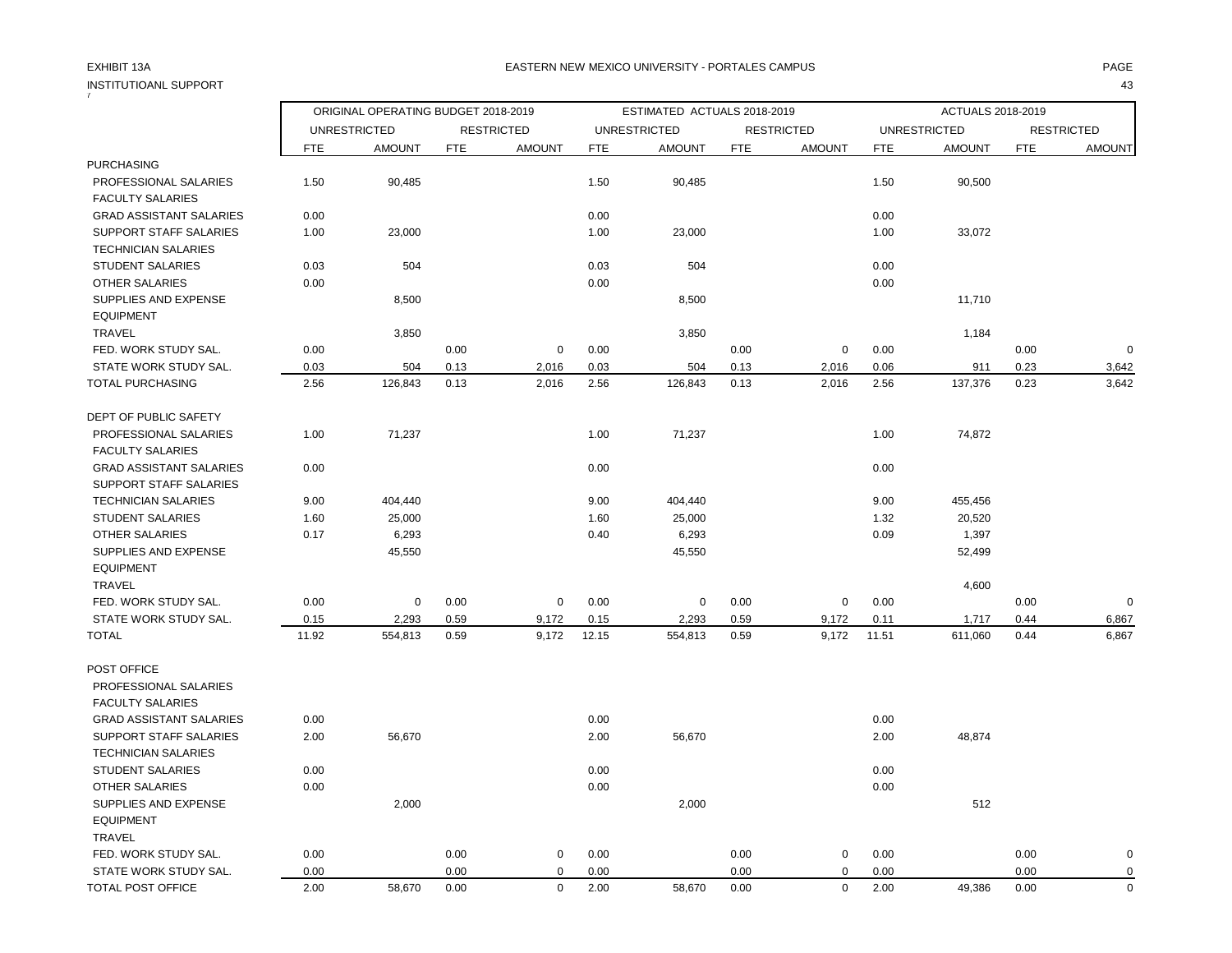EXHIBIT 13A

EASTERN NEW MEXICO UNIVERSITY - PORTALES CAMPUS

INSTITUTIOANL SUPPORT

| | ORIGINAL OPERATING BUDGET 2018-2019 | | | | ESTIMATED ACTUALS 2018-2019 | | | | ACTUALS 2018-2019 | | | |
|---|---|---|---|---|---|---|---|---|---|---|---|---|
| | UNRESTRICTED | | RESTRICTED | | UNRESTRICTED | | RESTRICTED | | UNRESTRICTED | | RESTRICTED | |
| | FTE | AMOUNT | FTE | AMOUNT | FTE | AMOUNT | FTE | AMOUNT | FTE | AMOUNT | FTE | AMOUNT |
| PURCHASING | | | | | | | | | | | | |
| PROFESSIONAL SALARIES | 1.50 | 90,485 | | | 1.50 | 90,485 | | | 1.50 | 90,500 | | |
| FACULTY SALARIES | | | | | | | | | | | | |
| GRAD ASSISTANT SALARIES | 0.00 | | | | 0.00 | | | | 0.00 | | | |
| SUPPORT STAFF SALARIES | 1.00 | 23,000 | | | 1.00 | 23,000 | | | 1.00 | 33,072 | | |
| TECHNICIAN SALARIES | | | | | | | | | | | | |
| STUDENT SALARIES | 0.03 | 504 | | | 0.03 | 504 | | | 0.00 | | | |
| OTHER SALARIES | 0.00 | | | | 0.00 | | | | 0.00 | | | |
| SUPPLIES AND EXPENSE | | 8,500 | | | | 8,500 | | | | 11,710 | | |
| EQUIPMENT | | | | | | | | | | | | |
| TRAVEL | | 3,850 | | | | 3,850 | | | | 1,184 | | |
| FED. WORK STUDY SAL. | 0.00 | | 0.00 | 0 | 0.00 | | 0.00 | 0 | 0.00 | | 0.00 | 0 |
| STATE WORK STUDY SAL. | 0.03 | 504 | 0.13 | 2,016 | 0.03 | 504 | 0.13 | 2,016 | 0.06 | 911 | 0.23 | 3,642 |
| TOTAL PURCHASING | 2.56 | 126,843 | 0.13 | 2,016 | 2.56 | 126,843 | 0.13 | 2,016 | 2.56 | 137,376 | 0.23 | 3,642 |
| | | | | | | | | | | | | |
| DEPT OF PUBLIC SAFETY | | | | | | | | | | | | |
| PROFESSIONAL SALARIES | 1.00 | 71,237 | | | 1.00 | 71,237 | | | 1.00 | 74,872 | | |
| FACULTY SALARIES | | | | | | | | | | | | |
| GRAD ASSISTANT SALARIES | 0.00 | | | | 0.00 | | | | 0.00 | | | |
| SUPPORT STAFF SALARIES | | | | | | | | | | | | |
| TECHNICIAN SALARIES | 9.00 | 404,440 | | | 9.00 | 404,440 | | | 9.00 | 455,456 | | |
| STUDENT SALARIES | 1.60 | 25,000 | | | 1.60 | 25,000 | | | 1.32 | 20,520 | | |
| OTHER SALARIES | 0.17 | 6,293 | | | 0.40 | 6,293 | | | 0.09 | 1,397 | | |
| SUPPLIES AND EXPENSE | | 45,550 | | | | 45,550 | | | | 52,499 | | |
| EQUIPMENT | | | | | | | | | | | | |
| TRAVEL | | | | | | | | | | 4,600 | | |
| FED. WORK STUDY SAL. | 0.00 | 0 | 0.00 | 0 | 0.00 | 0 | 0.00 | 0 | 0.00 | | 0.00 | 0 |
| STATE WORK STUDY SAL. | 0.15 | 2,293 | 0.59 | 9,172 | 0.15 | 2,293 | 0.59 | 9,172 | 0.11 | 1,717 | 0.44 | 6,867 |
| TOTAL | 11.92 | 554,813 | 0.59 | 9,172 | 12.15 | 554,813 | 0.59 | 9,172 | 11.51 | 611,060 | 0.44 | 6,867 |
| | | | | | | | | | | | | |
| POST OFFICE | | | | | | | | | | | | |
| PROFESSIONAL SALARIES | | | | | | | | | | | | |
| FACULTY SALARIES | | | | | | | | | | | | |
| GRAD ASSISTANT SALARIES | 0.00 | | | | 0.00 | | | | 0.00 | | | |
| SUPPORT STAFF SALARIES | 2.00 | 56,670 | | | 2.00 | 56,670 | | | 2.00 | 48,874 | | |
| TECHNICIAN SALARIES | | | | | | | | | | | | |
| STUDENT SALARIES | 0.00 | | | | 0.00 | | | | 0.00 | | | |
| OTHER SALARIES | 0.00 | | | | 0.00 | | | | 0.00 | | | |
| SUPPLIES AND EXPENSE | | 2,000 | | | | 2,000 | | | | 512 | | |
| EQUIPMENT | | | | | | | | | | | | |
| TRAVEL | | | | | | | | | | | | |
| FED. WORK STUDY SAL. | 0.00 | | 0.00 | 0 | 0.00 | | 0.00 | 0 | 0.00 | | 0.00 | 0 |
| STATE WORK STUDY SAL. | 0.00 | | 0.00 | 0 | 0.00 | | 0.00 | 0 | 0.00 | | 0.00 | 0 |
| TOTAL POST OFFICE | 2.00 | 58,670 | 0.00 | 0 | 2.00 | 58,670 | 0.00 | 0 | 2.00 | 49,386 | 0.00 | 0 |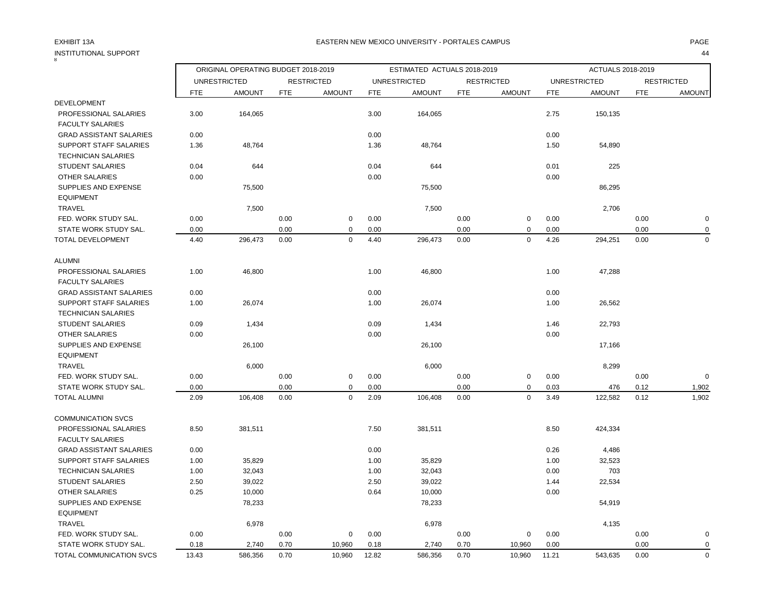EXHIBIT 13A

INSTITUTIONAL SUPPORT

EASTERN NEW MEXICO UNIVERSITY - PORTALES CAMPUS

| | ORIGINAL OPERATING BUDGET 2018-2019 | | | | ESTIMATED ACTUALS 2018-2019 | | | | ACTUALS 2018-2019 | | | |
|---|---|---|---|---|---|---|---|---|---|---|---|---|
| | UNRESTRICTED | | RESTRICTED | | UNRESTRICTED | | RESTRICTED | | UNRESTRICTED | | RESTRICTED | |
| | FTE | AMOUNT | FTE | AMOUNT | FTE | AMOUNT | FTE | AMOUNT | FTE | AMOUNT | FTE | AMOUNT |
| DEVELOPMENT | | | | | | | | | | | | |
| PROFESSIONAL SALARIES | 3.00 | 164,065 | | | 3.00 | 164,065 | | | 2.75 | 150,135 | | |
| FACULTY SALARIES | | | | | | | | | | | | |
| GRAD ASSISTANT SALARIES | 0.00 | | | | 0.00 | | | | 0.00 | | | |
| SUPPORT STAFF SALARIES | 1.36 | 48,764 | | | 1.36 | 48,764 | | | 1.50 | 54,890 | | |
| TECHNICIAN SALARIES | | | | | | | | | | | | |
| STUDENT SALARIES | 0.04 | 644 | | | 0.04 | 644 | | | 0.01 | 225 | | |
| OTHER SALARIES | 0.00 | | | | 0.00 | | | | 0.00 | | | |
| SUPPLIES AND EXPENSE | | 75,500 | | | | 75,500 | | | | 86,295 | | |
| EQUIPMENT | | | | | | | | | | | | |
| TRAVEL | | 7,500 | | | | 7,500 | | | | 2,706 | | |
| FED. WORK STUDY SAL. | 0.00 | | 0.00 | 0 | 0.00 | | 0.00 | 0 | 0.00 | | 0.00 | 0 |
| STATE WORK STUDY SAL. | 0.00 | | 0.00 | 0 | 0.00 | | 0.00 | 0 | 0.00 | | 0.00 | 0 |
| TOTAL DEVELOPMENT | 4.40 | 296,473 | 0.00 | 0 | 4.40 | 296,473 | 0.00 | 0 | 4.26 | 294,251 | 0.00 | 0 |
| ALUMNI | | | | | | | | | | | | |
| PROFESSIONAL SALARIES | 1.00 | 46,800 | | | 1.00 | 46,800 | | | 1.00 | 47,288 | | |
| FACULTY SALARIES | | | | | | | | | | | | |
| GRAD ASSISTANT SALARIES | 0.00 | | | | 0.00 | | | | 0.00 | | | |
| SUPPORT STAFF SALARIES | 1.00 | 26,074 | | | 1.00 | 26,074 | | | 1.00 | 26,562 | | |
| TECHNICIAN SALARIES | | | | | | | | | | | | |
| STUDENT SALARIES | 0.09 | 1,434 | | | 0.09 | 1,434 | | | 1.46 | 22,793 | | |
| OTHER SALARIES | 0.00 | | | | 0.00 | | | | 0.00 | | | |
| SUPPLIES AND EXPENSE | | 26,100 | | | | 26,100 | | | | 17,166 | | |
| EQUIPMENT | | | | | | | | | | | | |
| TRAVEL | | 6,000 | | | | 6,000 | | | | 8,299 | | |
| FED. WORK STUDY SAL. | 0.00 | | 0.00 | 0 | 0.00 | | 0.00 | 0 | 0.00 | | 0.00 | 0 |
| STATE WORK STUDY SAL. | 0.00 | | 0.00 | 0 | 0.00 | | 0.00 | 0 | 0.03 | 476 | 0.12 | 1,902 |
| TOTAL ALUMNI | 2.09 | 106,408 | 0.00 | 0 | 2.09 | 106,408 | 0.00 | 0 | 3.49 | 122,582 | 0.12 | 1,902 |
| COMMUNICATION SVCS | | | | | | | | | | | | |
| PROFESSIONAL SALARIES | 8.50 | 381,511 | | | 7.50 | 381,511 | | | 8.50 | 424,334 | | |
| FACULTY SALARIES | | | | | | | | | | | | |
| GRAD ASSISTANT SALARIES | 0.00 | | | | 0.00 | | | | 0.26 | 4,486 | | |
| SUPPORT STAFF SALARIES | 1.00 | 35,829 | | | 1.00 | 35,829 | | | 1.00 | 32,523 | | |
| TECHNICIAN SALARIES | 1.00 | 32,043 | | | 1.00 | 32,043 | | | 0.00 | 703 | | |
| STUDENT SALARIES | 2.50 | 39,022 | | | 2.50 | 39,022 | | | 1.44 | 22,534 | | |
| OTHER SALARIES | 0.25 | 10,000 | | | 0.64 | 10,000 | | | 0.00 | | | |
| SUPPLIES AND EXPENSE | | 78,233 | | | | 78,233 | | | | 54,919 | | |
| EQUIPMENT | | | | | | | | | | | | |
| TRAVEL | | 6,978 | | | | 6,978 | | | | 4,135 | | |
| FED. WORK STUDY SAL. | 0.00 | | 0.00 | 0 | 0.00 | | 0.00 | 0 | 0.00 | | 0.00 | 0 |
| STATE WORK STUDY SAL. | 0.18 | 2,740 | 0.70 | 10,960 | 0.18 | 2,740 | 0.70 | 10,960 | 0.00 | | 0.00 | 0 |
| TOTAL COMMUNICATION SVCS | 13.43 | 586,356 | 0.70 | 10,960 | 12.82 | 586,356 | 0.70 | 10,960 | 11.21 | 543,635 | 0.00 | 0 |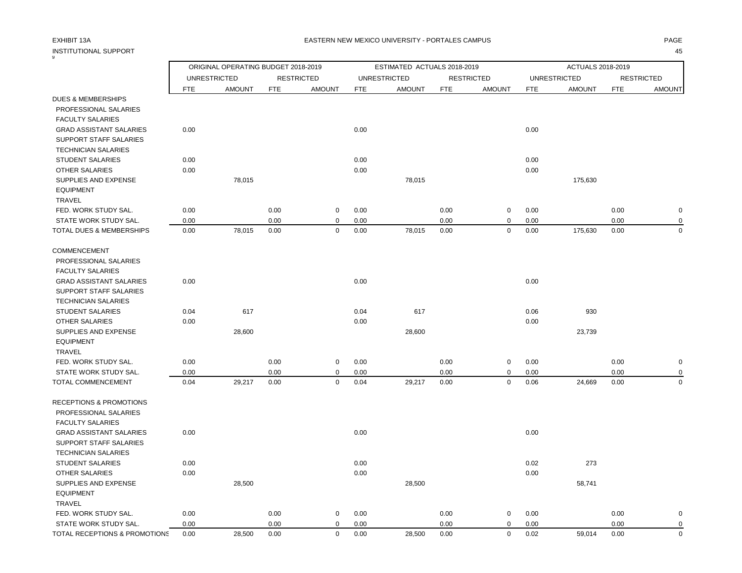EXHIBIT 13A

EASTERN NEW MEXICO UNIVERSITY - PORTALES CAMPUS

INSTITUTIONAL SUPPORT

| | ORIGINAL OPERATING BUDGET 2018-2019 | | | | ESTIMATED ACTUALS 2018-2019 | | | | ACTUALS 2018-2019 | | | |
|---|---|---|---|---|---|---|---|---|---|---|---|---|
| | UNRESTRICTED | | RESTRICTED | | UNRESTRICTED | | RESTRICTED | | UNRESTRICTED | | RESTRICTED | |
| | FTE | AMOUNT | FTE | AMOUNT | FTE | AMOUNT | FTE | AMOUNT | FTE | AMOUNT | FTE | AMOUNT |
| DUES & MEMBERSHIPS | | | | | | | | | | | | |
| PROFESSIONAL SALARIES | | | | | | | | | | | | |
| FACULTY SALARIES | | | | | | | | | | | | |
| GRAD ASSISTANT SALARIES | 0.00 | | | | 0.00 | | | | 0.00 | | | |
| SUPPORT STAFF SALARIES | | | | | | | | | | | | |
| TECHNICIAN SALARIES | | | | | | | | | | | | |
| STUDENT SALARIES | 0.00 | | | | 0.00 | | | | 0.00 | | | |
| OTHER SALARIES | 0.00 | | | | 0.00 | | | | 0.00 | | | |
| SUPPLIES AND EXPENSE | | 78,015 | | | | 78,015 | | | | 175,630 | | |
| EQUIPMENT | | | | | | | | | | | | |
| TRAVEL | | | | | | | | | | | | |
| FED. WORK STUDY SAL. | 0.00 | | 0.00 | 0 | 0.00 | | 0.00 | 0 | 0.00 | | 0.00 | 0 |
| STATE WORK STUDY SAL. | 0.00 | | 0.00 | 0 | 0.00 | | 0.00 | 0 | 0.00 | | 0.00 | 0 |
| TOTAL DUES & MEMBERSHIPS | 0.00 | 78,015 | 0.00 | 0 | 0.00 | 78,015 | 0.00 | 0 | 0.00 | 175,630 | 0.00 | 0 |
| COMMENCEMENT | | | | | | | | | | | | |
| PROFESSIONAL SALARIES | | | | | | | | | | | | |
| FACULTY SALARIES | | | | | | | | | | | | |
| GRAD ASSISTANT SALARIES | 0.00 | | | | 0.00 | | | | 0.00 | | | |
| SUPPORT STAFF SALARIES | | | | | | | | | | | | |
| TECHNICIAN SALARIES | | | | | | | | | | | | |
| STUDENT SALARIES | 0.04 | 617 | | | 0.04 | 617 | | | 0.06 | 930 | | |
| OTHER SALARIES | 0.00 | | | | 0.00 | | | | 0.00 | | | |
| SUPPLIES AND EXPENSE | | 28,600 | | | | 28,600 | | | | 23,739 | | |
| EQUIPMENT | | | | | | | | | | | | |
| TRAVEL | | | | | | | | | | | | |
| FED. WORK STUDY SAL. | 0.00 | | 0.00 | 0 | 0.00 | | 0.00 | 0 | 0.00 | | 0.00 | 0 |
| STATE WORK STUDY SAL. | 0.00 | | 0.00 | 0 | 0.00 | | 0.00 | 0 | 0.00 | | 0.00 | 0 |
| TOTAL COMMENCEMENT | 0.04 | 29,217 | 0.00 | 0 | 0.04 | 29,217 | 0.00 | 0 | 0.06 | 24,669 | 0.00 | 0 |
| RECEPTIONS & PROMOTIONS | | | | | | | | | | | | |
| PROFESSIONAL SALARIES | | | | | | | | | | | | |
| FACULTY SALARIES | | | | | | | | | | | | |
| GRAD ASSISTANT SALARIES | 0.00 | | | | 0.00 | | | | 0.00 | | | |
| SUPPORT STAFF SALARIES | | | | | | | | | | | | |
| TECHNICIAN SALARIES | | | | | | | | | | | | |
| STUDENT SALARIES | 0.00 | | | | 0.00 | | | | 0.02 | 273 | | |
| OTHER SALARIES | 0.00 | | | | 0.00 | | | | 0.00 | | | |
| SUPPLIES AND EXPENSE | | 28,500 | | | | 28,500 | | | | 58,741 | | |
| EQUIPMENT | | | | | | | | | | | | |
| TRAVEL | | | | | | | | | | | | |
| FED. WORK STUDY SAL. | 0.00 | | 0.00 | 0 | 0.00 | | 0.00 | 0 | 0.00 | | 0.00 | 0 |
| STATE WORK STUDY SAL. | 0.00 | | 0.00 | 0 | 0.00 | | 0.00 | 0 | 0.00 | | 0.00 | 0 |
| TOTAL RECEPTIONS & PROMOTIONS | 0.00 | 28,500 | 0.00 | 0 | 0.00 | 28,500 | 0.00 | 0 | 0.02 | 59,014 | 0.00 | 0 |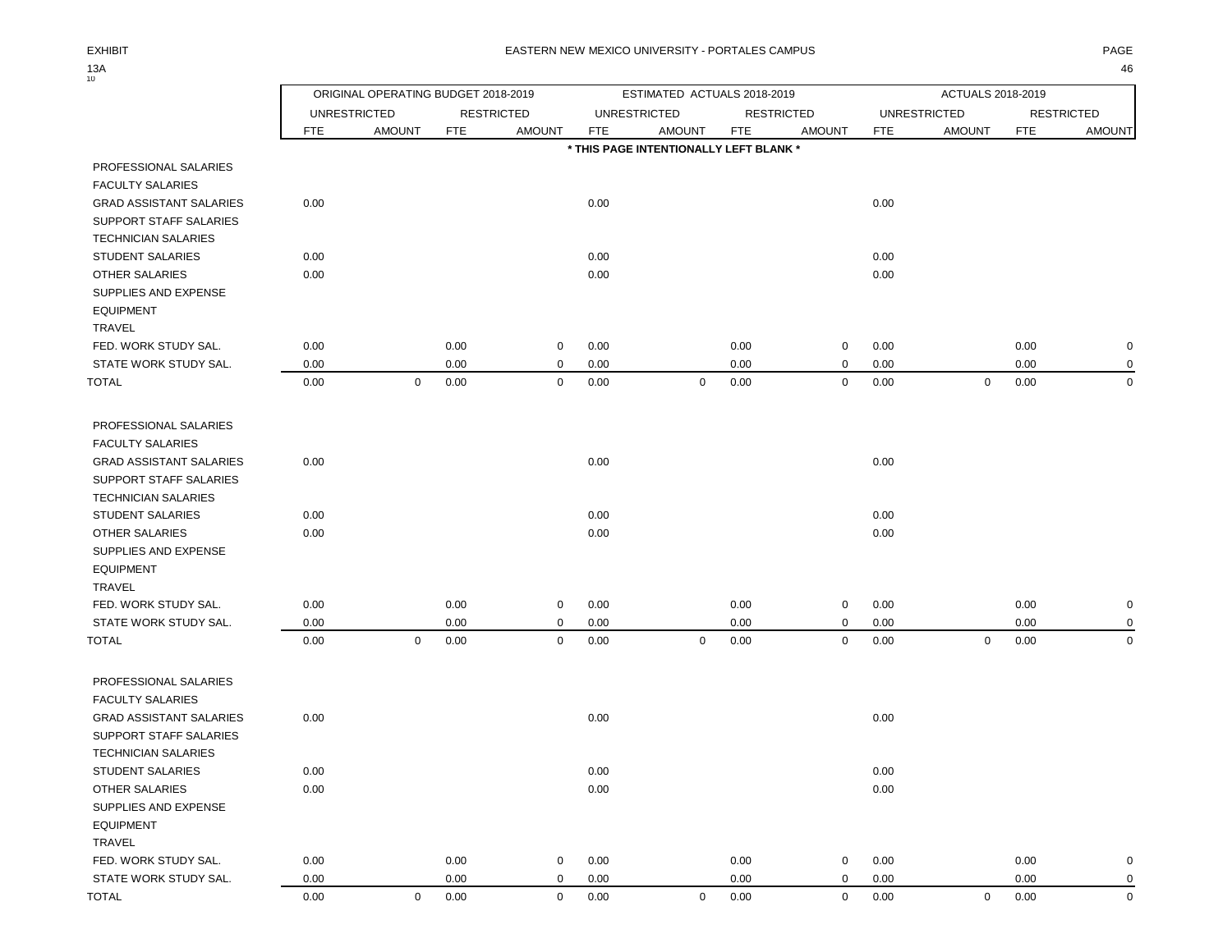EXHIBIT 13A

10

# EASTERN NEW MEXICO UNIVERSITY - PORTALES CAMPUS

| | ORIGINAL OPERATING BUDGET 2018-2019 | | | | ESTIMATED ACTUALS 2018-2019 | | | | ACTUALS 2018-2019 | | | |
|---|---|---|---|---|---|---|---|---|---|---|---|---|
| | UNRESTRICTED | | RESTRICTED | | UNRESTRICTED | | RESTRICTED | | UNRESTRICTED | | RESTRICTED | |
| | FTE | AMOUNT | FTE | AMOUNT | FTE | AMOUNT | FTE | AMOUNT | FTE | AMOUNT | FTE | AMOUNT |
| | | | | | * THIS PAGE INTENTIONALLY LEFT BLANK * | | | | | | | |
| PROFESSIONAL SALARIES | | | | | | | | | | | | |
| FACULTY SALARIES | | | | | | | | | | | | |
| GRAD ASSISTANT SALARIES | 0.00 | | | | 0.00 | | | | 0.00 | | | |
| SUPPORT STAFF SALARIES | | | | | | | | | | | | |
| TECHNICIAN SALARIES | | | | | | | | | | | | |
| STUDENT SALARIES | 0.00 | | | | 0.00 | | | | 0.00 | | | |
| OTHER SALARIES | 0.00 | | | | 0.00 | | | | 0.00 | | | |
| SUPPLIES AND EXPENSE | | | | | | | | | | | | |
| EQUIPMENT | | | | | | | | | | | | |
| TRAVEL | | | | | | | | | | | | |
| FED. WORK STUDY SAL. | 0.00 | | 0.00 | 0 | 0.00 | | 0.00 | 0 | 0.00 | | 0.00 | 0 |
| STATE WORK STUDY SAL. | 0.00 | | 0.00 | 0 | 0.00 | | 0.00 | 0 | 0.00 | | 0.00 | 0 |
| TOTAL | 0.00 | 0 | 0.00 | 0 | 0.00 | 0 | 0.00 | 0 | 0.00 | 0 | 0.00 | 0 |
| | | | | | | | | | | | | |
| PROFESSIONAL SALARIES | | | | | | | | | | | | |
| FACULTY SALARIES | | | | | | | | | | | | |
| GRAD ASSISTANT SALARIES | 0.00 | | | | 0.00 | | | | 0.00 | | | |
| SUPPORT STAFF SALARIES | | | | | | | | | | | | |
| TECHNICIAN SALARIES | | | | | | | | | | | | |
| STUDENT SALARIES | 0.00 | | | | 0.00 | | | | 0.00 | | | |
| OTHER SALARIES | 0.00 | | | | 0.00 | | | | 0.00 | | | |
| SUPPLIES AND EXPENSE | | | | | | | | | | | | |
| EQUIPMENT | | | | | | | | | | | | |
| TRAVEL | | | | | | | | | | | | |
| FED. WORK STUDY SAL. | 0.00 | | 0.00 | 0 | 0.00 | | 0.00 | 0 | 0.00 | | 0.00 | 0 |
| STATE WORK STUDY SAL. | 0.00 | | 0.00 | 0 | 0.00 | | 0.00 | 0 | 0.00 | | 0.00 | 0 |
| TOTAL | 0.00 | 0 | 0.00 | 0 | 0.00 | 0 | 0.00 | 0 | 0.00 | 0 | 0.00 | 0 |
| | | | | | | | | | | | | |
| PROFESSIONAL SALARIES | | | | | | | | | | | | |
| FACULTY SALARIES | | | | | | | | | | | | |
| GRAD ASSISTANT SALARIES | 0.00 | | | | 0.00 | | | | 0.00 | | | |
| SUPPORT STAFF SALARIES | | | | | | | | | | | | |
| TECHNICIAN SALARIES | | | | | | | | | | | | |
| STUDENT SALARIES | 0.00 | | | | 0.00 | | | | 0.00 | | | |
| OTHER SALARIES | 0.00 | | | | 0.00 | | | | 0.00 | | | |
| SUPPLIES AND EXPENSE | | | | | | | | | | | | |
| EQUIPMENT | | | | | | | | | | | | |
| TRAVEL | | | | | | | | | | | | |
| FED. WORK STUDY SAL. | 0.00 | | 0.00 | 0 | 0.00 | | 0.00 | 0 | 0.00 | | 0.00 | 0 |
| STATE WORK STUDY SAL. | 0.00 | | 0.00 | 0 | 0.00 | | 0.00 | 0 | 0.00 | | 0.00 | 0 |
| TOTAL | 0.00 | 0 | 0.00 | 0 | 0.00 | 0 | 0.00 | 0 | 0.00 | 0 | 0.00 | 0 |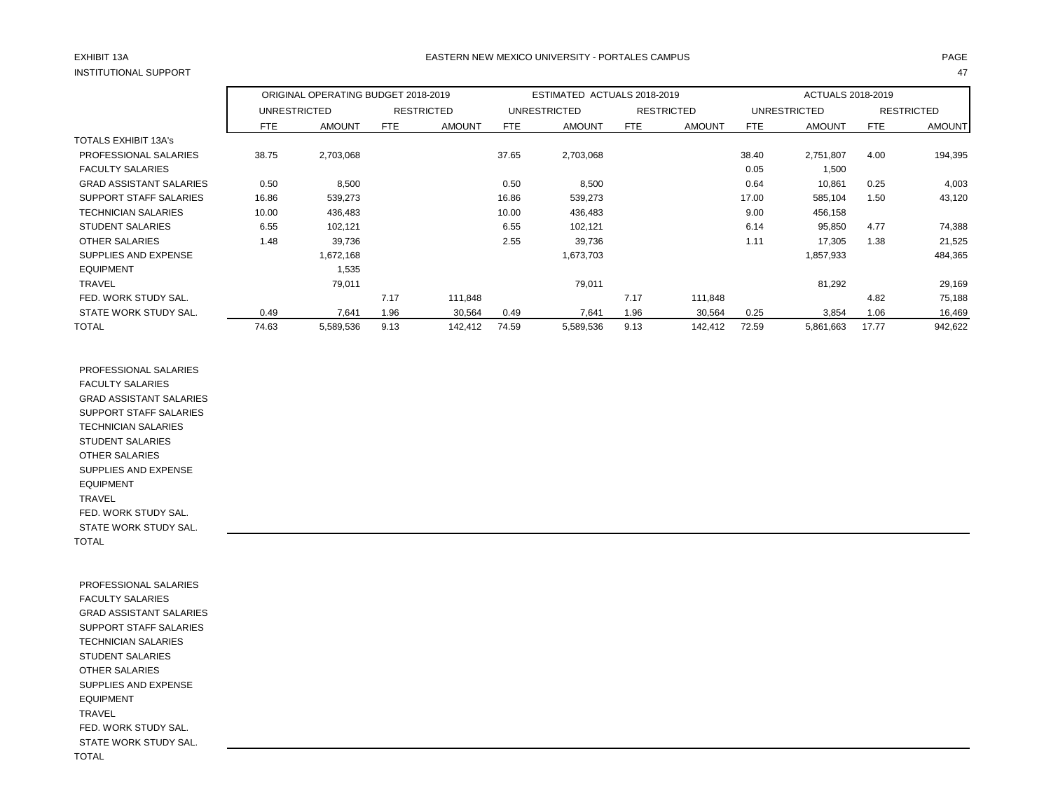EXHIBIT 13A

INSTITUTIONAL SUPPORT

EASTERN NEW MEXICO UNIVERSITY - PORTALES CAMPUS

| | ORIGINAL OPERATING BUDGET 2018-2019 | | | | ESTIMATED ACTUALS 2018-2019 | | | | ACTUALS 2018-2019 | | | |
|---|---|---|---|---|---|---|---|---|---|---|---|---|
| | UNRESTRICTED | | RESTRICTED | | UNRESTRICTED | | RESTRICTED | | UNRESTRICTED | | RESTRICTED | |
| | FTE | AMOUNT | FTE | AMOUNT | FTE | AMOUNT | FTE | AMOUNT | FTE | AMOUNT | FTE | AMOUNT |
| TOTALS EXHIBIT 13A's | | | | | | | | | | | | |
| PROFESSIONAL SALARIES | 38.75 | 2,703,068 | | | 37.65 | 2,703,068 | | | 38.40 | 2,751,807 | 4.00 | 194,395 |
| FACULTY SALARIES | | | | | | | | | 0.05 | 1,500 | | |
| GRAD ASSISTANT SALARIES | 0.50 | 8,500 | | | 0.50 | 8,500 | | | 0.64 | 10,861 | 0.25 | 4,003 |
| SUPPORT STAFF SALARIES | 16.86 | 539,273 | | | 16.86 | 539,273 | | | 17.00 | 585,104 | 1.50 | 43,120 |
| TECHNICIAN SALARIES | 10.00 | 436,483 | | | 10.00 | 436,483 | | | 9.00 | 456,158 | | |
| STUDENT SALARIES | 6.55 | 102,121 | | | 6.55 | 102,121 | | | 6.14 | 95,850 | 4.77 | 74,388 |
| OTHER SALARIES | 1.48 | 39,736 | | | 2.55 | 39,736 | | | 1.11 | 17,305 | 1.38 | 21,525 |
| SUPPLIES AND EXPENSE | | 1,672,168 | | | | 1,673,703 | | | | 1,857,933 | | 484,365 |
| EQUIPMENT | | 1,535 | | | | | | | | | | |
| TRAVEL | | 79,011 | | | | 79,011 | | | | 81,292 | | 29,169 |
| FED. WORK STUDY SAL. | | | 7.17 | 111,848 | | | 7.17 | 111,848 | | | 4.82 | 75,188 |
| STATE WORK STUDY SAL. | 0.49 | 7,641 | 1.96 | 30,564 | 0.49 | 7,641 | 1.96 | 30,564 | 0.25 | 3,854 | 1.06 | 16,469 |
| TOTAL | 74.63 | 5,589,536 | 9.13 | 142,412 | 74.59 | 5,589,536 | 9.13 | 142,412 | 72.59 | 5,861,663 | 17.77 | 942,622 |

| | | | | | | | | | | | | |
|---|---|---|---|---|---|---|---|---|---|---|---|---|
| PROFESSIONAL SALARIES | | | | | | | | | | | | |
| FACULTY SALARIES | | | | | | | | | | | | |
| GRAD ASSISTANT SALARIES | | | | | | | | | | | | |
| SUPPORT STAFF SALARIES | | | | | | | | | | | | |
| TECHNICIAN SALARIES | | | | | | | | | | | | |
| STUDENT SALARIES | | | | | | | | | | | | |
| OTHER SALARIES | | | | | | | | | | | | |
| SUPPLIES AND EXPENSE | | | | | | | | | | | | |
| EQUIPMENT | | | | | | | | | | | | |
| TRAVEL | | | | | | | | | | | | |
| FED. WORK STUDY SAL. | | | | | | | | | | | | |
| STATE WORK STUDY SAL. | | | | | | | | | | | | |
| TOTAL | | | | | | | | | | | | |

| | | | | | | | | | | | | |
|---|---|---|---|---|---|---|---|---|---|---|---|---|
| PROFESSIONAL SALARIES | | | | | | | | | | | | |
| FACULTY SALARIES | | | | | | | | | | | | |
| GRAD ASSISTANT SALARIES | | | | | | | | | | | | |
| SUPPORT STAFF SALARIES | | | | | | | | | | | | |
| TECHNICIAN SALARIES | | | | | | | | | | | | |
| STUDENT SALARIES | | | | | | | | | | | | |
| OTHER SALARIES | | | | | | | | | | | | |
| SUPPLIES AND EXPENSE | | | | | | | | | | | | |
| EQUIPMENT | | | | | | | | | | | | |
| TRAVEL | | | | | | | | | | | | |
| FED. WORK STUDY SAL. | | | | | | | | | | | | |
| STATE WORK STUDY SAL. | | | | | | | | | | | | |
| TOTAL | | | | | | | | | | | | |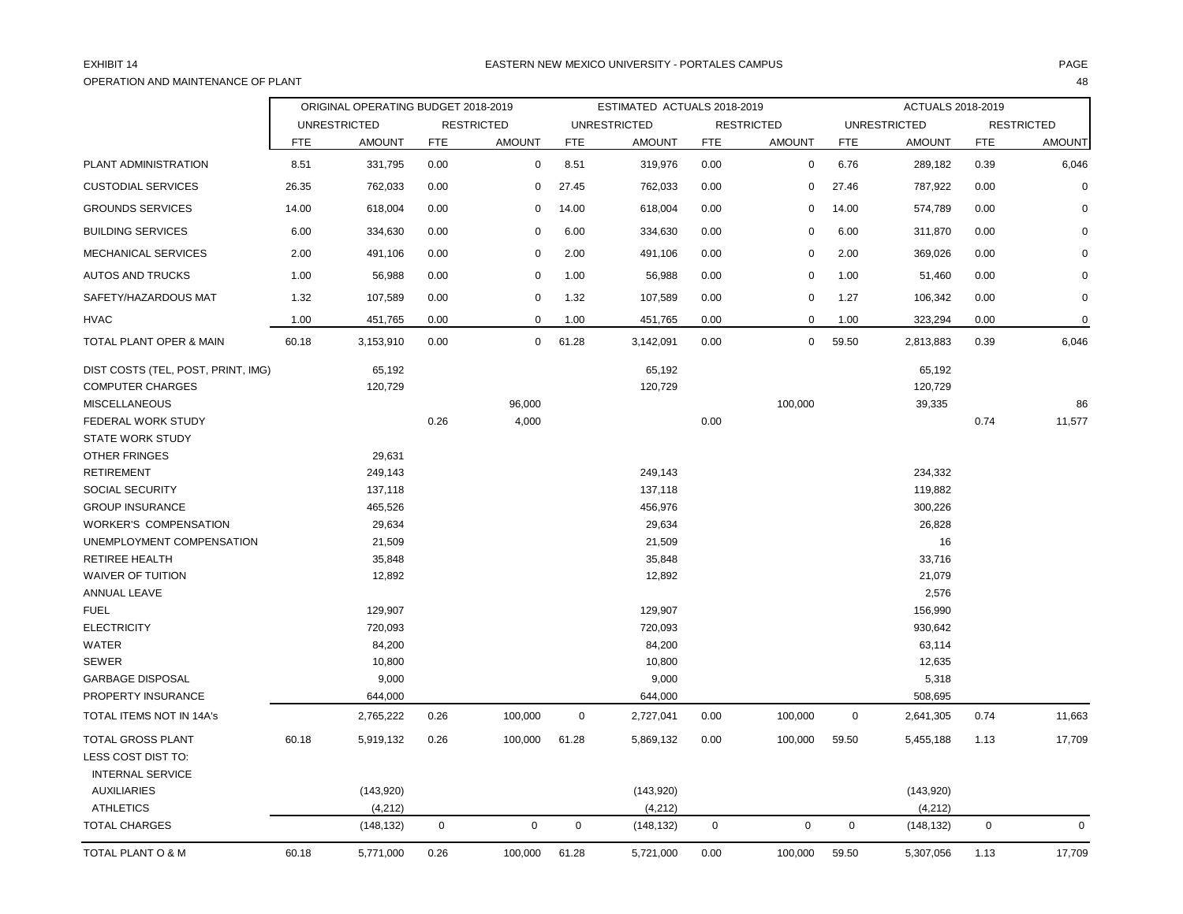EXHIBIT 14

EASTERN NEW MEXICO UNIVERSITY - PORTALES CAMPUS

OPERATION AND MAINTENANCE OF PLANT

| | ORIGINAL OPERATING BUDGET 2018-2019 | | | | ESTIMATED ACTUALS 2018-2019 | | | | ACTUALS 2018-2019 | | | |
|---|---|---|---|---|---|---|---|---|---|---|---|---|
| | UNRESTRICTED | | RESTRICTED | | UNRESTRICTED | | RESTRICTED | | UNRESTRICTED | | RESTRICTED | |
| | FTE | AMOUNT | FTE | AMOUNT | FTE | AMOUNT | FTE | AMOUNT | FTE | AMOUNT | FTE | AMOUNT |
| PLANT ADMINISTRATION | 8.51 | 331,795 | 0.00 | 0 | 8.51 | 319,976 | 0.00 | 0 | 6.76 | 289,182 | 0.39 | 6,046 |
| CUSTODIAL SERVICES | 26.35 | 762,033 | 0.00 | 0 | 27.45 | 762,033 | 0.00 | 0 | 27.46 | 787,922 | 0.00 | 0 |
| GROUNDS SERVICES | 14.00 | 618,004 | 0.00 | 0 | 14.00 | 618,004 | 0.00 | 0 | 14.00 | 574,789 | 0.00 | 0 |
| BUILDING SERVICES | 6.00 | 334,630 | 0.00 | 0 | 6.00 | 334,630 | 0.00 | 0 | 6.00 | 311,870 | 0.00 | 0 |
| MECHANICAL SERVICES | 2.00 | 491,106 | 0.00 | 0 | 2.00 | 491,106 | 0.00 | 0 | 2.00 | 369,026 | 0.00 | 0 |
| AUTOS AND TRUCKS | 1.00 | 56,988 | 0.00 | 0 | 1.00 | 56,988 | 0.00 | 0 | 1.00 | 51,460 | 0.00 | 0 |
| SAFETY/HAZARDOUS MAT | 1.32 | 107,589 | 0.00 | 0 | 1.32 | 107,589 | 0.00 | 0 | 1.27 | 106,342 | 0.00 | 0 |
| HVAC | 1.00 | 451,765 | 0.00 | 0 | 1.00 | 451,765 | 0.00 | 0 | 1.00 | 323,294 | 0.00 | 0 |
| TOTAL PLANT OPER & MAIN | 60.18 | 3,153,910 | 0.00 | 0 | 61.28 | 3,142,091 | 0.00 | 0 | 59.50 | 2,813,883 | 0.39 | 6,046 |
| DIST COSTS (TEL, POST, PRINT, IMG) | | 65,192 | | | | 65,192 | | | | 65,192 | | |
| COMPUTER CHARGES | | 120,729 | | | | 120,729 | | | | 120,729 | | |
| MISCELLANEOUS | | | | 96,000 | | | | 100,000 | | 39,335 | | 86 |
| FEDERAL WORK STUDY | | | 0.26 | 4,000 | | | 0.00 | | | | 0.74 | 11,577 |
| STATE WORK STUDY | | | | | | | | | | | | |
| OTHER FRINGES | | 29,631 | | | | | | | | | | |
| RETIREMENT | | 249,143 | | | | 249,143 | | | | 234,332 | | |
| SOCIAL SECURITY | | 137,118 | | | | 137,118 | | | | 119,882 | | |
| GROUP INSURANCE | | 465,526 | | | | 456,976 | | | | 300,226 | | |
| WORKER'S COMPENSATION | | 29,634 | | | | 29,634 | | | | 26,828 | | |
| UNEMPLOYMENT COMPENSATION | | 21,509 | | | | 21,509 | | | | 16 | | |
| RETIREE HEALTH | | 35,848 | | | | 35,848 | | | | 33,716 | | |
| WAIVER OF TUITION | | 12,892 | | | | 12,892 | | | | 21,079 | | |
| ANNUAL LEAVE | | | | | | | | | | 2,576 | | |
| FUEL | | 129,907 | | | | 129,907 | | | | 156,990 | | |
| ELECTRICITY | | 720,093 | | | | 720,093 | | | | 930,642 | | |
| WATER | | 84,200 | | | | 84,200 | | | | 63,114 | | |
| SEWER | | 10,800 | | | | 10,800 | | | | 12,635 | | |
| GARBAGE DISPOSAL | | 9,000 | | | | 9,000 | | | | 5,318 | | |
| PROPERTY INSURANCE | | 644,000 | | | | 644,000 | | | | 508,695 | | |
| TOTAL ITEMS NOT IN 14A's | | 2,765,222 | 0.26 | 100,000 | 0 | 2,727,041 | 0.00 | 100,000 | 0 | 2,641,305 | 0.74 | 11,663 |
| TOTAL GROSS PLANT | 60.18 | 5,919,132 | 0.26 | 100,000 | 61.28 | 5,869,132 | 0.00 | 100,000 | 59.50 | 5,455,188 | 1.13 | 17,709 |
| LESS COST DIST TO: | | | | | | | | | | | | |
| INTERNAL SERVICE | | | | | | | | | | | | |
| AUXILIARIES | | (143,920) | | | | (143,920) | | | | (143,920) | | |
| ATHLETICS | | (4,212) | | | | (4,212) | | | | (4,212) | | |
| TOTAL CHARGES | | (148,132) | 0 | 0 | 0 | (148,132) | 0 | 0 | 0 | (148,132) | 0 | 0 |
| TOTAL PLANT O & M | 60.18 | 5,771,000 | 0.26 | 100,000 | 61.28 | 5,721,000 | 0.00 | 100,000 | 59.50 | 5,307,056 | 1.13 | 17,709 |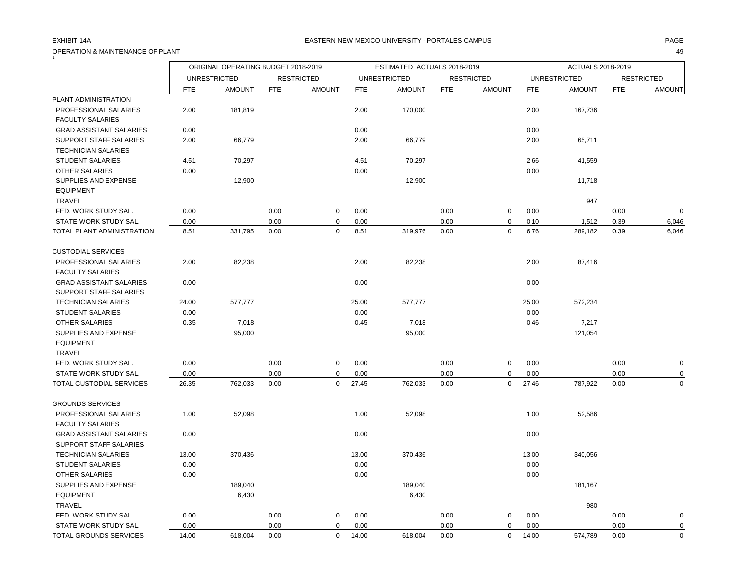EXHIBIT 14A

EASTERN NEW MEXICO UNIVERSITY - PORTALES CAMPUS

OPERATION & MAINTENANCE OF PLANT

| | ORIGINAL OPERATING BUDGET 2018-2019 | | | | ESTIMATED ACTUALS 2018-2019 | | | | ACTUALS 2018-2019 | | | |
|---|---|---|---|---|---|---|---|---|---|---|---|---|
| | UNRESTRICTED | | RESTRICTED | | UNRESTRICTED | | RESTRICTED | | UNRESTRICTED | | RESTRICTED | |
| | FTE | AMOUNT | FTE | AMOUNT | FTE | AMOUNT | FTE | AMOUNT | FTE | AMOUNT | FTE | AMOUNT |
| PLANT ADMINISTRATION | | | | | | | | | | | | |
| PROFESSIONAL SALARIES | 2.00 | 181,819 | | | 2.00 | 170,000 | | | 2.00 | 167,736 | | |
| FACULTY SALARIES | | | | | | | | | | | | |
| GRAD ASSISTANT SALARIES | 0.00 | | | | 0.00 | | | | 0.00 | | | |
| SUPPORT STAFF SALARIES | 2.00 | 66,779 | | | 2.00 | 66,779 | | | 2.00 | 65,711 | | |
| TECHNICIAN SALARIES | | | | | | | | | | | | |
| STUDENT SALARIES | 4.51 | 70,297 | | | 4.51 | 70,297 | | | 2.66 | 41,559 | | |
| OTHER SALARIES | 0.00 | | | | 0.00 | | | | 0.00 | | | |
| SUPPLIES AND EXPENSE | | 12,900 | | | | 12,900 | | | | 11,718 | | |
| EQUIPMENT | | | | | | | | | | | | |
| TRAVEL | | | | | | | | | | 947 | | |
| FED. WORK STUDY SAL. | 0.00 | | 0.00 | 0 | 0.00 | | 0.00 | 0 | 0.00 | | 0.00 | 0 |
| STATE WORK STUDY SAL. | 0.00 | | 0.00 | 0 | 0.00 | | 0.00 | 0 | 0.10 | 1,512 | 0.39 | 6,046 |
| TOTAL PLANT ADMINISTRATION | 8.51 | 331,795 | 0.00 | 0 | 8.51 | 319,976 | 0.00 | 0 | 6.76 | 289,182 | 0.39 | 6,046 |
| CUSTODIAL SERVICES | | | | | | | | | | | | |
| PROFESSIONAL SALARIES | 2.00 | 82,238 | | | 2.00 | 82,238 | | | 2.00 | 87,416 | | |
| FACULTY SALARIES | | | | | | | | | | | | |
| GRAD ASSISTANT SALARIES | 0.00 | | | | 0.00 | | | | 0.00 | | | |
| SUPPORT STAFF SALARIES | | | | | | | | | | | | |
| TECHNICIAN SALARIES | 24.00 | 577,777 | | | 25.00 | 577,777 | | | 25.00 | 572,234 | | |
| STUDENT SALARIES | 0.00 | | | | 0.00 | | | | 0.00 | | | |
| OTHER SALARIES | 0.35 | 7,018 | | | 0.45 | 7,018 | | | 0.46 | 7,217 | | |
| SUPPLIES AND EXPENSE | | 95,000 | | | | 95,000 | | | | 121,054 | | |
| EQUIPMENT | | | | | | | | | | | | |
| TRAVEL | | | | | | | | | | | | |
| FED. WORK STUDY SAL. | 0.00 | | 0.00 | 0 | 0.00 | | 0.00 | 0 | 0.00 | | 0.00 | 0 |
| STATE WORK STUDY SAL. | 0.00 | | 0.00 | 0 | 0.00 | | 0.00 | 0 | 0.00 | | 0.00 | 0 |
| TOTAL CUSTODIAL SERVICES | 26.35 | 762,033 | 0.00 | 0 | 27.45 | 762,033 | 0.00 | 0 | 27.46 | 787,922 | 0.00 | 0 |
| GROUNDS SERVICES | | | | | | | | | | | | |
| PROFESSIONAL SALARIES | 1.00 | 52,098 | | | 1.00 | 52,098 | | | 1.00 | 52,586 | | |
| FACULTY SALARIES | | | | | | | | | | | | |
| GRAD ASSISTANT SALARIES | 0.00 | | | | 0.00 | | | | 0.00 | | | |
| SUPPORT STAFF SALARIES | | | | | | | | | | | | |
| TECHNICIAN SALARIES | 13.00 | 370,436 | | | 13.00 | 370,436 | | | 13.00 | 340,056 | | |
| STUDENT SALARIES | 0.00 | | | | 0.00 | | | | 0.00 | | | |
| OTHER SALARIES | 0.00 | | | | 0.00 | | | | 0.00 | | | |
| SUPPLIES AND EXPENSE | | 189,040 | | | | 189,040 | | | | 181,167 | | |
| EQUIPMENT | | 6,430 | | | | 6,430 | | | | | | |
| TRAVEL | | | | | | | | | | 980 | | |
| FED. WORK STUDY SAL. | 0.00 | | 0.00 | 0 | 0.00 | | 0.00 | 0 | 0.00 | | 0.00 | 0 |
| STATE WORK STUDY SAL. | 0.00 | | 0.00 | 0 | 0.00 | | 0.00 | 0 | 0.00 | | 0.00 | 0 |
| TOTAL GROUNDS SERVICES | 14.00 | 618,004 | 0.00 | 0 | 14.00 | 618,004 | 0.00 | 0 | 14.00 | 574,789 | 0.00 | 0 |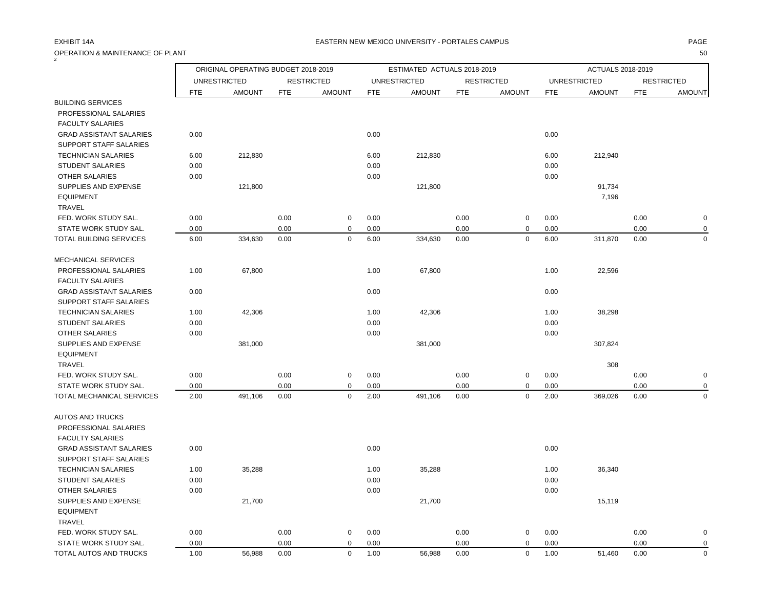EXHIBIT 14A

EASTERN NEW MEXICO UNIVERSITY - PORTALES CAMPUS

OPERATION & MAINTENANCE OF PLANT

2

| | ORIGINAL OPERATING BUDGET 2018-2019 | | | | ESTIMATED ACTUALS 2018-2019 | | | | ACTUALS 2018-2019 | | | |
|---|---|---|---|---|---|---|---|---|---|---|---|---|
| | UNRESTRICTED | | RESTRICTED | | UNRESTRICTED | | RESTRICTED | | UNRESTRICTED | | RESTRICTED | |
| | FTE | AMOUNT | FTE | AMOUNT | FTE | AMOUNT | FTE | AMOUNT | FTE | AMOUNT | FTE | AMOUNT |
| BUILDING SERVICES | | | | | | | | | | | | |
| PROFESSIONAL SALARIES | | | | | | | | | | | | |
| FACULTY SALARIES | | | | | | | | | | | | |
| GRAD ASSISTANT SALARIES | 0.00 | | | | 0.00 | | | | 0.00 | | | |
| SUPPORT STAFF SALARIES | | | | | | | | | | | | |
| TECHNICIAN SALARIES | 6.00 | 212,830 | | | 6.00 | 212,830 | | | 6.00 | 212,940 | | |
| STUDENT SALARIES | 0.00 | | | | 0.00 | | | | 0.00 | | | |
| OTHER SALARIES | 0.00 | | | | 0.00 | | | | 0.00 | | | |
| SUPPLIES AND EXPENSE | | 121,800 | | | | 121,800 | | | | 91,734 | | |
| EQUIPMENT | | | | | | | | | | 7,196 | | |
| TRAVEL | | | | | | | | | | | | |
| FED. WORK STUDY SAL. | 0.00 | | 0.00 | 0 | 0.00 | | 0.00 | 0 | 0.00 | | 0.00 | 0 |
| STATE WORK STUDY SAL. | 0.00 | | 0.00 | 0 | 0.00 | | 0.00 | 0 | 0.00 | | 0.00 | 0 |
| TOTAL BUILDING SERVICES | 6.00 | 334,630 | 0.00 | 0 | 6.00 | 334,630 | 0.00 | 0 | 6.00 | 311,870 | 0.00 | 0 |
| MECHANICAL SERVICES | | | | | | | | | | | | |
| PROFESSIONAL SALARIES | 1.00 | 67,800 | | | 1.00 | 67,800 | | | 1.00 | 22,596 | | |
| FACULTY SALARIES | | | | | | | | | | | | |
| GRAD ASSISTANT SALARIES | 0.00 | | | | 0.00 | | | | 0.00 | | | |
| SUPPORT STAFF SALARIES | | | | | | | | | | | | |
| TECHNICIAN SALARIES | 1.00 | 42,306 | | | 1.00 | 42,306 | | | 1.00 | 38,298 | | |
| STUDENT SALARIES | 0.00 | | | | 0.00 | | | | 0.00 | | | |
| OTHER SALARIES | 0.00 | | | | 0.00 | | | | 0.00 | | | |
| SUPPLIES AND EXPENSE | | 381,000 | | | | 381,000 | | | | 307,824 | | |
| EQUIPMENT | | | | | | | | | | | | |
| TRAVEL | | | | | | | | | | 308 | | |
| FED. WORK STUDY SAL. | 0.00 | | 0.00 | 0 | 0.00 | | 0.00 | 0 | 0.00 | | 0.00 | 0 |
| STATE WORK STUDY SAL. | 0.00 | | 0.00 | 0 | 0.00 | | 0.00 | 0 | 0.00 | | 0.00 | 0 |
| TOTAL MECHANICAL SERVICES | 2.00 | 491,106 | 0.00 | 0 | 2.00 | 491,106 | 0.00 | 0 | 2.00 | 369,026 | 0.00 | 0 |
| AUTOS AND TRUCKS | | | | | | | | | | | | |
| PROFESSIONAL SALARIES | | | | | | | | | | | | |
| FACULTY SALARIES | | | | | | | | | | | | |
| GRAD ASSISTANT SALARIES | 0.00 | | | | 0.00 | | | | 0.00 | | | |
| SUPPORT STAFF SALARIES | | | | | | | | | | | | |
| TECHNICIAN SALARIES | 1.00 | 35,288 | | | 1.00 | 35,288 | | | 1.00 | 36,340 | | |
| STUDENT SALARIES | 0.00 | | | | 0.00 | | | | 0.00 | | | |
| OTHER SALARIES | 0.00 | | | | 0.00 | | | | 0.00 | | | |
| SUPPLIES AND EXPENSE | | 21,700 | | | | 21,700 | | | | 15,119 | | |
| EQUIPMENT | | | | | | | | | | | | |
| TRAVEL | | | | | | | | | | | | |
| FED. WORK STUDY SAL. | 0.00 | | 0.00 | 0 | 0.00 | | 0.00 | 0 | 0.00 | | 0.00 | 0 |
| STATE WORK STUDY SAL. | 0.00 | | 0.00 | 0 | 0.00 | | 0.00 | 0 | 0.00 | | 0.00 | 0 |
| TOTAL AUTOS AND TRUCKS | 1.00 | 56,988 | 0.00 | 0 | 1.00 | 56,988 | 0.00 | 0 | 1.00 | 51,460 | 0.00 | 0 |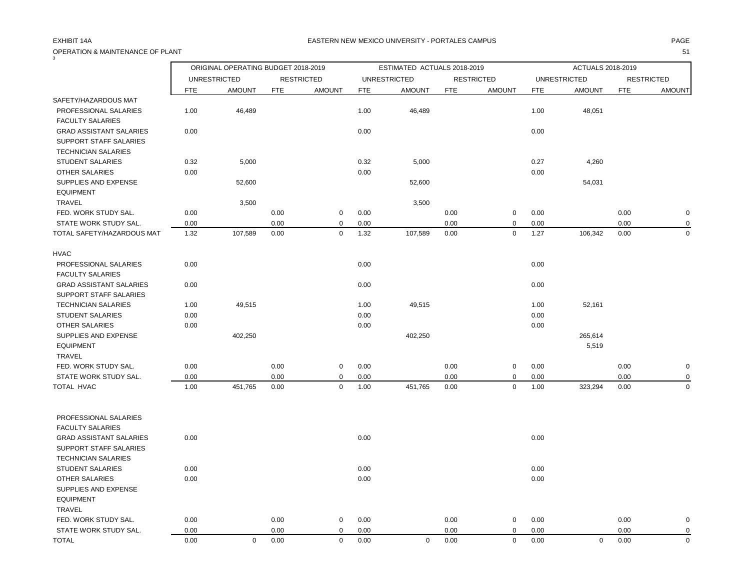EXHIBIT 14A

EASTERN NEW MEXICO UNIVERSITY - PORTALES CAMPUS

OPERATION & MAINTENANCE OF PLANT

3

| | ORIGINAL OPERATING BUDGET 2018-2019 | | | | ESTIMATED ACTUALS 2018-2019 | | | | ACTUALS 2018-2019 | | | |
|---|---|---|---|---|---|---|---|---|---|---|---|---|
| | UNRESTRICTED | | RESTRICTED | | UNRESTRICTED | | RESTRICTED | | UNRESTRICTED | | RESTRICTED | |
| | FTE | AMOUNT | FTE | AMOUNT | FTE | AMOUNT | FTE | AMOUNT | FTE | AMOUNT | FTE | AMOUNT |
| SAFETY/HAZARDOUS MAT | | | | | | | | | | | | |
| PROFESSIONAL SALARIES | 1.00 | 46,489 | | | 1.00 | 46,489 | | | 1.00 | 48,051 | | |
| FACULTY SALARIES | | | | | | | | | | | | |
| GRAD ASSISTANT SALARIES | 0.00 | | | | 0.00 | | | | 0.00 | | | |
| SUPPORT STAFF SALARIES | | | | | | | | | | | | |
| TECHNICIAN SALARIES | | | | | | | | | | | | |
| STUDENT SALARIES | 0.32 | 5,000 | | | 0.32 | 5,000 | | | 0.27 | 4,260 | | |
| OTHER SALARIES | 0.00 | | | | 0.00 | | | | 0.00 | | | |
| SUPPLIES AND EXPENSE | | 52,600 | | | | 52,600 | | | | 54,031 | | |
| EQUIPMENT | | | | | | | | | | | | |
| TRAVEL | | 3,500 | | | | 3,500 | | | | | | |
| FED. WORK STUDY SAL. | 0.00 | | 0.00 | 0 | 0.00 | | 0.00 | 0 | 0.00 | | 0.00 | 0 |
| STATE WORK STUDY SAL. | 0.00 | | 0.00 | 0 | 0.00 | | 0.00 | 0 | 0.00 | | 0.00 | 0 |
| TOTAL SAFETY/HAZARDOUS MAT | 1.32 | 107,589 | 0.00 | 0 | 1.32 | 107,589 | 0.00 | 0 | 1.27 | 106,342 | 0.00 | 0 |
| HVAC | | | | | | | | | | | | |
| PROFESSIONAL SALARIES | 0.00 | | | | 0.00 | | | | 0.00 | | | |
| FACULTY SALARIES | | | | | | | | | | | | |
| GRAD ASSISTANT SALARIES | 0.00 | | | | 0.00 | | | | 0.00 | | | |
| SUPPORT STAFF SALARIES | | | | | | | | | | | | |
| TECHNICIAN SALARIES | 1.00 | 49,515 | | | 1.00 | 49,515 | | | 1.00 | 52,161 | | |
| STUDENT SALARIES | 0.00 | | | | 0.00 | | | | 0.00 | | | |
| OTHER SALARIES | 0.00 | | | | 0.00 | | | | 0.00 | | | |
| SUPPLIES AND EXPENSE | | 402,250 | | | | 402,250 | | | | 265,614 | | |
| EQUIPMENT | | | | | | | | | | 5,519 | | |
| TRAVEL | | | | | | | | | | | | |
| FED. WORK STUDY SAL. | 0.00 | | 0.00 | 0 | 0.00 | | 0.00 | 0 | 0.00 | | 0.00 | 0 |
| STATE WORK STUDY SAL. | 0.00 | | 0.00 | 0 | 0.00 | | 0.00 | 0 | 0.00 | | 0.00 | 0 |
| TOTAL HVAC | 1.00 | 451,765 | 0.00 | 0 | 1.00 | 451,765 | 0.00 | 0 | 1.00 | 323,294 | 0.00 | 0 |
| PROFESSIONAL SALARIES | | | | | | | | | | | | |
| FACULTY SALARIES | | | | | | | | | | | | |
| GRAD ASSISTANT SALARIES | 0.00 | | | | 0.00 | | | | 0.00 | | | |
| SUPPORT STAFF SALARIES | | | | | | | | | | | | |
| TECHNICIAN SALARIES | | | | | | | | | | | | |
| STUDENT SALARIES | 0.00 | | | | 0.00 | | | | 0.00 | | | |
| OTHER SALARIES | 0.00 | | | | 0.00 | | | | 0.00 | | | |
| SUPPLIES AND EXPENSE | | | | | | | | | | | | |
| EQUIPMENT | | | | | | | | | | | | |
| TRAVEL | | | | | | | | | | | | |
| FED. WORK STUDY SAL. | 0.00 | | 0.00 | 0 | 0.00 | | 0.00 | 0 | 0.00 | | 0.00 | 0 |
| STATE WORK STUDY SAL. | 0.00 | | 0.00 | 0 | 0.00 | | 0.00 | 0 | 0.00 | | 0.00 | 0 |
| TOTAL | 0.00 | 0 | 0.00 | 0 | 0.00 | 0 | 0.00 | 0 | 0.00 | 0 | 0.00 | 0 |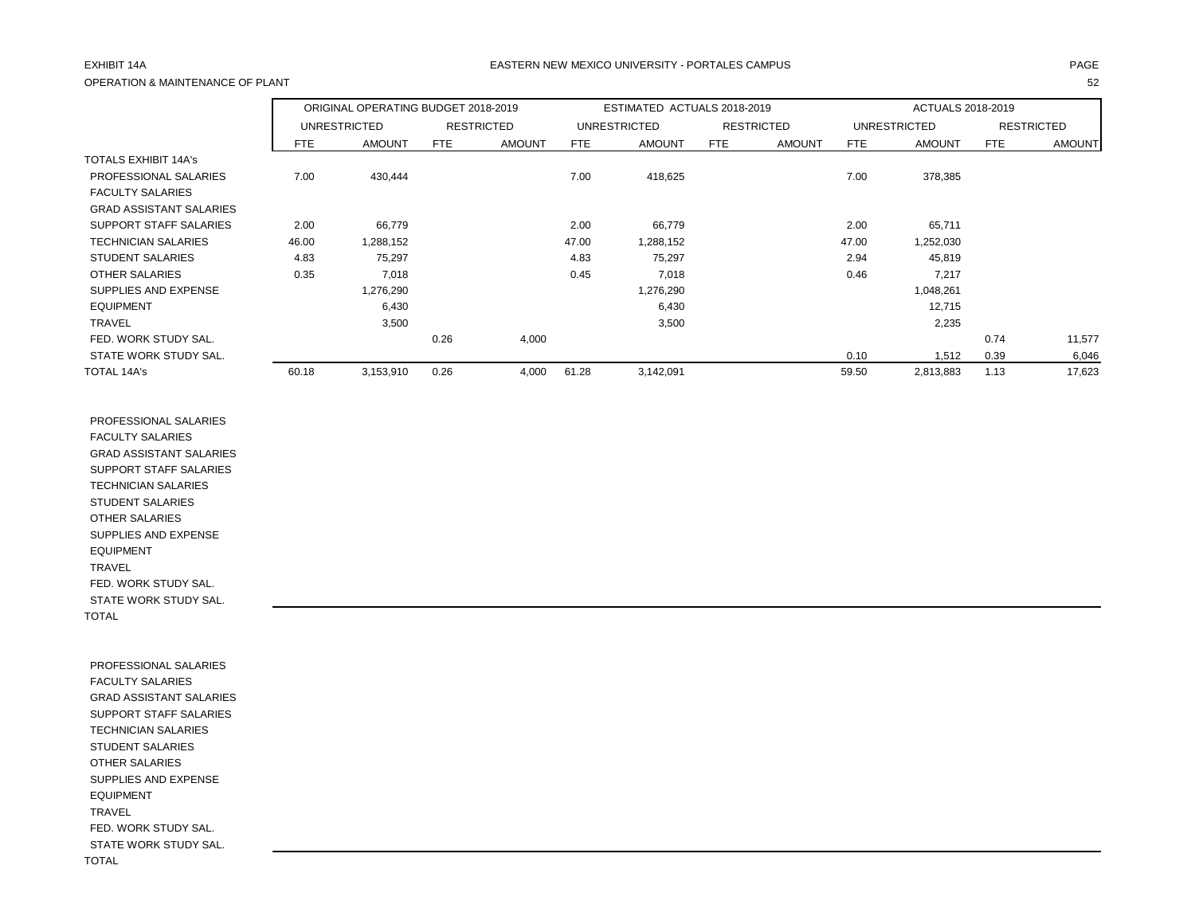EXHIBIT 14A

EASTERN NEW MEXICO UNIVERSITY - PORTALES CAMPUS

OPERATION & MAINTENANCE OF PLANT

| | ORIGINAL OPERATING BUDGET 2018-2019 | | | | ESTIMATED ACTUALS 2018-2019 | | | | ACTUALS 2018-2019 | | | |
|---|---|---|---|---|---|---|---|---|---|---|---|---|
| | UNRESTRICTED | | RESTRICTED | | UNRESTRICTED | | RESTRICTED | | UNRESTRICTED | | RESTRICTED | |
| | FTE | AMOUNT | FTE | AMOUNT | FTE | AMOUNT | FTE | AMOUNT | FTE | AMOUNT | FTE | AMOUNT |
| TOTALS EXHIBIT 14A's | | | | | | | | | | | | |
| PROFESSIONAL SALARIES | 7.00 | 430,444 | | | 7.00 | 418,625 | | | 7.00 | 378,385 | | |
| FACULTY SALARIES | | | | | | | | | | | | |
| GRAD ASSISTANT SALARIES | | | | | | | | | | | | |
| SUPPORT STAFF SALARIES | 2.00 | 66,779 | | | 2.00 | 66,779 | | | 2.00 | 65,711 | | |
| TECHNICIAN SALARIES | 46.00 | 1,288,152 | | | 47.00 | 1,288,152 | | | 47.00 | 1,252,030 | | |
| STUDENT SALARIES | 4.83 | 75,297 | | | 4.83 | 75,297 | | | 2.94 | 45,819 | | |
| OTHER SALARIES | 0.35 | 7,018 | | | 0.45 | 7,018 | | | 0.46 | 7,217 | | |
| SUPPLIES AND EXPENSE | | 1,276,290 | | | | 1,276,290 | | | | 1,048,261 | | |
| EQUIPMENT | | 6,430 | | | | 6,430 | | | | 12,715 | | |
| TRAVEL | | 3,500 | | | | 3,500 | | | | 2,235 | | |
| FED. WORK STUDY SAL. | | | 0.26 | 4,000 | | | | | | | 0.74 | 11,577 |
| STATE WORK STUDY SAL. | | | | | | | | | 0.10 | 1,512 | 0.39 | 6,046 |
| TOTAL 14A's | 60.18 | 3,153,910 | 0.26 | 4,000 | 61.28 | 3,142,091 | | | 59.50 | 2,813,883 | 1.13 | 17,623 |

| | | | | | | | | | | | | |
|---|---|---|---|---|---|---|---|---|---|---|---|---|
| PROFESSIONAL SALARIES | | | | | | | | | | | | |
| FACULTY SALARIES | | | | | | | | | | | | |
| GRAD ASSISTANT SALARIES | | | | | | | | | | | | |
| SUPPORT STAFF SALARIES | | | | | | | | | | | | |
| TECHNICIAN SALARIES | | | | | | | | | | | | |
| STUDENT SALARIES | | | | | | | | | | | | |
| OTHER SALARIES | | | | | | | | | | | | |
| SUPPLIES AND EXPENSE | | | | | | | | | | | | |
| EQUIPMENT | | | | | | | | | | | | |
| TRAVEL | | | | | | | | | | | | |
| FED. WORK STUDY SAL. | | | | | | | | | | | | |
| STATE WORK STUDY SAL. | | | | | | | | | | | | |
| TOTAL | | | | | | | | | | | | |

| | | | | | | | | | | | | |
|---|---|---|---|---|---|---|---|---|---|---|---|---|
| PROFESSIONAL SALARIES | | | | | | | | | | | | |
| FACULTY SALARIES | | | | | | | | | | | | |
| GRAD ASSISTANT SALARIES | | | | | | | | | | | | |
| SUPPORT STAFF SALARIES | | | | | | | | | | | | |
| TECHNICIAN SALARIES | | | | | | | | | | | | |
| STUDENT SALARIES | | | | | | | | | | | | |
| OTHER SALARIES | | | | | | | | | | | | |
| SUPPLIES AND EXPENSE | | | | | | | | | | | | |
| EQUIPMENT | | | | | | | | | | | | |
| TRAVEL | | | | | | | | | | | | |
| FED. WORK STUDY SAL. | | | | | | | | | | | | |
| STATE WORK STUDY SAL. | | | | | | | | | | | | |
| TOTAL | | | | | | | | | | | | |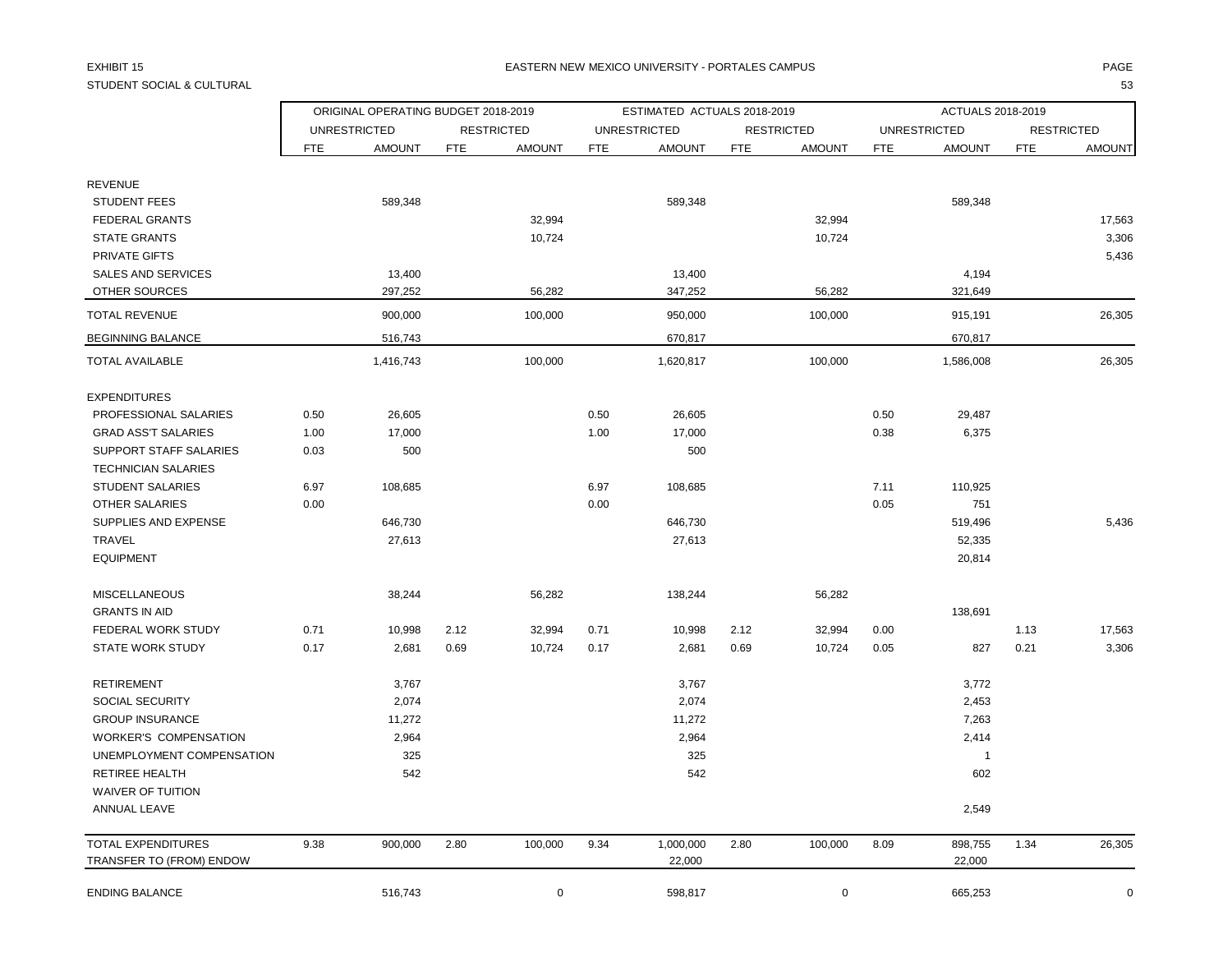EXHIBIT 15

EASTERN NEW MEXICO UNIVERSITY - PORTALES CAMPUS

STUDENT SOCIAL & CULTURAL

| | ORIGINAL OPERATING BUDGET 2018-2019 | | | | ESTIMATED ACTUALS 2018-2019 | | | | ACTUALS 2018-2019 | | | |
|---|---|---|---|---|---|---|---|---|---|---|---|---|
| | UNRESTRICTED | | RESTRICTED | | UNRESTRICTED | | RESTRICTED | | UNRESTRICTED | | RESTRICTED | |
| | FTE | AMOUNT | FTE | AMOUNT | FTE | AMOUNT | FTE | AMOUNT | FTE | AMOUNT | FTE | AMOUNT |
| REVENUE | | | | | | | | | | | | |
| STUDENT FEES | | 589,348 | | | | 589,348 | | | | 589,348 | | |
| FEDERAL GRANTS | | | | 32,994 | | | | 32,994 | | | | 17,563 |
| STATE GRANTS | | | | 10,724 | | | | 10,724 | | | | 3,306 |
| PRIVATE GIFTS | | | | | | | | | | | | 5,436 |
| SALES AND SERVICES | | 13,400 | | | | 13,400 | | | | 4,194 | | |
| OTHER SOURCES | | 297,252 | | 56,282 | | 347,252 | | 56,282 | | 321,649 | | |
| TOTAL REVENUE | | 900,000 | | 100,000 | | 950,000 | | 100,000 | | 915,191 | | 26,305 |
| BEGINNING BALANCE | | 516,743 | | | | 670,817 | | | | 670,817 | | |
| TOTAL AVAILABLE | | 1,416,743 | | 100,000 | | 1,620,817 | | 100,000 | | 1,586,008 | | 26,305 |
| EXPENDITURES | | | | | | | | | | | | |
| PROFESSIONAL SALARIES | 0.50 | 26,605 | | | 0.50 | 26,605 | | | 0.50 | 29,487 | | |
| GRAD ASS'T SALARIES | 1.00 | 17,000 | | | 1.00 | 17,000 | | | 0.38 | 6,375 | | |
| SUPPORT STAFF SALARIES | 0.03 | 500 | | | | 500 | | | | | | |
| TECHNICIAN SALARIES | | | | | | | | | | | | |
| STUDENT SALARIES | 6.97 | 108,685 | | | 6.97 | 108,685 | | | 7.11 | 110,925 | | |
| OTHER SALARIES | 0.00 | | | | 0.00 | | | | 0.05 | 751 | | |
| SUPPLIES AND EXPENSE | | 646,730 | | | | 646,730 | | | | 519,496 | | 5,436 |
| TRAVEL | | 27,613 | | | | 27,613 | | | | 52,335 | | |
| EQUIPMENT | | | | | | | | | | 20,814 | | |
| MISCELLANEOUS | | 38,244 | | 56,282 | | 138,244 | | 56,282 | | | | |
| GRANTS IN AID | | | | | | | | | | 138,691 | | |
| FEDERAL WORK STUDY | 0.71 | 10,998 | 2.12 | 32,994 | 0.71 | 10,998 | 2.12 | 32,994 | 0.00 | | 1.13 | 17,563 |
| STATE WORK STUDY | 0.17 | 2,681 | 0.69 | 10,724 | 0.17 | 2,681 | 0.69 | 10,724 | 0.05 | 827 | 0.21 | 3,306 |
| RETIREMENT | | 3,767 | | | | 3,767 | | | | 3,772 | | |
| SOCIAL SECURITY | | 2,074 | | | | 2,074 | | | | 2,453 | | |
| GROUP INSURANCE | | 11,272 | | | | 11,272 | | | | 7,263 | | |
| WORKER'S COMPENSATION | | 2,964 | | | | 2,964 | | | | 2,414 | | |
| UNEMPLOYMENT COMPENSATION | | 325 | | | | 325 | | | | 1 | | |
| RETIREE HEALTH | | 542 | | | | 542 | | | | 602 | | |
| WAIVER OF TUITION | | | | | | | | | | | | |
| ANNUAL LEAVE | | | | | | | | | | 2,549 | | |
| TOTAL EXPENDITURES | 9.38 | 900,000 | 2.80 | 100,000 | 9.34 | 1,000,000 | 2.80 | 100,000 | 8.09 | 898,755 | 1.34 | 26,305 |
| TRANSFER TO (FROM) ENDOW | | | | | | 22,000 | | | | 22,000 | | |
| ENDING BALANCE | | 516,743 | | 0 | | 598,817 | | 0 | | 665,253 | | 0 |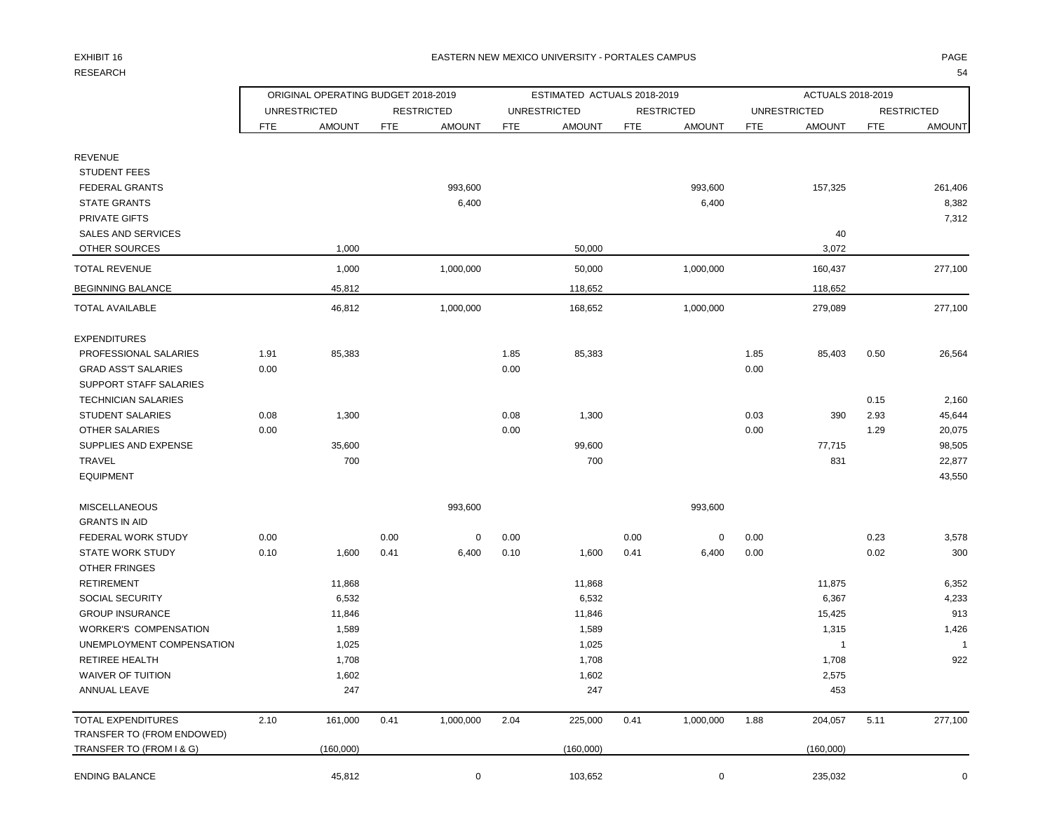EXHIBIT 16

RESEARCH

EASTERN NEW MEXICO UNIVERSITY - PORTALES CAMPUS

| | ORIGINAL OPERATING BUDGET 2018-2019 | | | | ESTIMATED ACTUALS 2018-2019 | | | | ACTUALS 2018-2019 | | | |
|---|---|---|---|---|---|---|---|---|---|---|---|---|
| | UNRESTRICTED | | RESTRICTED | | UNRESTRICTED | | RESTRICTED | | UNRESTRICTED | | RESTRICTED | |
| | FTE | AMOUNT | FTE | AMOUNT | FTE | AMOUNT | FTE | AMOUNT | FTE | AMOUNT | FTE | AMOUNT |
| REVENUE | | | | | | | | | | | | |
| STUDENT FEES | | | | | | | | | | | | |
| FEDERAL GRANTS | | | | 993,600 | | | | 993,600 | | 157,325 | | 261,406 |
| STATE GRANTS | | | | 6,400 | | | | 6,400 | | | | 8,382 |
| PRIVATE GIFTS | | | | | | | | | | | | 7,312 |
| SALES AND SERVICES | | | | | | | | | | 40 | | |
| OTHER SOURCES | | 1,000 | | | | 50,000 | | | | 3,072 | | |
| TOTAL REVENUE | | 1,000 | | 1,000,000 | | 50,000 | | 1,000,000 | | 160,437 | | 277,100 |
| BEGINNING BALANCE | | 45,812 | | | | 118,652 | | | | 118,652 | | |
| TOTAL AVAILABLE | | 46,812 | | 1,000,000 | | 168,652 | | 1,000,000 | | 279,089 | | 277,100 |
| EXPENDITURES | | | | | | | | | | | | |
| PROFESSIONAL SALARIES | 1.91 | 85,383 | | | 1.85 | 85,383 | | | 1.85 | 85,403 | 0.50 | 26,564 |
| GRAD ASS'T SALARIES | 0.00 | | | | 0.00 | | | | 0.00 | | | |
| SUPPORT STAFF SALARIES | | | | | | | | | | | | |
| TECHNICIAN SALARIES | | | | | | | | | | | 0.15 | 2,160 |
| STUDENT SALARIES | 0.08 | 1,300 | | | 0.08 | 1,300 | | | 0.03 | 390 | 2.93 | 45,644 |
| OTHER SALARIES | 0.00 | | | | 0.00 | | | | 0.00 | | 1.29 | 20,075 |
| SUPPLIES AND EXPENSE | | 35,600 | | | | 99,600 | | | | 77,715 | | 98,505 |
| TRAVEL | | 700 | | | | 700 | | | | 831 | | 22,877 |
| EQUIPMENT | | | | | | | | | | | | 43,550 |
| MISCELLANEOUS | | | | 993,600 | | | | 993,600 | | | | |
| GRANTS IN AID | | | | | | | | | | | | |
| FEDERAL WORK STUDY | 0.00 | | 0.00 | 0 | 0.00 | | 0.00 | 0 | 0.00 | | 0.23 | 3,578 |
| STATE WORK STUDY | 0.10 | 1,600 | 0.41 | 6,400 | 0.10 | 1,600 | 0.41 | 6,400 | 0.00 | | 0.02 | 300 |
| OTHER FRINGES | | | | | | | | | | | | |
| RETIREMENT | | 11,868 | | | | 11,868 | | | | 11,875 | | 6,352 |
| SOCIAL SECURITY | | 6,532 | | | | 6,532 | | | | 6,367 | | 4,233 |
| GROUP INSURANCE | | 11,846 | | | | 11,846 | | | | 15,425 | | 913 |
| WORKER'S COMPENSATION | | 1,589 | | | | 1,589 | | | | 1,315 | | 1,426 |
| UNEMPLOYMENT COMPENSATION | | 1,025 | | | | 1,025 | | | | 1 | | 1 |
| RETIREE HEALTH | | 1,708 | | | | 1,708 | | | | 1,708 | | 922 |
| WAIVER OF TUITION | | 1,602 | | | | 1,602 | | | | 2,575 | | |
| ANNUAL LEAVE | | 247 | | | | 247 | | | | 453 | | |
| TOTAL EXPENDITURES | 2.10 | 161,000 | 0.41 | 1,000,000 | 2.04 | 225,000 | 0.41 | 1,000,000 | 1.88 | 204,057 | 5.11 | 277,100 |
| TRANSFER TO (FROM ENDOWED) | | | | | | | | | | | | |
| TRANSFER TO (FROM I & G) | | (160,000) | | | | (160,000) | | | | (160,000) | | |
| ENDING BALANCE | | 45,812 | | 0 | | 103,652 | | 0 | | 235,032 | | 0 |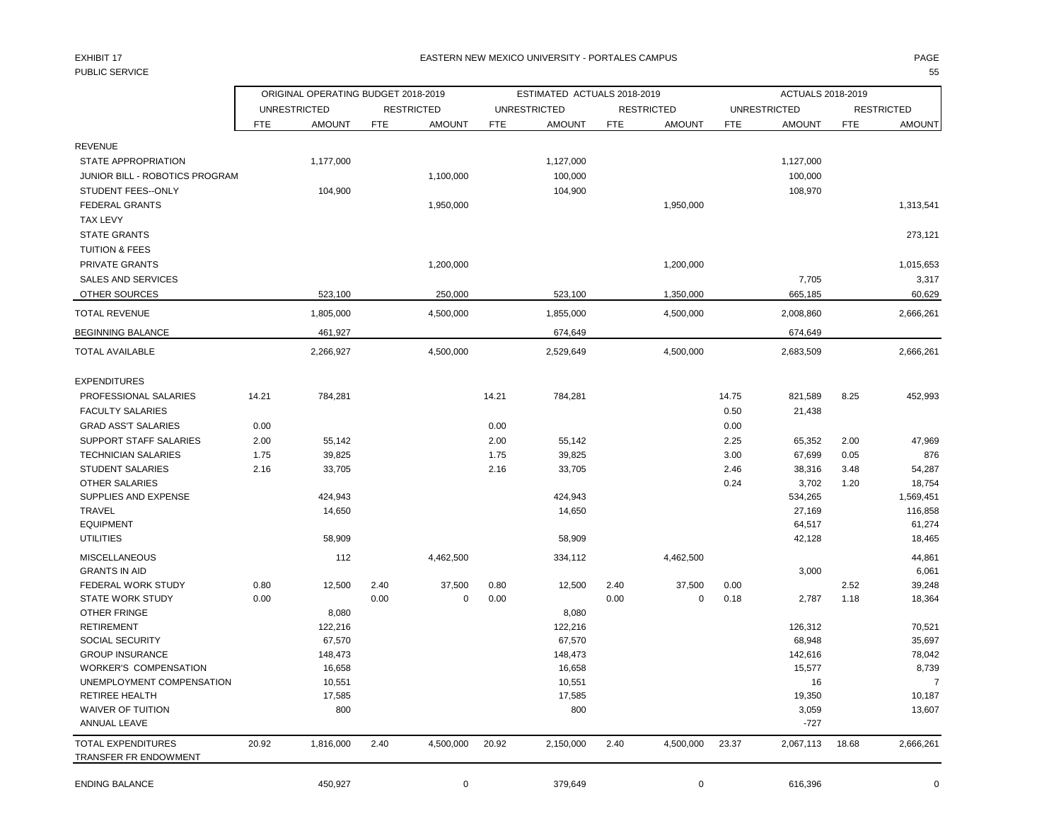EXHIBIT 17

PUBLIC SERVICE

# EASTERN NEW MEXICO UNIVERSITY - PORTALES CAMPUS

| | ORIGINAL OPERATING BUDGET 2018-2019 | | | | ESTIMATED ACTUALS 2018-2019 | | | | ACTUALS 2018-2019 | | | |
|---|---|---|---|---|---|---|---|---|---|---|---|---|
| | UNRESTRICTED | | RESTRICTED | | UNRESTRICTED | | RESTRICTED | | UNRESTRICTED | | RESTRICTED | |
| | FTE | AMOUNT | FTE | AMOUNT | FTE | AMOUNT | FTE | AMOUNT | FTE | AMOUNT | FTE | AMOUNT |
| REVENUE | | | | | | | | | | | | |
| STATE APPROPRIATION | | 1,177,000 | | | | 1,127,000 | | | | 1,127,000 | | |
| JUNIOR BILL - ROBOTICS PROGRAM | | | | 1,100,000 | | 100,000 | | | | 100,000 | | |
| STUDENT FEES--ONLY | | 104,900 | | | | 104,900 | | | | 108,970 | | |
| FEDERAL GRANTS | | | | 1,950,000 | | | | 1,950,000 | | | | 1,313,541 |
| TAX LEVY | | | | | | | | | | | | |
| STATE GRANTS | | | | | | | | | | | | 273,121 |
| TUITION & FEES | | | | | | | | | | | | |
| PRIVATE GRANTS | | | | 1,200,000 | | | | 1,200,000 | | | | 1,015,653 |
| SALES AND SERVICES | | | | | | | | | | 7,705 | | 3,317 |
| OTHER SOURCES | | 523,100 | | 250,000 | | 523,100 | | 1,350,000 | | 665,185 | | 60,629 |
| TOTAL REVENUE | | 1,805,000 | | 4,500,000 | | 1,855,000 | | 4,500,000 | | 2,008,860 | | 2,666,261 |
| BEGINNING BALANCE | | 461,927 | | | | 674,649 | | | | 674,649 | | |
| TOTAL AVAILABLE | | 2,266,927 | | 4,500,000 | | 2,529,649 | | 4,500,000 | | 2,683,509 | | 2,666,261 |
| EXPENDITURES | | | | | | | | | | | | |
| PROFESSIONAL SALARIES | 14.21 | 784,281 | | | 14.21 | 784,281 | | | 14.75 | 821,589 | 8.25 | 452,993 |
| FACULTY SALARIES | | | | | | | | | 0.50 | 21,438 | | |
| GRAD ASS'T SALARIES | 0.00 | | | | 0.00 | | | | 0.00 | | | |
| SUPPORT STAFF SALARIES | 2.00 | 55,142 | | | 2.00 | 55,142 | | | 2.25 | 65,352 | 2.00 | 47,969 |
| TECHNICIAN SALARIES | 1.75 | 39,825 | | | 1.75 | 39,825 | | | 3.00 | 67,699 | 0.05 | 876 |
| STUDENT SALARIES | 2.16 | 33,705 | | | 2.16 | 33,705 | | | 2.46 | 38,316 | 3.48 | 54,287 |
| OTHER SALARIES | | | | | | | | | 0.24 | 3,702 | 1.20 | 18,754 |
| SUPPLIES AND EXPENSE | | 424,943 | | | | 424,943 | | | | 534,265 | | 1,569,451 |
| TRAVEL | | 14,650 | | | | 14,650 | | | | 27,169 | | 116,858 |
| EQUIPMENT | | | | | | | | | | 64,517 | | 61,274 |
| UTILITIES | | 58,909 | | | | 58,909 | | | | 42,128 | | 18,465 |
| MISCELLANEOUS | | 112 | | 4,462,500 | | 334,112 | | 4,462,500 | | | | 44,861 |
| GRANTS IN AID | | | | | | | | | | 3,000 | | 6,061 |
| FEDERAL WORK STUDY | 0.80 | 12,500 | 2.40 | 37,500 | 0.80 | 12,500 | 2.40 | 37,500 | 0.00 | | 2.52 | 39,248 |
| STATE WORK STUDY | 0.00 | | 0.00 | 0 | 0.00 | | 0.00 | 0 | 0.18 | 2,787 | 1.18 | 18,364 |
| OTHER FRINGE | | 8,080 | | | | 8,080 | | | | | | |
| RETIREMENT | | 122,216 | | | | 122,216 | | | | 126,312 | | 70,521 |
| SOCIAL SECURITY | | 67,570 | | | | 67,570 | | | | 68,948 | | 35,697 |
| GROUP INSURANCE | | 148,473 | | | | 148,473 | | | | 142,616 | | 78,042 |
| WORKER'S COMPENSATION | | 16,658 | | | | 16,658 | | | | 15,577 | | 8,739 |
| UNEMPLOYMENT COMPENSATION | | 10,551 | | | | 10,551 | | | | 16 | | 7 |
| RETIREE HEALTH | | 17,585 | | | | 17,585 | | | | 19,350 | | 10,187 |
| WAIVER OF TUITION | | 800 | | | | 800 | | | | 3,059 | | 13,607 |
| ANNUAL LEAVE | | | | | | | | | | -727 | | |
| TOTAL EXPENDITURES | 20.92 | 1,816,000 | 2.40 | 4,500,000 | 20.92 | 2,150,000 | 2.40 | 4,500,000 | 23.37 | 2,067,113 | 18.68 | 2,666,261 |
| TRANSFER FR ENDOWMENT | | | | | | | | | | | | |
| ENDING BALANCE | | 450,927 | | 0 | | 379,649 | | 0 | | 616,396 | | 0 |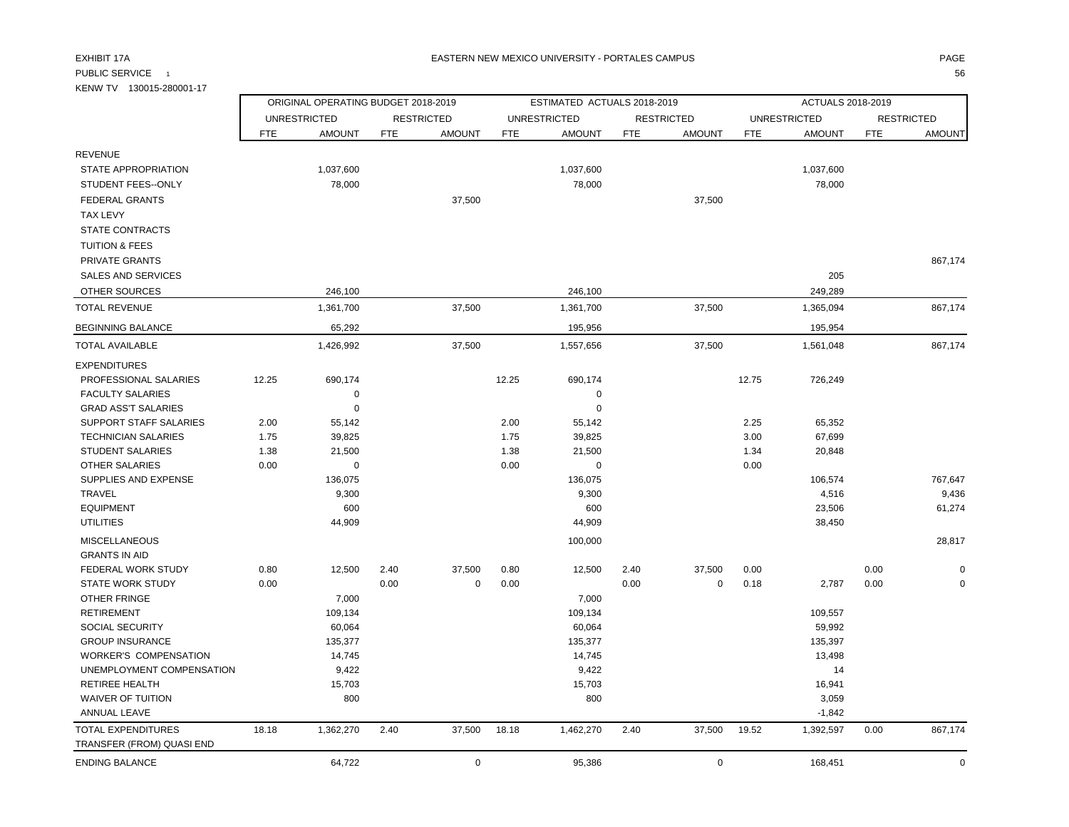EXHIBIT 17A

EASTERN NEW MEXICO UNIVERSITY - PORTALES CAMPUS

PUBLIC SERVICE 1

KENW TV 130015-280001-17

| | ORIGINAL OPERATING BUDGET 2018-2019 | | | | ESTIMATED ACTUALS 2018-2019 | | | | ACTUALS 2018-2019 | | | |
|---|---|---|---|---|---|---|---|---|---|---|---|---|
| | UNRESTRICTED | | RESTRICTED | | UNRESTRICTED | | RESTRICTED | | UNRESTRICTED | | RESTRICTED | |
| | FTE | AMOUNT | FTE | AMOUNT | FTE | AMOUNT | FTE | AMOUNT | FTE | AMOUNT | FTE | AMOUNT |
| REVENUE | | | | | | | | | | | | |
| STATE APPROPRIATION | | 1,037,600 | | | | 1,037,600 | | | | 1,037,600 | | |
| STUDENT FEES--ONLY | | 78,000 | | | | 78,000 | | | | 78,000 | | |
| FEDERAL GRANTS | | | | 37,500 | | | | 37,500 | | | | |
| TAX LEVY | | | | | | | | | | | | |
| STATE CONTRACTS | | | | | | | | | | | | |
| TUITION & FEES | | | | | | | | | | | | |
| PRIVATE GRANTS | | | | | | | | | | | | 867,174 |
| SALES AND SERVICES | | | | | | | | | | 205 | | |
| OTHER SOURCES | | 246,100 | | | | 246,100 | | | | 249,289 | | |
| TOTAL REVENUE | | 1,361,700 | | 37,500 | | 1,361,700 | | 37,500 | | 1,365,094 | | 867,174 |
| BEGINNING BALANCE | | 65,292 | | | | 195,956 | | | | 195,954 | | |
| TOTAL AVAILABLE | | 1,426,992 | | 37,500 | | 1,557,656 | | 37,500 | | 1,561,048 | | 867,174 |
| EXPENDITURES | | | | | | | | | | | | |
| PROFESSIONAL SALARIES | 12.25 | 690,174 | | | 12.25 | 690,174 | | | 12.75 | 726,249 | | |
| FACULTY SALARIES | | 0 | | | | 0 | | | | | | |
| GRAD ASS'T SALARIES | | 0 | | | | 0 | | | | | | |
| SUPPORT STAFF SALARIES | 2.00 | 55,142 | | | 2.00 | 55,142 | | | 2.25 | 65,352 | | |
| TECHNICIAN SALARIES | 1.75 | 39,825 | | | 1.75 | 39,825 | | | 3.00 | 67,699 | | |
| STUDENT SALARIES | 1.38 | 21,500 | | | 1.38 | 21,500 | | | 1.34 | 20,848 | | |
| OTHER SALARIES | 0.00 | 0 | | | 0.00 | 0 | | | 0.00 | | | |
| SUPPLIES AND EXPENSE | | 136,075 | | | | 136,075 | | | | 106,574 | | 767,647 |
| TRAVEL | | 9,300 | | | | 9,300 | | | | 4,516 | | 9,436 |
| EQUIPMENT | | 600 | | | | 600 | | | | 23,506 | | 61,274 |
| UTILITIES | | 44,909 | | | | 44,909 | | | | 38,450 | | |
| MISCELLANEOUS | | | | | | 100,000 | | | | | | 28,817 |
| GRANTS IN AID | | | | | | | | | | | | |
| FEDERAL WORK STUDY | 0.80 | 12,500 | 2.40 | 37,500 | 0.80 | 12,500 | 2.40 | 37,500 | 0.00 | | 0.00 | 0 |
| STATE WORK STUDY | 0.00 | | 0.00 | 0 | 0.00 | | 0.00 | 0 | 0.18 | 2,787 | 0.00 | 0 |
| OTHER FRINGE | | 7,000 | | | | 7,000 | | | | | | |
| RETIREMENT | | 109,134 | | | | 109,134 | | | | 109,557 | | |
| SOCIAL SECURITY | | 60,064 | | | | 60,064 | | | | 59,992 | | |
| GROUP INSURANCE | | 135,377 | | | | 135,377 | | | | 135,397 | | |
| WORKER'S COMPENSATION | | 14,745 | | | | 14,745 | | | | 13,498 | | |
| UNEMPLOYMENT COMPENSATION | | 9,422 | | | | 9,422 | | | | 14 | | |
| RETIREE HEALTH | | 15,703 | | | | 15,703 | | | | 16,941 | | |
| WAIVER OF TUITION | | 800 | | | | 800 | | | | 3,059 | | |
| ANNUAL LEAVE | | | | | | | | | | -1,842 | | |
| TOTAL EXPENDITURES | 18.18 | 1,362,270 | 2.40 | 37,500 | 18.18 | 1,462,270 | 2.40 | 37,500 | 19.52 | 1,392,597 | 0.00 | 867,174 |
| TRANSFER (FROM) QUASI END | | | | | | | | | | | | |
| ENDING BALANCE | | 64,722 | | 0 | | 95,386 | | 0 | | 168,451 | | 0 |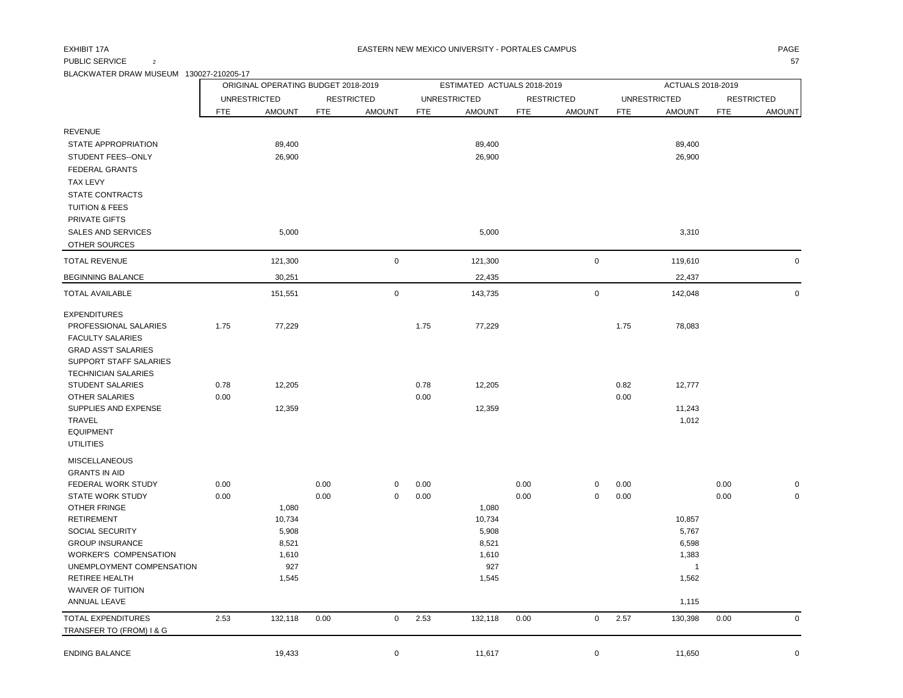EXHIBIT 17A

EASTERN NEW MEXICO UNIVERSITY - PORTALES CAMPUS

PUBLIC SERVICE 2

BLACKWATER DRAW MUSEUM 130027-210205-17

| | ORIGINAL OPERATING BUDGET 2018-2019 | | | | ESTIMATED ACTUALS 2018-2019 | | | | ACTUALS 2018-2019 | | | |
|---|---|---|---|---|---|---|---|---|---|---|---|---|
| | UNRESTRICTED | | RESTRICTED | | UNRESTRICTED | | RESTRICTED | | UNRESTRICTED | | RESTRICTED | |
| | FTE | AMOUNT | FTE | AMOUNT | FTE | AMOUNT | FTE | AMOUNT | FTE | AMOUNT | FTE | AMOUNT |
| REVENUE | | | | | | | | | | | | |
| STATE APPROPRIATION | | 89,400 | | | | 89,400 | | | | 89,400 | | |
| STUDENT FEES--ONLY | | 26,900 | | | | 26,900 | | | | 26,900 | | |
| FEDERAL GRANTS | | | | | | | | | | | | |
| TAX LEVY | | | | | | | | | | | | |
| STATE CONTRACTS | | | | | | | | | | | | |
| TUITION & FEES | | | | | | | | | | | | |
| PRIVATE GIFTS | | | | | | | | | | | | |
| SALES AND SERVICES | | 5,000 | | | | 5,000 | | | | 3,310 | | |
| OTHER SOURCES | | | | | | | | | | | | |
| TOTAL REVENUE | | 121,300 | | 0 | | 121,300 | | 0 | | 119,610 | | 0 |
| BEGINNING BALANCE | | 30,251 | | | | 22,435 | | | | 22,437 | | |
| TOTAL AVAILABLE | | 151,551 | | 0 | | 143,735 | | 0 | | 142,048 | | 0 |
| EXPENDITURES | | | | | | | | | | | | |
| PROFESSIONAL SALARIES | 1.75 | 77,229 | | | 1.75 | 77,229 | | | 1.75 | 78,083 | | |
| FACULTY SALARIES | | | | | | | | | | | | |
| GRAD ASS'T SALARIES | | | | | | | | | | | | |
| SUPPORT STAFF SALARIES | | | | | | | | | | | | |
| TECHNICIAN SALARIES | | | | | | | | | | | | |
| STUDENT SALARIES | 0.78 | 12,205 | | | 0.78 | 12,205 | | | 0.82 | 12,777 | | |
| OTHER SALARIES | 0.00 | | | | 0.00 | | | | 0.00 | | | |
| SUPPLIES AND EXPENSE | | 12,359 | | | | 12,359 | | | | 11,243 | | |
| TRAVEL | | | | | | | | | | 1,012 | | |
| EQUIPMENT | | | | | | | | | | | | |
| UTILITIES | | | | | | | | | | | | |
| MISCELLANEOUS | | | | | | | | | | | | |
| GRANTS IN AID | | | | | | | | | | | | |
| FEDERAL WORK STUDY | 0.00 | | 0.00 | 0 | 0.00 | | 0.00 | 0 | 0.00 | | 0.00 | 0 |
| STATE WORK STUDY | 0.00 | | 0.00 | 0 | 0.00 | | 0.00 | 0 | 0.00 | | 0.00 | 0 |
| OTHER FRINGE | | 1,080 | | | | 1,080 | | | | | | |
| RETIREMENT | | 10,734 | | | | 10,734 | | | | 10,857 | | |
| SOCIAL SECURITY | | 5,908 | | | | 5,908 | | | | 5,767 | | |
| GROUP INSURANCE | | 8,521 | | | | 8,521 | | | | 6,598 | | |
| WORKER'S COMPENSATION | | 1,610 | | | | 1,610 | | | | 1,383 | | |
| UNEMPLOYMENT COMPENSATION | | 927 | | | | 927 | | | | 1 | | |
| RETIREE HEALTH | | 1,545 | | | | 1,545 | | | | 1,562 | | |
| WAIVER OF TUITION | | | | | | | | | | | | |
| ANNUAL LEAVE | | | | | | | | | | 1,115 | | |
| TOTAL EXPENDITURES | 2.53 | 132,118 | 0.00 | 0 | 2.53 | 132,118 | 0.00 | 0 | 2.57 | 130,398 | 0.00 | 0 |
| TRANSFER TO (FROM) I & G | | | | | | | | | | | | |
| ENDING BALANCE | | 19,433 | | 0 | | 11,617 | | 0 | | 11,650 | | 0 |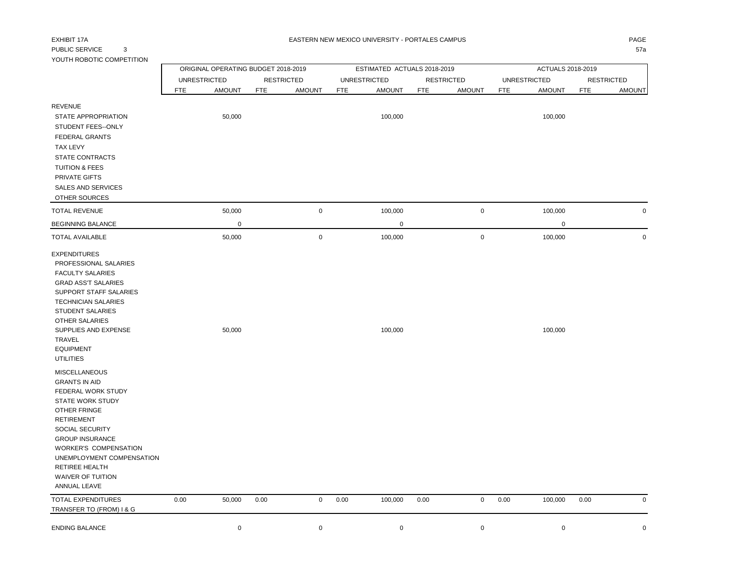EXHIBIT 17A

EASTERN NEW MEXICO UNIVERSITY - PORTALES CAMPUS

PAGE 57a

PUBLIC SERVICE 3

YOUTH ROBOTIC COMPETITION

| | ORIGINAL OPERATING BUDGET 2018-2019 | | | | ESTIMATED ACTUALS 2018-2019 | | | | ACTUALS 2018-2019 | | | |
|---|---|---|---|---|---|---|---|---|---|---|---|---|
| | UNRESTRICTED | | RESTRICTED | | UNRESTRICTED | | RESTRICTED | | UNRESTRICTED | | RESTRICTED | |
| | FTE | AMOUNT | FTE | AMOUNT | FTE | AMOUNT | FTE | AMOUNT | FTE | AMOUNT | FTE | AMOUNT |
| REVENUE | | | | | | | | | | | | |
| STATE APPROPRIATION | | 50,000 | | | | 100,000 | | | | 100,000 | | |
| STUDENT FEES--ONLY | | | | | | | | | | | | |
| FEDERAL GRANTS | | | | | | | | | | | | |
| TAX LEVY | | | | | | | | | | | | |
| STATE CONTRACTS | | | | | | | | | | | | |
| TUITION & FEES | | | | | | | | | | | | |
| PRIVATE GIFTS | | | | | | | | | | | | |
| SALES AND SERVICES | | | | | | | | | | | | |
| OTHER SOURCES | | | | | | | | | | | | |
| TOTAL REVENUE | | 50,000 | | 0 | | 100,000 | | 0 | | 100,000 | | 0 |
| BEGINNING BALANCE | | 0 | | | | 0 | | | | 0 | | |
| TOTAL AVAILABLE | | 50,000 | | 0 | | 100,000 | | 0 | | 100,000 | | 0 |
| EXPENDITURES | | | | | | | | | | | | |
| PROFESSIONAL SALARIES | | | | | | | | | | | | |
| FACULTY SALARIES | | | | | | | | | | | | |
| GRAD ASS'T SALARIES | | | | | | | | | | | | |
| SUPPORT STAFF SALARIES | | | | | | | | | | | | |
| TECHNICIAN SALARIES | | | | | | | | | | | | |
| STUDENT SALARIES | | | | | | | | | | | | |
| OTHER SALARIES | | | | | | | | | | | | |
| SUPPLIES AND EXPENSE | | 50,000 | | | | 100,000 | | | | 100,000 | | |
| TRAVEL | | | | | | | | | | | | |
| EQUIPMENT | | | | | | | | | | | | |
| UTILITIES | | | | | | | | | | | | |
| MISCELLANEOUS | | | | | | | | | | | | |
| GRANTS IN AID | | | | | | | | | | | | |
| FEDERAL WORK STUDY | | | | | | | | | | | | |
| STATE WORK STUDY | | | | | | | | | | | | |
| OTHER FRINGE | | | | | | | | | | | | |
| RETIREMENT | | | | | | | | | | | | |
| SOCIAL SECURITY | | | | | | | | | | | | |
| GROUP INSURANCE | | | | | | | | | | | | |
| WORKER'S COMPENSATION | | | | | | | | | | | | |
| UNEMPLOYMENT COMPENSATION | | | | | | | | | | | | |
| RETIREE HEALTH | | | | | | | | | | | | |
| WAIVER OF TUITION | | | | | | | | | | | | |
| ANNUAL LEAVE | | | | | | | | | | | | |
| TOTAL EXPENDITURES | 0.00 | 50,000 | 0.00 | 0 | 0.00 | 100,000 | 0.00 | 0 | 0.00 | 100,000 | 0.00 | 0 |
| TRANSFER TO (FROM) I & G | | | | | | | | | | | | |
| ENDING BALANCE | | 0 | | 0 | | 0 | | 0 | | 0 | | 0 |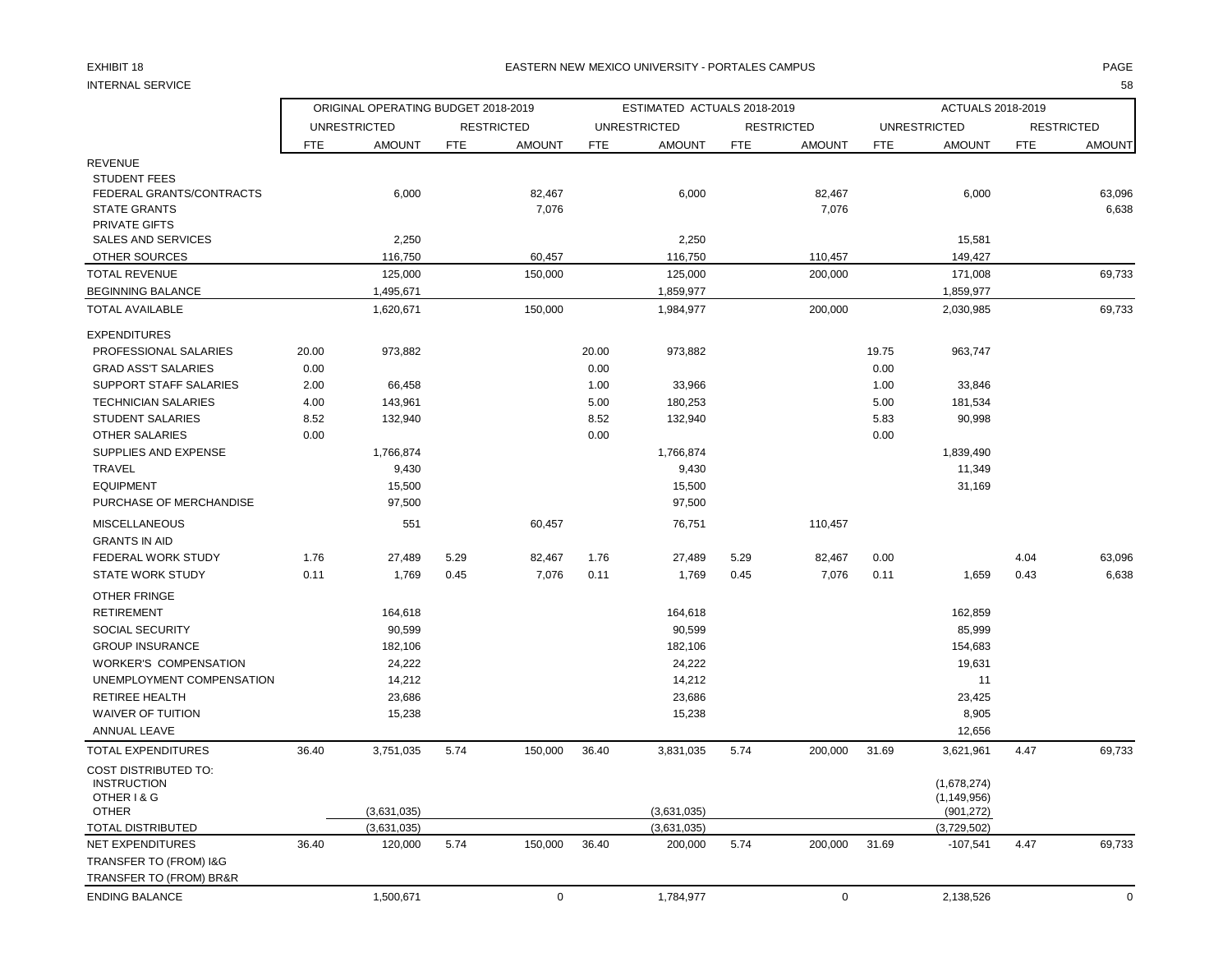EXHIBIT 18

INTERNAL SERVICE

EASTERN NEW MEXICO UNIVERSITY - PORTALES CAMPUS

| | ORIGINAL OPERATING BUDGET 2018-2019 | | | | ESTIMATED ACTUALS 2018-2019 | | | | ACTUALS 2018-2019 | | | |
|---|---|---|---|---|---|---|---|---|---|---|---|---|
| | UNRESTRICTED | | RESTRICTED | | UNRESTRICTED | | RESTRICTED | | UNRESTRICTED | | RESTRICTED | |
| | FTE | AMOUNT | FTE | AMOUNT | FTE | AMOUNT | FTE | AMOUNT | FTE | AMOUNT | FTE | AMOUNT |
| REVENUE | | | | | | | | | | | | |
| STUDENT FEES | | | | | | | | | | | | |
| FEDERAL GRANTS/CONTRACTS | | 6,000 | | 82,467 | | 6,000 | | 82,467 | | 6,000 | | 63,096 |
| STATE GRANTS | | | | 7,076 | | | | 7,076 | | | | 6,638 |
| PRIVATE GIFTS | | | | | | | | | | | | |
| SALES AND SERVICES | | 2,250 | | | | 2,250 | | | | 15,581 | | |
| OTHER SOURCES | | 116,750 | | 60,457 | | 116,750 | | 110,457 | | 149,427 | | |
| TOTAL REVENUE | | 125,000 | | 150,000 | | 125,000 | | 200,000 | | 171,008 | | 69,733 |
| BEGINNING BALANCE | | 1,495,671 | | | | 1,859,977 | | | | 1,859,977 | | |
| TOTAL AVAILABLE | | 1,620,671 | | 150,000 | | 1,984,977 | | 200,000 | | 2,030,985 | | 69,733 |
| EXPENDITURES | | | | | | | | | | | | |
| PROFESSIONAL SALARIES | 20.00 | 973,882 | | | 20.00 | 973,882 | | | 19.75 | 963,747 | | |
| GRAD ASS'T SALARIES | 0.00 | | | | 0.00 | | | | 0.00 | | | |
| SUPPORT STAFF SALARIES | 2.00 | 66,458 | | | 1.00 | 33,966 | | | 1.00 | 33,846 | | |
| TECHNICIAN SALARIES | 4.00 | 143,961 | | | 5.00 | 180,253 | | | 5.00 | 181,534 | | |
| STUDENT SALARIES | 8.52 | 132,940 | | | 8.52 | 132,940 | | | 5.83 | 90,998 | | |
| OTHER SALARIES | 0.00 | | | | 0.00 | | | | 0.00 | | | |
| SUPPLIES AND EXPENSE | | 1,766,874 | | | | 1,766,874 | | | | 1,839,490 | | |
| TRAVEL | | 9,430 | | | | 9,430 | | | | 11,349 | | |
| EQUIPMENT | | 15,500 | | | | 15,500 | | | | 31,169 | | |
| PURCHASE OF MERCHANDISE | | 97,500 | | | | 97,500 | | | | | | |
| MISCELLANEOUS | | 551 | | 60,457 | | 76,751 | | 110,457 | | | | |
| GRANTS IN AID | | | | | | | | | | | | |
| FEDERAL WORK STUDY | 1.76 | 27,489 | 5.29 | 82,467 | 1.76 | 27,489 | 5.29 | 82,467 | 0.00 | | 4.04 | 63,096 |
| STATE WORK STUDY | 0.11 | 1,769 | 0.45 | 7,076 | 0.11 | 1,769 | 0.45 | 7,076 | 0.11 | 1,659 | 0.43 | 6,638 |
| OTHER FRINGE | | | | | | | | | | | | |
| RETIREMENT | | 164,618 | | | | 164,618 | | | | 162,859 | | |
| SOCIAL SECURITY | | 90,599 | | | | 90,599 | | | | 85,999 | | |
| GROUP INSURANCE | | 182,106 | | | | 182,106 | | | | 154,683 | | |
| WORKER'S COMPENSATION | | 24,222 | | | | 24,222 | | | | 19,631 | | |
| UNEMPLOYMENT COMPENSATION | | 14,212 | | | | 14,212 | | | | 11 | | |
| RETIREE HEALTH | | 23,686 | | | | 23,686 | | | | 23,425 | | |
| WAIVER OF TUITION | | 15,238 | | | | 15,238 | | | | 8,905 | | |
| ANNUAL LEAVE | | | | | | | | | | 12,656 | | |
| TOTAL EXPENDITURES | 36.40 | 3,751,035 | 5.74 | 150,000 | 36.40 | 3,831,035 | 5.74 | 200,000 | 31.69 | 3,621,961 | 4.47 | 69,733 |
| COST DISTRIBUTED TO: | | | | | | | | | | | | |
| INSTRUCTION | | | | | | | | | | (1,678,274) | | |
| OTHER I & G | | | | | | | | | | (1,149,956) | | |
| OTHER | | (3,631,035) | | | | (3,631,035) | | | | (901,272) | | |
| TOTAL DISTRIBUTED | | (3,631,035) | | | | (3,631,035) | | | | (3,729,502) | | |
| NET EXPENDITURES | 36.40 | 120,000 | 5.74 | 150,000 | 36.40 | 200,000 | 5.74 | 200,000 | 31.69 | -107,541 | 4.47 | 69,733 |
| TRANSFER TO (FROM) I&G | | | | | | | | | | | | |
| TRANSFER TO (FROM) BR&R | | | | | | | | | | | | |
| ENDING BALANCE | | 1,500,671 | | 0 | | 1,784,977 | | 0 | | 2,138,526 | | 0 |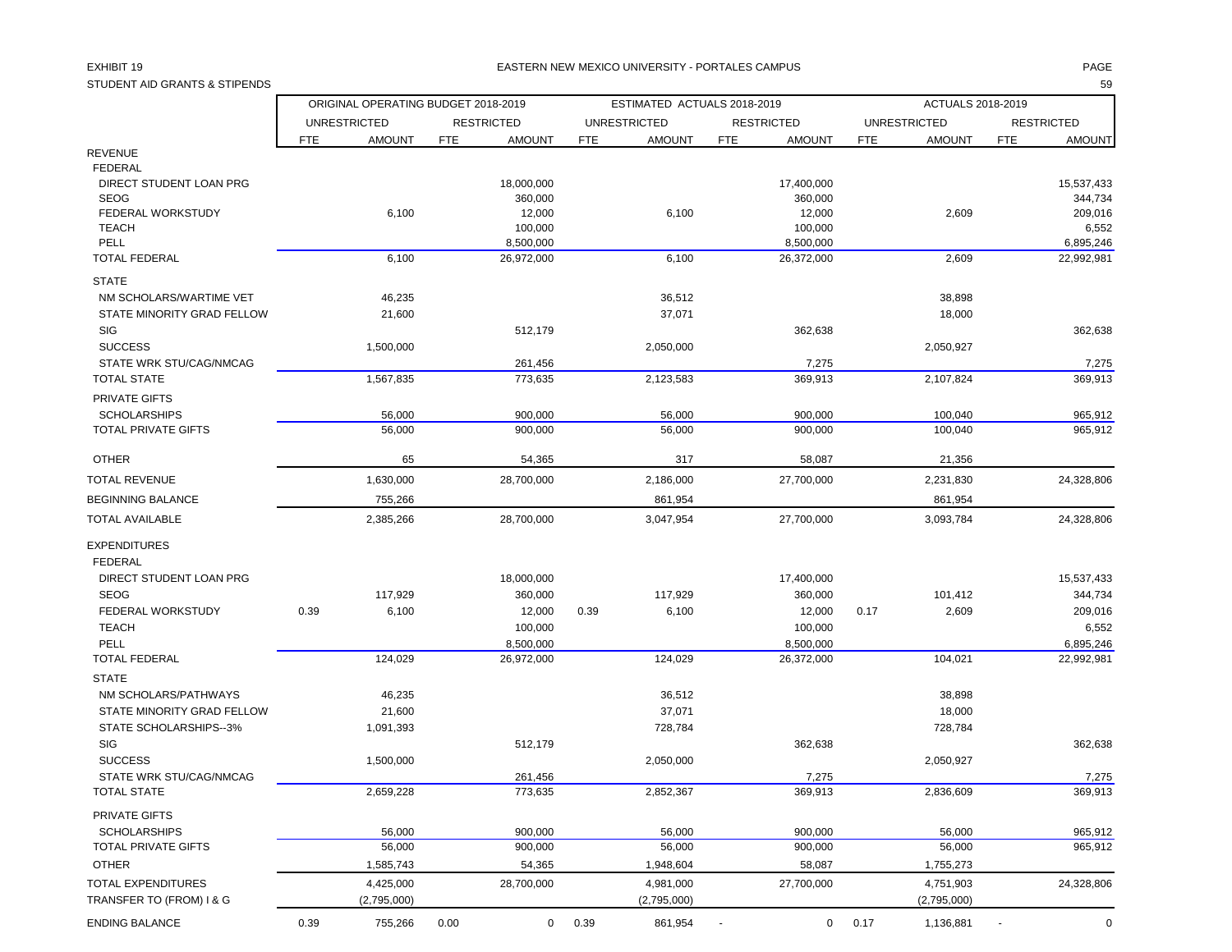EXHIBIT 19

STUDENT AID GRANTS & STIPENDS

EASTERN NEW MEXICO UNIVERSITY - PORTALES CAMPUS

| | ORIGINAL OPERATING BUDGET 2018-2019 | | | | ESTIMATED ACTUALS 2018-2019 | | | | ACTUALS 2018-2019 | | | |
|---|---|---|---|---|---|---|---|---|---|---|---|---|
| | UNRESTRICTED | | RESTRICTED | | UNRESTRICTED | | RESTRICTED | | UNRESTRICTED | | RESTRICTED | |
| | FTE | AMOUNT | FTE | AMOUNT | FTE | AMOUNT | FTE | AMOUNT | FTE | AMOUNT | FTE | AMOUNT |
| REVENUE | | | | | | | | | | | | |
| FEDERAL | | | | | | | | | | | | |
| DIRECT STUDENT LOAN PRG | | | | 18,000,000 | | | | 17,400,000 | | | | 15,537,433 |
| SEOG | | | | 360,000 | | | | 360,000 | | | | 344,734 |
| FEDERAL WORKSTUDY | | 6,100 | | 12,000 | | 6,100 | | 12,000 | | 2,609 | | 209,016 |
| TEACH | | | | 100,000 | | | | 100,000 | | | | 6,552 |
| PELL | | | | 8,500,000 | | | | 8,500,000 | | | | 6,895,246 |
| TOTAL FEDERAL | | 6,100 | | 26,972,000 | | 6,100 | | 26,372,000 | | 2,609 | | 22,992,981 |
| STATE | | | | | | | | | | | | |
| NM SCHOLARS/WARTIME VET | | 46,235 | | | | 36,512 | | | | 38,898 | | |
| STATE MINORITY GRAD FELLOW | | 21,600 | | | | 37,071 | | | | 18,000 | | |
| SIG | | | | 512,179 | | | | 362,638 | | | | 362,638 |
| SUCCESS | | 1,500,000 | | | | 2,050,000 | | | | 2,050,927 | | |
| STATE WRK STU/CAG/NMCAG | | | | 261,456 | | | | 7,275 | | | | 7,275 |
| TOTAL STATE | | 1,567,835 | | 773,635 | | 2,123,583 | | 369,913 | | 2,107,824 | | 369,913 |
| PRIVATE GIFTS | | | | | | | | | | | | |
| SCHOLARSHIPS | | 56,000 | | 900,000 | | 56,000 | | 900,000 | | 100,040 | | 965,912 |
| TOTAL PRIVATE GIFTS | | 56,000 | | 900,000 | | 56,000 | | 900,000 | | 100,040 | | 965,912 |
| OTHER | | 65 | | 54,365 | | 317 | | 58,087 | | 21,356 | | |
| TOTAL REVENUE | | 1,630,000 | | 28,700,000 | | 2,186,000 | | 27,700,000 | | 2,231,830 | | 24,328,806 |
| BEGINNING BALANCE | | 755,266 | | | | 861,954 | | | | 861,954 | | |
| TOTAL AVAILABLE | | 2,385,266 | | 28,700,000 | | 3,047,954 | | 27,700,000 | | 3,093,784 | | 24,328,806 |
| EXPENDITURES | | | | | | | | | | | | |
| FEDERAL | | | | | | | | | | | | |
| DIRECT STUDENT LOAN PRG | | | | 18,000,000 | | | | 17,400,000 | | | | 15,537,433 |
| SEOG | | 117,929 | | 360,000 | | 117,929 | | 360,000 | | 101,412 | | 344,734 |
| FEDERAL WORKSTUDY | 0.39 | 6,100 | | 12,000 | 0.39 | 6,100 | | 12,000 | 0.17 | 2,609 | | 209,016 |
| TEACH | | | | 100,000 | | | | 100,000 | | | | 6,552 |
| PELL | | | | 8,500,000 | | | | 8,500,000 | | | | 6,895,246 |
| TOTAL FEDERAL | | 124,029 | | 26,972,000 | | 124,029 | | 26,372,000 | | 104,021 | | 22,992,981 |
| STATE | | | | | | | | | | | | |
| NM SCHOLARS/PATHWAYS | | 46,235 | | | | 36,512 | | | | 38,898 | | |
| STATE MINORITY GRAD FELLOW | | 21,600 | | | | 37,071 | | | | 18,000 | | |
| STATE SCHOLARSHIPS--3% | | 1,091,393 | | | | 728,784 | | | | 728,784 | | |
| SIG | | | | 512,179 | | | | 362,638 | | | | 362,638 |
| SUCCESS | | 1,500,000 | | | | 2,050,000 | | | | 2,050,927 | | |
| STATE WRK STU/CAG/NMCAG | | | | 261,456 | | | | 7,275 | | | | 7,275 |
| TOTAL STATE | | 2,659,228 | | 773,635 | | 2,852,367 | | 369,913 | | 2,836,609 | | 369,913 |
| PRIVATE GIFTS | | | | | | | | | | | | |
| SCHOLARSHIPS | | 56,000 | | 900,000 | | 56,000 | | 900,000 | | 56,000 | | 965,912 |
| TOTAL PRIVATE GIFTS | | 56,000 | | 900,000 | | 56,000 | | 900,000 | | 56,000 | | 965,912 |
| OTHER | | 1,585,743 | | 54,365 | | 1,948,604 | | 58,087 | | 1,755,273 | | |
| TOTAL EXPENDITURES | | 4,425,000 | | 28,700,000 | | 4,981,000 | | 27,700,000 | | 4,751,903 | | 24,328,806 |
| TRANSFER TO (FROM) I & G | | (2,795,000) | | | | (2,795,000) | | | | (2,795,000) | | |
| ENDING BALANCE | 0.39 | 755,266 | 0.00 | 0 | 0.39 | 861,954 | - | 0 | 0.17 | 1,136,881 | - | 0 |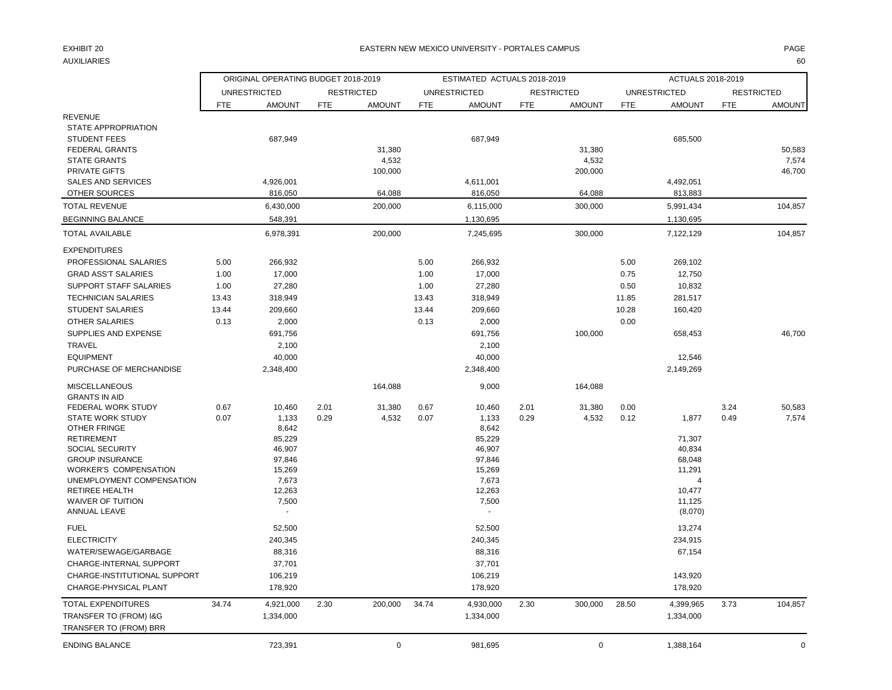EXHIBIT 20

AUXILIARIES

EASTERN NEW MEXICO UNIVERSITY - PORTALES CAMPUS

| | ORIGINAL OPERATING BUDGET 2018-2019 | | | | ESTIMATED ACTUALS 2018-2019 | | | | ACTUALS 2018-2019 | | | |
|---|---|---|---|---|---|---|---|---|---|---|---|---|
| | UNRESTRICTED | | RESTRICTED | | UNRESTRICTED | | RESTRICTED | | UNRESTRICTED | | RESTRICTED | |
| | FTE | AMOUNT | FTE | AMOUNT | FTE | AMOUNT | FTE | AMOUNT | FTE | AMOUNT | FTE | AMOUNT |
| REVENUE | | | | | | | | | | | | |
| STATE APPROPRIATION | | | | | | | | | | | | |
| STUDENT FEES | | 687,949 | | | | 687,949 | | | | 685,500 | | |
| FEDERAL GRANTS | | | | 31,380 | | | | 31,380 | | | | 50,583 |
| STATE GRANTS | | | | 4,532 | | | | 4,532 | | | | 7,574 |
| PRIVATE GIFTS | | | | 100,000 | | | | 200,000 | | | | 46,700 |
| SALES AND SERVICES | | 4,926,001 | | | | 4,611,001 | | | | 4,492,051 | | |
| OTHER SOURCES | | 816,050 | | 64,088 | | 816,050 | | 64,088 | | 813,883 | | |
| TOTAL REVENUE | | 6,430,000 | | 200,000 | | 6,115,000 | | 300,000 | | 5,991,434 | | 104,857 |
| BEGINNING BALANCE | | 548,391 | | | | 1,130,695 | | | | 1,130,695 | | |
| TOTAL AVAILABLE | | 6,978,391 | | 200,000 | | 7,245,695 | | 300,000 | | 7,122,129 | | 104,857 |
| EXPENDITURES | | | | | | | | | | | | |
| PROFESSIONAL SALARIES | 5.00 | 266,932 | | | 5.00 | 266,932 | | | 5.00 | 269,102 | | |
| GRAD ASS'T SALARIES | 1.00 | 17,000 | | | 1.00 | 17,000 | | | 0.75 | 12,750 | | |
| SUPPORT STAFF SALARIES | 1.00 | 27,280 | | | 1.00 | 27,280 | | | 0.50 | 10,832 | | |
| TECHNICIAN SALARIES | 13.43 | 318,949 | | | 13.43 | 318,949 | | | 11.85 | 281,517 | | |
| STUDENT SALARIES | 13.44 | 209,660 | | | 13.44 | 209,660 | | | 10.28 | 160,420 | | |
| OTHER SALARIES | 0.13 | 2,000 | | | 0.13 | 2,000 | | | 0.00 | | | |
| SUPPLIES AND EXPENSE | | 691,756 | | | | 691,756 | | 100,000 | | 658,453 | | 46,700 |
| TRAVEL | | 2,100 | | | | 2,100 | | | | | | |
| EQUIPMENT | | 40,000 | | | | 40,000 | | | | 12,546 | | |
| PURCHASE OF MERCHANDISE | | 2,348,400 | | | | 2,348,400 | | | | 2,149,269 | | |
| MISCELLANEOUS | | | | 164,088 | | 9,000 | | 164,088 | | | | |
| GRANTS IN AID | | | | | | | | | | | | |
| FEDERAL WORK STUDY | 0.67 | 10,460 | 2.01 | 31,380 | 0.67 | 10,460 | 2.01 | 31,380 | 0.00 | | 3.24 | 50,583 |
| STATE WORK STUDY | 0.07 | 1,133 | 0.29 | 4,532 | 0.07 | 1,133 | 0.29 | 4,532 | 0.12 | 1,877 | 0.49 | 7,574 |
| OTHER FRINGE | | 8,642 | | | | 8,642 | | | | | | |
| RETIREMENT | | 85,229 | | | | 85,229 | | | | 71,307 | | |
| SOCIAL SECURITY | | 46,907 | | | | 46,907 | | | | 40,834 | | |
| GROUP INSURANCE | | 97,846 | | | | 97,846 | | | | 68,048 | | |
| WORKER'S COMPENSATION | | 15,269 | | | | 15,269 | | | | 11,291 | | |
| UNEMPLOYMENT COMPENSATION | | 7,673 | | | | 7,673 | | | | 4 | | |
| RETIREE HEALTH | | 12,263 | | | | 12,263 | | | | 10,477 | | |
| WAIVER OF TUITION | | 7,500 | | | | 7,500 | | | | 11,125 | | |
| ANNUAL LEAVE | | - | | | | - | | | | (8,070) | | |
| FUEL | | 52,500 | | | | 52,500 | | | | 13,274 | | |
| ELECTRICITY | | 240,345 | | | | 240,345 | | | | 234,915 | | |
| WATER/SEWAGE/GARBAGE | | 88,316 | | | | 88,316 | | | | 67,154 | | |
| CHARGE-INTERNAL SUPPORT | | 37,701 | | | | 37,701 | | | | | | |
| CHARGE-INSTITUTIONAL SUPPORT | | 106,219 | | | | 106,219 | | | | 143,920 | | |
| CHARGE-PHYSICAL PLANT | | 178,920 | | | | 178,920 | | | | 178,920 | | |
| TOTAL EXPENDITURES | 34.74 | 4,921,000 | 2.30 | 200,000 | 34.74 | 4,930,000 | 2.30 | 300,000 | 28.50 | 4,399,965 | 3.73 | 104,857 |
| TRANSFER TO (FROM) I&G | | 1,334,000 | | | | 1,334,000 | | | | 1,334,000 | | |
| TRANSFER TO (FROM) BRR | | | | | | | | | | | | |
| ENDING BALANCE | | 723,391 | | 0 | | 981,695 | | 0 | | 1,388,164 | | 0 |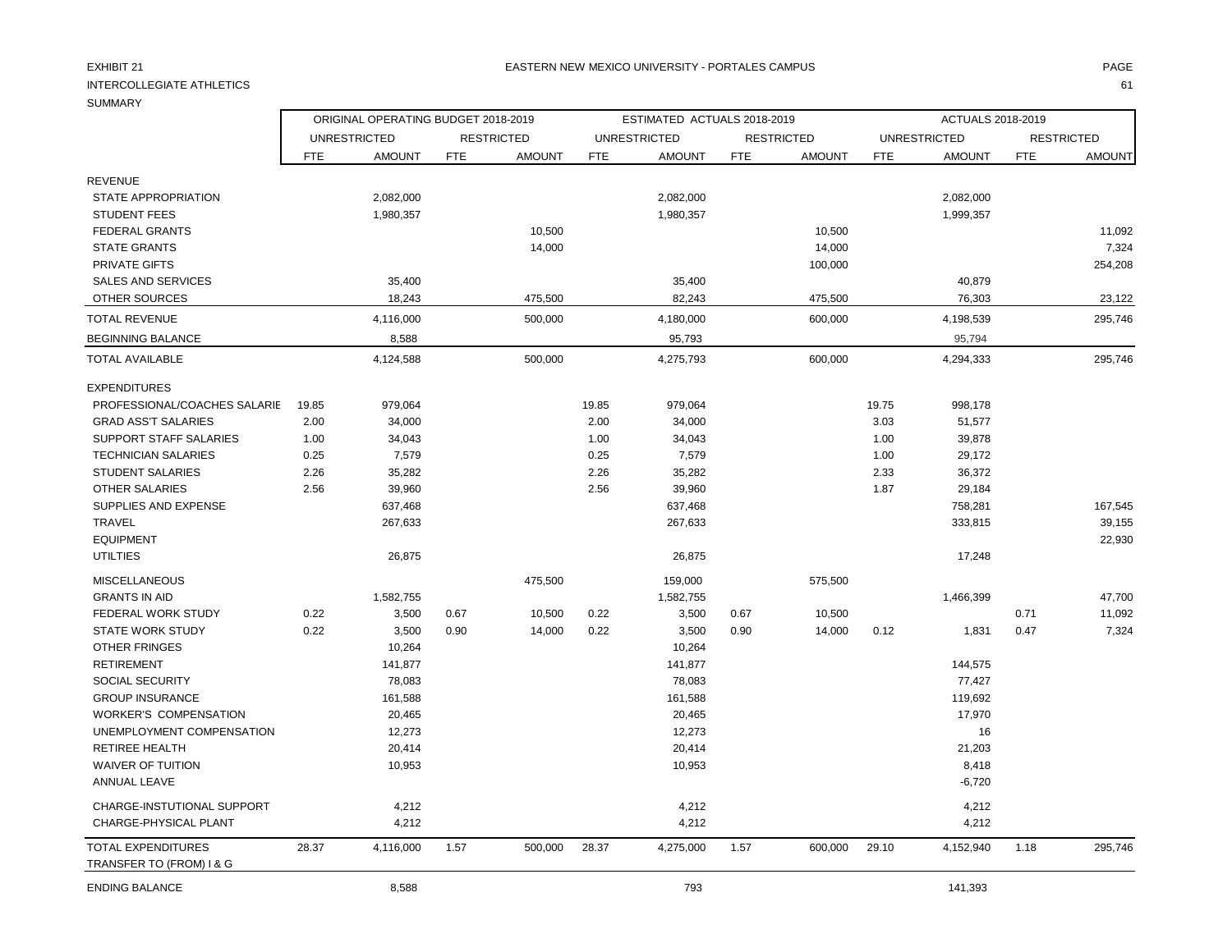EXHIBIT 21

EASTERN NEW MEXICO UNIVERSITY - PORTALES CAMPUS

INTERCOLLEGIATE ATHLETICS

SUMMARY

| | ORIGINAL OPERATING BUDGET 2018-2019 | | | | ESTIMATED ACTUALS 2018-2019 | | | | ACTUALS 2018-2019 | | | |
|---|---|---|---|---|---|---|---|---|---|---|---|---|
| | UNRESTRICTED | | RESTRICTED | | UNRESTRICTED | | RESTRICTED | | UNRESTRICTED | | RESTRICTED | |
| | FTE | AMOUNT | FTE | AMOUNT | FTE | AMOUNT | FTE | AMOUNT | FTE | AMOUNT | FTE | AMOUNT |
| REVENUE | | | | | | | | | | | | |
| STATE APPROPRIATION | | 2,082,000 | | | | 2,082,000 | | | | 2,082,000 | | |
| STUDENT FEES | | 1,980,357 | | | | 1,980,357 | | | | 1,999,357 | | |
| FEDERAL GRANTS | | | | 10,500 | | | | 10,500 | | | | 11,092 |
| STATE GRANTS | | | | 14,000 | | | | 14,000 | | | | 7,324 |
| PRIVATE GIFTS | | | | | | | | 100,000 | | | | 254,208 |
| SALES AND SERVICES | | 35,400 | | | | 35,400 | | | | 40,879 | | |
| OTHER SOURCES | | 18,243 | | 475,500 | | 82,243 | | 475,500 | | 76,303 | | 23,122 |
| TOTAL REVENUE | | 4,116,000 | | 500,000 | | 4,180,000 | | 600,000 | | 4,198,539 | | 295,746 |
| BEGINNING BALANCE | | 8,588 | | | | 95,793 | | | | 95,794 | | |
| TOTAL AVAILABLE | | 4,124,588 | | 500,000 | | 4,275,793 | | 600,000 | | 4,294,333 | | 295,746 |
| EXPENDITURES | | | | | | | | | | | | |
| PROFESSIONAL/COACHES SALARIE | 19.85 | 979,064 | | | 19.85 | 979,064 | | | 19.75 | 998,178 | | |
| GRAD ASS'T SALARIES | 2.00 | 34,000 | | | 2.00 | 34,000 | | | 3.03 | 51,577 | | |
| SUPPORT STAFF SALARIES | 1.00 | 34,043 | | | 1.00 | 34,043 | | | 1.00 | 39,878 | | |
| TECHNICIAN SALARIES | 0.25 | 7,579 | | | 0.25 | 7,579 | | | 1.00 | 29,172 | | |
| STUDENT SALARIES | 2.26 | 35,282 | | | 2.26 | 35,282 | | | 2.33 | 36,372 | | |
| OTHER SALARIES | 2.56 | 39,960 | | | 2.56 | 39,960 | | | 1.87 | 29,184 | | |
| SUPPLIES AND EXPENSE | | 637,468 | | | | 637,468 | | | | 758,281 | | 167,545 |
| TRAVEL | | 267,633 | | | | 267,633 | | | | 333,815 | | 39,155 |
| EQUIPMENT | | | | | | | | | | | | 22,930 |
| UTILTIES | | 26,875 | | | | 26,875 | | | | 17,248 | | |
| MISCELLANEOUS | | | | 475,500 | | 159,000 | | 575,500 | | | | |
| GRANTS IN AID | | 1,582,755 | | | | 1,582,755 | | | | 1,466,399 | | 47,700 |
| FEDERAL WORK STUDY | 0.22 | 3,500 | 0.67 | 10,500 | 0.22 | 3,500 | 0.67 | 10,500 | | | 0.71 | 11,092 |
| STATE WORK STUDY | 0.22 | 3,500 | 0.90 | 14,000 | 0.22 | 3,500 | 0.90 | 14,000 | 0.12 | 1,831 | 0.47 | 7,324 |
| OTHER FRINGES | | 10,264 | | | | 10,264 | | | | | | |
| RETIREMENT | | 141,877 | | | | 141,877 | | | | 144,575 | | |
| SOCIAL SECURITY | | 78,083 | | | | 78,083 | | | | 77,427 | | |
| GROUP INSURANCE | | 161,588 | | | | 161,588 | | | | 119,692 | | |
| WORKER'S COMPENSATION | | 20,465 | | | | 20,465 | | | | 17,970 | | |
| UNEMPLOYMENT COMPENSATION | | 12,273 | | | | 12,273 | | | | 16 | | |
| RETIREE HEALTH | | 20,414 | | | | 20,414 | | | | 21,203 | | |
| WAIVER OF TUITION | | 10,953 | | | | 10,953 | | | | 8,418 | | |
| ANNUAL LEAVE | | | | | | | | | | -6,720 | | |
| CHARGE-INSTUTIONAL SUPPORT | | 4,212 | | | | 4,212 | | | | 4,212 | | |
| CHARGE-PHYSICAL PLANT | | 4,212 | | | | 4,212 | | | | 4,212 | | |
| TOTAL EXPENDITURES | 28.37 | 4,116,000 | 1.57 | 500,000 | 28.37 | 4,275,000 | 1.57 | 600,000 | 29.10 | 4,152,940 | 1.18 | 295,746 |
| TRANSFER TO (FROM) I & G | | | | | | | | | | | | |
| ENDING BALANCE | | 8,588 | | | | 793 | | | | 141,393 | | |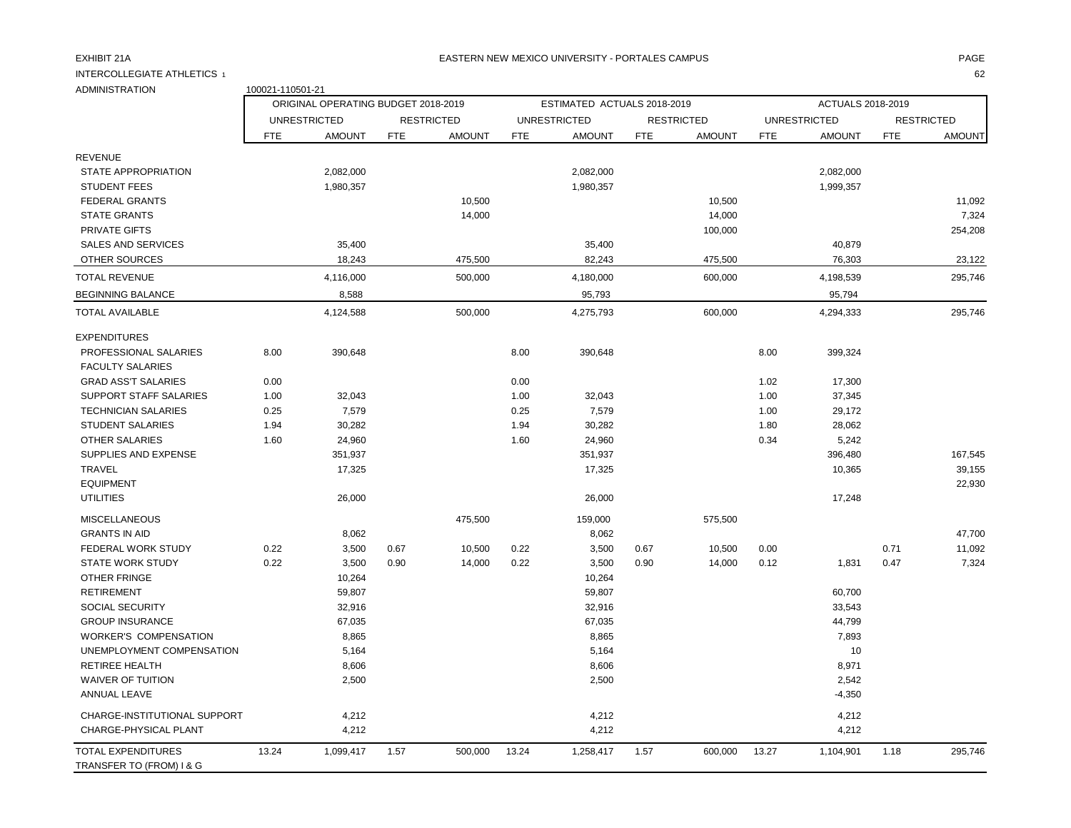EXHIBIT 21A

EASTERN NEW MEXICO UNIVERSITY - PORTALES CAMPUS

INTERCOLLEGIATE ATHLETICS 1

ADMINISTRATION 100021-110501-21

| | ORIGINAL OPERATING BUDGET 2018-2019 | | | | ESTIMATED ACTUALS 2018-2019 | | | | ACTUALS 2018-2019 | | | |
|---|---|---|---|---|---|---|---|---|---|---|---|---|
| | UNRESTRICTED | | RESTRICTED | | UNRESTRICTED | | RESTRICTED | | UNRESTRICTED | | RESTRICTED | |
| | FTE | AMOUNT | FTE | AMOUNT | FTE | AMOUNT | FTE | AMOUNT | FTE | AMOUNT | FTE | AMOUNT |
| REVENUE | | | | | | | | | | | | |
| STATE APPROPRIATION | | 2,082,000 | | | | 2,082,000 | | | | 2,082,000 | | |
| STUDENT FEES | | 1,980,357 | | | | 1,980,357 | | | | 1,999,357 | | |
| FEDERAL GRANTS | | | | 10,500 | | | | 10,500 | | | | 11,092 |
| STATE GRANTS | | | | 14,000 | | | | 14,000 | | | | 7,324 |
| PRIVATE GIFTS | | | | | | | | 100,000 | | | | 254,208 |
| SALES AND SERVICES | | 35,400 | | | | 35,400 | | | | 40,879 | | |
| OTHER SOURCES | | 18,243 | | 475,500 | | 82,243 | | 475,500 | | 76,303 | | 23,122 |
| TOTAL REVENUE | | 4,116,000 | | 500,000 | | 4,180,000 | | 600,000 | | 4,198,539 | | 295,746 |
| BEGINNING BALANCE | | 8,588 | | | | 95,793 | | | | 95,794 | | |
| TOTAL AVAILABLE | | 4,124,588 | | 500,000 | | 4,275,793 | | 600,000 | | 4,294,333 | | 295,746 |
| EXPENDITURES | | | | | | | | | | | | |
| PROFESSIONAL SALARIES | 8.00 | 390,648 | | | 8.00 | 390,648 | | | 8.00 | 399,324 | | |
| FACULTY SALARIES | | | | | | | | | | | | |
| GRAD ASS'T SALARIES | 0.00 | | | | 0.00 | | | | 1.02 | 17,300 | | |
| SUPPORT STAFF SALARIES | 1.00 | 32,043 | | | 1.00 | 32,043 | | | 1.00 | 37,345 | | |
| TECHNICIAN SALARIES | 0.25 | 7,579 | | | 0.25 | 7,579 | | | 1.00 | 29,172 | | |
| STUDENT SALARIES | 1.94 | 30,282 | | | 1.94 | 30,282 | | | 1.80 | 28,062 | | |
| OTHER SALARIES | 1.60 | 24,960 | | | 1.60 | 24,960 | | | 0.34 | 5,242 | | |
| SUPPLIES AND EXPENSE | | 351,937 | | | | 351,937 | | | | 396,480 | | 167,545 |
| TRAVEL | | 17,325 | | | | 17,325 | | | | 10,365 | | 39,155 |
| EQUIPMENT | | | | | | | | | | | | 22,930 |
| UTILITIES | | 26,000 | | | | 26,000 | | | | 17,248 | | |
| MISCELLANEOUS | | | | 475,500 | | 159,000 | | 575,500 | | | | |
| GRANTS IN AID | | 8,062 | | | | 8,062 | | | | | | 47,700 |
| FEDERAL WORK STUDY | 0.22 | 3,500 | 0.67 | 10,500 | 0.22 | 3,500 | 0.67 | 10,500 | 0.00 | | 0.71 | 11,092 |
| STATE WORK STUDY | 0.22 | 3,500 | 0.90 | 14,000 | 0.22 | 3,500 | 0.90 | 14,000 | 0.12 | 1,831 | 0.47 | 7,324 |
| OTHER FRINGE | | 10,264 | | | | 10,264 | | | | | | |
| RETIREMENT | | 59,807 | | | | 59,807 | | | | 60,700 | | |
| SOCIAL SECURITY | | 32,916 | | | | 32,916 | | | | 33,543 | | |
| GROUP INSURANCE | | 67,035 | | | | 67,035 | | | | 44,799 | | |
| WORKER'S COMPENSATION | | 8,865 | | | | 8,865 | | | | 7,893 | | |
| UNEMPLOYMENT COMPENSATION | | 5,164 | | | | 5,164 | | | | 10 | | |
| RETIREE HEALTH | | 8,606 | | | | 8,606 | | | | 8,971 | | |
| WAIVER OF TUITION | | 2,500 | | | | 2,500 | | | | 2,542 | | |
| ANNUAL LEAVE | | | | | | | | | | -4,350 | | |
| CHARGE-INSTITUTIONAL SUPPORT | | 4,212 | | | | 4,212 | | | | 4,212 | | |
| CHARGE-PHYSICAL PLANT | | 4,212 | | | | 4,212 | | | | 4,212 | | |
| TOTAL EXPENDITURES | 13.24 | 1,099,417 | 1.57 | 500,000 | 13.24 | 1,258,417 | 1.57 | 600,000 | 13.27 | 1,104,901 | 1.18 | 295,746 |
| TRANSFER TO (FROM) I & G | | | | | | | | | | | | |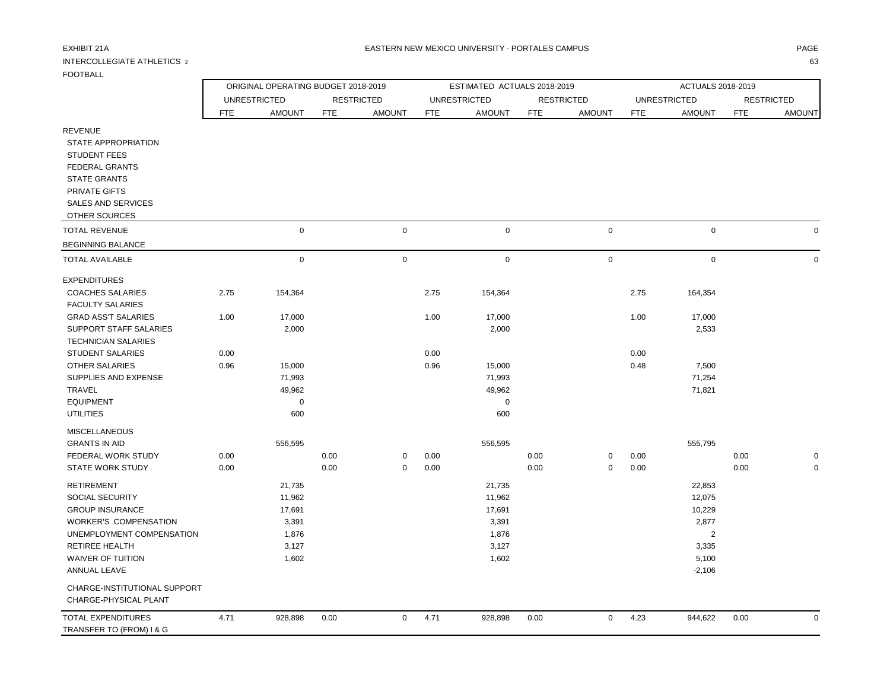EXHIBIT 21A

EASTERN NEW MEXICO UNIVERSITY - PORTALES CAMPUS

INTERCOLLEGIATE ATHLETICS 2

FOOTBALL

| | ORIGINAL OPERATING BUDGET 2018-2019 | | | | ESTIMATED ACTUALS 2018-2019 | | | | ACTUALS 2018-2019 | | | |
|---|---|---|---|---|---|---|---|---|---|---|---|---|
| | UNRESTRICTED | | RESTRICTED | | UNRESTRICTED | | RESTRICTED | | UNRESTRICTED | | RESTRICTED | |
| | FTE | AMOUNT | FTE | AMOUNT | FTE | AMOUNT | FTE | AMOUNT | FTE | AMOUNT | FTE | AMOUNT |
| REVENUE | | | | | | | | | | | | |
| STATE APPROPRIATION | | | | | | | | | | | | |
| STUDENT FEES | | | | | | | | | | | | |
| FEDERAL GRANTS | | | | | | | | | | | | |
| STATE GRANTS | | | | | | | | | | | | |
| PRIVATE GIFTS | | | | | | | | | | | | |
| SALES AND SERVICES | | | | | | | | | | | | |
| OTHER SOURCES | | | | | | | | | | | | |
| TOTAL REVENUE | | 0 | | 0 | | 0 | | 0 | | 0 | | 0 |
| BEGINNING BALANCE | | | | | | | | | | | | |
| TOTAL AVAILABLE | | 0 | | 0 | | 0 | | 0 | | 0 | | 0 |
| EXPENDITURES | | | | | | | | | | | | |
| COACHES SALARIES | 2.75 | 154,364 | | | 2.75 | 154,364 | | | 2.75 | 164,354 | | |
| FACULTY SALARIES | | | | | | | | | | | | |
| GRAD ASS'T SALARIES | 1.00 | 17,000 | | | 1.00 | 17,000 | | | 1.00 | 17,000 | | |
| SUPPORT STAFF SALARIES | | 2,000 | | | | 2,000 | | | | 2,533 | | |
| TECHNICIAN SALARIES | | | | | | | | | | | | |
| STUDENT SALARIES | 0.00 | | | | 0.00 | | | | 0.00 | | | |
| OTHER SALARIES | 0.96 | 15,000 | | | 0.96 | 15,000 | | | 0.48 | 7,500 | | |
| SUPPLIES AND EXPENSE | | 71,993 | | | | 71,993 | | | | 71,254 | | |
| TRAVEL | | 49,962 | | | | 49,962 | | | | 71,821 | | |
| EQUIPMENT | | 0 | | | | 0 | | | | | | |
| UTILITIES | | 600 | | | | 600 | | | | | | |
| MISCELLANEOUS | | | | | | | | | | | | |
| GRANTS IN AID | | 556,595 | | | | 556,595 | | | | 555,795 | | |
| FEDERAL WORK STUDY | 0.00 | | 0.00 | 0 | 0.00 | | 0.00 | 0 | 0.00 | | 0.00 | 0 |
| STATE WORK STUDY | 0.00 | | 0.00 | 0 | 0.00 | | 0.00 | 0 | 0.00 | | 0.00 | 0 |
| RETIREMENT | | 21,735 | | | | 21,735 | | | | 22,853 | | |
| SOCIAL SECURITY | | 11,962 | | | | 11,962 | | | | 12,075 | | |
| GROUP INSURANCE | | 17,691 | | | | 17,691 | | | | 10,229 | | |
| WORKER'S COMPENSATION | | 3,391 | | | | 3,391 | | | | 2,877 | | |
| UNEMPLOYMENT COMPENSATION | | 1,876 | | | | 1,876 | | | | 2 | | |
| RETIREE HEALTH | | 3,127 | | | | 3,127 | | | | 3,335 | | |
| WAIVER OF TUITION | | 1,602 | | | | 1,602 | | | | 5,100 | | |
| ANNUAL LEAVE | | | | | | | | | | -2,106 | | |
| CHARGE-INSTITUTIONAL SUPPORT | | | | | | | | | | | | |
| CHARGE-PHYSICAL PLANT | | | | | | | | | | | | |
| TOTAL EXPENDITURES | 4.71 | 928,898 | 0.00 | 0 | 4.71 | 928,898 | 0.00 | 0 | 4.23 | 944,622 | 0.00 | 0 |
| TRANSFER TO (FROM) I & G | | | | | | | | | | | | |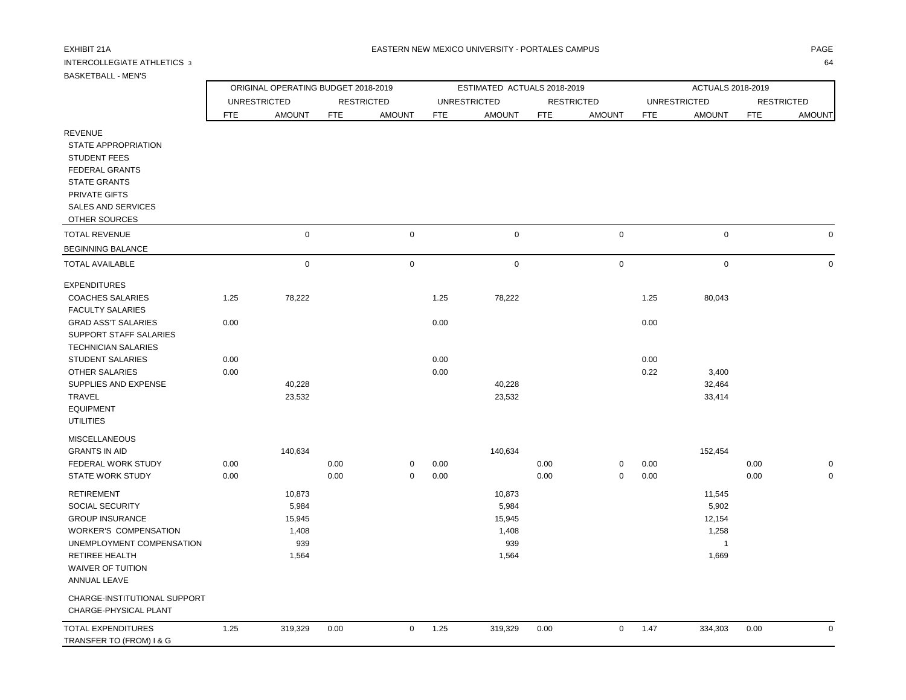EXHIBIT 21A

EASTERN NEW MEXICO UNIVERSITY - PORTALES CAMPUS

INTERCOLLEGIATE ATHLETICS 3

BASKETBALL - MEN'S

| | ORIGINAL OPERATING BUDGET 2018-2019 | | | | ESTIMATED ACTUALS 2018-2019 | | | | ACTUALS 2018-2019 | | | |
|---|---|---|---|---|---|---|---|---|---|---|---|---|
| | UNRESTRICTED | | RESTRICTED | | UNRESTRICTED | | RESTRICTED | | UNRESTRICTED | | RESTRICTED | |
| | FTE | AMOUNT | FTE | AMOUNT | FTE | AMOUNT | FTE | AMOUNT | FTE | AMOUNT | FTE | AMOUNT |
| REVENUE | | | | | | | | | | | | |
| STATE APPROPRIATION | | | | | | | | | | | | |
| STUDENT FEES | | | | | | | | | | | | |
| FEDERAL GRANTS | | | | | | | | | | | | |
| STATE GRANTS | | | | | | | | | | | | |
| PRIVATE GIFTS | | | | | | | | | | | | |
| SALES AND SERVICES | | | | | | | | | | | | |
| OTHER SOURCES | | | | | | | | | | | | |
| TOTAL REVENUE | | 0 | | 0 | | 0 | | 0 | | 0 | | 0 |
| BEGINNING BALANCE | | | | | | | | | | | | |
| TOTAL AVAILABLE | | 0 | | 0 | | 0 | | 0 | | 0 | | 0 |
| EXPENDITURES | | | | | | | | | | | | |
| COACHES SALARIES | 1.25 | 78,222 | | | 1.25 | 78,222 | | | 1.25 | 80,043 | | |
| FACULTY SALARIES | | | | | | | | | | | | |
| GRAD ASS'T SALARIES | 0.00 | | | | 0.00 | | | | 0.00 | | | |
| SUPPORT STAFF SALARIES | | | | | | | | | | | | |
| TECHNICIAN SALARIES | | | | | | | | | | | | |
| STUDENT SALARIES | 0.00 | | | | 0.00 | | | | 0.00 | | | |
| OTHER SALARIES | 0.00 | | | | 0.00 | | | | 0.22 | 3,400 | | |
| SUPPLIES AND EXPENSE | | 40,228 | | | | 40,228 | | | | 32,464 | | |
| TRAVEL | | 23,532 | | | | 23,532 | | | | 33,414 | | |
| EQUIPMENT | | | | | | | | | | | | |
| UTILITIES | | | | | | | | | | | | |
| MISCELLANEOUS | | | | | | | | | | | | |
| GRANTS IN AID | | 140,634 | | | | 140,634 | | | | 152,454 | | |
| FEDERAL WORK STUDY | 0.00 | | 0.00 | 0 | 0.00 | | 0.00 | 0 | 0.00 | | 0.00 | 0 |
| STATE WORK STUDY | 0.00 | | 0.00 | 0 | 0.00 | | 0.00 | 0 | 0.00 | | 0.00 | 0 |
| RETIREMENT | | 10,873 | | | | 10,873 | | | | 11,545 | | |
| SOCIAL SECURITY | | 5,984 | | | | 5,984 | | | | 5,902 | | |
| GROUP INSURANCE | | 15,945 | | | | 15,945 | | | | 12,154 | | |
| WORKER'S COMPENSATION | | 1,408 | | | | 1,408 | | | | 1,258 | | |
| UNEMPLOYMENT COMPENSATION | | 939 | | | | 939 | | | | 1 | | |
| RETIREE HEALTH | | 1,564 | | | | 1,564 | | | | 1,669 | | |
| WAIVER OF TUITION | | | | | | | | | | | | |
| ANNUAL LEAVE | | | | | | | | | | | | |
| CHARGE-INSTITUTIONAL SUPPORT | | | | | | | | | | | | |
| CHARGE-PHYSICAL PLANT | | | | | | | | | | | | |
| TOTAL EXPENDITURES | 1.25 | 319,329 | 0.00 | 0 | 1.25 | 319,329 | 0.00 | 0 | 1.47 | 334,303 | 0.00 | 0 |
| TRANSFER TO (FROM) I & G | | | | | | | | | | | | |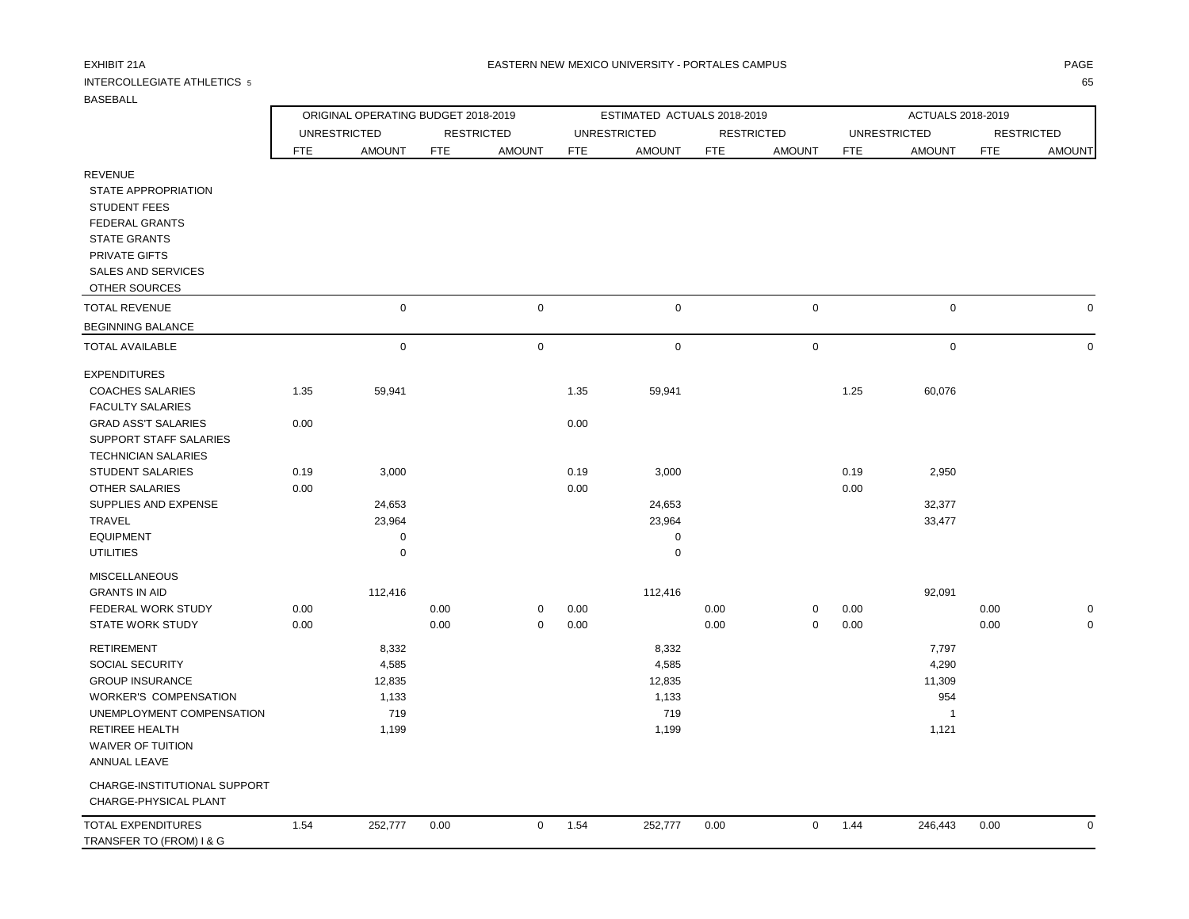EXHIBIT 21A

INTERCOLLEGIATE ATHLETICS 5

BASEBALL

EASTERN NEW MEXICO UNIVERSITY - PORTALES CAMPUS

| | ORIGINAL OPERATING BUDGET 2018-2019 | | | | ESTIMATED ACTUALS 2018-2019 | | | | ACTUALS 2018-2019 | | | |
|---|---|---|---|---|---|---|---|---|---|---|---|---|
| | UNRESTRICTED | | RESTRICTED | | UNRESTRICTED | | RESTRICTED | | UNRESTRICTED | | RESTRICTED | |
| | FTE | AMOUNT | FTE | AMOUNT | FTE | AMOUNT | FTE | AMOUNT | FTE | AMOUNT | FTE | AMOUNT |
| REVENUE | | | | | | | | | | | | |
| STATE APPROPRIATION | | | | | | | | | | | | |
| STUDENT FEES | | | | | | | | | | | | |
| FEDERAL GRANTS | | | | | | | | | | | | |
| STATE GRANTS | | | | | | | | | | | | |
| PRIVATE GIFTS | | | | | | | | | | | | |
| SALES AND SERVICES | | | | | | | | | | | | |
| OTHER SOURCES | | | | | | | | | | | | |
| TOTAL REVENUE | | 0 | | 0 | | 0 | | 0 | | 0 | | 0 |
| BEGINNING BALANCE | | | | | | | | | | | | |
| TOTAL AVAILABLE | | 0 | | 0 | | 0 | | 0 | | 0 | | 0 |
| EXPENDITURES | | | | | | | | | | | | |
| COACHES SALARIES | 1.35 | 59,941 | | | 1.35 | 59,941 | | | 1.25 | 60,076 | | |
| FACULTY SALARIES | | | | | | | | | | | | |
| GRAD ASS'T SALARIES | 0.00 | | | | 0.00 | | | | | | | |
| SUPPORT STAFF SALARIES | | | | | | | | | | | | |
| TECHNICIAN SALARIES | | | | | | | | | | | | |
| STUDENT SALARIES | 0.19 | 3,000 | | | 0.19 | 3,000 | | | 0.19 | 2,950 | | |
| OTHER SALARIES | 0.00 | | | | 0.00 | | | | 0.00 | | | |
| SUPPLIES AND EXPENSE | | 24,653 | | | | 24,653 | | | | 32,377 | | |
| TRAVEL | | 23,964 | | | | 23,964 | | | | 33,477 | | |
| EQUIPMENT | | 0 | | | | 0 | | | | | | |
| UTILITIES | | 0 | | | | 0 | | | | | | |
| MISCELLANEOUS | | | | | | | | | | | | |
| GRANTS IN AID | | 112,416 | | | | 112,416 | | | | 92,091 | | |
| FEDERAL WORK STUDY | 0.00 | | 0.00 | 0 | 0.00 | | 0.00 | 0 | 0.00 | | 0.00 | 0 |
| STATE WORK STUDY | 0.00 | | 0.00 | 0 | 0.00 | | 0.00 | 0 | 0.00 | | 0.00 | 0 |
| RETIREMENT | | 8,332 | | | | 8,332 | | | | 7,797 | | |
| SOCIAL SECURITY | | 4,585 | | | | 4,585 | | | | 4,290 | | |
| GROUP INSURANCE | | 12,835 | | | | 12,835 | | | | 11,309 | | |
| WORKER'S COMPENSATION | | 1,133 | | | | 1,133 | | | | 954 | | |
| UNEMPLOYMENT COMPENSATION | | 719 | | | | 719 | | | | 1 | | |
| RETIREE HEALTH | | 1,199 | | | | 1,199 | | | | 1,121 | | |
| WAIVER OF TUITION | | | | | | | | | | | | |
| ANNUAL LEAVE | | | | | | | | | | | | |
| CHARGE-INSTITUTIONAL SUPPORT | | | | | | | | | | | | |
| CHARGE-PHYSICAL PLANT | | | | | | | | | | | | |
| TOTAL EXPENDITURES | 1.54 | 252,777 | 0.00 | 0 | 1.54 | 252,777 | 0.00 | 0 | 1.44 | 246,443 | 0.00 | 0 |
| TRANSFER TO (FROM) I & G | | | | | | | | | | | | |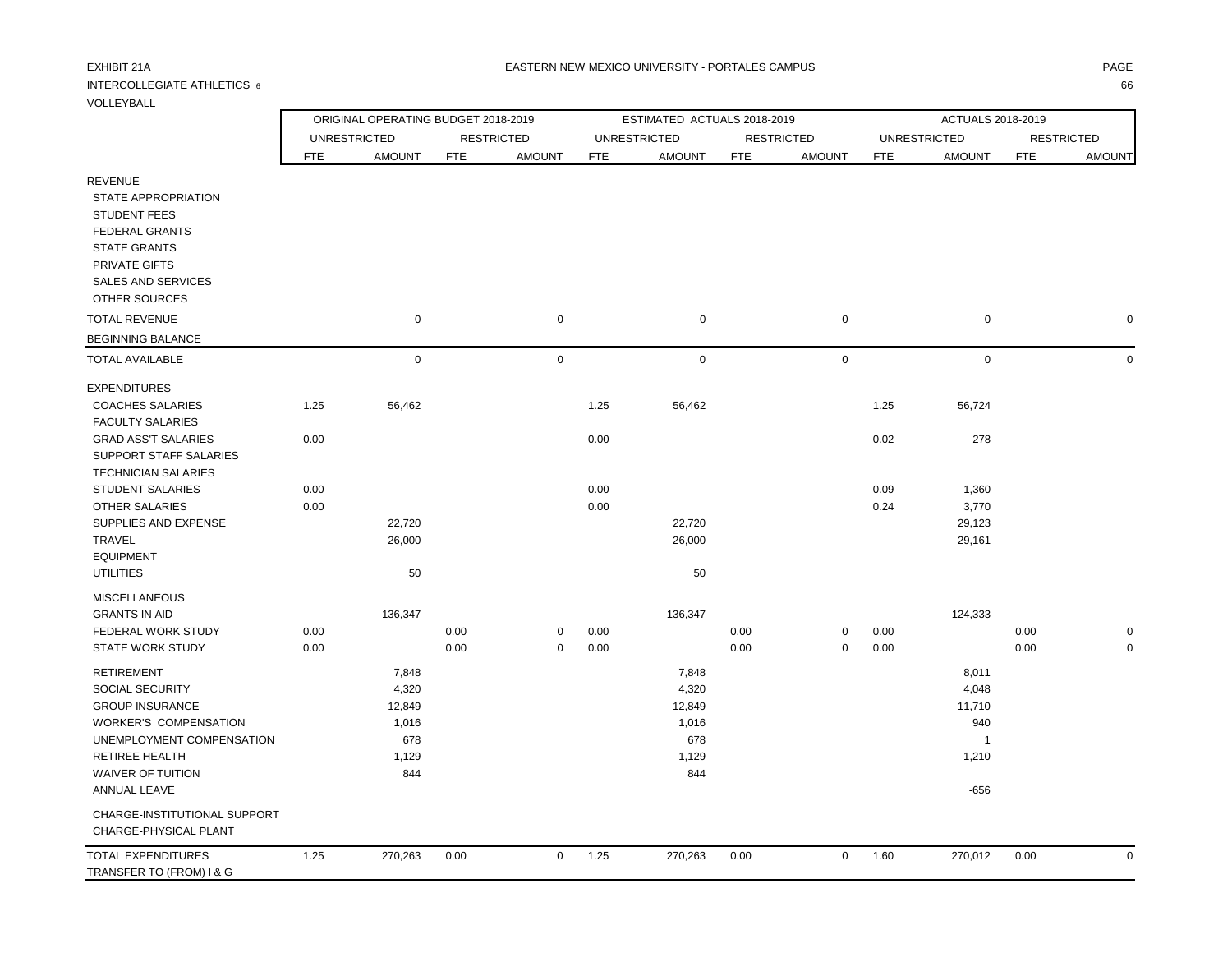EXHIBIT 21A

EASTERN NEW MEXICO UNIVERSITY - PORTALES CAMPUS

INTERCOLLEGIATE ATHLETICS 6

VOLLEYBALL

| | ORIGINAL OPERATING BUDGET 2018-2019 | | | | ESTIMATED ACTUALS 2018-2019 | | | | ACTUALS 2018-2019 | | | |
|---|---|---|---|---|---|---|---|---|---|---|---|---|
| | UNRESTRICTED | | RESTRICTED | | UNRESTRICTED | | RESTRICTED | | UNRESTRICTED | | RESTRICTED | |
| | FTE | AMOUNT | FTE | AMOUNT | FTE | AMOUNT | FTE | AMOUNT | FTE | AMOUNT | FTE | AMOUNT |
| REVENUE | | | | | | | | | | | | |
| STATE APPROPRIATION | | | | | | | | | | | | |
| STUDENT FEES | | | | | | | | | | | | |
| FEDERAL GRANTS | | | | | | | | | | | | |
| STATE GRANTS | | | | | | | | | | | | |
| PRIVATE GIFTS | | | | | | | | | | | | |
| SALES AND SERVICES | | | | | | | | | | | | |
| OTHER SOURCES | | | | | | | | | | | | |
| TOTAL REVENUE | | 0 | | 0 | | 0 | | 0 | | 0 | | 0 |
| BEGINNING BALANCE | | | | | | | | | | | | |
| TOTAL AVAILABLE | | 0 | | 0 | | 0 | | 0 | | 0 | | 0 |
| EXPENDITURES | | | | | | | | | | | | |
| COACHES SALARIES | 1.25 | 56,462 | | | 1.25 | 56,462 | | | 1.25 | 56,724 | | |
| FACULTY SALARIES | | | | | | | | | | | | |
| GRAD ASS'T SALARIES | 0.00 | | | | 0.00 | | | | 0.02 | 278 | | |
| SUPPORT STAFF SALARIES | | | | | | | | | | | | |
| TECHNICIAN SALARIES | | | | | | | | | | | | |
| STUDENT SALARIES | 0.00 | | | | 0.00 | | | | 0.09 | 1,360 | | |
| OTHER SALARIES | 0.00 | | | | 0.00 | | | | 0.24 | 3,770 | | |
| SUPPLIES AND EXPENSE | | 22,720 | | | | 22,720 | | | | 29,123 | | |
| TRAVEL | | 26,000 | | | | 26,000 | | | | 29,161 | | |
| EQUIPMENT | | | | | | | | | | | | |
| UTILITIES | | 50 | | | | 50 | | | | | | |
| MISCELLANEOUS | | | | | | | | | | | | |
| GRANTS IN AID | | 136,347 | | | | 136,347 | | | | 124,333 | | |
| FEDERAL WORK STUDY | 0.00 | | 0.00 | 0 | 0.00 | | 0.00 | 0 | 0.00 | | 0.00 | 0 |
| STATE WORK STUDY | 0.00 | | 0.00 | 0 | 0.00 | | 0.00 | 0 | 0.00 | | 0.00 | 0 |
| RETIREMENT | | 7,848 | | | | 7,848 | | | | 8,011 | | |
| SOCIAL SECURITY | | 4,320 | | | | 4,320 | | | | 4,048 | | |
| GROUP INSURANCE | | 12,849 | | | | 12,849 | | | | 11,710 | | |
| WORKER'S COMPENSATION | | 1,016 | | | | 1,016 | | | | 940 | | |
| UNEMPLOYMENT COMPENSATION | | 678 | | | | 678 | | | | 1 | | |
| RETIREE HEALTH | | 1,129 | | | | 1,129 | | | | 1,210 | | |
| WAIVER OF TUITION | | 844 | | | | 844 | | | | | | |
| ANNUAL LEAVE | | | | | | | | | | -656 | | |
| CHARGE-INSTITUTIONAL SUPPORT | | | | | | | | | | | | |
| CHARGE-PHYSICAL PLANT | | | | | | | | | | | | |
| TOTAL EXPENDITURES | 1.25 | 270,263 | 0.00 | 0 | 1.25 | 270,263 | 0.00 | 0 | 1.60 | 270,012 | 0.00 | 0 |
| TRANSFER TO (FROM) I & G | | | | | | | | | | | | |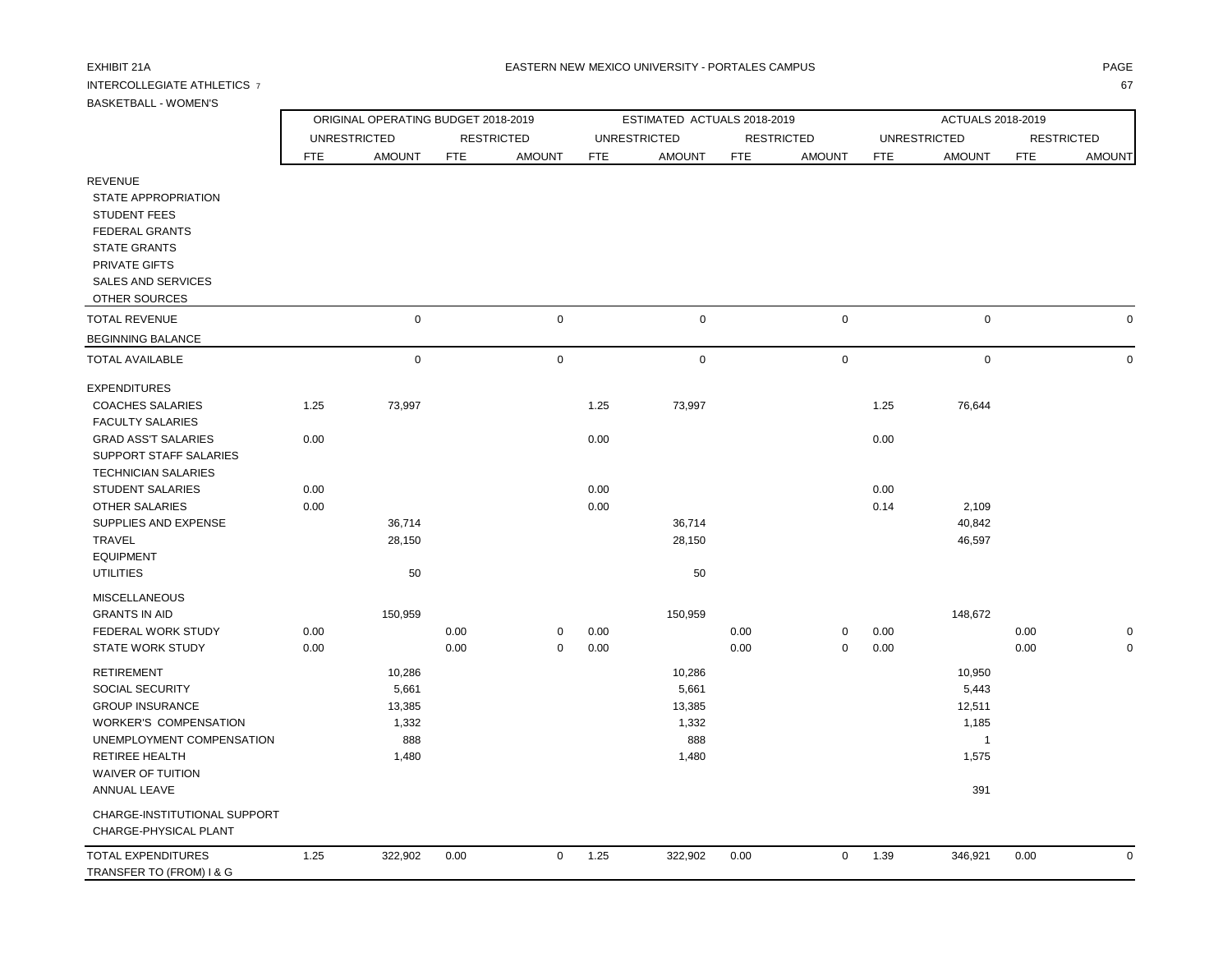EXHIBIT 21A

EASTERN NEW MEXICO UNIVERSITY - PORTALES CAMPUS

INTERCOLLEGIATE ATHLETICS 7

BASKETBALL - WOMEN'S

| | ORIGINAL OPERATING BUDGET 2018-2019 | | | | ESTIMATED ACTUALS 2018-2019 | | | | ACTUALS 2018-2019 | | | |
|---|---|---|---|---|---|---|---|---|---|---|---|---|
| | UNRESTRICTED | | RESTRICTED | | UNRESTRICTED | | RESTRICTED | | UNRESTRICTED | | RESTRICTED | |
| | FTE | AMOUNT | FTE | AMOUNT | FTE | AMOUNT | FTE | AMOUNT | FTE | AMOUNT | FTE | AMOUNT |
| REVENUE | | | | | | | | | | | | |
| STATE APPROPRIATION | | | | | | | | | | | | |
| STUDENT FEES | | | | | | | | | | | | |
| FEDERAL GRANTS | | | | | | | | | | | | |
| STATE GRANTS | | | | | | | | | | | | |
| PRIVATE GIFTS | | | | | | | | | | | | |
| SALES AND SERVICES | | | | | | | | | | | | |
| OTHER SOURCES | | | | | | | | | | | | |
| TOTAL REVENUE | | 0 | | 0 | | 0 | | 0 | | 0 | | 0 |
| BEGINNING BALANCE | | | | | | | | | | | | |
| TOTAL AVAILABLE | | 0 | | 0 | | 0 | | 0 | | 0 | | 0 |
| EXPENDITURES | | | | | | | | | | | | |
| COACHES SALARIES | 1.25 | 73,997 | | | 1.25 | 73,997 | | | 1.25 | 76,644 | | |
| FACULTY SALARIES | | | | | | | | | | | | |
| GRAD ASS'T SALARIES | 0.00 | | | | 0.00 | | | | 0.00 | | | |
| SUPPORT STAFF SALARIES | | | | | | | | | | | | |
| TECHNICIAN SALARIES | | | | | | | | | | | | |
| STUDENT SALARIES | 0.00 | | | | 0.00 | | | | 0.00 | | | |
| OTHER SALARIES | 0.00 | | | | 0.00 | | | | 0.14 | 2,109 | | |
| SUPPLIES AND EXPENSE | | 36,714 | | | | 36,714 | | | | 40,842 | | |
| TRAVEL | | 28,150 | | | | 28,150 | | | | 46,597 | | |
| EQUIPMENT | | | | | | | | | | | | |
| UTILITIES | | 50 | | | | 50 | | | | | | |
| MISCELLANEOUS | | | | | | | | | | | | |
| GRANTS IN AID | | 150,959 | | | | 150,959 | | | | 148,672 | | |
| FEDERAL WORK STUDY | 0.00 | | 0.00 | 0 | 0.00 | | 0.00 | 0 | 0.00 | | 0.00 | 0 |
| STATE WORK STUDY | 0.00 | | 0.00 | 0 | 0.00 | | 0.00 | 0 | 0.00 | | 0.00 | 0 |
| RETIREMENT | | 10,286 | | | | 10,286 | | | | 10,950 | | |
| SOCIAL SECURITY | | 5,661 | | | | 5,661 | | | | 5,443 | | |
| GROUP INSURANCE | | 13,385 | | | | 13,385 | | | | 12,511 | | |
| WORKER'S COMPENSATION | | 1,332 | | | | 1,332 | | | | 1,185 | | |
| UNEMPLOYMENT COMPENSATION | | 888 | | | | 888 | | | | 1 | | |
| RETIREE HEALTH | | 1,480 | | | | 1,480 | | | | 1,575 | | |
| WAIVER OF TUITION | | | | | | | | | | | | |
| ANNUAL LEAVE | | | | | | | | | | 391 | | |
| CHARGE-INSTITUTIONAL SUPPORT | | | | | | | | | | | | |
| CHARGE-PHYSICAL PLANT | | | | | | | | | | | | |
| TOTAL EXPENDITURES | 1.25 | 322,902 | 0.00 | 0 | 1.25 | 322,902 | 0.00 | 0 | 1.39 | 346,921 | 0.00 | 0 |
| TRANSFER TO (FROM) I & G | | | | | | | | | | | | |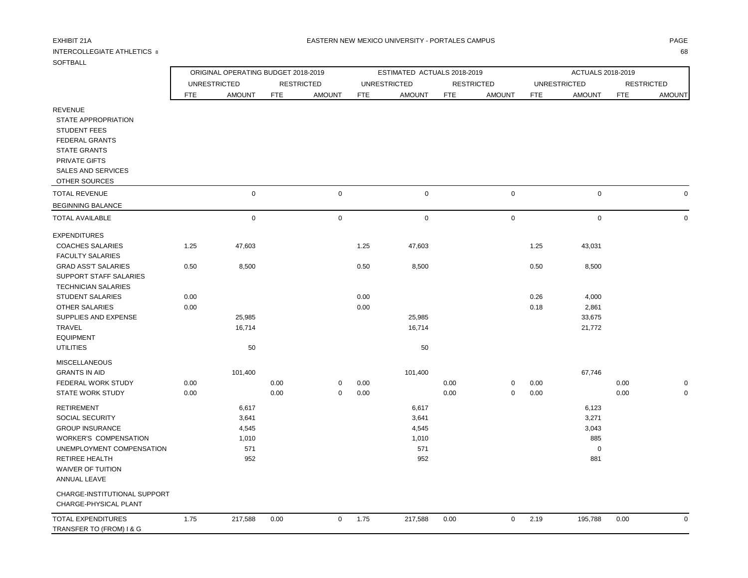EXHIBIT 21A

EASTERN NEW MEXICO UNIVERSITY - PORTALES CAMPUS

INTERCOLLEGIATE ATHLETICS 8

SOFTBALL

| | ORIGINAL OPERATING BUDGET 2018-2019 | | | | ESTIMATED ACTUALS 2018-2019 | | | | ACTUALS 2018-2019 | | | |
|---|---|---|---|---|---|---|---|---|---|---|---|---|
| | UNRESTRICTED | | RESTRICTED | | UNRESTRICTED | | RESTRICTED | | UNRESTRICTED | | RESTRICTED | |
| | FTE | AMOUNT | FTE | AMOUNT | FTE | AMOUNT | FTE | AMOUNT | FTE | AMOUNT | FTE | AMOUNT |
| REVENUE | | | | | | | | | | | | |
| STATE APPROPRIATION | | | | | | | | | | | | |
| STUDENT FEES | | | | | | | | | | | | |
| FEDERAL GRANTS | | | | | | | | | | | | |
| STATE GRANTS | | | | | | | | | | | | |
| PRIVATE GIFTS | | | | | | | | | | | | |
| SALES AND SERVICES | | | | | | | | | | | | |
| OTHER SOURCES | | | | | | | | | | | | |
| TOTAL REVENUE | | 0 | | 0 | | 0 | | 0 | | 0 | | 0 |
| BEGINNING BALANCE | | | | | | | | | | | | |
| TOTAL AVAILABLE | | 0 | | 0 | | 0 | | 0 | | 0 | | 0 |
| EXPENDITURES | | | | | | | | | | | | |
| COACHES SALARIES | 1.25 | 47,603 | | | 1.25 | 47,603 | | | 1.25 | 43,031 | | |
| FACULTY SALARIES | | | | | | | | | | | | |
| GRAD ASS'T SALARIES | 0.50 | 8,500 | | | 0.50 | 8,500 | | | 0.50 | 8,500 | | |
| SUPPORT STAFF SALARIES | | | | | | | | | | | | |
| TECHNICIAN SALARIES | | | | | | | | | | | | |
| STUDENT SALARIES | 0.00 | | | | 0.00 | | | | 0.26 | 4,000 | | |
| OTHER SALARIES | 0.00 | | | | 0.00 | | | | 0.18 | 2,861 | | |
| SUPPLIES AND EXPENSE | | 25,985 | | | | 25,985 | | | | 33,675 | | |
| TRAVEL | | 16,714 | | | | 16,714 | | | | 21,772 | | |
| EQUIPMENT | | | | | | | | | | | | |
| UTILITIES | | 50 | | | | 50 | | | | | | |
| MISCELLANEOUS | | | | | | | | | | | | |
| GRANTS IN AID | | 101,400 | | | | 101,400 | | | | 67,746 | | |
| FEDERAL WORK STUDY | 0.00 | | 0.00 | 0 | 0.00 | | 0.00 | 0 | 0.00 | | 0.00 | 0 |
| STATE WORK STUDY | 0.00 | | 0.00 | 0 | 0.00 | | 0.00 | 0 | 0.00 | | 0.00 | 0 |
| RETIREMENT | | 6,617 | | | | 6,617 | | | | 6,123 | | |
| SOCIAL SECURITY | | 3,641 | | | | 3,641 | | | | 3,271 | | |
| GROUP INSURANCE | | 4,545 | | | | 4,545 | | | | 3,043 | | |
| WORKER'S COMPENSATION | | 1,010 | | | | 1,010 | | | | 885 | | |
| UNEMPLOYMENT COMPENSATION | | 571 | | | | 571 | | | | 0 | | |
| RETIREE HEALTH | | 952 | | | | 952 | | | | 881 | | |
| WAIVER OF TUITION | | | | | | | | | | | | |
| ANNUAL LEAVE | | | | | | | | | | | | |
| CHARGE-INSTITUTIONAL SUPPORT | | | | | | | | | | | | |
| CHARGE-PHYSICAL PLANT | | | | | | | | | | | | |
| TOTAL EXPENDITURES | 1.75 | 217,588 | 0.00 | 0 | 1.75 | 217,588 | 0.00 | 0 | 2.19 | 195,788 | 0.00 | 0 |
| TRANSFER TO (FROM) I & G | | | | | | | | | | | | |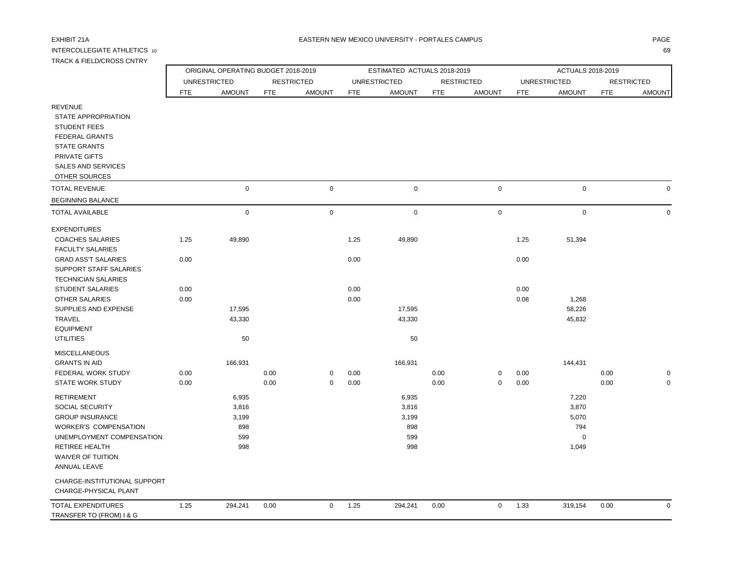EXHIBIT 21A

EASTERN NEW MEXICO UNIVERSITY - PORTALES CAMPUS

INTERCOLLEGIATE ATHLETICS 10

TRACK & FIELD/CROSS CNTRY

| | ORIGINAL OPERATING BUDGET 2018-2019 | | | | ESTIMATED ACTUALS 2018-2019 | | | | ACTUALS 2018-2019 | | | |
|---|---|---|---|---|---|---|---|---|---|---|---|---|
| | UNRESTRICTED | | RESTRICTED | | UNRESTRICTED | | RESTRICTED | | UNRESTRICTED | | RESTRICTED | |
| | FTE | AMOUNT | FTE | AMOUNT | FTE | AMOUNT | FTE | AMOUNT | FTE | AMOUNT | FTE | AMOUNT |
| REVENUE | | | | | | | | | | | | |
| STATE APPROPRIATION | | | | | | | | | | | | |
| STUDENT FEES | | | | | | | | | | | | |
| FEDERAL GRANTS | | | | | | | | | | | | |
| STATE GRANTS | | | | | | | | | | | | |
| PRIVATE GIFTS | | | | | | | | | | | | |
| SALES AND SERVICES | | | | | | | | | | | | |
| OTHER SOURCES | | | | | | | | | | | | |
| TOTAL REVENUE | | 0 | | 0 | | 0 | | 0 | | 0 | | 0 |
| BEGINNING BALANCE | | | | | | | | | | | | |
| TOTAL AVAILABLE | | 0 | | 0 | | 0 | | 0 | | 0 | | 0 |
| EXPENDITURES | | | | | | | | | | | | |
| COACHES SALARIES | 1.25 | 49,890 | | | 1.25 | 49,890 | | | 1.25 | 51,394 | | |
| FACULTY SALARIES | | | | | | | | | | | | |
| GRAD ASS'T SALARIES | 0.00 | | | | 0.00 | | | | 0.00 | | | |
| SUPPORT STAFF SALARIES | | | | | | | | | | | | |
| TECHNICIAN SALARIES | | | | | | | | | | | | |
| STUDENT SALARIES | 0.00 | | | | 0.00 | | | | 0.00 | | | |
| OTHER SALARIES | 0.00 | | | | 0.00 | | | | 0.08 | 1,268 | | |
| SUPPLIES AND EXPENSE | | 17,595 | | | | 17,595 | | | | 58,226 | | |
| TRAVEL | | 43,330 | | | | 43,330 | | | | 45,832 | | |
| EQUIPMENT | | | | | | | | | | | | |
| UTILITIES | | 50 | | | | 50 | | | | | | |
| MISCELLANEOUS | | | | | | | | | | | | |
| GRANTS IN AID | | 166,931 | | | | 166,931 | | | | 144,431 | | |
| FEDERAL WORK STUDY | 0.00 | | 0.00 | 0 | 0.00 | | 0.00 | 0 | 0.00 | | 0.00 | 0 |
| STATE WORK STUDY | 0.00 | | 0.00 | 0 | 0.00 | | 0.00 | 0 | 0.00 | | 0.00 | 0 |
| RETIREMENT | | 6,935 | | | | 6,935 | | | | 7,220 | | |
| SOCIAL SECURITY | | 3,816 | | | | 3,816 | | | | 3,870 | | |
| GROUP INSURANCE | | 3,199 | | | | 3,199 | | | | 5,070 | | |
| WORKER'S COMPENSATION | | 898 | | | | 898 | | | | 794 | | |
| UNEMPLOYMENT COMPENSATION | | 599 | | | | 599 | | | | 0 | | |
| RETIREE HEALTH | | 998 | | | | 998 | | | | 1,049 | | |
| WAIVER OF TUITION | | | | | | | | | | | | |
| ANNUAL LEAVE | | | | | | | | | | | | |
| CHARGE-INSTITUTIONAL SUPPORT | | | | | | | | | | | | |
| CHARGE-PHYSICAL PLANT | | | | | | | | | | | | |
| TOTAL EXPENDITURES | 1.25 | 294,241 | 0.00 | 0 | 1.25 | 294,241 | 0.00 | 0 | 1.33 | 319,154 | 0.00 | 0 |
| TRANSFER TO (FROM) I & G | | | | | | | | | | | | |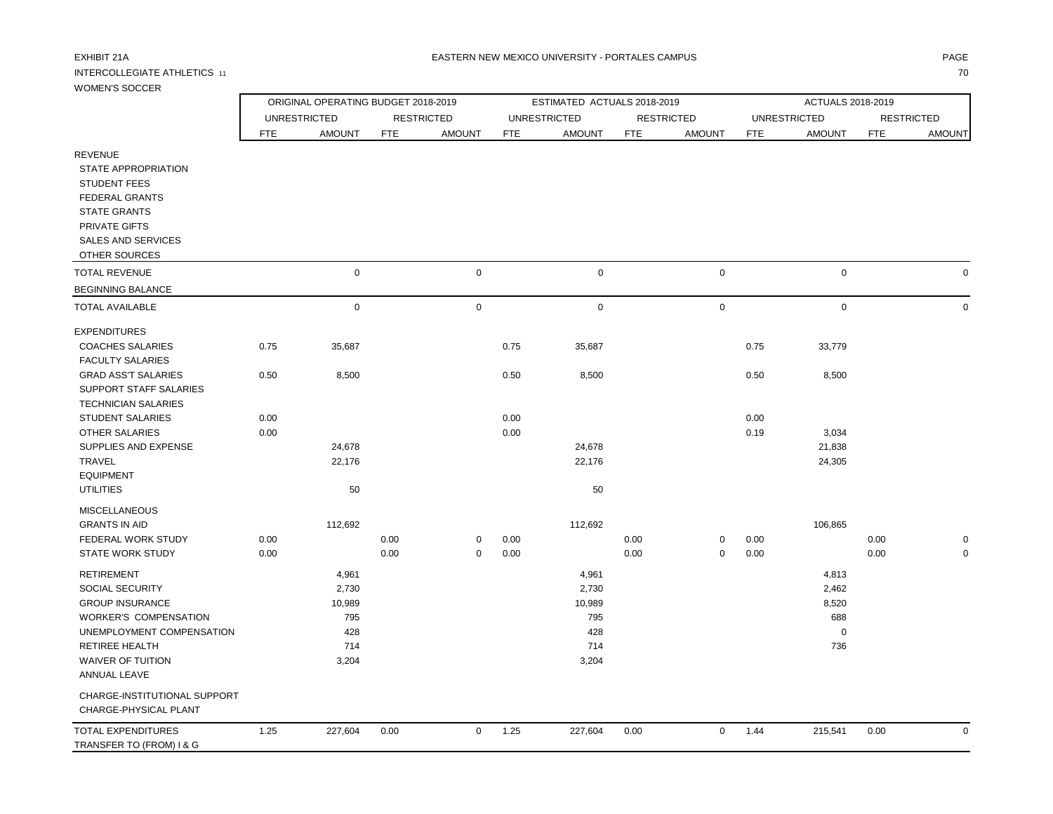EXHIBIT 21A

EASTERN NEW MEXICO UNIVERSITY - PORTALES CAMPUS

INTERCOLLEGIATE ATHLETICS 11

WOMEN'S SOCCER

| | ORIGINAL OPERATING BUDGET 2018-2019 | | | | ESTIMATED ACTUALS 2018-2019 | | | | ACTUALS 2018-2019 | | | |
|---|---|---|---|---|---|---|---|---|---|---|---|---|
| | UNRESTRICTED | | RESTRICTED | | UNRESTRICTED | | RESTRICTED | | UNRESTRICTED | | RESTRICTED | |
| | FTE | AMOUNT | FTE | AMOUNT | FTE | AMOUNT | FTE | AMOUNT | FTE | AMOUNT | FTE | AMOUNT |
| REVENUE | | | | | | | | | | | | |
| STATE APPROPRIATION | | | | | | | | | | | | |
| STUDENT FEES | | | | | | | | | | | | |
| FEDERAL GRANTS | | | | | | | | | | | | |
| STATE GRANTS | | | | | | | | | | | | |
| PRIVATE GIFTS | | | | | | | | | | | | |
| SALES AND SERVICES | | | | | | | | | | | | |
| OTHER SOURCES | | | | | | | | | | | | |
| TOTAL REVENUE | | 0 | | 0 | | 0 | | 0 | | 0 | | 0 |
| BEGINNING BALANCE | | | | | | | | | | | | |
| TOTAL AVAILABLE | | 0 | | 0 | | 0 | | 0 | | 0 | | 0 |
| EXPENDITURES | | | | | | | | | | | | |
| COACHES SALARIES | 0.75 | 35,687 | | | 0.75 | 35,687 | | | 0.75 | 33,779 | | |
| FACULTY SALARIES | | | | | | | | | | | | |
| GRAD ASS'T SALARIES | 0.50 | 8,500 | | | 0.50 | 8,500 | | | 0.50 | 8,500 | | |
| SUPPORT STAFF SALARIES | | | | | | | | | | | | |
| TECHNICIAN SALARIES | | | | | | | | | | | | |
| STUDENT SALARIES | 0.00 | | | | 0.00 | | | | 0.00 | | | |
| OTHER SALARIES | 0.00 | | | | 0.00 | | | | 0.19 | 3,034 | | |
| SUPPLIES AND EXPENSE | | 24,678 | | | | 24,678 | | | | 21,838 | | |
| TRAVEL | | 22,176 | | | | 22,176 | | | | 24,305 | | |
| EQUIPMENT | | | | | | | | | | | | |
| UTILITIES | | 50 | | | | 50 | | | | | | |
| MISCELLANEOUS | | | | | | | | | | | | |
| GRANTS IN AID | | 112,692 | | | | 112,692 | | | | 106,865 | | |
| FEDERAL WORK STUDY | 0.00 | | 0.00 | 0 | 0.00 | | 0.00 | 0 | 0.00 | | 0.00 | 0 |
| STATE WORK STUDY | 0.00 | | 0.00 | 0 | 0.00 | | 0.00 | 0 | 0.00 | | 0.00 | 0 |
| RETIREMENT | | 4,961 | | | | 4,961 | | | | 4,813 | | |
| SOCIAL SECURITY | | 2,730 | | | | 2,730 | | | | 2,462 | | |
| GROUP INSURANCE | | 10,989 | | | | 10,989 | | | | 8,520 | | |
| WORKER'S COMPENSATION | | 795 | | | | 795 | | | | 688 | | |
| UNEMPLOYMENT COMPENSATION | | 428 | | | | 428 | | | | 0 | | |
| RETIREE HEALTH | | 714 | | | | 714 | | | | 736 | | |
| WAIVER OF TUITION | | 3,204 | | | | 3,204 | | | | | | |
| ANNUAL LEAVE | | | | | | | | | | | | |
| CHARGE-INSTITUTIONAL SUPPORT | | | | | | | | | | | | |
| CHARGE-PHYSICAL PLANT | | | | | | | | | | | | |
| TOTAL EXPENDITURES | 1.25 | 227,604 | 0.00 | 0 | 1.25 | 227,604 | 0.00 | 0 | 1.44 | 215,541 | 0.00 | 0 |
| TRANSFER TO (FROM) I & G | | | | | | | | | | | | |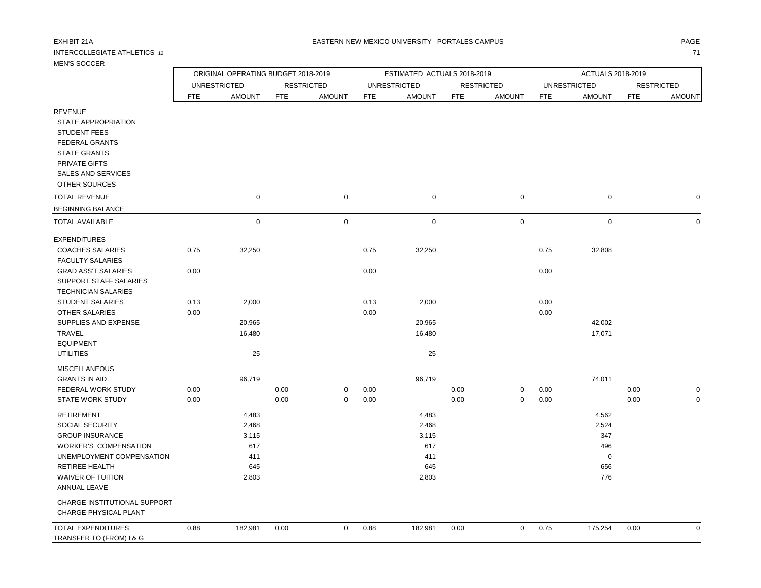EXHIBIT 21A

EASTERN NEW MEXICO UNIVERSITY - PORTALES CAMPUS

INTERCOLLEGIATE ATHLETICS 12

MEN'S SOCCER

| | ORIGINAL OPERATING BUDGET 2018-2019 | | | | ESTIMATED ACTUALS 2018-2019 | | | | ACTUALS 2018-2019 | | | |
|---|---|---|---|---|---|---|---|---|---|---|---|---|
| | UNRESTRICTED | | RESTRICTED | | UNRESTRICTED | | RESTRICTED | | UNRESTRICTED | | RESTRICTED | |
| | FTE | AMOUNT | FTE | AMOUNT | FTE | AMOUNT | FTE | AMOUNT | FTE | AMOUNT | FTE | AMOUNT |
| REVENUE | | | | | | | | | | | | |
| STATE APPROPRIATION | | | | | | | | | | | | |
| STUDENT FEES | | | | | | | | | | | | |
| FEDERAL GRANTS | | | | | | | | | | | | |
| STATE GRANTS | | | | | | | | | | | | |
| PRIVATE GIFTS | | | | | | | | | | | | |
| SALES AND SERVICES | | | | | | | | | | | | |
| OTHER SOURCES | | | | | | | | | | | | |
| TOTAL REVENUE | | 0 | | 0 | | 0 | | 0 | | 0 | | 0 |
| BEGINNING BALANCE | | | | | | | | | | | | |
| TOTAL AVAILABLE | | 0 | | 0 | | 0 | | 0 | | 0 | | 0 |
| EXPENDITURES | | | | | | | | | | | | |
| COACHES SALARIES | 0.75 | 32,250 | | | 0.75 | 32,250 | | | 0.75 | 32,808 | | |
| FACULTY SALARIES | | | | | | | | | | | | |
| GRAD ASS'T SALARIES | 0.00 | | | | 0.00 | | | | 0.00 | | | |
| SUPPORT STAFF SALARIES | | | | | | | | | | | | |
| TECHNICIAN SALARIES | | | | | | | | | | | | |
| STUDENT SALARIES | 0.13 | 2,000 | | | 0.13 | 2,000 | | | 0.00 | | | |
| OTHER SALARIES | 0.00 | | | | 0.00 | | | | 0.00 | | | |
| SUPPLIES AND EXPENSE | | 20,965 | | | | 20,965 | | | | 42,002 | | |
| TRAVEL | | 16,480 | | | | 16,480 | | | | 17,071 | | |
| EQUIPMENT | | | | | | | | | | | | |
| UTILITIES | | 25 | | | | 25 | | | | | | |
| MISCELLANEOUS | | | | | | | | | | | | |
| GRANTS IN AID | | 96,719 | | | | 96,719 | | | | 74,011 | | |
| FEDERAL WORK STUDY | 0.00 | | 0.00 | 0 | 0.00 | | 0.00 | 0 | 0.00 | | 0.00 | 0 |
| STATE WORK STUDY | 0.00 | | 0.00 | 0 | 0.00 | | 0.00 | 0 | 0.00 | | 0.00 | 0 |
| RETIREMENT | | 4,483 | | | | 4,483 | | | | 4,562 | | |
| SOCIAL SECURITY | | 2,468 | | | | 2,468 | | | | 2,524 | | |
| GROUP INSURANCE | | 3,115 | | | | 3,115 | | | | 347 | | |
| WORKER'S COMPENSATION | | 617 | | | | 617 | | | | 496 | | |
| UNEMPLOYMENT COMPENSATION | | 411 | | | | 411 | | | | 0 | | |
| RETIREE HEALTH | | 645 | | | | 645 | | | | 656 | | |
| WAIVER OF TUITION | | 2,803 | | | | 2,803 | | | | 776 | | |
| ANNUAL LEAVE | | | | | | | | | | | | |
| CHARGE-INSTITUTIONAL SUPPORT | | | | | | | | | | | | |
| CHARGE-PHYSICAL PLANT | | | | | | | | | | | | |
| TOTAL EXPENDITURES | 0.88 | 182,981 | 0.00 | 0 | 0.88 | 182,981 | 0.00 | 0 | 0.75 | 175,254 | 0.00 | 0 |
| TRANSFER TO (FROM) I & G | | | | | | | | | | | | |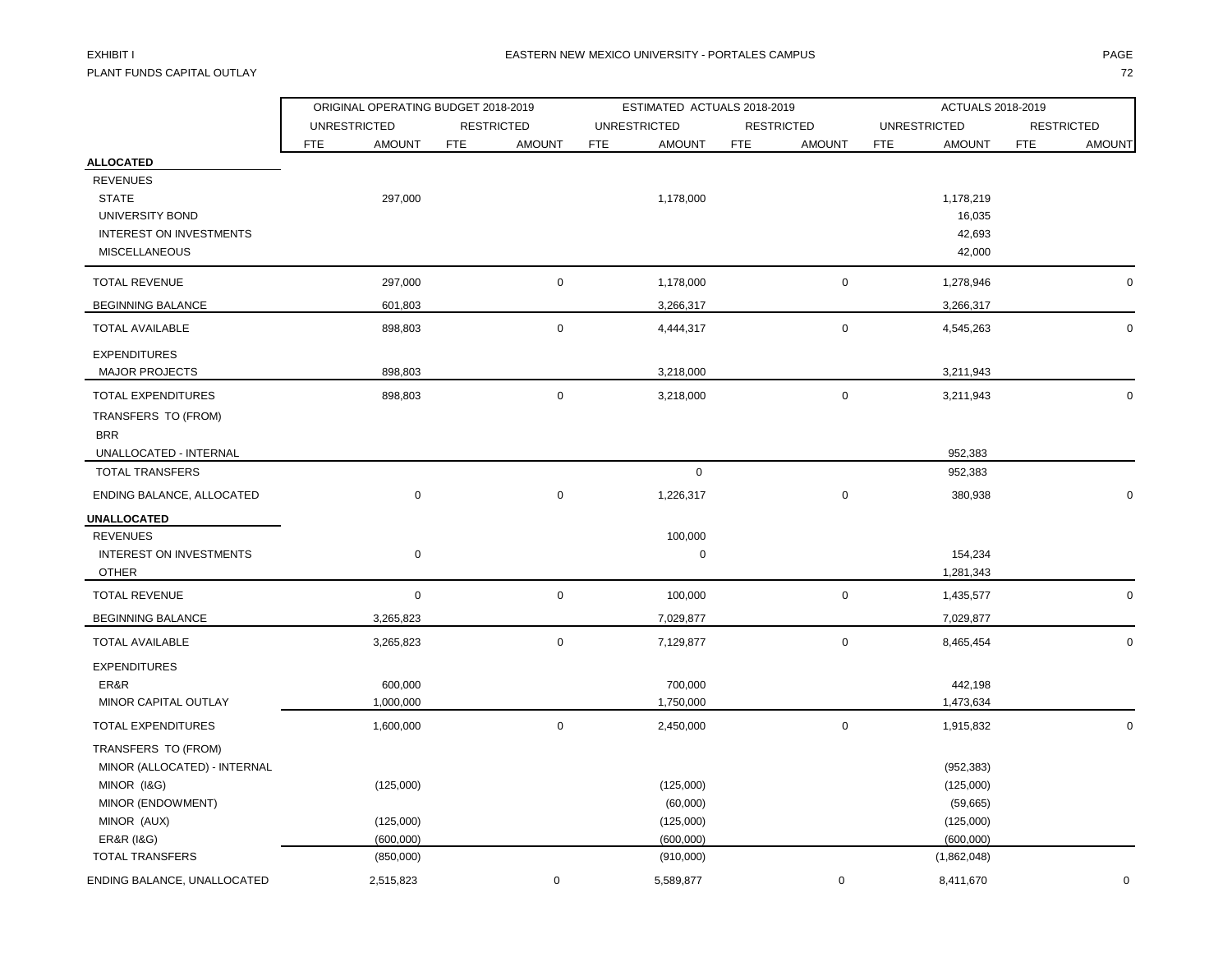EXHIBIT I

PLANT FUNDS CAPITAL OUTLAY

EASTERN NEW MEXICO UNIVERSITY - PORTALES CAMPUS

| | ORIGINAL OPERATING BUDGET 2018-2019 | | | | ESTIMATED ACTUALS 2018-2019 | | | | ACTUALS 2018-2019 | | | |
|---|---|---|---|---|---|---|---|---|---|---|---|---|
| | UNRESTRICTED | | RESTRICTED | | UNRESTRICTED | | RESTRICTED | | UNRESTRICTED | | RESTRICTED | |
| | FTE | AMOUNT | FTE | AMOUNT | FTE | AMOUNT | FTE | AMOUNT | FTE | AMOUNT | FTE | AMOUNT |
| **ALLOCATED** | | | | | | | | | | | | |
| REVENUES | | | | | | | | | | | | |
| STATE | | 297,000 | | | | 1,178,000 | | | | 1,178,219 | | |
| UNIVERSITY BOND | | | | | | | | | | 16,035 | | |
| INTEREST ON INVESTMENTS | | | | | | | | | | 42,693 | | |
| MISCELLANEOUS | | | | | | | | | | 42,000 | | |
| TOTAL REVENUE | | 297,000 | | 0 | | 1,178,000 | | 0 | | 1,278,946 | | 0 |
| BEGINNING BALANCE | | 601,803 | | | | 3,266,317 | | | | 3,266,317 | | |
| TOTAL AVAILABLE | | 898,803 | | 0 | | 4,444,317 | | 0 | | 4,545,263 | | 0 |
| EXPENDITURES | | | | | | | | | | | | |
| MAJOR PROJECTS | | 898,803 | | | | 3,218,000 | | | | 3,211,943 | | |
| TOTAL EXPENDITURES | | 898,803 | | 0 | | 3,218,000 | | 0 | | 3,211,943 | | 0 |
| TRANSFERS TO (FROM) | | | | | | | | | | | | |
| BRR | | | | | | | | | | | | |
| UNALLOCATED - INTERNAL | | | | | | | | | | 952,383 | | |
| TOTAL TRANSFERS | | | | | | 0 | | | | 952,383 | | |
| ENDING BALANCE, ALLOCATED | | 0 | | 0 | | 1,226,317 | | 0 | | 380,938 | | 0 |
| **UNALLOCATED** | | | | | | | | | | | | |
| REVENUES | | | | | | 100,000 | | | | | | |
| INTEREST ON INVESTMENTS | | 0 | | | | 0 | | | | 154,234 | | |
| OTHER | | | | | | | | | | 1,281,343 | | |
| TOTAL REVENUE | | 0 | | 0 | | 100,000 | | 0 | | 1,435,577 | | 0 |
| BEGINNING BALANCE | | 3,265,823 | | | | 7,029,877 | | | | 7,029,877 | | |
| TOTAL AVAILABLE | | 3,265,823 | | 0 | | 7,129,877 | | 0 | | 8,465,454 | | 0 |
| EXPENDITURES | | | | | | | | | | | | |
| ER&R | | 600,000 | | | | 700,000 | | | | 442,198 | | |
| MINOR CAPITAL OUTLAY | | 1,000,000 | | | | 1,750,000 | | | | 1,473,634 | | |
| TOTAL EXPENDITURES | | 1,600,000 | | 0 | | 2,450,000 | | 0 | | 1,915,832 | | 0 |
| TRANSFERS TO (FROM) | | | | | | | | | | | | |
| MINOR (ALLOCATED) - INTERNAL | | | | | | | | | | (952,383) | | |
| MINOR (I&G) | | (125,000) | | | | (125,000) | | | | (125,000) | | |
| MINOR (ENDOWMENT) | | | | | | (60,000) | | | | (59,665) | | |
| MINOR (AUX) | | (125,000) | | | | (125,000) | | | | (125,000) | | |
| ER&R (I&G) | | (600,000) | | | | (600,000) | | | | (600,000) | | |
| TOTAL TRANSFERS | | (850,000) | | | | (910,000) | | | | (1,862,048) | | |
| ENDING BALANCE, UNALLOCATED | | 2,515,823 | | 0 | | 5,589,877 | | 0 | | 8,411,670 | | 0 |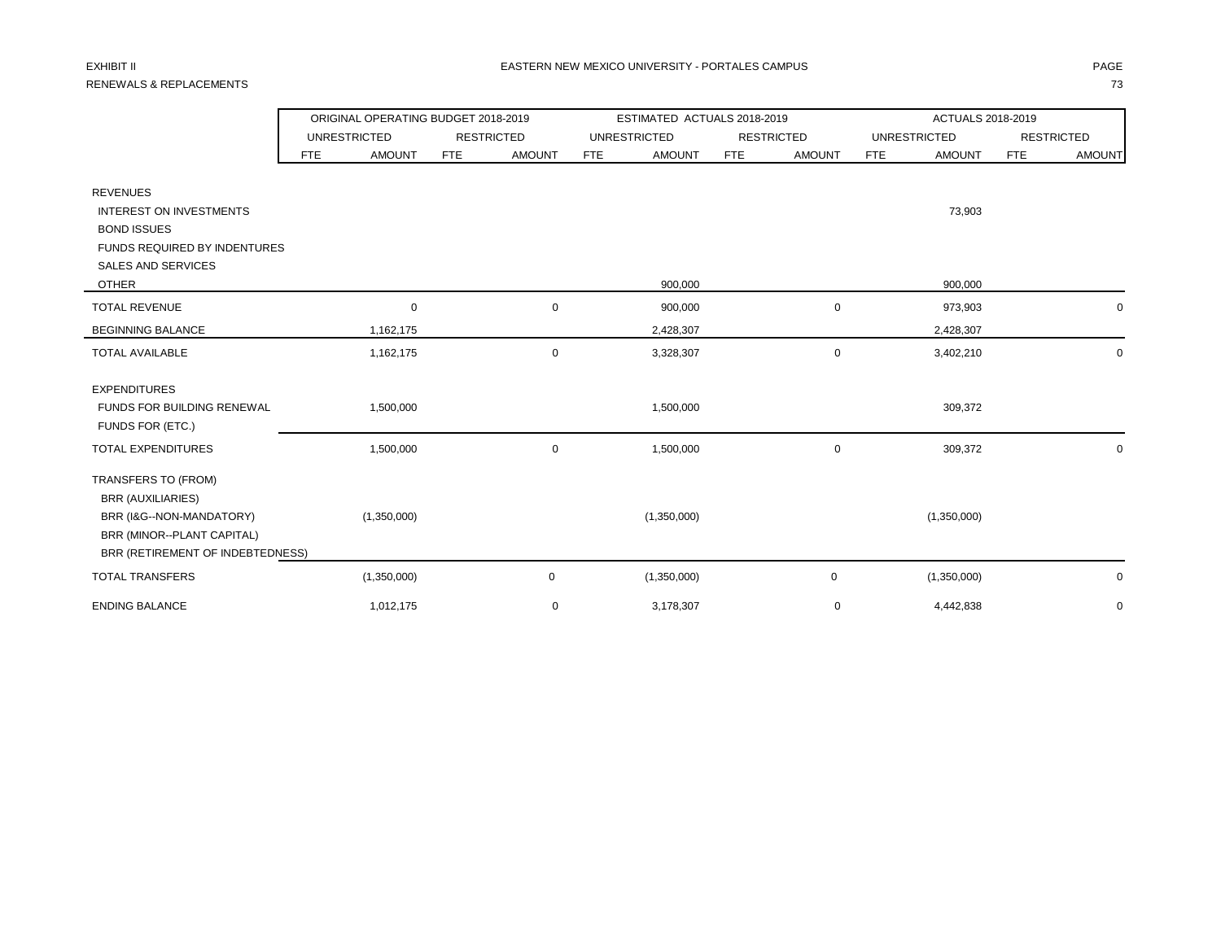EXHIBIT II

RENEWALS & REPLACEMENTS

EASTERN NEW MEXICO UNIVERSITY - PORTALES CAMPUS

| | ORIGINAL OPERATING BUDGET 2018-2019 | | | | ESTIMATED ACTUALS 2018-2019 | | | | ACTUALS 2018-2019 | | | |
|---|---|---|---|---|---|---|---|---|---|---|---|---|
| | UNRESTRICTED | | RESTRICTED | | UNRESTRICTED | | RESTRICTED | | UNRESTRICTED | | RESTRICTED | |
| | FTE | AMOUNT | FTE | AMOUNT | FTE | AMOUNT | FTE | AMOUNT | FTE | AMOUNT | FTE | AMOUNT |
| REVENUES | | | | | | | | | | | | |
| INTEREST ON INVESTMENTS | | | | | | | | | | 73,903 | | |
| BOND ISSUES | | | | | | | | | | | | |
| FUNDS REQUIRED BY INDENTURES | | | | | | | | | | | | |
| SALES AND SERVICES | | | | | | | | | | | | |
| OTHER | | | | | | 900,000 | | | | 900,000 | | |
| TOTAL REVENUE | | 0 | | 0 | | 900,000 | | 0 | | 973,903 | | 0 |
| BEGINNING BALANCE | | 1,162,175 | | | | 2,428,307 | | | | 2,428,307 | | |
| TOTAL AVAILABLE | | 1,162,175 | | 0 | | 3,328,307 | | 0 | | 3,402,210 | | 0 |
| EXPENDITURES | | | | | | | | | | | | |
| FUNDS FOR BUILDING RENEWAL | | 1,500,000 | | | | 1,500,000 | | | | 309,372 | | |
| FUNDS FOR (ETC.) | | | | | | | | | | | | |
| TOTAL EXPENDITURES | | 1,500,000 | | 0 | | 1,500,000 | | 0 | | 309,372 | | 0 |
| TRANSFERS TO (FROM) | | | | | | | | | | | | |
| BRR (AUXILIARIES) | | | | | | | | | | | | |
| BRR (I&G--NON-MANDATORY) | | (1,350,000) | | | | (1,350,000) | | | | (1,350,000) | | |
| BRR (MINOR--PLANT CAPITAL) | | | | | | | | | | | | |
| BRR (RETIREMENT OF INDEBTEDNESS) | | | | | | | | | | | | |
| TOTAL TRANSFERS | | (1,350,000) | | 0 | | (1,350,000) | | 0 | | (1,350,000) | | 0 |
| ENDING BALANCE | | 1,012,175 | | 0 | | 3,178,307 | | 0 | | 4,442,838 | | 0 |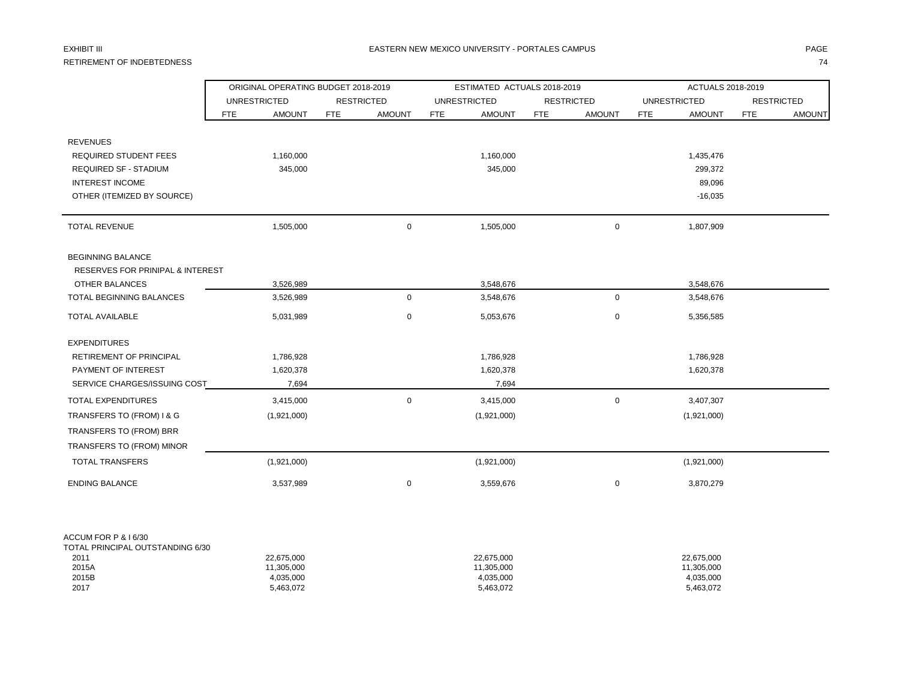EXHIBIT III

EASTERN NEW MEXICO UNIVERSITY - PORTALES CAMPUS

RETIREMENT OF INDEBTEDNESS

| | ORIGINAL OPERATING BUDGET 2018-2019 | | | | ESTIMATED ACTUALS 2018-2019 | | | | ACTUALS 2018-2019 | | | |
|---|---|---|---|---|---|---|---|---|---|---|---|---|
| | UNRESTRICTED | | RESTRICTED | | UNRESTRICTED | | RESTRICTED | | UNRESTRICTED | | RESTRICTED | |
| | FTE | AMOUNT | FTE | AMOUNT | FTE | AMOUNT | FTE | AMOUNT | FTE | AMOUNT | FTE | AMOUNT |
| REVENUES | | | | | | | | | | | | |
| REQUIRED STUDENT FEES | | 1,160,000 | | | | 1,160,000 | | | | 1,435,476 | | |
| REQUIRED SF - STADIUM | | 345,000 | | | | 345,000 | | | | 299,372 | | |
| INTEREST INCOME | | | | | | | | | | 89,096 | | |
| OTHER (ITEMIZED BY SOURCE) | | | | | | | | | | -16,035 | | |
| TOTAL REVENUE | | 1,505,000 | | 0 | | 1,505,000 | | 0 | | 1,807,909 | | |
| BEGINNING BALANCE | | | | | | | | | | | | |
| RESERVES FOR PRINIPAL & INTEREST | | | | | | | | | | | | |
| OTHER BALANCES | | 3,526,989 | | | | 3,548,676 | | | | 3,548,676 | | |
| TOTAL BEGINNING BALANCES | | 3,526,989 | | 0 | | 3,548,676 | | 0 | | 3,548,676 | | |
| TOTAL AVAILABLE | | 5,031,989 | | 0 | | 5,053,676 | | 0 | | 5,356,585 | | |
| EXPENDITURES | | | | | | | | | | | | |
| RETIREMENT OF PRINCIPAL | | 1,786,928 | | | | 1,786,928 | | | | 1,786,928 | | |
| PAYMENT OF INTEREST | | 1,620,378 | | | | 1,620,378 | | | | 1,620,378 | | |
| SERVICE CHARGES/ISSUING COST | | 7,694 | | | | 7,694 | | | | | | |
| TOTAL EXPENDITURES | | 3,415,000 | | 0 | | 3,415,000 | | 0 | | 3,407,307 | | |
| TRANSFERS TO (FROM) I & G | | (1,921,000) | | | | (1,921,000) | | | | (1,921,000) | | |
| TRANSFERS TO (FROM) BRR | | | | | | | | | | | | |
| TRANSFERS TO (FROM) MINOR | | | | | | | | | | | | |
| TOTAL TRANSFERS | | (1,921,000) | | | | (1,921,000) | | | | (1,921,000) | | |
| ENDING BALANCE | | 3,537,989 | | 0 | | 3,559,676 | | 0 | | 3,870,279 | | |
| ACCUM FOR P & I 6/30 | | | | | | | | | | | | |
| TOTAL PRINCIPAL OUTSTANDING 6/30 | | | | | | | | | | | | |
| 2011 | | 22,675,000 | | | | 22,675,000 | | | | 22,675,000 | | |
| 2015A | | 11,305,000 | | | | 11,305,000 | | | | 11,305,000 | | |
| 2015B | | 4,035,000 | | | | 4,035,000 | | | | 4,035,000 | | |
| 2017 | | 5,463,072 | | | | 5,463,072 | | | | 5,463,072 | | |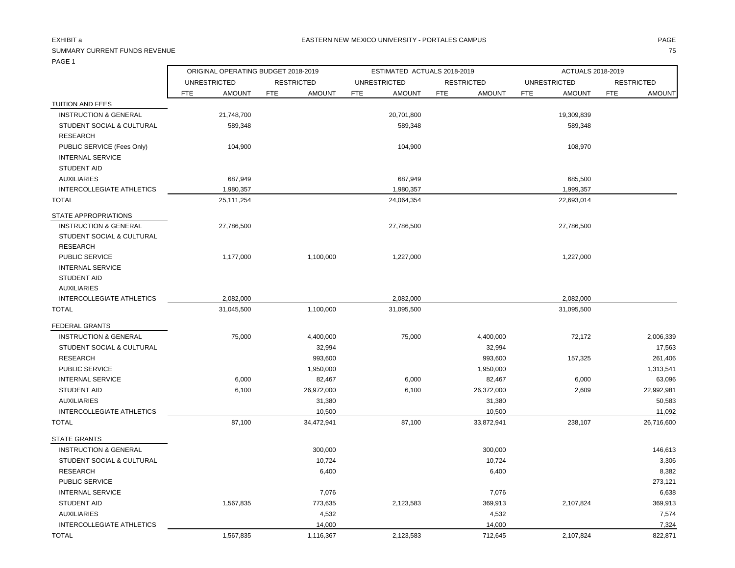EXHIBIT a

SUMMARY CURRENT FUNDS REVENUE

PAGE 1

EASTERN NEW MEXICO UNIVERSITY - PORTALES CAMPUS

| | ORIGINAL OPERATING BUDGET 2018-2019 | | | | ESTIMATED ACTUALS 2018-2019 | | | | ACTUALS 2018-2019 | | | |
|---|---|---|---|---|---|---|---|---|---|---|---|---|
| | UNRESTRICTED | | RESTRICTED | | UNRESTRICTED | | RESTRICTED | | UNRESTRICTED | | RESTRICTED | |
| | FTE | AMOUNT | FTE | AMOUNT | FTE | AMOUNT | FTE | AMOUNT | FTE | AMOUNT | FTE | AMOUNT |
| TUITION AND FEES | | | | | | | | | | | | |
| INSTRUCTION & GENERAL | | 21,748,700 | | | | 20,701,800 | | | | 19,309,839 | | |
| STUDENT SOCIAL & CULTURAL | | 589,348 | | | | 589,348 | | | | 589,348 | | |
| RESEARCH | | | | | | | | | | | | |
| PUBLIC SERVICE (Fees Only) | | 104,900 | | | | 104,900 | | | | 108,970 | | |
| INTERNAL SERVICE | | | | | | | | | | | | |
| STUDENT AID | | | | | | | | | | | | |
| AUXILIARIES | | 687,949 | | | | 687,949 | | | | 685,500 | | |
| INTERCOLLEGIATE ATHLETICS | | 1,980,357 | | | | 1,980,357 | | | | 1,999,357 | | |
| TOTAL | | 25,111,254 | | | | 24,064,354 | | | | 22,693,014 | | |
| STATE APPROPRIATIONS | | | | | | | | | | | | |
| INSTRUCTION & GENERAL | | 27,786,500 | | | | 27,786,500 | | | | 27,786,500 | | |
| STUDENT SOCIAL & CULTURAL | | | | | | | | | | | | |
| RESEARCH | | | | | | | | | | | | |
| PUBLIC SERVICE | | 1,177,000 | | 1,100,000 | | 1,227,000 | | | | 1,227,000 | | |
| INTERNAL SERVICE | | | | | | | | | | | | |
| STUDENT AID | | | | | | | | | | | | |
| AUXILIARIES | | | | | | | | | | | | |
| INTERCOLLEGIATE ATHLETICS | | 2,082,000 | | | | 2,082,000 | | | | 2,082,000 | | |
| TOTAL | | 31,045,500 | | 1,100,000 | | 31,095,500 | | | | 31,095,500 | | |
| FEDERAL GRANTS | | | | | | | | | | | | |
| INSTRUCTION & GENERAL | | 75,000 | | 4,400,000 | | 75,000 | | 4,400,000 | | 72,172 | | 2,006,339 |
| STUDENT SOCIAL & CULTURAL | | | | 32,994 | | | | 32,994 | | | | 17,563 |
| RESEARCH | | | | 993,600 | | | | 993,600 | | 157,325 | | 261,406 |
| PUBLIC SERVICE | | | | 1,950,000 | | | | 1,950,000 | | | | 1,313,541 |
| INTERNAL SERVICE | | 6,000 | | 82,467 | | 6,000 | | 82,467 | | 6,000 | | 63,096 |
| STUDENT AID | | 6,100 | | 26,972,000 | | 6,100 | | 26,372,000 | | 2,609 | | 22,992,981 |
| AUXILIARIES | | | | 31,380 | | | | 31,380 | | | | 50,583 |
| INTERCOLLEGIATE ATHLETICS | | | | 10,500 | | | | 10,500 | | | | 11,092 |
| TOTAL | | 87,100 | | 34,472,941 | | 87,100 | | 33,872,941 | | 238,107 | | 26,716,600 |
| STATE GRANTS | | | | | | | | | | | | |
| INSTRUCTION & GENERAL | | | | 300,000 | | | | 300,000 | | | | 146,613 |
| STUDENT SOCIAL & CULTURAL | | | | 10,724 | | | | 10,724 | | | | 3,306 |
| RESEARCH | | | | 6,400 | | | | 6,400 | | | | 8,382 |
| PUBLIC SERVICE | | | | | | | | | | | | 273,121 |
| INTERNAL SERVICE | | | | 7,076 | | | | 7,076 | | | | 6,638 |
| STUDENT AID | | 1,567,835 | | 773,635 | | 2,123,583 | | 369,913 | | 2,107,824 | | 369,913 |
| AUXILIARIES | | | | 4,532 | | | | 4,532 | | | | 7,574 |
| INTERCOLLEGIATE ATHLETICS | | | | 14,000 | | | | 14,000 | | | | 7,324 |
| TOTAL | | 1,567,835 | | 1,116,367 | | 2,123,583 | | 712,645 | | 2,107,824 | | 822,871 |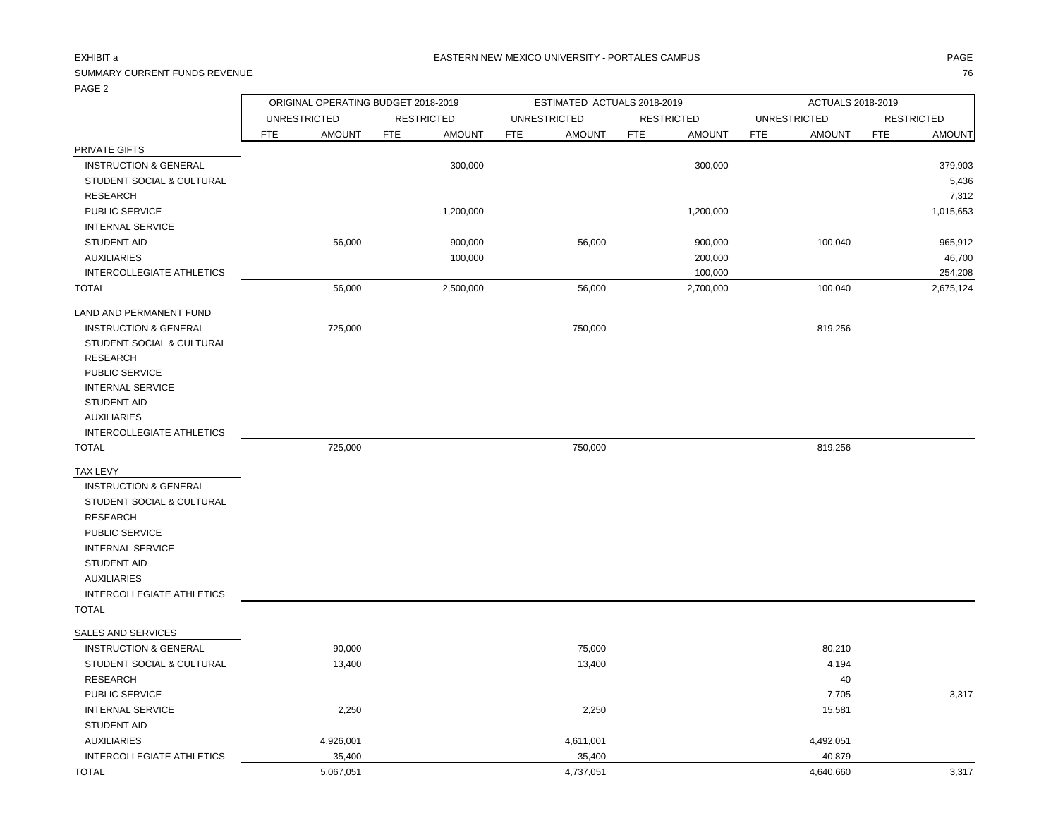EXHIBIT a

SUMMARY CURRENT FUNDS REVENUE

PAGE 2

EASTERN NEW MEXICO UNIVERSITY - PORTALES CAMPUS

| | ORIGINAL OPERATING BUDGET 2018-2019 | | | | ESTIMATED ACTUALS 2018-2019 | | | | ACTUALS 2018-2019 | | | |
|---|---|---|---|---|---|---|---|---|---|---|---|---|
| | UNRESTRICTED | | RESTRICTED | | UNRESTRICTED | | RESTRICTED | | UNRESTRICTED | | RESTRICTED | |
| | FTE | AMOUNT | FTE | AMOUNT | FTE | AMOUNT | FTE | AMOUNT | FTE | AMOUNT | FTE | AMOUNT |
| PRIVATE GIFTS | | | | | | | | | | | | |
| INSTRUCTION & GENERAL | | | | 300,000 | | | | 300,000 | | | | 379,903 |
| STUDENT SOCIAL & CULTURAL | | | | | | | | | | | | 5,436 |
| RESEARCH | | | | | | | | | | | | 7,312 |
| PUBLIC SERVICE | | | | 1,200,000 | | | | 1,200,000 | | | | 1,015,653 |
| INTERNAL SERVICE | | | | | | | | | | | | |
| STUDENT AID | | 56,000 | | 900,000 | | 56,000 | | 900,000 | | 100,040 | | 965,912 |
| AUXILIARIES | | | | 100,000 | | | | 200,000 | | | | 46,700 |
| INTERCOLLEGIATE ATHLETICS | | | | | | | | 100,000 | | | | 254,208 |
| TOTAL | | 56,000 | | 2,500,000 | | 56,000 | | 2,700,000 | | 100,040 | | 2,675,124 |
| LAND AND PERMANENT FUND | | | | | | | | | | | | |
| INSTRUCTION & GENERAL | | 725,000 | | | | 750,000 | | | | 819,256 | | |
| STUDENT SOCIAL & CULTURAL | | | | | | | | | | | | |
| RESEARCH | | | | | | | | | | | | |
| PUBLIC SERVICE | | | | | | | | | | | | |
| INTERNAL SERVICE | | | | | | | | | | | | |
| STUDENT AID | | | | | | | | | | | | |
| AUXILIARIES | | | | | | | | | | | | |
| INTERCOLLEGIATE ATHLETICS | | | | | | | | | | | | |
| TOTAL | | 725,000 | | | | 750,000 | | | | 819,256 | | |
| TAX LEVY | | | | | | | | | | | | |
| INSTRUCTION & GENERAL | | | | | | | | | | | | |
| STUDENT SOCIAL & CULTURAL | | | | | | | | | | | | |
| RESEARCH | | | | | | | | | | | | |
| PUBLIC SERVICE | | | | | | | | | | | | |
| INTERNAL SERVICE | | | | | | | | | | | | |
| STUDENT AID | | | | | | | | | | | | |
| AUXILIARIES | | | | | | | | | | | | |
| INTERCOLLEGIATE ATHLETICS | | | | | | | | | | | | |
| TOTAL | | | | | | | | | | | | |
| SALES AND SERVICES | | | | | | | | | | | | |
| INSTRUCTION & GENERAL | | 90,000 | | | | 75,000 | | | | 80,210 | | |
| STUDENT SOCIAL & CULTURAL | | 13,400 | | | | 13,400 | | | | 4,194 | | |
| RESEARCH | | | | | | | | | | 40 | | |
| PUBLIC SERVICE | | | | | | | | | | 7,705 | | 3,317 |
| INTERNAL SERVICE | | 2,250 | | | | 2,250 | | | | 15,581 | | |
| STUDENT AID | | | | | | | | | | | | |
| AUXILIARIES | | 4,926,001 | | | | 4,611,001 | | | | 4,492,051 | | |
| INTERCOLLEGIATE ATHLETICS | | 35,400 | | | | 35,400 | | | | 40,879 | | |
| TOTAL | | 5,067,051 | | | | 4,737,051 | | | | 4,640,660 | | 3,317 |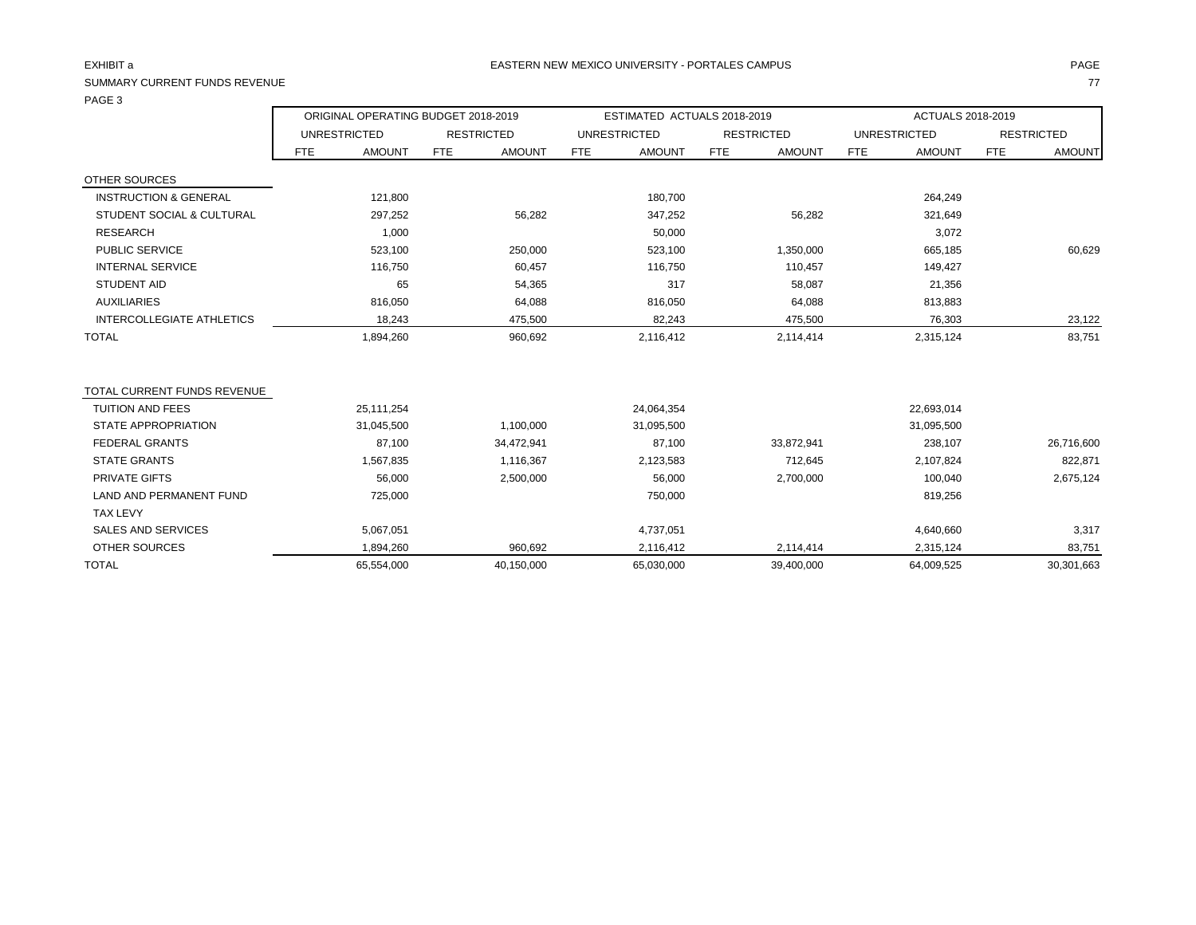EXHIBIT a

SUMMARY CURRENT FUNDS REVENUE

PAGE 3

EASTERN NEW MEXICO UNIVERSITY - PORTALES CAMPUS

| | ORIGINAL OPERATING BUDGET 2018-2019 | | | | ESTIMATED ACTUALS 2018-2019 | | | | ACTUALS 2018-2019 | | | |
|---|---|---|---|---|---|---|---|---|---|---|---|---|
| | UNRESTRICTED | | RESTRICTED | | UNRESTRICTED | | RESTRICTED | | UNRESTRICTED | | RESTRICTED | |
| | FTE | AMOUNT | FTE | AMOUNT | FTE | AMOUNT | FTE | AMOUNT | FTE | AMOUNT | FTE | AMOUNT |
| OTHER SOURCES | | | | | | | | | | | | |
| INSTRUCTION & GENERAL | | 121,800 | | | | 180,700 | | | | 264,249 | | |
| STUDENT SOCIAL & CULTURAL | | 297,252 | | 56,282 | | 347,252 | | 56,282 | | 321,649 | | |
| RESEARCH | | 1,000 | | | | 50,000 | | | | 3,072 | | |
| PUBLIC SERVICE | | 523,100 | | 250,000 | | 523,100 | | 1,350,000 | | 665,185 | | 60,629 |
| INTERNAL SERVICE | | 116,750 | | 60,457 | | 116,750 | | 110,457 | | 149,427 | | |
| STUDENT AID | | 65 | | 54,365 | | 317 | | 58,087 | | 21,356 | | |
| AUXILIARIES | | 816,050 | | 64,088 | | 816,050 | | 64,088 | | 813,883 | | |
| INTERCOLLEGIATE ATHLETICS | | 18,243 | | 475,500 | | 82,243 | | 475,500 | | 76,303 | | 23,122 |
| TOTAL | | 1,894,260 | | 960,692 | | 2,116,412 | | 2,114,414 | | 2,315,124 | | 83,751 |
| | | | | | | | | | | | | |
| TOTAL CURRENT FUNDS REVENUE | | | | | | | | | | | | |
| TUITION AND FEES | | 25,111,254 | | | | 24,064,354 | | | | 22,693,014 | | |
| STATE APPROPRIATION | | 31,045,500 | | 1,100,000 | | 31,095,500 | | | | 31,095,500 | | |
| FEDERAL GRANTS | | 87,100 | | 34,472,941 | | 87,100 | | 33,872,941 | | 238,107 | | 26,716,600 |
| STATE GRANTS | | 1,567,835 | | 1,116,367 | | 2,123,583 | | 712,645 | | 2,107,824 | | 822,871 |
| PRIVATE GIFTS | | 56,000 | | 2,500,000 | | 56,000 | | 2,700,000 | | 100,040 | | 2,675,124 |
| LAND AND PERMANENT FUND | | 725,000 | | | | 750,000 | | | | 819,256 | | |
| TAX LEVY | | | | | | | | | | | | |
| SALES AND SERVICES | | 5,067,051 | | | | 4,737,051 | | | | 4,640,660 | | 3,317 |
| OTHER SOURCES | | 1,894,260 | | 960,692 | | 2,116,412 | | 2,114,414 | | 2,315,124 | | 83,751 |
| TOTAL | | 65,554,000 | | 40,150,000 | | 65,030,000 | | 39,400,000 | | 64,009,525 | | 30,301,663 |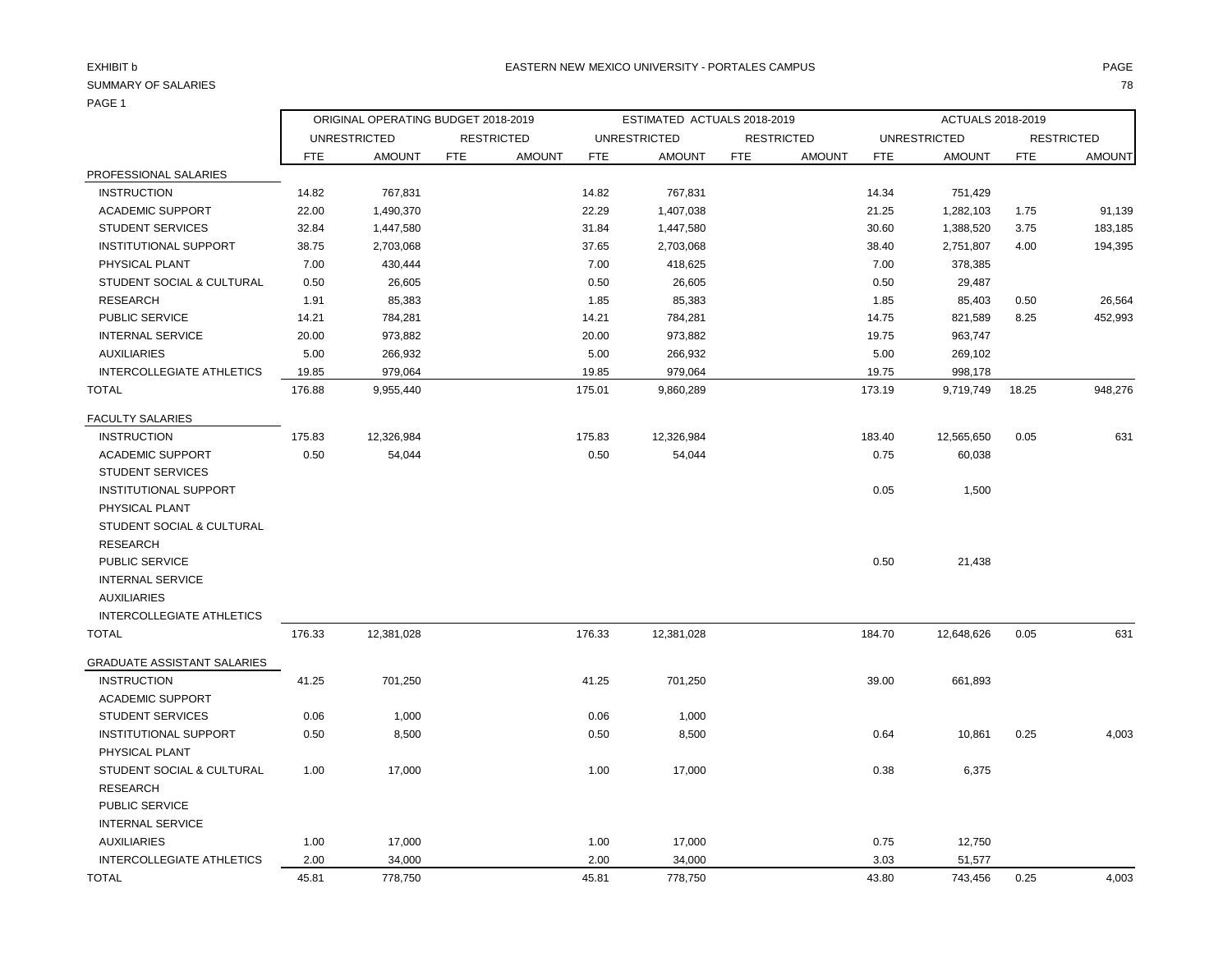EXHIBIT b

SUMMARY OF SALARIES

PAGE 1

EASTERN NEW MEXICO UNIVERSITY - PORTALES CAMPUS

| | ORIGINAL OPERATING BUDGET 2018-2019 | | | | ESTIMATED ACTUALS 2018-2019 | | | | ACTUALS 2018-2019 | | | |
|---|---|---|---|---|---|---|---|---|---|---|---|---|
| | UNRESTRICTED | | RESTRICTED | | UNRESTRICTED | | RESTRICTED | | UNRESTRICTED | | RESTRICTED | |
| | FTE | AMOUNT | FTE | AMOUNT | FTE | AMOUNT | FTE | AMOUNT | FTE | AMOUNT | FTE | AMOUNT |
| PROFESSIONAL SALARIES | | | | | | | | | | | | |
| INSTRUCTION | 14.82 | 767,831 | | | 14.82 | 767,831 | | | 14.34 | 751,429 | | |
| ACADEMIC SUPPORT | 22.00 | 1,490,370 | | | 22.29 | 1,407,038 | | | 21.25 | 1,282,103 | 1.75 | 91,139 |
| STUDENT SERVICES | 32.84 | 1,447,580 | | | 31.84 | 1,447,580 | | | 30.60 | 1,388,520 | 3.75 | 183,185 |
| INSTITUTIONAL SUPPORT | 38.75 | 2,703,068 | | | 37.65 | 2,703,068 | | | 38.40 | 2,751,807 | 4.00 | 194,395 |
| PHYSICAL PLANT | 7.00 | 430,444 | | | 7.00 | 418,625 | | | 7.00 | 378,385 | | |
| STUDENT SOCIAL & CULTURAL | 0.50 | 26,605 | | | 0.50 | 26,605 | | | 0.50 | 29,487 | | |
| RESEARCH | 1.91 | 85,383 | | | 1.85 | 85,383 | | | 1.85 | 85,403 | 0.50 | 26,564 |
| PUBLIC SERVICE | 14.21 | 784,281 | | | 14.21 | 784,281 | | | 14.75 | 821,589 | 8.25 | 452,993 |
| INTERNAL SERVICE | 20.00 | 973,882 | | | 20.00 | 973,882 | | | 19.75 | 963,747 | | |
| AUXILIARIES | 5.00 | 266,932 | | | 5.00 | 266,932 | | | 5.00 | 269,102 | | |
| INTERCOLLEGIATE ATHLETICS | 19.85 | 979,064 | | | 19.85 | 979,064 | | | 19.75 | 998,178 | | |
| TOTAL | 176.88 | 9,955,440 | | | 175.01 | 9,860,289 | | | 173.19 | 9,719,749 | 18.25 | 948,276 |
| FACULTY SALARIES | | | | | | | | | | | | |
| INSTRUCTION | 175.83 | 12,326,984 | | | 175.83 | 12,326,984 | | | 183.40 | 12,565,650 | 0.05 | 631 |
| ACADEMIC SUPPORT | 0.50 | 54,044 | | | 0.50 | 54,044 | | | 0.75 | 60,038 | | |
| STUDENT SERVICES | | | | | | | | | | | | |
| INSTITUTIONAL SUPPORT | | | | | | | | | 0.05 | 1,500 | | |
| PHYSICAL PLANT | | | | | | | | | | | | |
| STUDENT SOCIAL & CULTURAL | | | | | | | | | | | | |
| RESEARCH | | | | | | | | | | | | |
| PUBLIC SERVICE | | | | | | | | | 0.50 | 21,438 | | |
| INTERNAL SERVICE | | | | | | | | | | | | |
| AUXILIARIES | | | | | | | | | | | | |
| INTERCOLLEGIATE ATHLETICS | | | | | | | | | | | | |
| TOTAL | 176.33 | 12,381,028 | | | 176.33 | 12,381,028 | | | 184.70 | 12,648,626 | 0.05 | 631 |
| GRADUATE ASSISTANT SALARIES | | | | | | | | | | | | |
| INSTRUCTION | 41.25 | 701,250 | | | 41.25 | 701,250 | | | 39.00 | 661,893 | | |
| ACADEMIC SUPPORT | | | | | | | | | | | | |
| STUDENT SERVICES | 0.06 | 1,000 | | | 0.06 | 1,000 | | | | | | |
| INSTITUTIONAL SUPPORT | 0.50 | 8,500 | | | 0.50 | 8,500 | | | 0.64 | 10,861 | 0.25 | 4,003 |
| PHYSICAL PLANT | | | | | | | | | | | | |
| STUDENT SOCIAL & CULTURAL | 1.00 | 17,000 | | | 1.00 | 17,000 | | | 0.38 | 6,375 | | |
| RESEARCH | | | | | | | | | | | | |
| PUBLIC SERVICE | | | | | | | | | | | | |
| INTERNAL SERVICE | | | | | | | | | | | | |
| AUXILIARIES | 1.00 | 17,000 | | | 1.00 | 17,000 | | | 0.75 | 12,750 | | |
| INTERCOLLEGIATE ATHLETICS | 2.00 | 34,000 | | | 2.00 | 34,000 | | | 3.03 | 51,577 | | |
| TOTAL | 45.81 | 778,750 | | | 45.81 | 778,750 | | | 43.80 | 743,456 | 0.25 | 4,003 |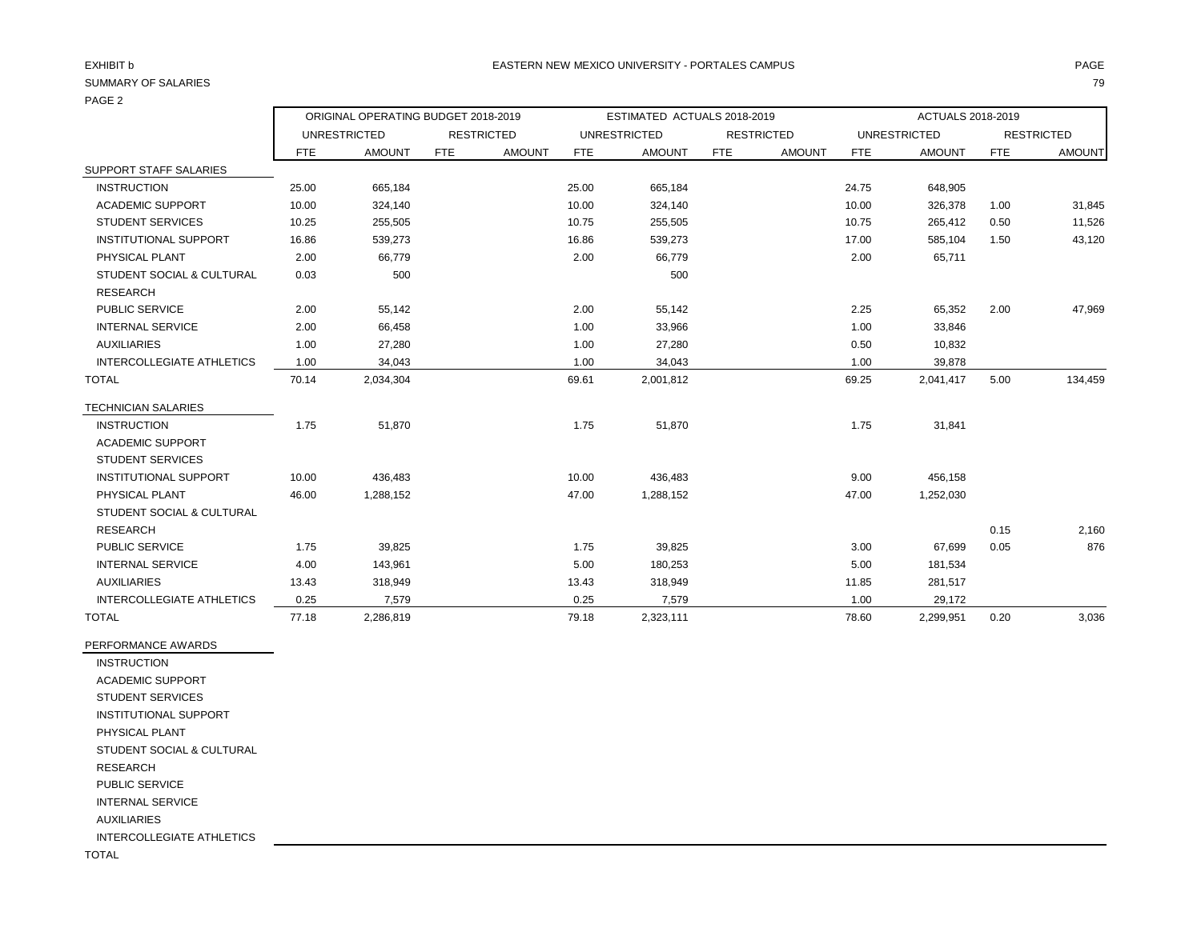EXHIBIT b

EASTERN NEW MEXICO UNIVERSITY - PORTALES CAMPUS

SUMMARY OF SALARIES

PAGE 2

| | ORIGINAL OPERATING BUDGET 2018-2019 | | | | ESTIMATED ACTUALS 2018-2019 | | | | ACTUALS 2018-2019 | | | |
|---|---|---|---|---|---|---|---|---|---|---|---|---|
| | UNRESTRICTED | | RESTRICTED | | UNRESTRICTED | | RESTRICTED | | UNRESTRICTED | | RESTRICTED | |
| | FTE | AMOUNT | FTE | AMOUNT | FTE | AMOUNT | FTE | AMOUNT | FTE | AMOUNT | FTE | AMOUNT |
| SUPPORT STAFF SALARIES | | | | | | | | | | | | |
| INSTRUCTION | 25.00 | 665,184 | | | 25.00 | 665,184 | | | 24.75 | 648,905 | | |
| ACADEMIC SUPPORT | 10.00 | 324,140 | | | 10.00 | 324,140 | | | 10.00 | 326,378 | 1.00 | 31,845 |
| STUDENT SERVICES | 10.25 | 255,505 | | | 10.75 | 255,505 | | | 10.75 | 265,412 | 0.50 | 11,526 |
| INSTITUTIONAL SUPPORT | 16.86 | 539,273 | | | 16.86 | 539,273 | | | 17.00 | 585,104 | 1.50 | 43,120 |
| PHYSICAL PLANT | 2.00 | 66,779 | | | 2.00 | 66,779 | | | 2.00 | 65,711 | | |
| STUDENT SOCIAL & CULTURAL | 0.03 | 500 | | | | 500 | | | | | | |
| RESEARCH | | | | | | | | | | | | |
| PUBLIC SERVICE | 2.00 | 55,142 | | | 2.00 | 55,142 | | | 2.25 | 65,352 | 2.00 | 47,969 |
| INTERNAL SERVICE | 2.00 | 66,458 | | | 1.00 | 33,966 | | | 1.00 | 33,846 | | |
| AUXILIARIES | 1.00 | 27,280 | | | 1.00 | 27,280 | | | 0.50 | 10,832 | | |
| INTERCOLLEGIATE ATHLETICS | 1.00 | 34,043 | | | 1.00 | 34,043 | | | 1.00 | 39,878 | | |
| TOTAL | 70.14 | 2,034,304 | | | 69.61 | 2,001,812 | | | 69.25 | 2,041,417 | 5.00 | 134,459 |
| TECHNICIAN SALARIES | | | | | | | | | | | | |
| INSTRUCTION | 1.75 | 51,870 | | | 1.75 | 51,870 | | | 1.75 | 31,841 | | |
| ACADEMIC SUPPORT | | | | | | | | | | | | |
| STUDENT SERVICES | | | | | | | | | | | | |
| INSTITUTIONAL SUPPORT | 10.00 | 436,483 | | | 10.00 | 436,483 | | | 9.00 | 456,158 | | |
| PHYSICAL PLANT | 46.00 | 1,288,152 | | | 47.00 | 1,288,152 | | | 47.00 | 1,252,030 | | |
| STUDENT SOCIAL & CULTURAL | | | | | | | | | | | | |
| RESEARCH | | | | | | | | | | | 0.15 | 2,160 |
| PUBLIC SERVICE | 1.75 | 39,825 | | | 1.75 | 39,825 | | | 3.00 | 67,699 | 0.05 | 876 |
| INTERNAL SERVICE | 4.00 | 143,961 | | | 5.00 | 180,253 | | | 5.00 | 181,534 | | |
| AUXILIARIES | 13.43 | 318,949 | | | 13.43 | 318,949 | | | 11.85 | 281,517 | | |
| INTERCOLLEGIATE ATHLETICS | 0.25 | 7,579 | | | 0.25 | 7,579 | | | 1.00 | 29,172 | | |
| TOTAL | 77.18 | 2,286,819 | | | 79.18 | 2,323,111 | | | 78.60 | 2,299,951 | 0.20 | 3,036 |
| PERFORMANCE AWARDS | | | | | | | | | | | | |
| INSTRUCTION | | | | | | | | | | | | |
| ACADEMIC SUPPORT | | | | | | | | | | | | |
| STUDENT SERVICES | | | | | | | | | | | | |
| INSTITUTIONAL SUPPORT | | | | | | | | | | | | |
| PHYSICAL PLANT | | | | | | | | | | | | |
| STUDENT SOCIAL & CULTURAL | | | | | | | | | | | | |
| RESEARCH | | | | | | | | | | | | |
| PUBLIC SERVICE | | | | | | | | | | | | |
| INTERNAL SERVICE | | | | | | | | | | | | |
| AUXILIARIES | | | | | | | | | | | | |
| INTERCOLLEGIATE ATHLETICS | | | | | | | | | | | | |
| TOTAL | | | | | | | | | | | | |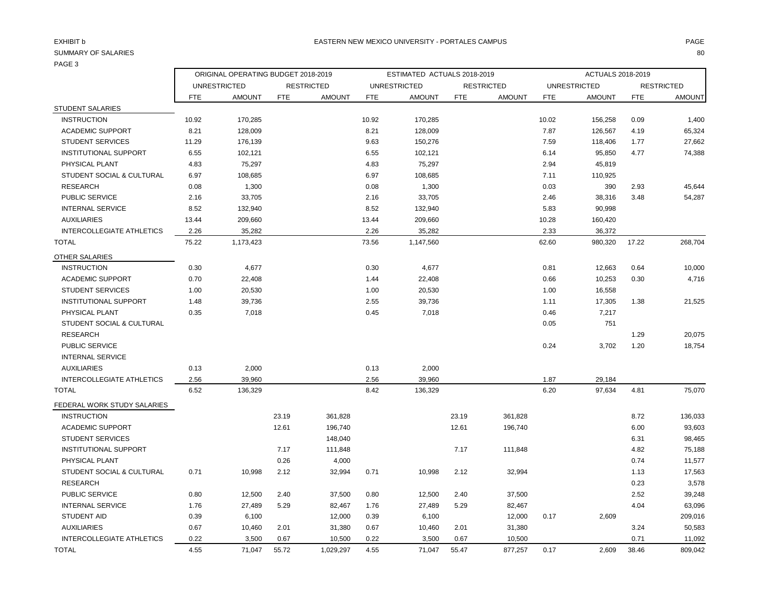EXHIBIT b

SUMMARY OF SALARIES

PAGE 3

EASTERN NEW MEXICO UNIVERSITY - PORTALES CAMPUS

| | ORIGINAL OPERATING BUDGET 2018-2019 | | | | ESTIMATED ACTUALS 2018-2019 | | | | ACTUALS 2018-2019 | | | |
|---|---|---|---|---|---|---|---|---|---|---|---|---|
| | UNRESTRICTED | | RESTRICTED | | UNRESTRICTED | | RESTRICTED | | UNRESTRICTED | | RESTRICTED | |
| | FTE | AMOUNT | FTE | AMOUNT | FTE | AMOUNT | FTE | AMOUNT | FTE | AMOUNT | FTE | AMOUNT |
| STUDENT SALARIES | | | | | | | | | | | | |
| INSTRUCTION | 10.92 | 170,285 | | | 10.92 | 170,285 | | | 10.02 | 156,258 | 0.09 | 1,400 |
| ACADEMIC SUPPORT | 8.21 | 128,009 | | | 8.21 | 128,009 | | | 7.87 | 126,567 | 4.19 | 65,324 |
| STUDENT SERVICES | 11.29 | 176,139 | | | 9.63 | 150,276 | | | 7.59 | 118,406 | 1.77 | 27,662 |
| INSTITUTIONAL SUPPORT | 6.55 | 102,121 | | | 6.55 | 102,121 | | | 6.14 | 95,850 | 4.77 | 74,388 |
| PHYSICAL PLANT | 4.83 | 75,297 | | | 4.83 | 75,297 | | | 2.94 | 45,819 | | |
| STUDENT SOCIAL & CULTURAL | 6.97 | 108,685 | | | 6.97 | 108,685 | | | 7.11 | 110,925 | | |
| RESEARCH | 0.08 | 1,300 | | | 0.08 | 1,300 | | | 0.03 | 390 | 2.93 | 45,644 |
| PUBLIC SERVICE | 2.16 | 33,705 | | | 2.16 | 33,705 | | | 2.46 | 38,316 | 3.48 | 54,287 |
| INTERNAL SERVICE | 8.52 | 132,940 | | | 8.52 | 132,940 | | | 5.83 | 90,998 | | |
| AUXILIARIES | 13.44 | 209,660 | | | 13.44 | 209,660 | | | 10.28 | 160,420 | | |
| INTERCOLLEGIATE ATHLETICS | 2.26 | 35,282 | | | 2.26 | 35,282 | | | 2.33 | 36,372 | | |
| TOTAL | 75.22 | 1,173,423 | | | 73.56 | 1,147,560 | | | 62.60 | 980,320 | 17.22 | 268,704 |
| OTHER SALARIES | | | | | | | | | | | | |
| INSTRUCTION | 0.30 | 4,677 | | | 0.30 | 4,677 | | | 0.81 | 12,663 | 0.64 | 10,000 |
| ACADEMIC SUPPORT | 0.70 | 22,408 | | | 1.44 | 22,408 | | | 0.66 | 10,253 | 0.30 | 4,716 |
| STUDENT SERVICES | 1.00 | 20,530 | | | 1.00 | 20,530 | | | 1.00 | 16,558 | | |
| INSTITUTIONAL SUPPORT | 1.48 | 39,736 | | | 2.55 | 39,736 | | | 1.11 | 17,305 | 1.38 | 21,525 |
| PHYSICAL PLANT | 0.35 | 7,018 | | | 0.45 | 7,018 | | | 0.46 | 7,217 | | |
| STUDENT SOCIAL & CULTURAL | | | | | | | | | 0.05 | 751 | | |
| RESEARCH | | | | | | | | | | | 1.29 | 20,075 |
| PUBLIC SERVICE | | | | | | | | | 0.24 | 3,702 | 1.20 | 18,754 |
| INTERNAL SERVICE | | | | | | | | | | | | |
| AUXILIARIES | 0.13 | 2,000 | | | 0.13 | 2,000 | | | | | | |
| INTERCOLLEGIATE ATHLETICS | 2.56 | 39,960 | | | 2.56 | 39,960 | | | 1.87 | 29,184 | | |
| TOTAL | 6.52 | 136,329 | | | 8.42 | 136,329 | | | 6.20 | 97,634 | 4.81 | 75,070 |
| FEDERAL WORK STUDY SALARIES | | | | | | | | | | | | |
| INSTRUCTION | | | 23.19 | 361,828 | | | 23.19 | 361,828 | | | 8.72 | 136,033 |
| ACADEMIC SUPPORT | | | 12.61 | 196,740 | | | 12.61 | 196,740 | | | 6.00 | 93,603 |
| STUDENT SERVICES | | | | 148,040 | | | | | | | 6.31 | 98,465 |
| INSTITUTIONAL SUPPORT | | | 7.17 | 111,848 | | | 7.17 | 111,848 | | | 4.82 | 75,188 |
| PHYSICAL PLANT | | | 0.26 | 4,000 | | | | | | | 0.74 | 11,577 |
| STUDENT SOCIAL & CULTURAL | 0.71 | 10,998 | 2.12 | 32,994 | 0.71 | 10,998 | 2.12 | 32,994 | | | 1.13 | 17,563 |
| RESEARCH | | | | | | | | | | | 0.23 | 3,578 |
| PUBLIC SERVICE | 0.80 | 12,500 | 2.40 | 37,500 | 0.80 | 12,500 | 2.40 | 37,500 | | | 2.52 | 39,248 |
| INTERNAL SERVICE | 1.76 | 27,489 | 5.29 | 82,467 | 1.76 | 27,489 | 5.29 | 82,467 | | | 4.04 | 63,096 |
| STUDENT AID | 0.39 | 6,100 | | 12,000 | 0.39 | 6,100 | | 12,000 | 0.17 | 2,609 | | 209,016 |
| AUXILIARIES | 0.67 | 10,460 | 2.01 | 31,380 | 0.67 | 10,460 | 2.01 | 31,380 | | | 3.24 | 50,583 |
| INTERCOLLEGIATE ATHLETICS | 0.22 | 3,500 | 0.67 | 10,500 | 0.22 | 3,500 | 0.67 | 10,500 | | | 0.71 | 11,092 |
| TOTAL | 4.55 | 71,047 | 55.72 | 1,029,297 | 4.55 | 71,047 | 55.47 | 877,257 | 0.17 | 2,609 | 38.46 | 809,042 |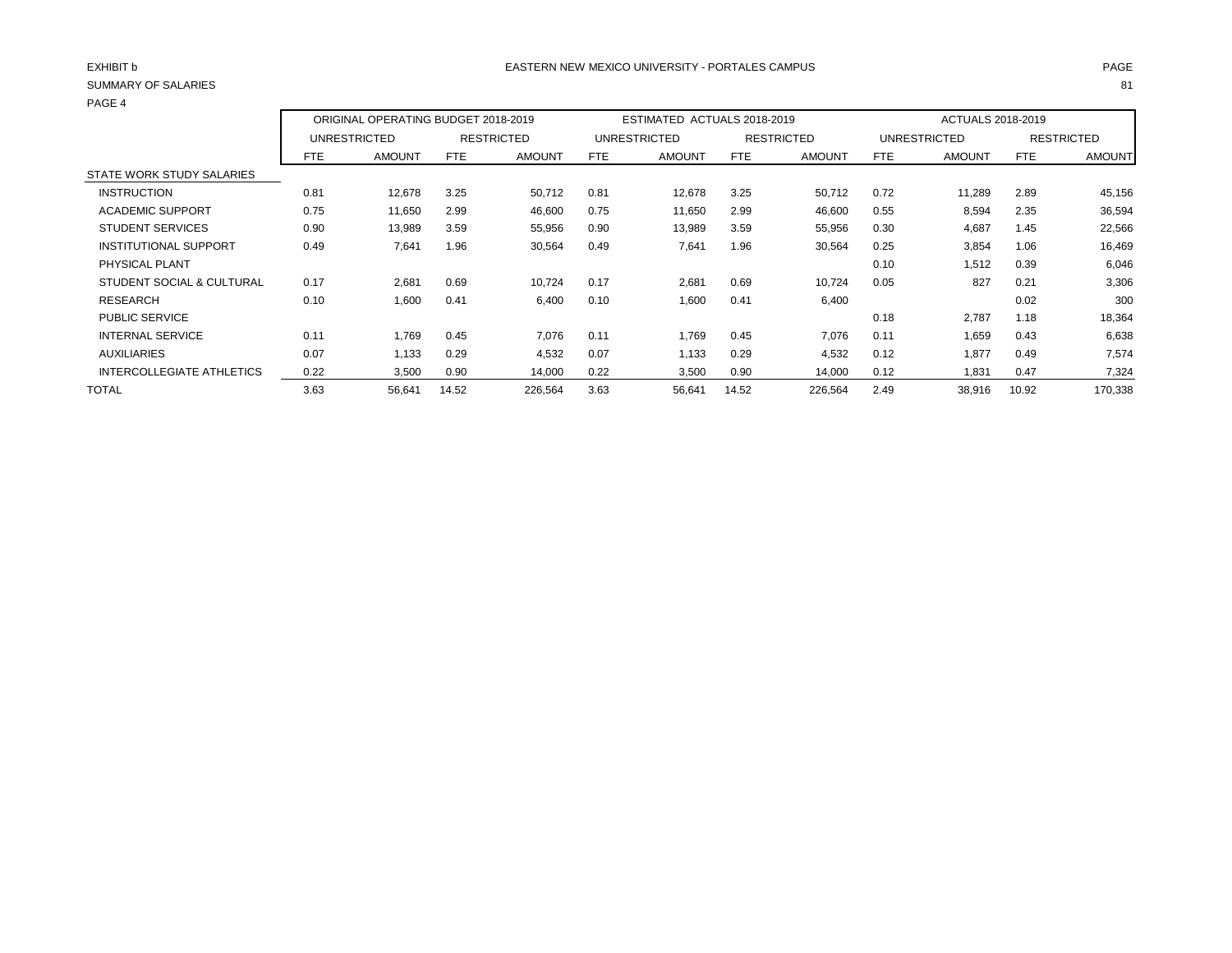EXHIBIT b

EASTERN NEW MEXICO UNIVERSITY - PORTALES CAMPUS

SUMMARY OF SALARIES

PAGE 4

| | ORIGINAL OPERATING BUDGET 2018-2019 | | | | ESTIMATED ACTUALS 2018-2019 | | | | ACTUALS 2018-2019 | | | |
|---|---|---|---|---|---|---|---|---|---|---|---|---|
| | UNRESTRICTED | | RESTRICTED | | UNRESTRICTED | | RESTRICTED | | UNRESTRICTED | | RESTRICTED | |
| | FTE | AMOUNT | FTE | AMOUNT | FTE | AMOUNT | FTE | AMOUNT | FTE | AMOUNT | FTE | AMOUNT |
| STATE WORK STUDY SALARIES | | | | | | | | | | | | |
| INSTRUCTION | 0.81 | 12,678 | 3.25 | 50,712 | 0.81 | 12,678 | 3.25 | 50,712 | 0.72 | 11,289 | 2.89 | 45,156 |
| ACADEMIC SUPPORT | 0.75 | 11,650 | 2.99 | 46,600 | 0.75 | 11,650 | 2.99 | 46,600 | 0.55 | 8,594 | 2.35 | 36,594 |
| STUDENT SERVICES | 0.90 | 13,989 | 3.59 | 55,956 | 0.90 | 13,989 | 3.59 | 55,956 | 0.30 | 4,687 | 1.45 | 22,566 |
| INSTITUTIONAL SUPPORT | 0.49 | 7,641 | 1.96 | 30,564 | 0.49 | 7,641 | 1.96 | 30,564 | 0.25 | 3,854 | 1.06 | 16,469 |
| PHYSICAL PLANT | | | | | | | | | 0.10 | 1,512 | 0.39 | 6,046 |
| STUDENT SOCIAL & CULTURAL | 0.17 | 2,681 | 0.69 | 10,724 | 0.17 | 2,681 | 0.69 | 10,724 | 0.05 | 827 | 0.21 | 3,306 |
| RESEARCH | 0.10 | 1,600 | 0.41 | 6,400 | 0.10 | 1,600 | 0.41 | 6,400 | | | 0.02 | 300 |
| PUBLIC SERVICE | | | | | | | | | 0.18 | 2,787 | 1.18 | 18,364 |
| INTERNAL SERVICE | 0.11 | 1,769 | 0.45 | 7,076 | 0.11 | 1,769 | 0.45 | 7,076 | 0.11 | 1,659 | 0.43 | 6,638 |
| AUXILIARIES | 0.07 | 1,133 | 0.29 | 4,532 | 0.07 | 1,133 | 0.29 | 4,532 | 0.12 | 1,877 | 0.49 | 7,574 |
| INTERCOLLEGIATE ATHLETICS | 0.22 | 3,500 | 0.90 | 14,000 | 0.22 | 3,500 | 0.90 | 14,000 | 0.12 | 1,831 | 0.47 | 7,324 |
| TOTAL | 3.63 | 56,641 | 14.52 | 226,564 | 3.63 | 56,641 | 14.52 | 226,564 | 2.49 | 38,916 | 10.92 | 170,338 |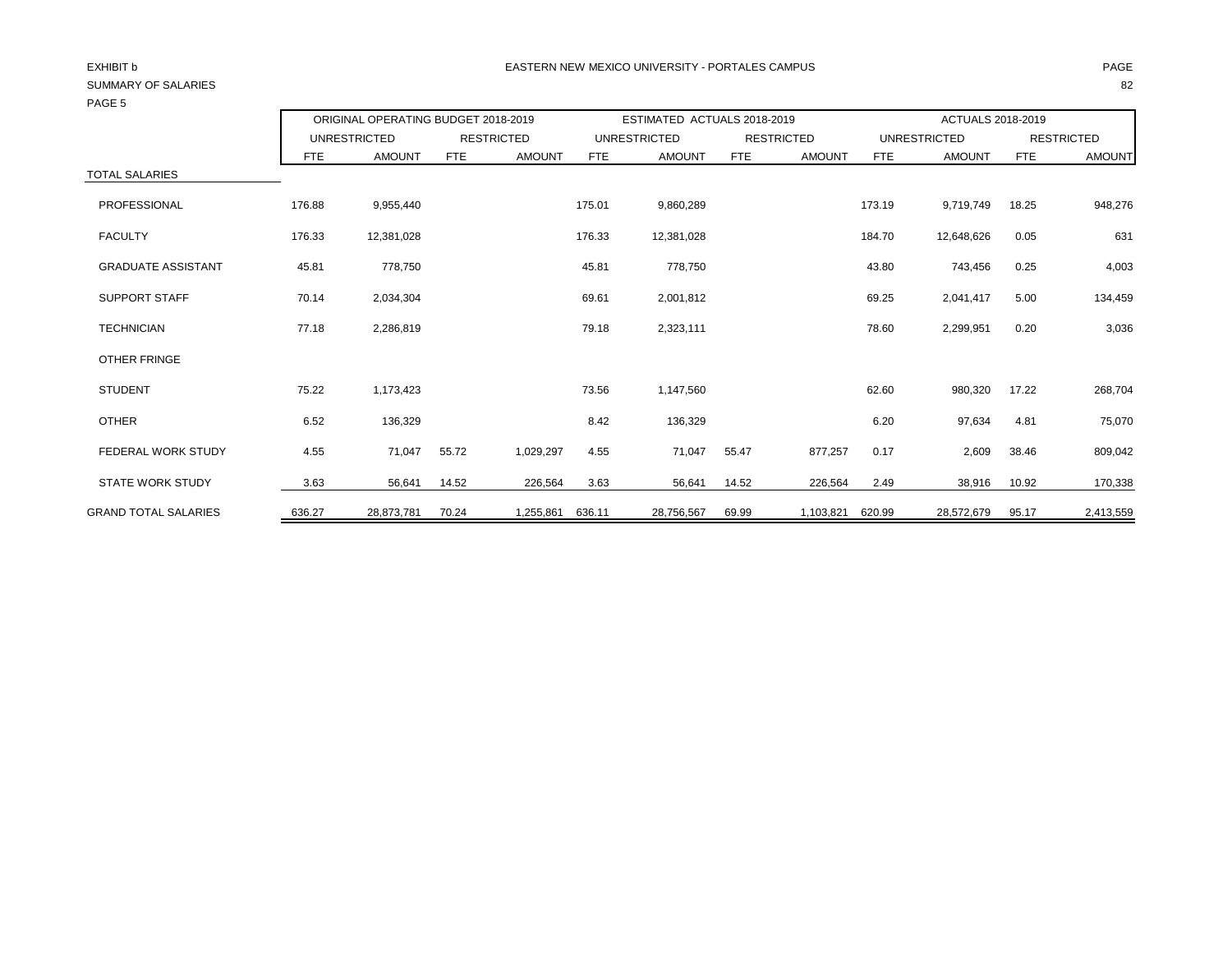EXHIBIT b

EASTERN NEW MEXICO UNIVERSITY - PORTALES CAMPUS

SUMMARY OF SALARIES

PAGE 5

| | ORIGINAL OPERATING BUDGET 2018-2019 | | | | ESTIMATED ACTUALS 2018-2019 | | | | ACTUALS 2018-2019 | | | |
|---|---|---|---|---|---|---|---|---|---|---|---|---|
| | UNRESTRICTED | | RESTRICTED | | UNRESTRICTED | | RESTRICTED | | UNRESTRICTED | | RESTRICTED | |
| | FTE | AMOUNT | FTE | AMOUNT | FTE | AMOUNT | FTE | AMOUNT | FTE | AMOUNT | FTE | AMOUNT |
| TOTAL SALARIES | | | | | | | | | | | | |
| PROFESSIONAL | 176.88 | 9,955,440 | | | 175.01 | 9,860,289 | | | 173.19 | 9,719,749 | 18.25 | 948,276 |
| FACULTY | 176.33 | 12,381,028 | | | 176.33 | 12,381,028 | | | 184.70 | 12,648,626 | 0.05 | 631 |
| GRADUATE ASSISTANT | 45.81 | 778,750 | | | 45.81 | 778,750 | | | 43.80 | 743,456 | 0.25 | 4,003 |
| SUPPORT STAFF | 70.14 | 2,034,304 | | | 69.61 | 2,001,812 | | | 69.25 | 2,041,417 | 5.00 | 134,459 |
| TECHNICIAN | 77.18 | 2,286,819 | | | 79.18 | 2,323,111 | | | 78.60 | 2,299,951 | 0.20 | 3,036 |
| OTHER FRINGE | | | | | | | | | | | | |
| STUDENT | 75.22 | 1,173,423 | | | 73.56 | 1,147,560 | | | 62.60 | 980,320 | 17.22 | 268,704 |
| OTHER | 6.52 | 136,329 | | | 8.42 | 136,329 | | | 6.20 | 97,634 | 4.81 | 75,070 |
| FEDERAL WORK STUDY | 4.55 | 71,047 | 55.72 | 1,029,297 | 4.55 | 71,047 | 55.47 | 877,257 | 0.17 | 2,609 | 38.46 | 809,042 |
| STATE WORK STUDY | 3.63 | 56,641 | 14.52 | 226,564 | 3.63 | 56,641 | 14.52 | 226,564 | 2.49 | 38,916 | 10.92 | 170,338 |
| GRAND TOTAL SALARIES | 636.27 | 28,873,781 | 70.24 | 1,255,861 | 636.11 | 28,756,567 | 69.99 | 1,103,821 | 620.99 | 28,572,679 | 95.17 | 2,413,559 |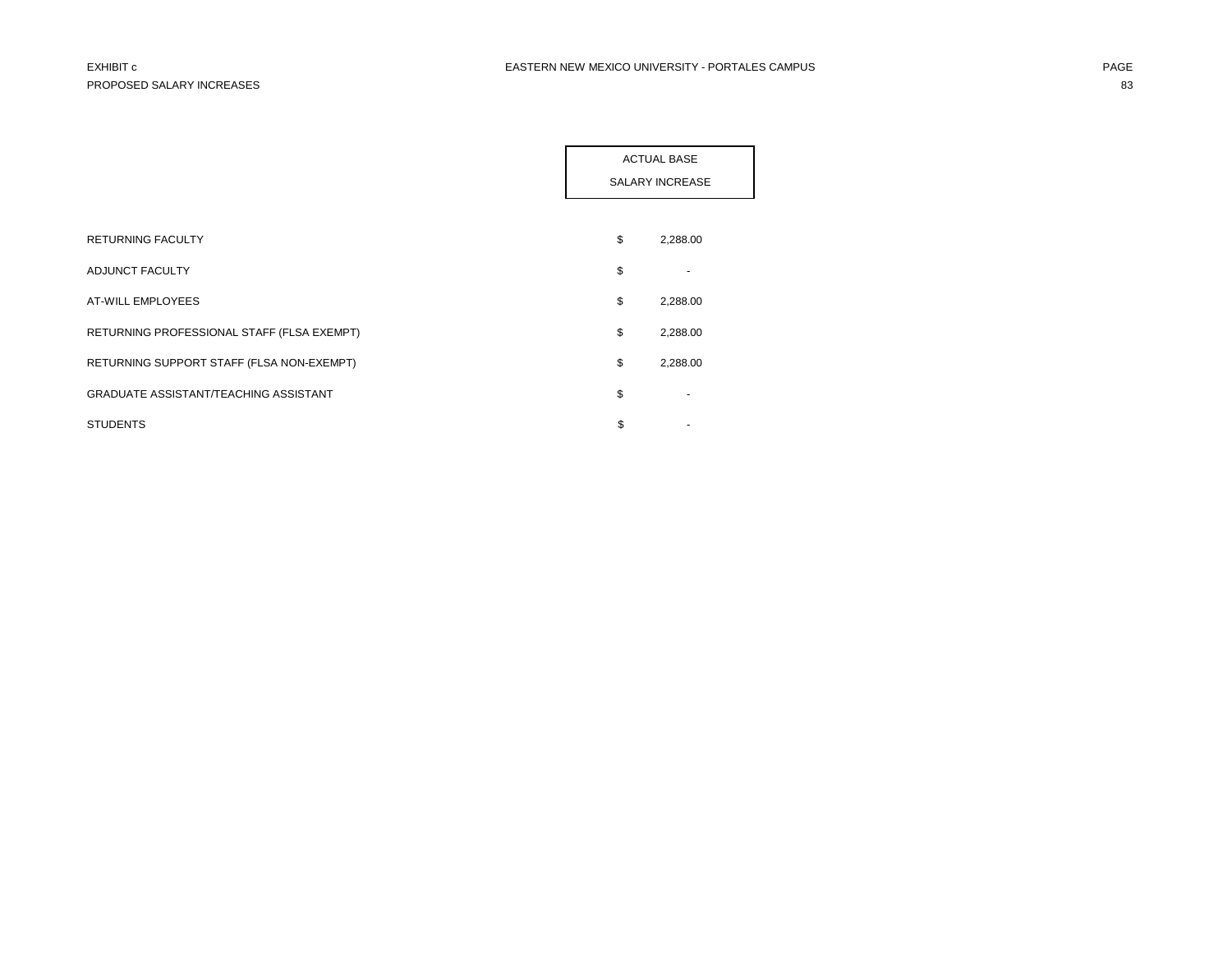EXHIBIT c

PROPOSED SALARY INCREASES

EASTERN NEW MEXICO UNIVERSITY - PORTALES CAMPUS

| | ACTUAL BASE SALARY INCREASE |
|---|---|
| RETURNING FACULTY | $ 2,288.00 |
| ADJUNCT FACULTY | $ - |
| AT-WILL EMPLOYEES | $ 2,288.00 |
| RETURNING PROFESSIONAL STAFF (FLSA EXEMPT) | $ 2,288.00 |
| RETURNING SUPPORT STAFF (FLSA NON-EXEMPT) | $ 2,288.00 |
| GRADUATE ASSISTANT/TEACHING ASSISTANT | $ - |
| STUDENTS | $ - |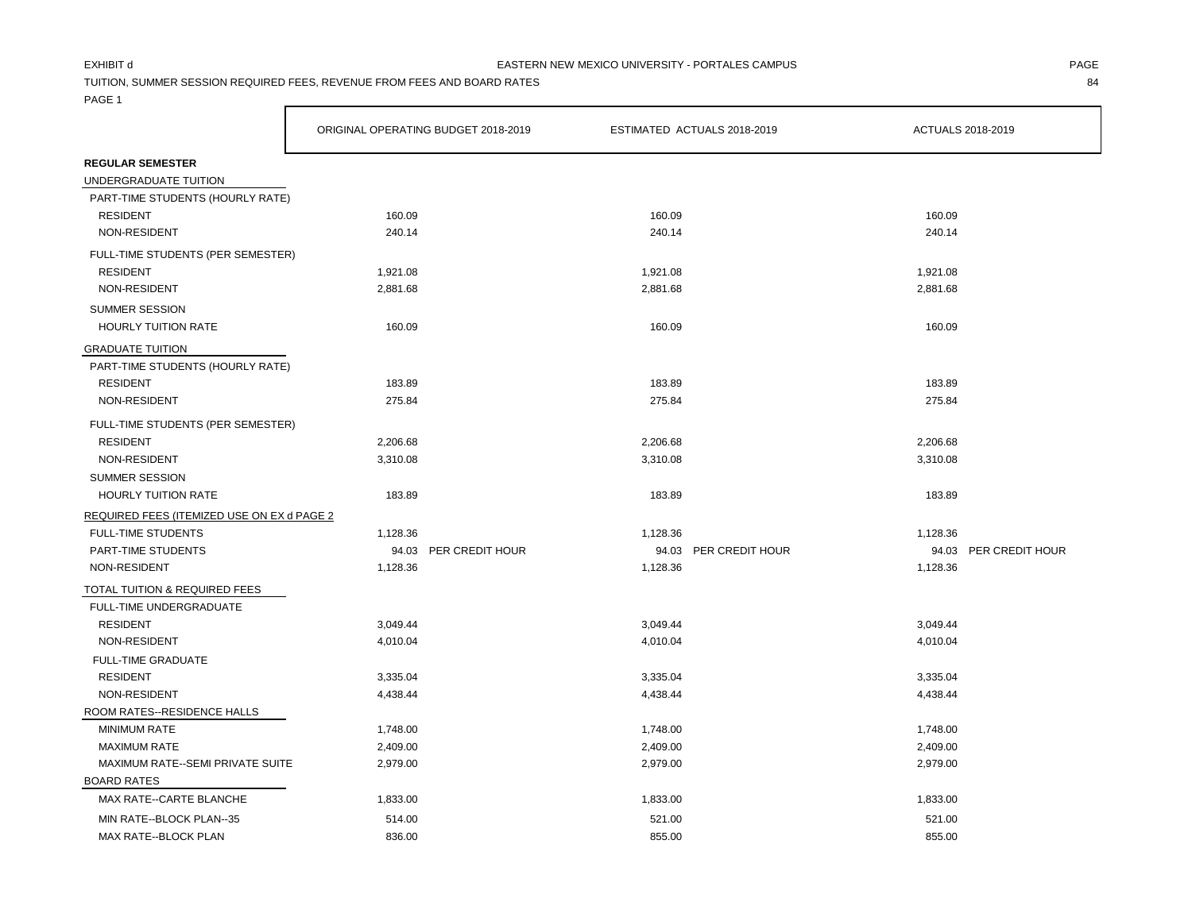EXHIBIT d

EASTERN NEW MEXICO UNIVERSITY - PORTALES CAMPUS

TUITION, SUMMER SESSION REQUIRED FEES, REVENUE FROM FEES AND BOARD RATES

PAGE 1

| | ORIGINAL OPERATING BUDGET 2018-2019 | ESTIMATED ACTUALS 2018-2019 | ACTUALS 2018-2019 |
|---|---|---|---|
| **REGULAR SEMESTER** | | | |
| UNDERGRADUATE TUITION | | | |
| PART-TIME STUDENTS (HOURLY RATE) | | | |
| RESIDENT | 160.09 | 160.09 | 160.09 |
| NON-RESIDENT | 240.14 | 240.14 | 240.14 |
| FULL-TIME STUDENTS (PER SEMESTER) | | | |
| RESIDENT | 1,921.08 | 1,921.08 | 1,921.08 |
| NON-RESIDENT | 2,881.68 | 2,881.68 | 2,881.68 |
| SUMMER SESSION | | | |
| HOURLY TUITION RATE | 160.09 | 160.09 | 160.09 |
| GRADUATE TUITION | | | |
| PART-TIME STUDENTS (HOURLY RATE) | | | |
| RESIDENT | 183.89 | 183.89 | 183.89 |
| NON-RESIDENT | 275.84 | 275.84 | 275.84 |
| FULL-TIME STUDENTS (PER SEMESTER) | | | |
| RESIDENT | 2,206.68 | 2,206.68 | 2,206.68 |
| NON-RESIDENT | 3,310.08 | 3,310.08 | 3,310.08 |
| SUMMER SESSION | | | |
| HOURLY TUITION RATE | 183.89 | 183.89 | 183.89 |
| REQUIRED FEES (ITEMIZED USE ON EX d PAGE 2 | | | |
| FULL-TIME STUDENTS | 1,128.36 | 1,128.36 | 1,128.36 |
| PART-TIME STUDENTS | 94.03 PER CREDIT HOUR | 94.03 PER CREDIT HOUR | 94.03 PER CREDIT HOUR |
| NON-RESIDENT | 1,128.36 | 1,128.36 | 1,128.36 |
| TOTAL TUITION & REQUIRED FEES | | | |
| FULL-TIME UNDERGRADUATE | | | |
| RESIDENT | 3,049.44 | 3,049.44 | 3,049.44 |
| NON-RESIDENT | 4,010.04 | 4,010.04 | 4,010.04 |
| FULL-TIME GRADUATE | | | |
| RESIDENT | 3,335.04 | 3,335.04 | 3,335.04 |
| NON-RESIDENT | 4,438.44 | 4,438.44 | 4,438.44 |
| ROOM RATES--RESIDENCE HALLS | | | |
| MINIMUM RATE | 1,748.00 | 1,748.00 | 1,748.00 |
| MAXIMUM RATE | 2,409.00 | 2,409.00 | 2,409.00 |
| MAXIMUM RATE--SEMI PRIVATE SUITE | 2,979.00 | 2,979.00 | 2,979.00 |
| BOARD RATES | | | |
| MAX RATE--CARTE BLANCHE | 1,833.00 | 1,833.00 | 1,833.00 |
| MIN RATE--BLOCK PLAN--35 | 514.00 | 521.00 | 521.00 |
| MAX RATE--BLOCK PLAN | 836.00 | 855.00 | 855.00 |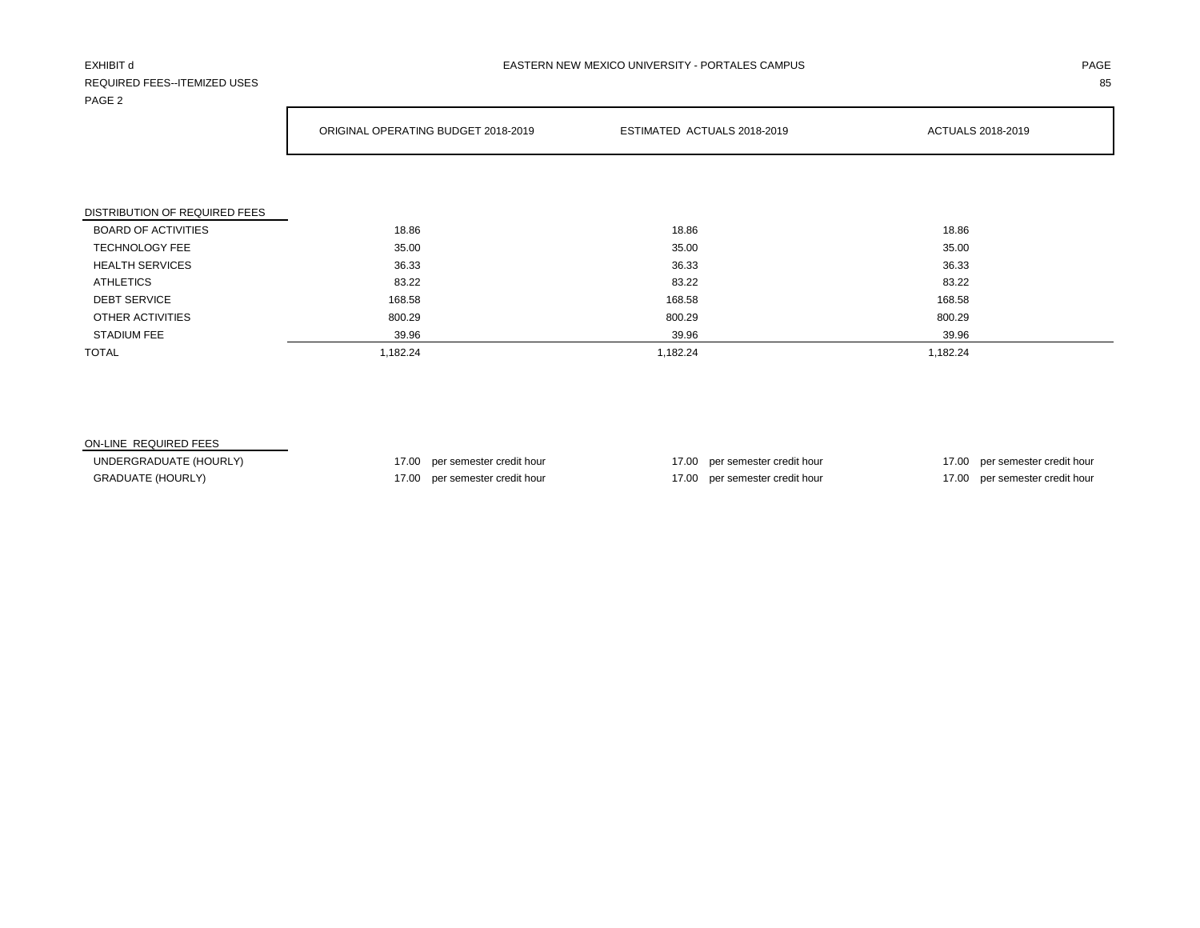EXHIBIT d

REQUIRED FEES--ITEMIZED USES

PAGE 2

EASTERN NEW MEXICO UNIVERSITY - PORTALES CAMPUS

| | ORIGINAL OPERATING BUDGET 2018-2019 | ESTIMATED ACTUALS 2018-2019 | ACTUALS 2018-2019 |
|---|---|---|---|
| DISTRIBUTION OF REQUIRED FEES | | | |
| BOARD OF ACTIVITIES | 18.86 | 18.86 | 18.86 |
| TECHNOLOGY FEE | 35.00 | 35.00 | 35.00 |
| HEALTH SERVICES | 36.33 | 36.33 | 36.33 |
| ATHLETICS | 83.22 | 83.22 | 83.22 |
| DEBT SERVICE | 168.58 | 168.58 | 168.58 |
| OTHER ACTIVITIES | 800.29 | 800.29 | 800.29 |
| STADIUM FEE | 39.96 | 39.96 | 39.96 |
| TOTAL | 1,182.24 | 1,182.24 | 1,182.24 |

| ON-LINE REQUIRED FEES | ORIGINAL OPERATING BUDGET 2018-2019 | ESTIMATED ACTUALS 2018-2019 | ACTUALS 2018-2019 |
|---|---|---|---|
| UNDERGRADUATE (HOURLY) | 17.00 per semester credit hour | 17.00 per semester credit hour | 17.00 per semester credit hour |
| GRADUATE (HOURLY) | 17.00 per semester credit hour | 17.00 per semester credit hour | 17.00 per semester credit hour |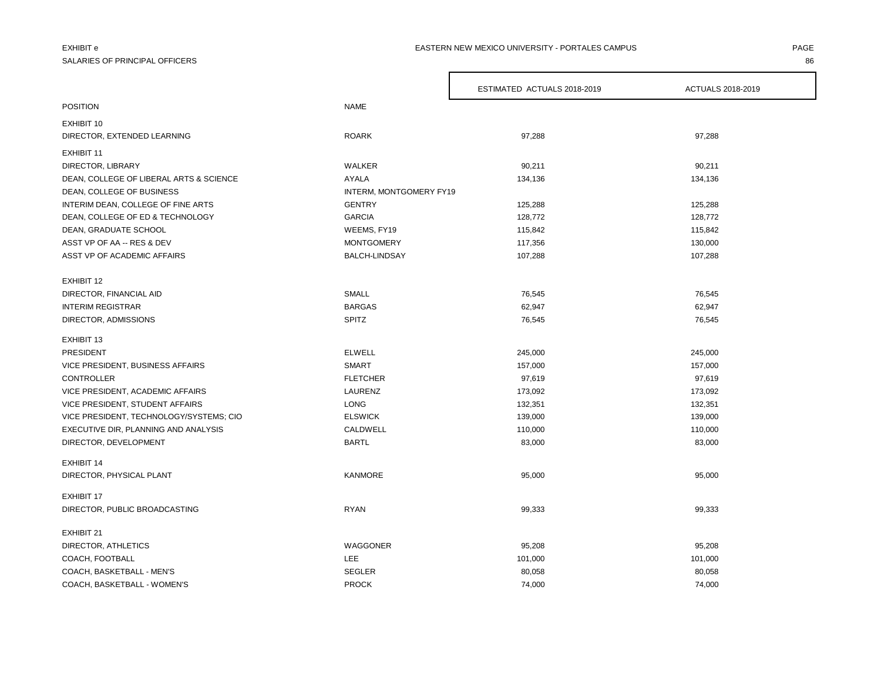EXHIBIT e

SALARIES OF PRINCIPAL OFFICERS

EASTERN NEW MEXICO UNIVERSITY - PORTALES CAMPUS

| POSITION | NAME | ESTIMATED ACTUALS 2018-2019 | ACTUALS 2018-2019 |
|---|---|---|---|
| EXHIBIT 10 | | | |
| DIRECTOR, EXTENDED LEARNING | ROARK | 97,288 | 97,288 |
| EXHIBIT 11 | | | |
| DIRECTOR, LIBRARY | WALKER | 90,211 | 90,211 |
| DEAN, COLLEGE OF LIBERAL ARTS & SCIENCE | AYALA | 134,136 | 134,136 |
| DEAN, COLLEGE OF BUSINESS | INTERM, MONTGOMERY FY19 | | |
| INTERIM DEAN, COLLEGE OF FINE ARTS | GENTRY | 125,288 | 125,288 |
| DEAN, COLLEGE OF ED & TECHNOLOGY | GARCIA | 128,772 | 128,772 |
| DEAN, GRADUATE SCHOOL | WEEMS, FY19 | 115,842 | 115,842 |
| ASST VP OF AA -- RES & DEV | MONTGOMERY | 117,356 | 130,000 |
| ASST VP OF ACADEMIC AFFAIRS | BALCH-LINDSAY | 107,288 | 107,288 |
| EXHIBIT 12 | | | |
| DIRECTOR, FINANCIAL AID | SMALL | 76,545 | 76,545 |
| INTERIM REGISTRAR | BARGAS | 62,947 | 62,947 |
| DIRECTOR, ADMISSIONS | SPITZ | 76,545 | 76,545 |
| EXHIBIT 13 | | | |
| PRESIDENT | ELWELL | 245,000 | 245,000 |
| VICE PRESIDENT, BUSINESS AFFAIRS | SMART | 157,000 | 157,000 |
| CONTROLLER | FLETCHER | 97,619 | 97,619 |
| VICE PRESIDENT, ACADEMIC AFFAIRS | LAURENZ | 173,092 | 173,092 |
| VICE PRESIDENT, STUDENT AFFAIRS | LONG | 132,351 | 132,351 |
| VICE PRESIDENT, TECHNOLOGY/SYSTEMS; CIO | ELSWICK | 139,000 | 139,000 |
| EXECUTIVE DIR, PLANNING AND ANALYSIS | CALDWELL | 110,000 | 110,000 |
| DIRECTOR, DEVELOPMENT | BARTL | 83,000 | 83,000 |
| EXHIBIT 14 | | | |
| DIRECTOR, PHYSICAL PLANT | KANMORE | 95,000 | 95,000 |
| EXHIBIT 17 | | | |
| DIRECTOR, PUBLIC BROADCASTING | RYAN | 99,333 | 99,333 |
| EXHIBIT 21 | | | |
| DIRECTOR, ATHLETICS | WAGGONER | 95,208 | 95,208 |
| COACH, FOOTBALL | LEE | 101,000 | 101,000 |
| COACH, BASKETBALL - MEN'S | SEGLER | 80,058 | 80,058 |
| COACH, BASKETBALL - WOMEN'S | PROCK | 74,000 | 74,000 |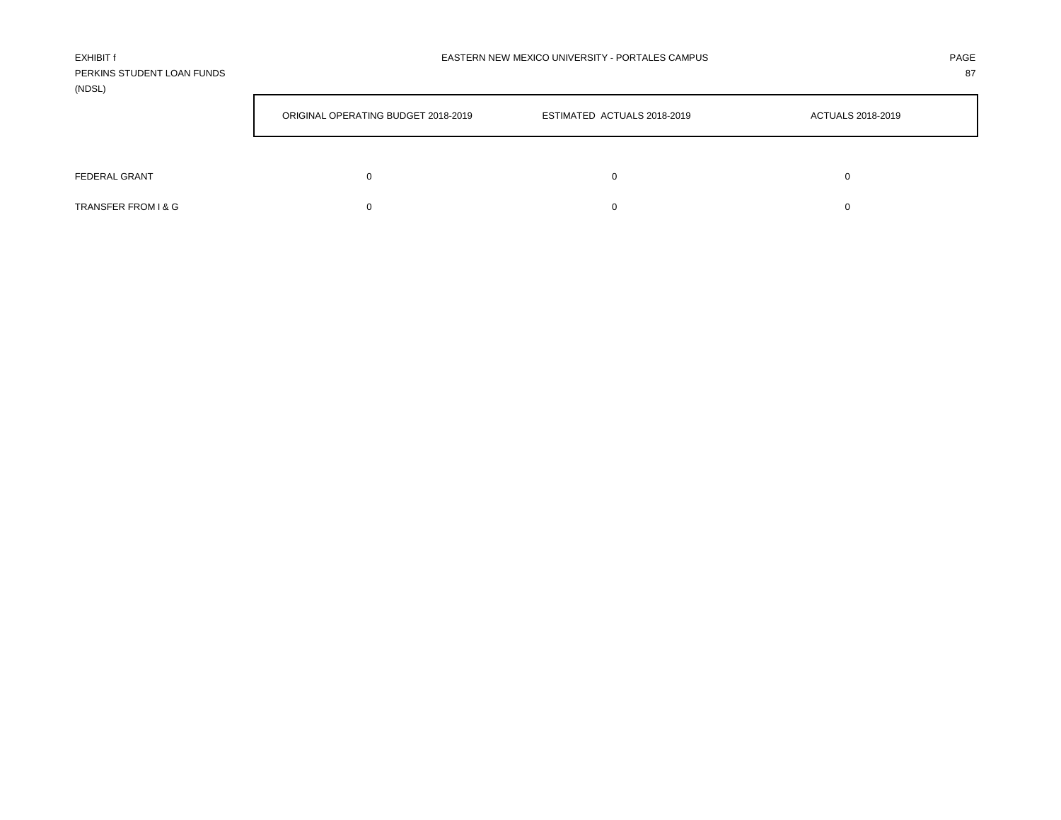EXHIBIT f
PERKINS STUDENT LOAN FUNDS
(NDSL)

EASTERN NEW MEXICO UNIVERSITY - PORTALES CAMPUS

| | ORIGINAL OPERATING BUDGET 2018-2019 | ESTIMATED ACTUALS 2018-2019 | ACTUALS 2018-2019 |
|---|---|---|---|
| FEDERAL GRANT | 0 | 0 | 0 |
| TRANSFER FROM I & G | 0 | 0 | 0 |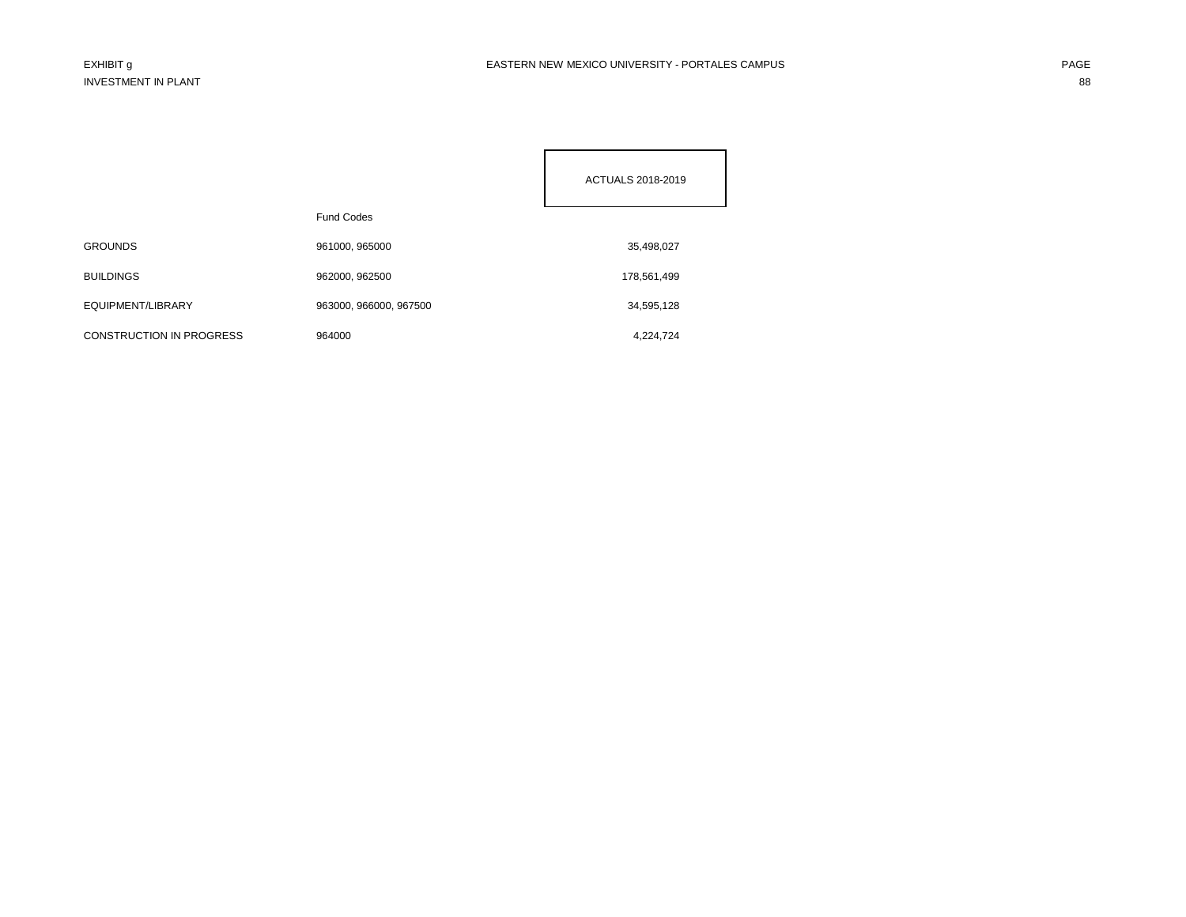EXHIBIT g
INVESTMENT IN PLANT

EASTERN NEW MEXICO UNIVERSITY - PORTALES CAMPUS

| | Fund Codes | ACTUALS 2018-2019 |
|---|---|---|
| GROUNDS | 961000, 965000 | 35,498,027 |
| BUILDINGS | 962000, 962500 | 178,561,499 |
| EQUIPMENT/LIBRARY | 963000, 966000, 967500 | 34,595,128 |
| CONSTRUCTION IN PROGRESS | 964000 | 4,224,724 |